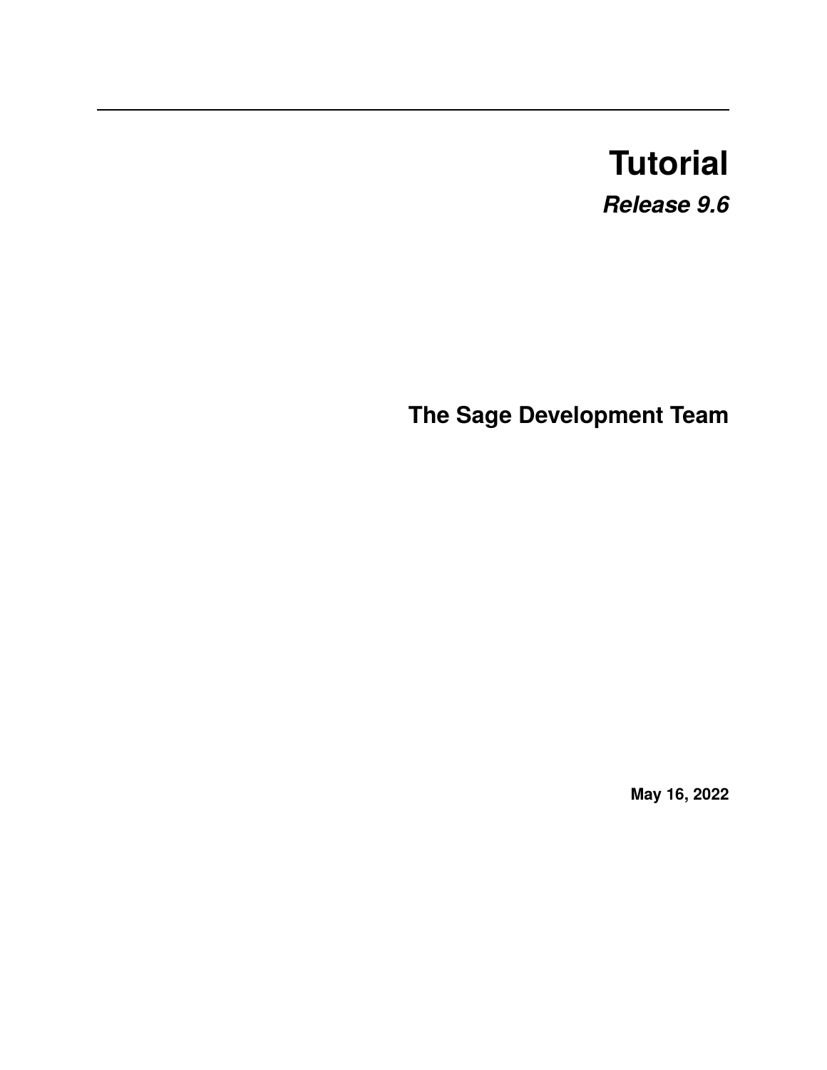# Tutorial

***Release 9.6***

**The Sage Development Team**

**May 16, 2022**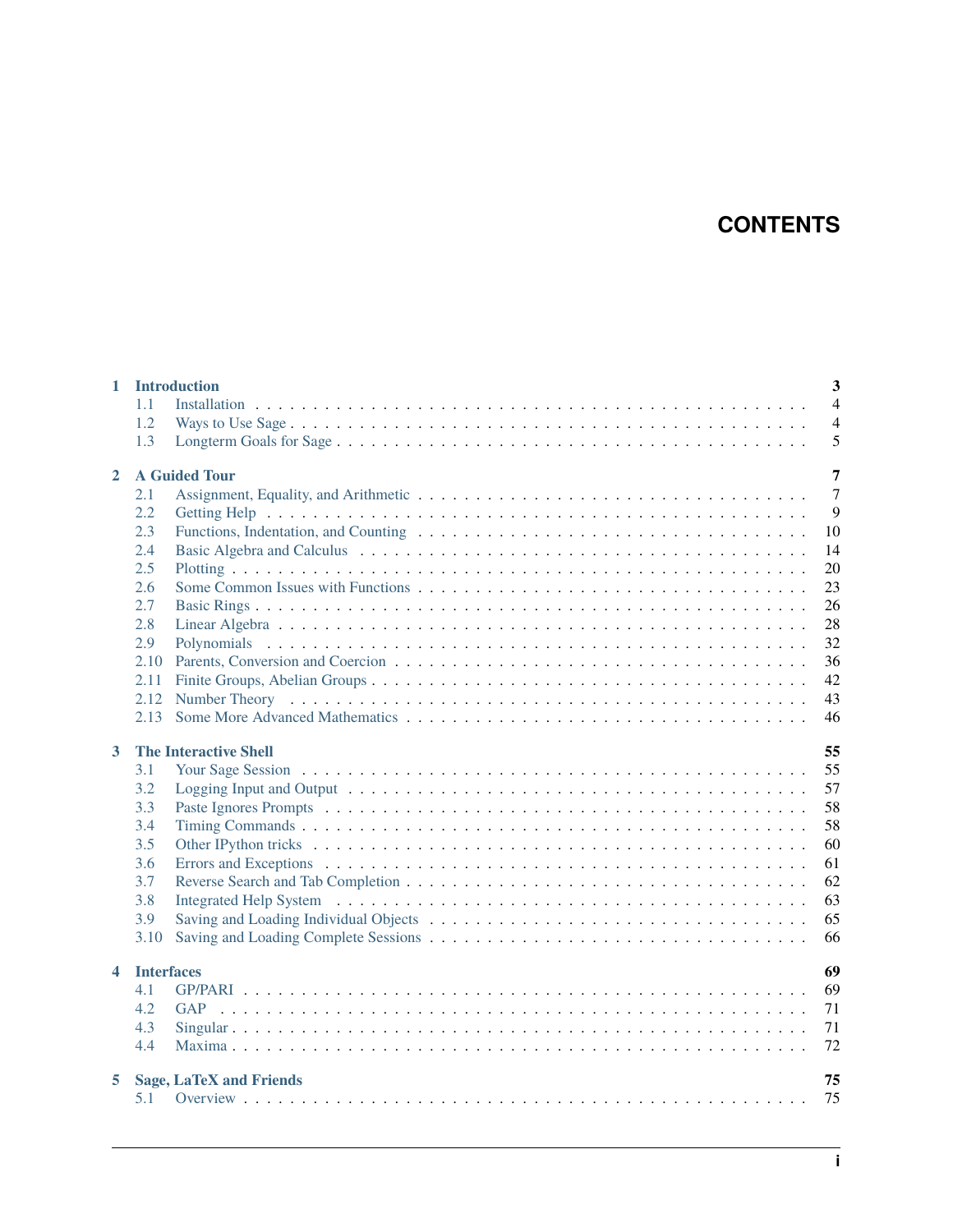# CONTENTS

- **1 Introduction** — 3
  - 1.1 Installation — 4
  - 1.2 Ways to Use Sage — 4
  - 1.3 Longterm Goals for Sage — 5
- **2 A Guided Tour** — 7
  - 2.1 Assignment, Equality, and Arithmetic — 7
  - 2.2 Getting Help — 9
  - 2.3 Functions, Indentation, and Counting — 10
  - 2.4 Basic Algebra and Calculus — 14
  - 2.5 Plotting — 20
  - 2.6 Some Common Issues with Functions — 23
  - 2.7 Basic Rings — 26
  - 2.8 Linear Algebra — 28
  - 2.9 Polynomials — 32
  - 2.10 Parents, Conversion and Coercion — 36
  - 2.11 Finite Groups, Abelian Groups — 42
  - 2.12 Number Theory — 43
  - 2.13 Some More Advanced Mathematics — 46
- **3 The Interactive Shell** — 55
  - 3.1 Your Sage Session — 55
  - 3.2 Logging Input and Output — 57
  - 3.3 Paste Ignores Prompts — 58
  - 3.4 Timing Commands — 58
  - 3.5 Other IPython tricks — 60
  - 3.6 Errors and Exceptions — 61
  - 3.7 Reverse Search and Tab Completion — 62
  - 3.8 Integrated Help System — 63
  - 3.9 Saving and Loading Individual Objects — 65
  - 3.10 Saving and Loading Complete Sessions — 66
- **4 Interfaces** — 69
  - 4.1 GP/PARI — 69
  - 4.2 GAP — 71
  - 4.3 Singular — 71
  - 4.4 Maxima — 72
- **5 Sage, LaTeX and Friends** — 75
  - 5.1 Overview — 75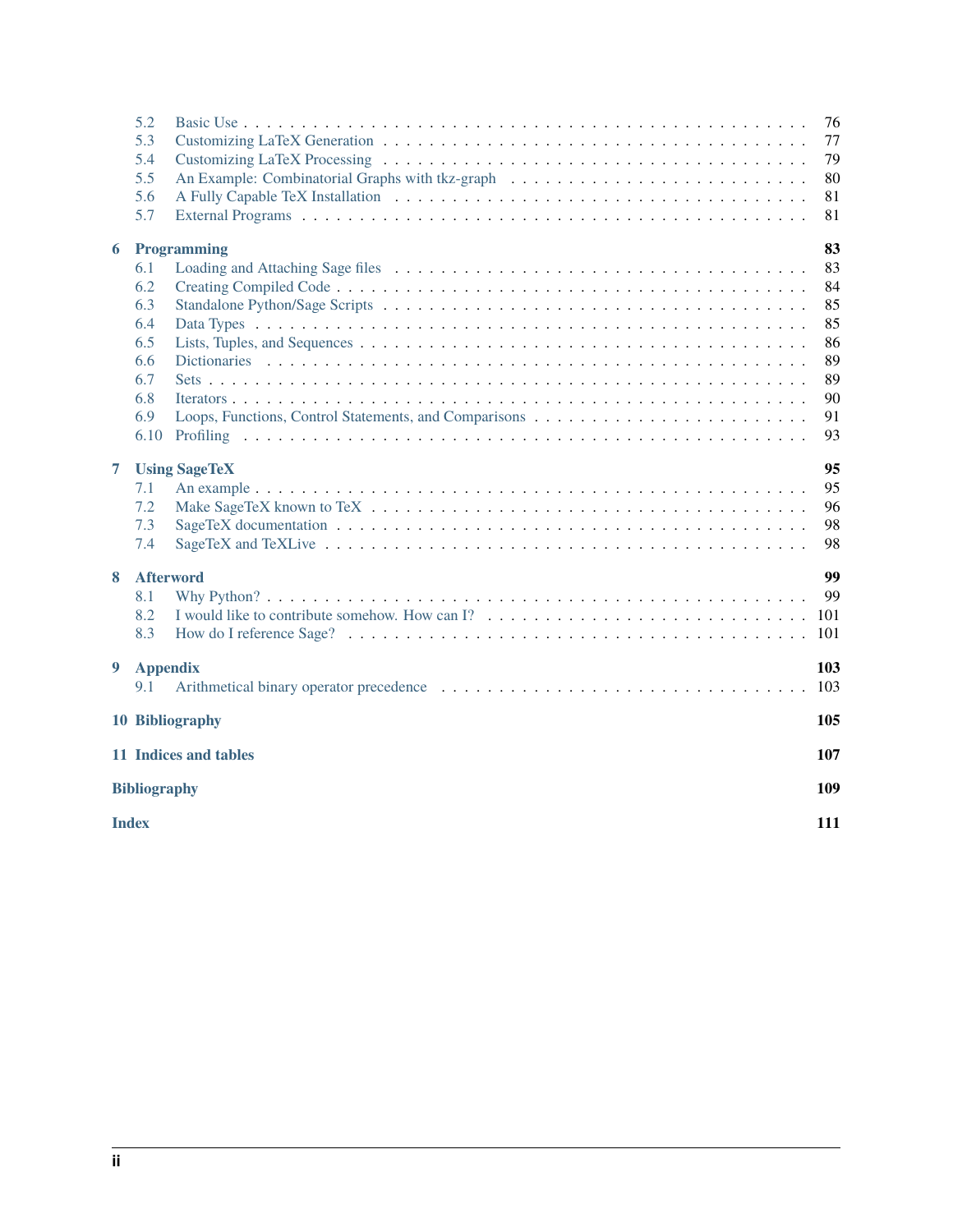- 5.2 Basic Use . . . 76
- 5.3 Customizing LaTeX Generation . . . 77
- 5.4 Customizing LaTeX Processing . . . 79
- 5.5 An Example: Combinatorial Graphs with tkz-graph . . . 80
- 5.6 A Fully Capable TeX Installation . . . 81
- 5.7 External Programs . . . 81

**6 Programming** **83**

- 6.1 Loading and Attaching Sage files . . . 83
- 6.2 Creating Compiled Code . . . 84
- 6.3 Standalone Python/Sage Scripts . . . 85
- 6.4 Data Types . . . 85
- 6.5 Lists, Tuples, and Sequences . . . 86
- 6.6 Dictionaries . . . 89
- 6.7 Sets . . . 89
- 6.8 Iterators . . . 90
- 6.9 Loops, Functions, Control Statements, and Comparisons . . . 91
- 6.10 Profiling . . . 93

**7 Using SageTeX** **95**

- 7.1 An example . . . 95
- 7.2 Make SageTeX known to TeX . . . 96
- 7.3 SageTeX documentation . . . 98
- 7.4 SageTeX and TeXLive . . . 98

**8 Afterword** **99**

- 8.1 Why Python? . . . 99
- 8.2 I would like to contribute somehow. How can I? . . . 101
- 8.3 How do I reference Sage? . . . 101

**9 Appendix** **103**

- 9.1 Arithmetical binary operator precedence . . . 103

**10 Bibliography** **105**

**11 Indices and tables** **107**

**Bibliography** **109**

**Index** **111**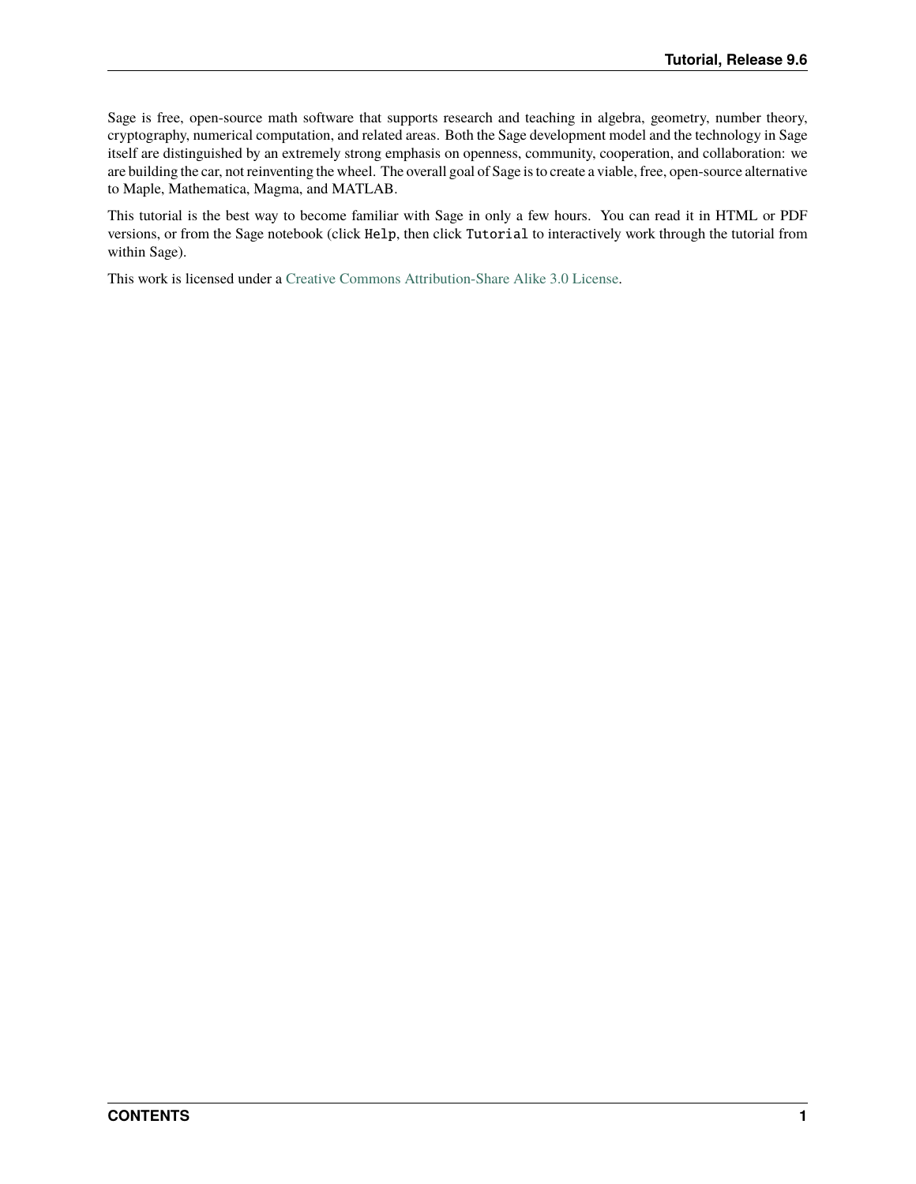Sage is free, open-source math software that supports research and teaching in algebra, geometry, number theory, cryptography, numerical computation, and related areas. Both the Sage development model and the technology in Sage itself are distinguished by an extremely strong emphasis on openness, community, cooperation, and collaboration: we are building the car, not reinventing the wheel. The overall goal of Sage is to create a viable, free, open-source alternative to Maple, Mathematica, Magma, and MATLAB.

This tutorial is the best way to become familiar with Sage in only a few hours. You can read it in HTML or PDF versions, or from the Sage notebook (click `Help`, then click `Tutorial` to interactively work through the tutorial from within Sage).

This work is licensed under a Creative Commons Attribution-Share Alike 3.0 License.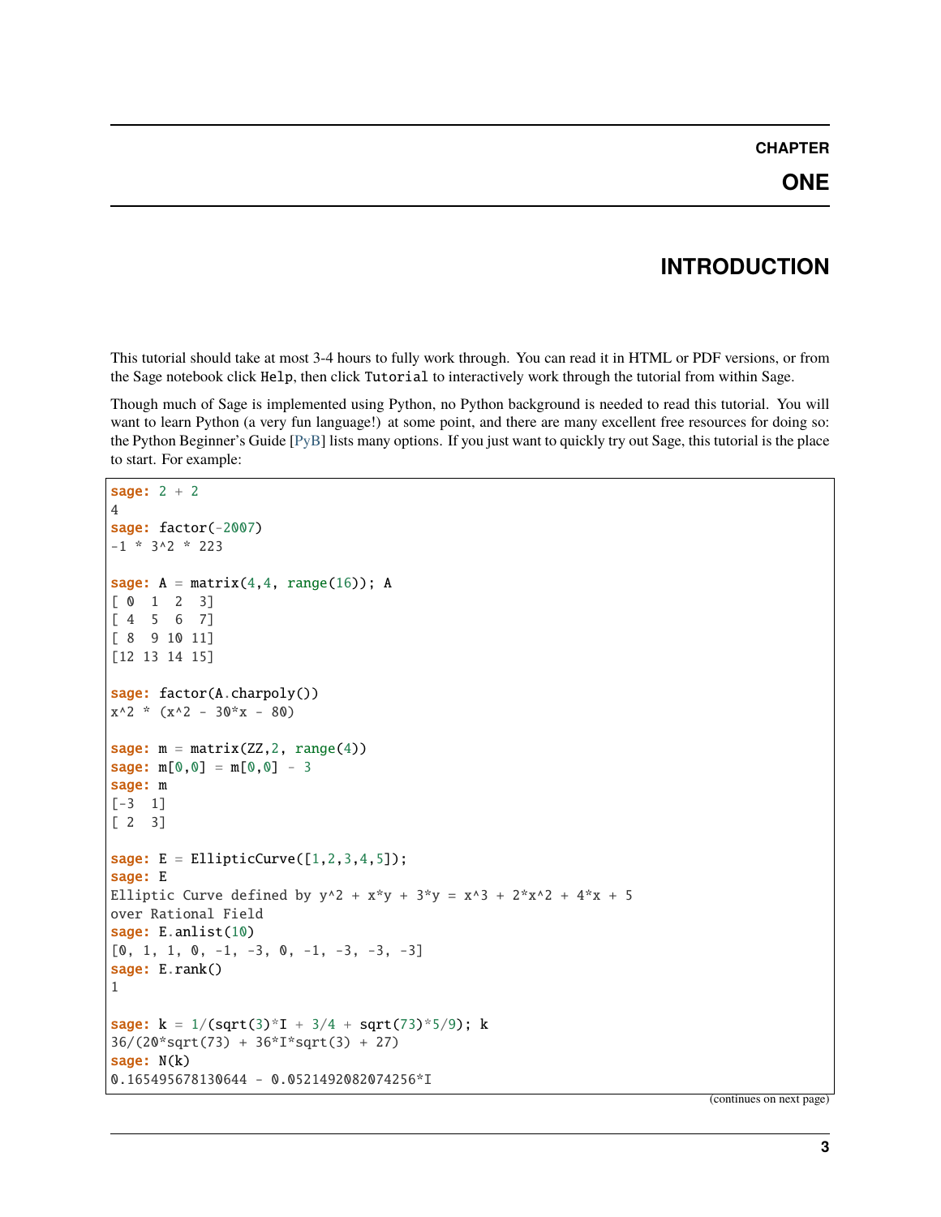# CHAPTER ONE

## INTRODUCTION

This tutorial should take at most 3-4 hours to fully work through. You can read it in HTML or PDF versions, or from the Sage notebook click `Help`, then click `Tutorial` to interactively work through the tutorial from within Sage.

Though much of Sage is implemented using Python, no Python background is needed to read this tutorial. You will want to learn Python (a very fun language!) at some point, and there are many excellent free resources for doing so: the Python Beginner's Guide [PyB] lists many options. If you just want to quickly try out Sage, this tutorial is the place to start. For example:

```
sage: 2 + 2
4
sage: factor(-2007)
-1 * 3^2 * 223

sage: A = matrix(4,4, range(16)); A
[ 0  1  2  3]
[ 4  5  6  7]
[ 8  9 10 11]
[12 13 14 15]

sage: factor(A.charpoly())
x^2 * (x^2 - 30*x - 80)

sage: m = matrix(ZZ,2, range(4))
sage: m[0,0] = m[0,0] - 3
sage: m
[-3  1]
[ 2  3]

sage: E = EllipticCurve([1,2,3,4,5]);
sage: E
Elliptic Curve defined by y^2 + x*y + 3*y = x^3 + 2*x^2 + 4*x + 5
over Rational Field
sage: E.anlist(10)
[0, 1, 1, 0, -1, -3, 0, -1, -3, -3, -3]
sage: E.rank()
1

sage: k = 1/(sqrt(3)*I + 3/4 + sqrt(73)*5/9); k
36/(20*sqrt(73) + 36*I*sqrt(3) + 27)
sage: N(k)
0.165495678130644 - 0.0521492082074256*I
```

(continues on next page)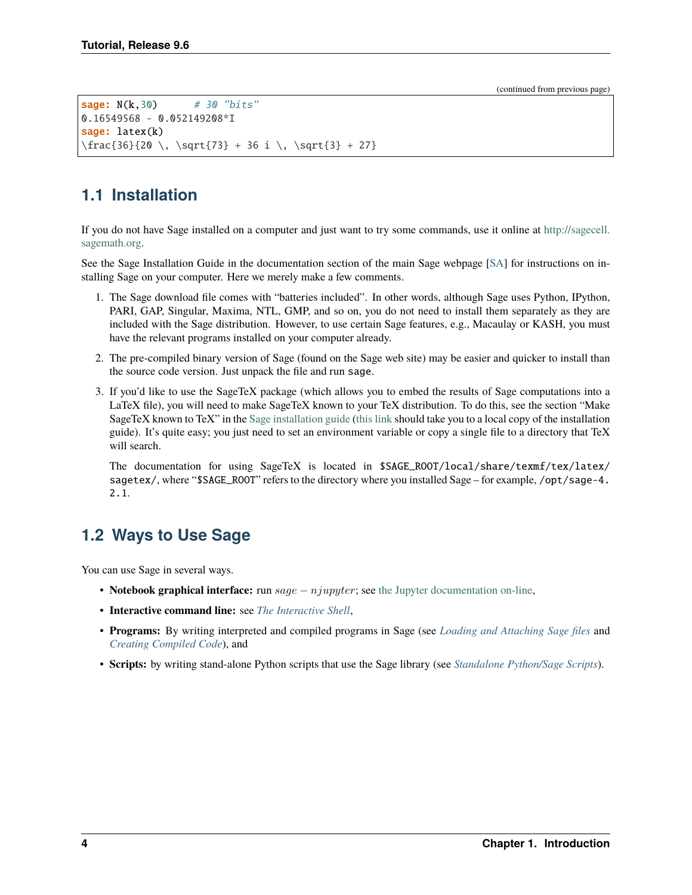(continued from previous page)

```
sage: N(k,30)      # 30 "bits"
0.16549568 - 0.052149208*I
sage: latex(k)
\frac{36}{20 \, \sqrt{73} + 36 i \, \sqrt{3} + 27}
```

## 1.1 Installation

If you do not have Sage installed on a computer and just want to try some commands, use it online at http://sagecell.sagemath.org.

See the Sage Installation Guide in the documentation section of the main Sage webpage [SA] for instructions on installing Sage on your computer. Here we merely make a few comments.

1. The Sage download file comes with "batteries included". In other words, although Sage uses Python, IPython, PARI, GAP, Singular, Maxima, NTL, GMP, and so on, you do not need to install them separately as they are included with the Sage distribution. However, to use certain Sage features, e.g., Macaulay or KASH, you must have the relevant programs installed on your computer already.

2. The pre-compiled binary version of Sage (found on the Sage web site) may be easier and quicker to install than the source code version. Just unpack the file and run `sage`.

3. If you'd like to use the SageTeX package (which allows you to embed the results of Sage computations into a LaTeX file), you will need to make SageTeX known to your TeX distribution. To do this, see the section "Make SageTeX known to TeX" in the Sage installation guide (this link should take you to a local copy of the installation guide). It's quite easy; you just need to set an environment variable or copy a single file to a directory that TeX will search.

   The documentation for using SageTeX is located in `$SAGE_ROOT/local/share/texmf/tex/latex/sagetex/`, where "`$SAGE_ROOT`" refers to the directory where you installed Sage – for example, `/opt/sage-4.2.1`.

## 1.2 Ways to Use Sage

You can use Sage in several ways.

- **Notebook graphical interface:** run $sage - njupyter$; see the Jupyter documentation on-line,
- **Interactive command line:** see *The Interactive Shell*,
- **Programs:** By writing interpreted and compiled programs in Sage (see *Loading and Attaching Sage files* and *Creating Compiled Code*), and
- **Scripts:** by writing stand-alone Python scripts that use the Sage library (see *Standalone Python/Sage Scripts*).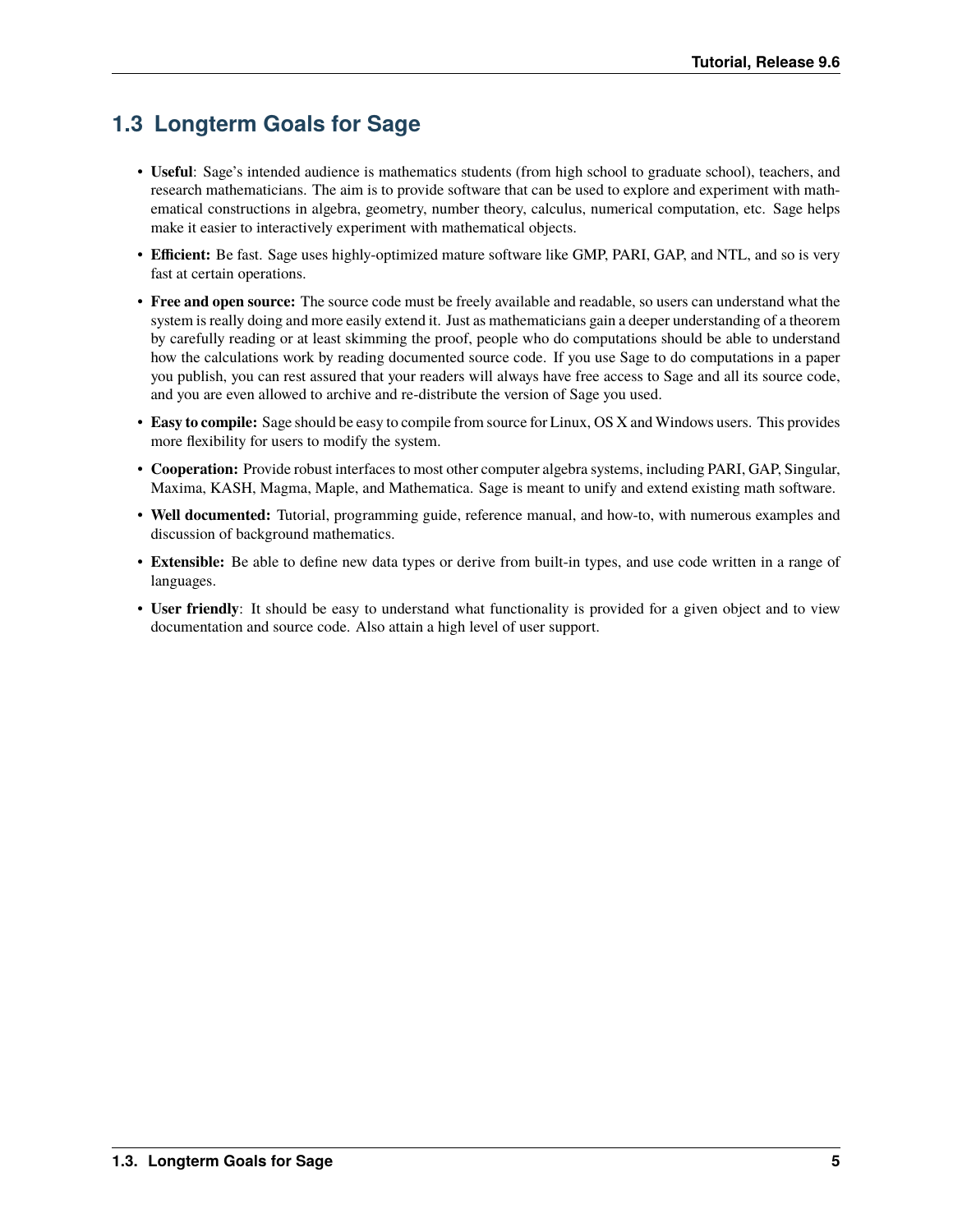## 1.3 Longterm Goals for Sage

- **Useful**: Sage's intended audience is mathematics students (from high school to graduate school), teachers, and research mathematicians. The aim is to provide software that can be used to explore and experiment with mathematical constructions in algebra, geometry, number theory, calculus, numerical computation, etc. Sage helps make it easier to interactively experiment with mathematical objects.
- **Efficient:** Be fast. Sage uses highly-optimized mature software like GMP, PARI, GAP, and NTL, and so is very fast at certain operations.
- **Free and open source:** The source code must be freely available and readable, so users can understand what the system is really doing and more easily extend it. Just as mathematicians gain a deeper understanding of a theorem by carefully reading or at least skimming the proof, people who do computations should be able to understand how the calculations work by reading documented source code. If you use Sage to do computations in a paper you publish, you can rest assured that your readers will always have free access to Sage and all its source code, and you are even allowed to archive and re-distribute the version of Sage you used.
- **Easy to compile:** Sage should be easy to compile from source for Linux, OS X and Windows users. This provides more flexibility for users to modify the system.
- **Cooperation:** Provide robust interfaces to most other computer algebra systems, including PARI, GAP, Singular, Maxima, KASH, Magma, Maple, and Mathematica. Sage is meant to unify and extend existing math software.
- **Well documented:** Tutorial, programming guide, reference manual, and how-to, with numerous examples and discussion of background mathematics.
- **Extensible:** Be able to define new data types or derive from built-in types, and use code written in a range of languages.
- **User friendly**: It should be easy to understand what functionality is provided for a given object and to view documentation and source code. Also attain a high level of user support.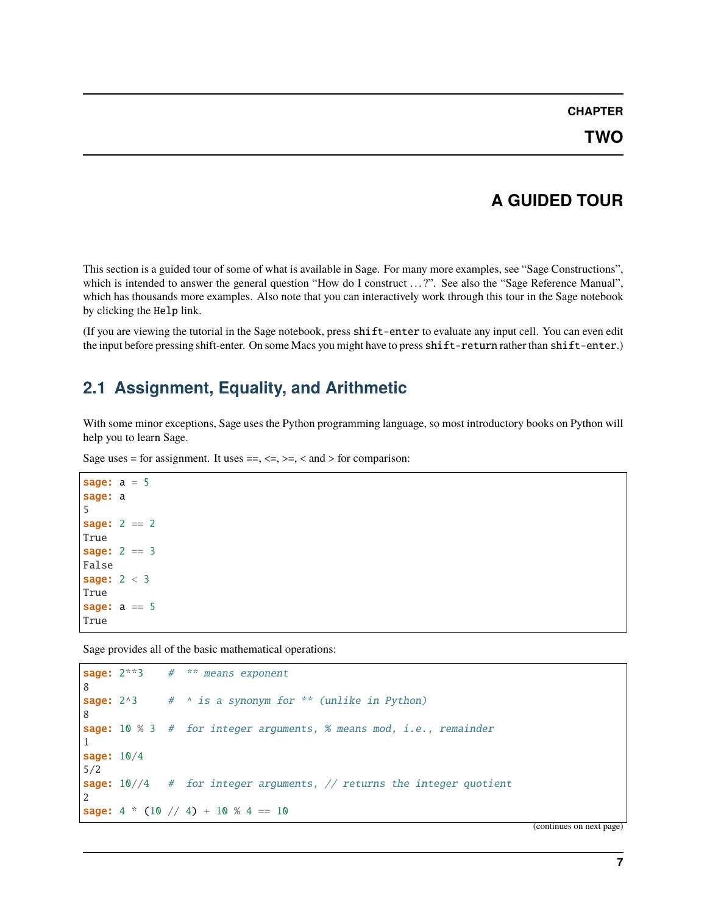# CHAPTER TWO

# A GUIDED TOUR

This section is a guided tour of some of what is available in Sage. For many more examples, see "Sage Constructions", which is intended to answer the general question "How do I construct ...?". See also the "Sage Reference Manual", which has thousands more examples. Also note that you can interactively work through this tour in the Sage notebook by clicking the `Help` link.

(If you are viewing the tutorial in the Sage notebook, press `shift-enter` to evaluate any input cell. You can even edit the input before pressing shift-enter. On some Macs you might have to press `shift-return` rather than `shift-enter`.)

## 2.1 Assignment, Equality, and Arithmetic

With some minor exceptions, Sage uses the Python programming language, so most introductory books on Python will help you to learn Sage.

Sage uses = for assignment. It uses ==, <=, >=, < and > for comparison:

```
sage: a = 5
sage: a
5
sage: 2 == 2
True
sage: 2 == 3
False
sage: 2 < 3
True
sage: a == 5
True
```

Sage provides all of the basic mathematical operations:

```
sage: 2**3    #  ** means exponent
8
sage: 2^3     #  ^ is a synonym for ** (unlike in Python)
8
sage: 10 % 3  #  for integer arguments, % means mod, i.e., remainder
1
sage: 10/4
5/2
sage: 10//4   #  for integer arguments, // returns the integer quotient
2
sage: 4 * (10 // 4) + 10 % 4 == 10
```

(continues on next page)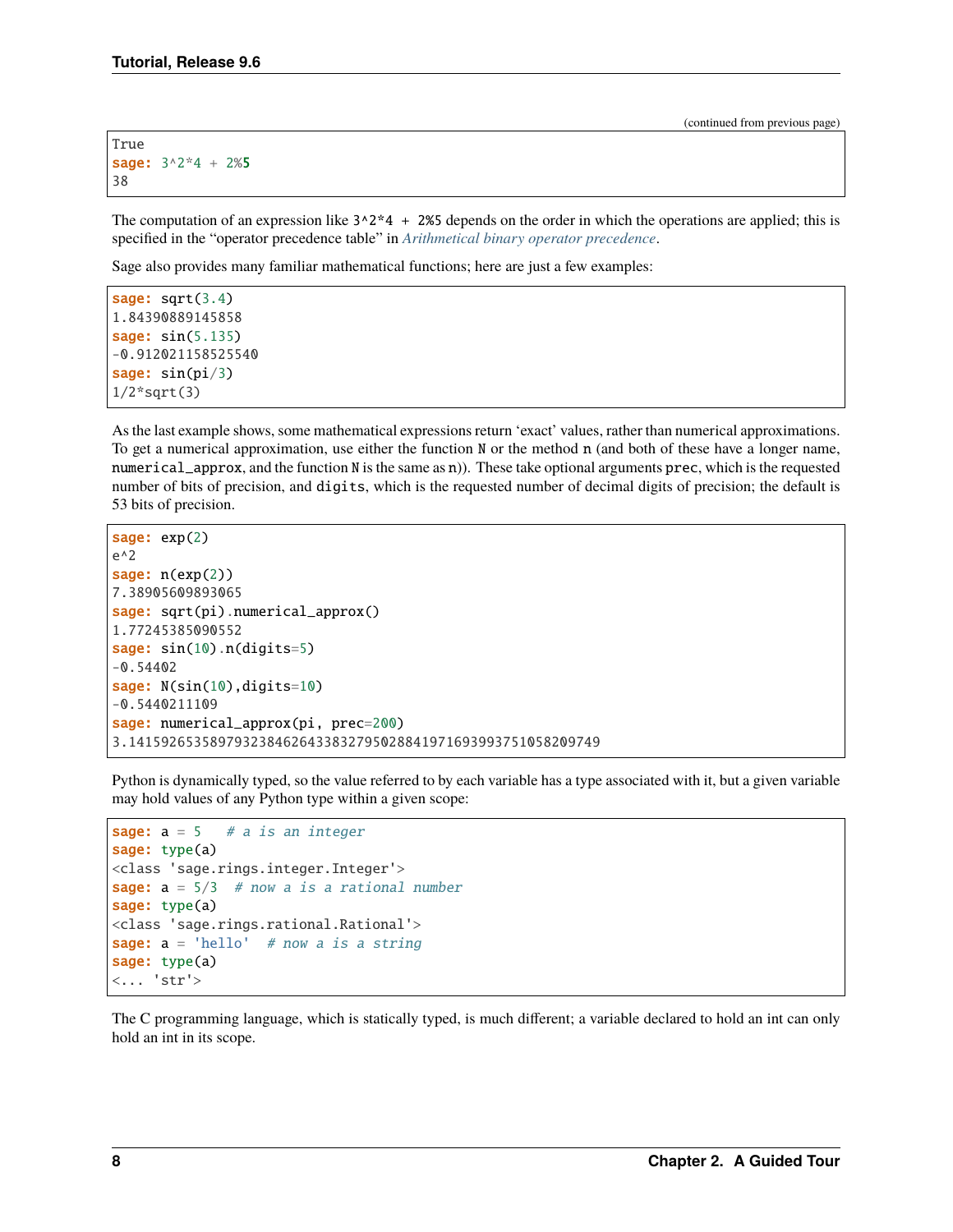```
True
sage: 3^2*4 + 2%5
38
```

The computation of an expression like `3^2*4 + 2%5` depends on the order in which the operations are applied; this is specified in the "operator precedence table" in *Arithmetical binary operator precedence*.

Sage also provides many familiar mathematical functions; here are just a few examples:

```
sage: sqrt(3.4)
1.84390889145858
sage: sin(5.135)
-0.912021158525540
sage: sin(pi/3)
1/2*sqrt(3)
```

As the last example shows, some mathematical expressions return 'exact' values, rather than numerical approximations. To get a numerical approximation, use either the function `N` or the method `n` (and both of these have a longer name, `numerical_approx`, and the function `N` is the same as `n`)). These take optional arguments `prec`, which is the requested number of bits of precision, and `digits`, which is the requested number of decimal digits of precision; the default is 53 bits of precision.

```
sage: exp(2)
e^2
sage: n(exp(2))
7.38905609893065
sage: sqrt(pi).numerical_approx()
1.77245385090552
sage: sin(10).n(digits=5)
-0.54402
sage: N(sin(10),digits=10)
-0.5440211109
sage: numerical_approx(pi, prec=200)
3.1415926535897932384626433832795028841971693993751058209749
```

Python is dynamically typed, so the value referred to by each variable has a type associated with it, but a given variable may hold values of any Python type within a given scope:

```
sage: a = 5   # a is an integer
sage: type(a)
<class 'sage.rings.integer.Integer'>
sage: a = 5/3  # now a is a rational number
sage: type(a)
<class 'sage.rings.rational.Rational'>
sage: a = 'hello'  # now a is a string
sage: type(a)
<... 'str'>
```

The C programming language, which is statically typed, is much different; a variable declared to hold an int can only hold an int in its scope.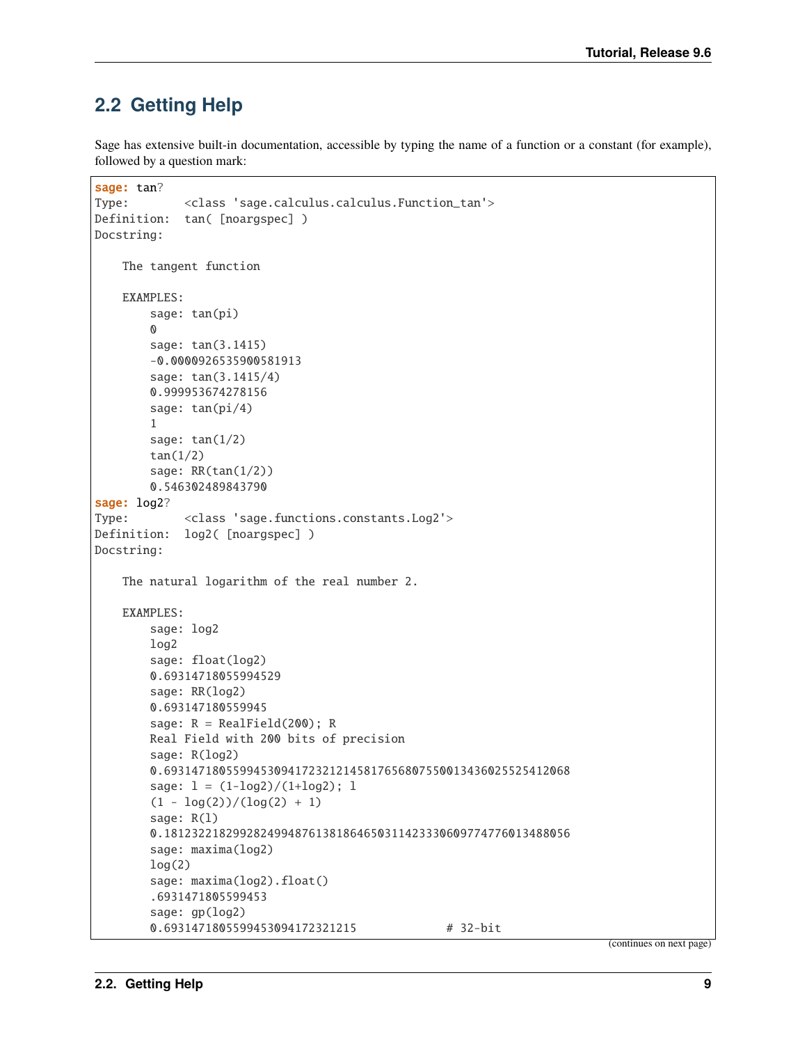## 2.2 Getting Help

Sage has extensive built-in documentation, accessible by typing the name of a function or a constant (for example), followed by a question mark:

```
sage: tan?
Type:        <class 'sage.calculus.calculus.Function_tan'>
Definition:  tan( [noargspec] )
Docstring:

    The tangent function

    EXAMPLES:
        sage: tan(pi)
        0
        sage: tan(3.1415)
        -0.0000926535900581913
        sage: tan(3.1415/4)
        0.999953674278156
        sage: tan(pi/4)
        1
        sage: tan(1/2)
        tan(1/2)
        sage: RR(tan(1/2))
        0.546302489843790
sage: log2?
Type:        <class 'sage.functions.constants.Log2'>
Definition:  log2( [noargspec] )
Docstring:

    The natural logarithm of the real number 2.

    EXAMPLES:
        sage: log2
        log2
        sage: float(log2)
        0.69314718055994529
        sage: RR(log2)
        0.693147180559945
        sage: R = RealField(200); R
        Real Field with 200 bits of precision
        sage: R(log2)
        0.69314718055994530941723212145817656807550013436025525412068
        sage: l = (1-log2)/(1+log2); l
        (1 - log(2))/(log(2) + 1)
        sage: R(l)
        0.18123221829928249948761381864650311423330609774776013488056
        sage: maxima(log2)
        log(2)
        sage: maxima(log2).float()
        .6931471805599453
        sage: gp(log2)
        0.6931471805599453094172321215             # 32-bit
```

(continues on next page)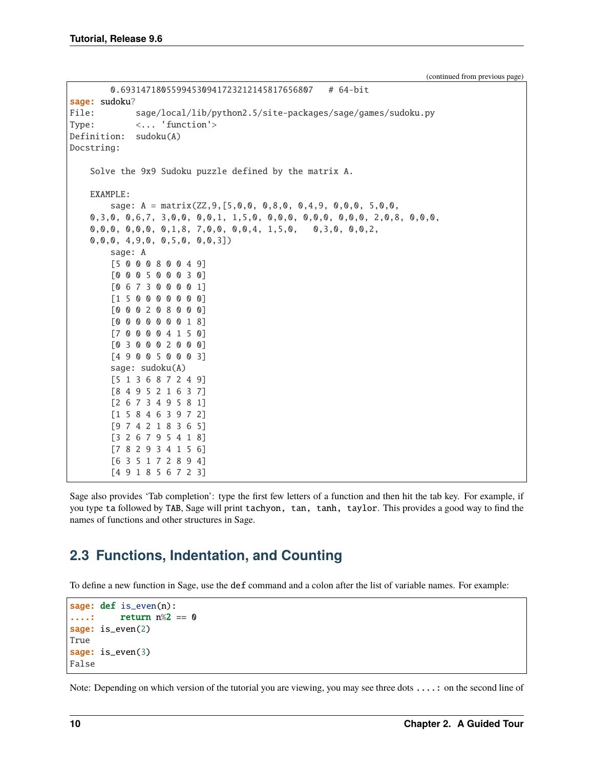(continued from previous page)

```
        0.69314718055994530941723212145817656807   # 64-bit
sage: sudoku?
File:        sage/local/lib/python2.5/site-packages/sage/games/sudoku.py
Type:        <... 'function'>
Definition:  sudoku(A)
Docstring:

    Solve the 9x9 Sudoku puzzle defined by the matrix A.

    EXAMPLE:
        sage: A = matrix(ZZ,9,[5,0,0, 0,8,0, 0,4,9, 0,0,0, 5,0,0,
    0,3,0, 0,6,7, 3,0,0, 0,0,1, 1,5,0, 0,0,0, 0,0,0, 0,0,0, 2,0,8, 0,0,0,
    0,0,0, 0,0,0, 0,1,8, 7,0,0, 0,0,4, 1,5,0,   0,3,0, 0,0,2,
    0,0,0, 4,9,0, 0,5,0, 0,0,3])
        sage: A
        [5 0 0 0 8 0 0 4 9]
        [0 0 0 5 0 0 0 3 0]
        [0 6 7 3 0 0 0 0 1]
        [1 5 0 0 0 0 0 0 0]
        [0 0 0 2 0 8 0 0 0]
        [0 0 0 0 0 0 0 1 8]
        [7 0 0 0 0 4 1 5 0]
        [0 3 0 0 0 2 0 0 0]
        [4 9 0 0 5 0 0 0 3]
        sage: sudoku(A)
        [5 1 3 6 8 7 2 4 9]
        [8 4 9 5 2 1 6 3 7]
        [2 6 7 3 4 9 5 8 1]
        [1 5 8 4 6 3 9 7 2]
        [9 7 4 2 1 8 3 6 5]
        [3 2 6 7 9 5 4 1 8]
        [7 8 2 9 3 4 1 5 6]
        [6 3 5 1 7 2 8 9 4]
        [4 9 1 8 5 6 7 2 3]
```

Sage also provides 'Tab completion': type the first few letters of a function and then hit the tab key. For example, if you type `ta` followed by `TAB`, Sage will print `tachyon, tan, tanh, taylor`. This provides a good way to find the names of functions and other structures in Sage.

## 2.3 Functions, Indentation, and Counting

To define a new function in Sage, use the `def` command and a colon after the list of variable names. For example:

```
sage: def is_even(n):
....:     return n%2 == 0
sage: is_even(2)
True
sage: is_even(3)
False
```

Note: Depending on which version of the tutorial you are viewing, you may see three dots `....:` on the second line of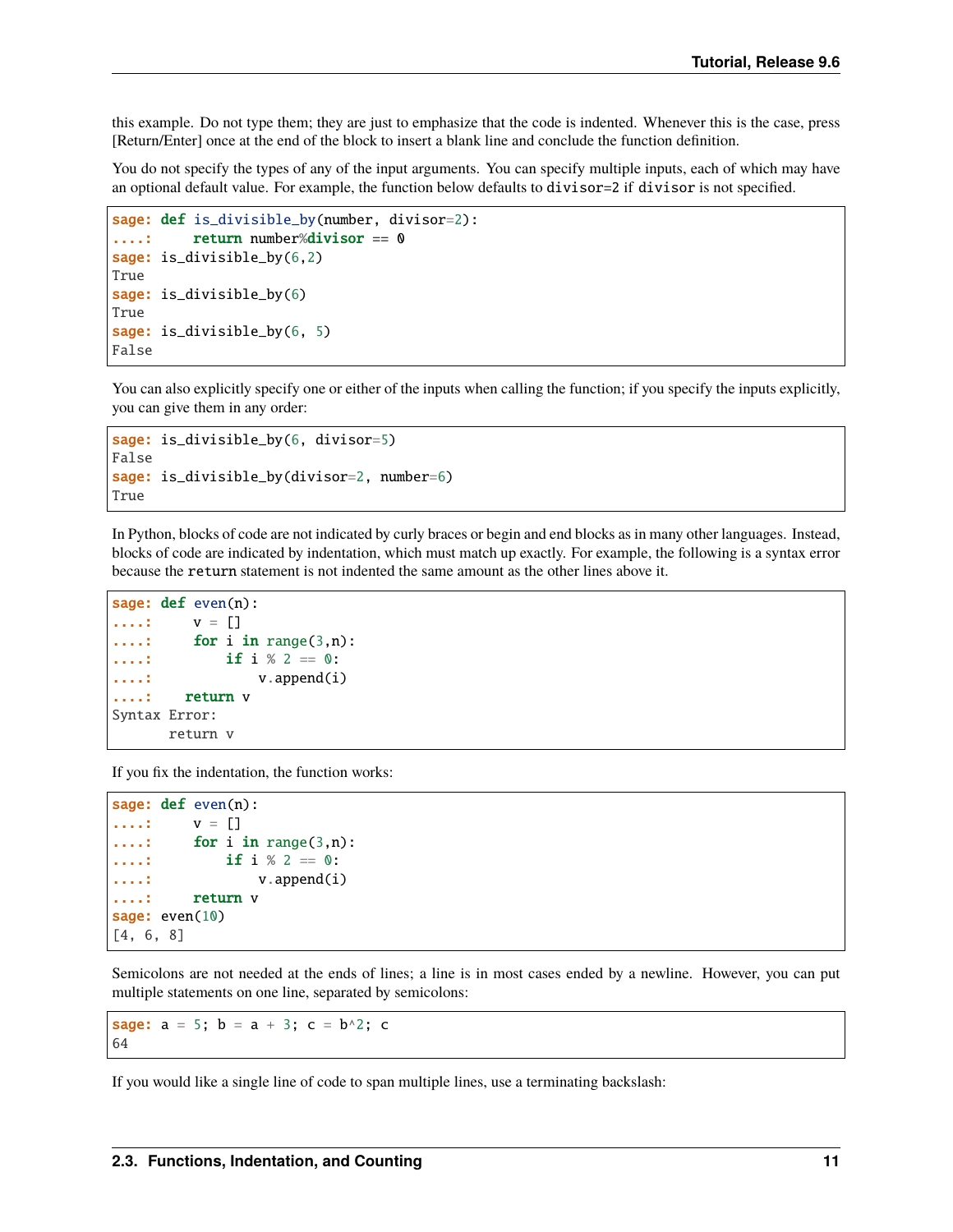this example. Do not type them; they are just to emphasize that the code is indented. Whenever this is the case, press [Return/Enter] once at the end of the block to insert a blank line and conclude the function definition.

You do not specify the types of any of the input arguments. You can specify multiple inputs, each of which may have an optional default value. For example, the function below defaults to `divisor=2` if `divisor` is not specified.

```
sage: def is_divisible_by(number, divisor=2):
....:     return number%divisor == 0
sage: is_divisible_by(6,2)
True
sage: is_divisible_by(6)
True
sage: is_divisible_by(6, 5)
False
```

You can also explicitly specify one or either of the inputs when calling the function; if you specify the inputs explicitly, you can give them in any order:

```
sage: is_divisible_by(6, divisor=5)
False
sage: is_divisible_by(divisor=2, number=6)
True
```

In Python, blocks of code are not indicated by curly braces or begin and end blocks as in many other languages. Instead, blocks of code are indicated by indentation, which must match up exactly. For example, the following is a syntax error because the `return` statement is not indented the same amount as the other lines above it.

```
sage: def even(n):
....:     v = []
....:     for i in range(3,n):
....:         if i % 2 == 0:
....:             v.append(i)
....:    return v
Syntax Error:
       return v
```

If you fix the indentation, the function works:

```
sage: def even(n):
....:     v = []
....:     for i in range(3,n):
....:         if i % 2 == 0:
....:             v.append(i)
....:     return v
sage: even(10)
[4, 6, 8]
```

Semicolons are not needed at the ends of lines; a line is in most cases ended by a newline. However, you can put multiple statements on one line, separated by semicolons:

```
sage: a = 5; b = a + 3; c = b^2; c
64
```

If you would like a single line of code to span multiple lines, use a terminating backslash: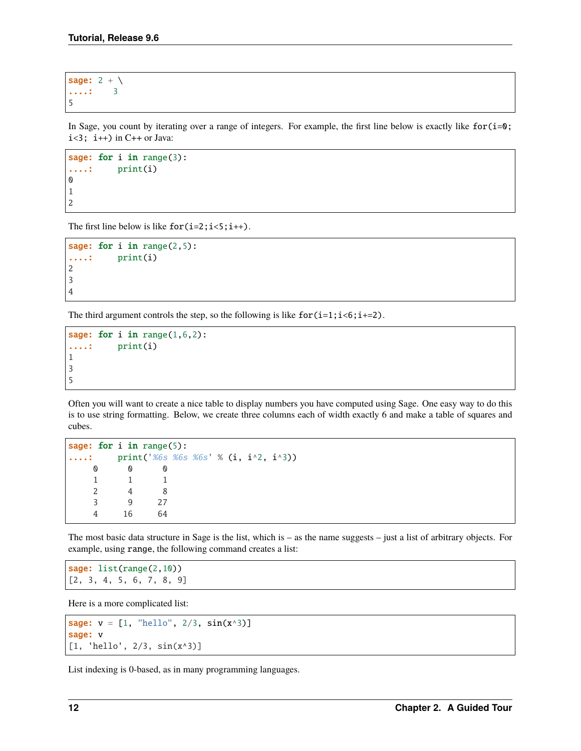```
sage: 2 + \
....:    3
5
```

In Sage, you count by iterating over a range of integers. For example, the first line below is exactly like `for(i=0; i<3; i++)` in C++ or Java:

```
sage: for i in range(3):
....:     print(i)
0
1
2
```

The first line below is like `for(i=2;i<5;i++)`.

```
sage: for i in range(2,5):
....:     print(i)
2
3
4
```

The third argument controls the step, so the following is like `for(i=1;i<6;i+=2)`.

```
sage: for i in range(1,6,2):
....:     print(i)
1
3
5
```

Often you will want to create a nice table to display numbers you have computed using Sage. One easy way to do this is to use string formatting. Below, we create three columns each of width exactly 6 and make a table of squares and cubes.

```
sage: for i in range(5):
....:     print('%6s %6s %6s' % (i, i^2, i^3))
     0      0      0
     1      1      1
     2      4      8
     3      9     27
     4     16     64
```

The most basic data structure in Sage is the list, which is – as the name suggests – just a list of arbitrary objects. For example, using `range`, the following command creates a list:

```
sage: list(range(2,10))
[2, 3, 4, 5, 6, 7, 8, 9]
```

Here is a more complicated list:

```
sage: v = [1, "hello", 2/3, sin(x^3)]
sage: v
[1, 'hello', 2/3, sin(x^3)]
```

List indexing is 0-based, as in many programming languages.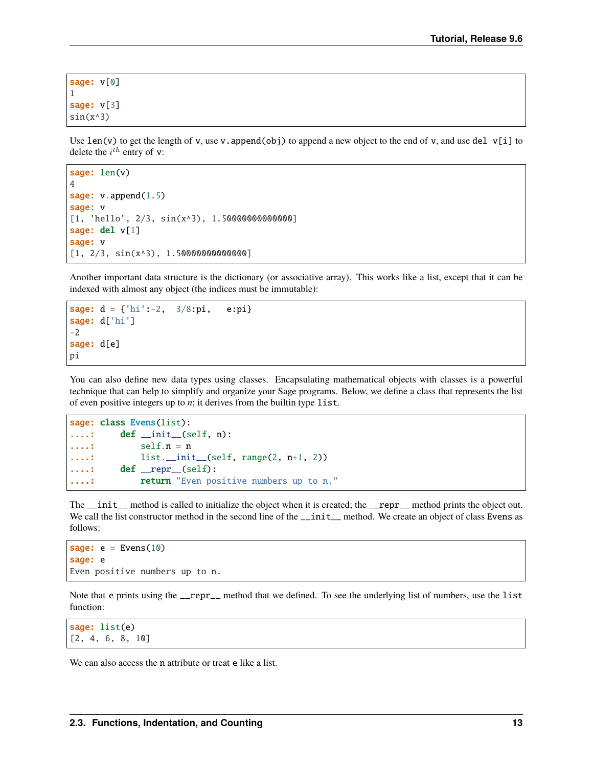```
sage: v[0]
1
sage: v[3]
sin(x^3)
```

Use `len(v)` to get the length of `v`, use `v.append(obj)` to append a new object to the end of `v`, and use `del v[i]` to delete the $i^{th}$ entry of `v`:

```
sage: len(v)
4
sage: v.append(1.5)
sage: v
[1, 'hello', 2/3, sin(x^3), 1.50000000000000]
sage: del v[1]
sage: v
[1, 2/3, sin(x^3), 1.50000000000000]
```

Another important data structure is the dictionary (or associative array). This works like a list, except that it can be indexed with almost any object (the indices must be immutable):

```
sage: d = {'hi':-2,  3/8:pi,   e:pi}
sage: d['hi']
-2
sage: d[e]
pi
```

You can also define new data types using classes. Encapsulating mathematical objects with classes is a powerful technique that can help to simplify and organize your Sage programs. Below, we define a class that represents the list of even positive integers up to *n*; it derives from the builtin type `list`.

```
sage: class Evens(list):
....:     def __init__(self, n):
....:         self.n = n
....:         list.__init__(self, range(2, n+1, 2))
....:     def __repr__(self):
....:         return "Even positive numbers up to n."
```

The `__init__` method is called to initialize the object when it is created; the `__repr__` method prints the object out. We call the list constructor method in the second line of the `__init__` method. We create an object of class `Evens` as follows:

```
sage: e = Evens(10)
sage: e
Even positive numbers up to n.
```

Note that `e` prints using the `__repr__` method that we defined. To see the underlying list of numbers, use the `list` function:

```
sage: list(e)
[2, 4, 6, 8, 10]
```

We can also access the `n` attribute or treat `e` like a list.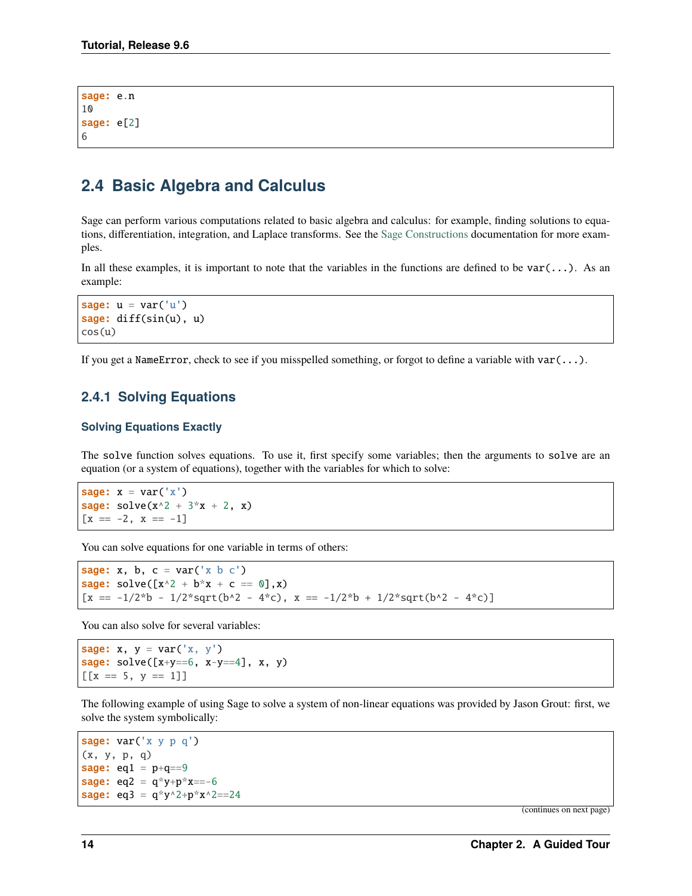```
sage: e.n
10
sage: e[2]
6
```

## 2.4 Basic Algebra and Calculus

Sage can perform various computations related to basic algebra and calculus: for example, finding solutions to equations, differentiation, integration, and Laplace transforms. See the Sage Constructions documentation for more examples.

In all these examples, it is important to note that the variables in the functions are defined to be `var(...)`. As an example:

```
sage: u = var('u')
sage: diff(sin(u), u)
cos(u)
```

If you get a `NameError`, check to see if you misspelled something, or forgot to define a variable with `var(...)`.

### 2.4.1 Solving Equations

#### Solving Equations Exactly

The `solve` function solves equations. To use it, first specify some variables; then the arguments to `solve` are an equation (or a system of equations), together with the variables for which to solve:

```
sage: x = var('x')
sage: solve(x^2 + 3*x + 2, x)
[x == -2, x == -1]
```

You can solve equations for one variable in terms of others:

```
sage: x, b, c = var('x b c')
sage: solve([x^2 + b*x + c == 0],x)
[x == -1/2*b - 1/2*sqrt(b^2 - 4*c), x == -1/2*b + 1/2*sqrt(b^2 - 4*c)]
```

You can also solve for several variables:

```
sage: x, y = var('x, y')
sage: solve([x+y==6, x-y==4], x, y)
[[x == 5, y == 1]]
```

The following example of using Sage to solve a system of non-linear equations was provided by Jason Grout: first, we solve the system symbolically:

```
sage: var('x y p q')
(x, y, p, q)
sage: eq1 = p+q==9
sage: eq2 = q*y+p*x==-6
sage: eq3 = q*y^2+p*x^2==24
```

(continues on next page)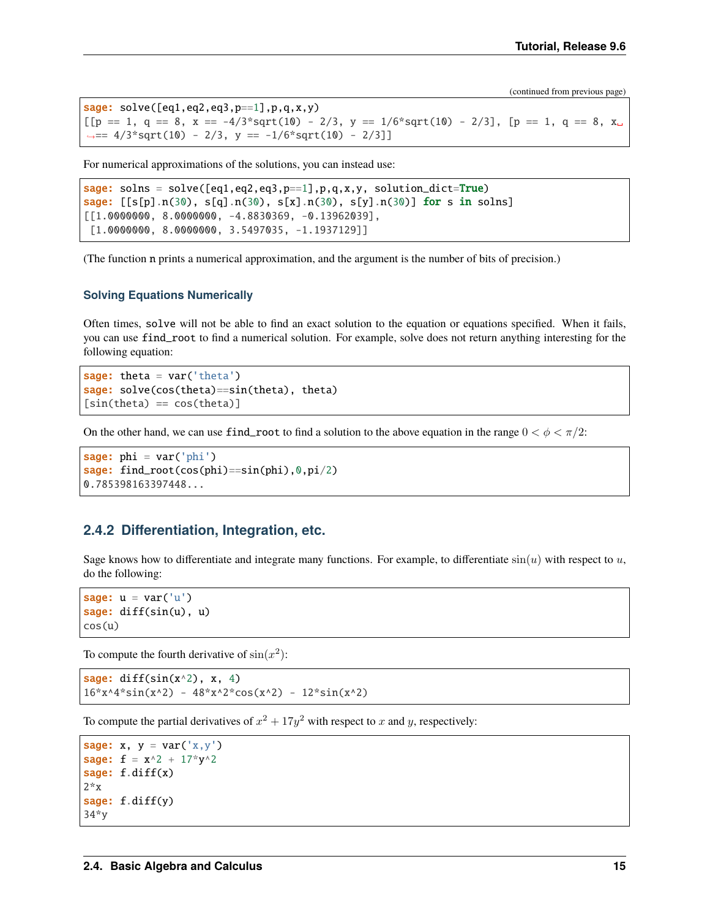(continued from previous page)

```
sage: solve([eq1,eq2,eq3,p==1],p,q,x,y)
[[p == 1, q == 8, x == -4/3*sqrt(10) - 2/3, y == 1/6*sqrt(10) - 2/3], [p == 1, q == 8, x == 4/3*sqrt(10) - 2/3, y == -1/6*sqrt(10) - 2/3]]
```

For numerical approximations of the solutions, you can instead use:

```
sage: solns = solve([eq1,eq2,eq3,p==1],p,q,x,y, solution_dict=True)
sage: [[s[p].n(30), s[q].n(30), s[x].n(30), s[y].n(30)] for s in solns]
[[1.0000000, 8.0000000, -4.8830369, -0.13962039],
 [1.0000000, 8.0000000, 3.5497035, -1.1937129]]
```

(The function n prints a numerical approximation, and the argument is the number of bits of precision.)

#### Solving Equations Numerically

Often times, `solve` will not be able to find an exact solution to the equation or equations specified. When it fails, you can use `find_root` to find a numerical solution. For example, solve does not return anything interesting for the following equation:

```
sage: theta = var('theta')
sage: solve(cos(theta)==sin(theta), theta)
[sin(theta) == cos(theta)]
```

On the other hand, we can use `find_root` to find a solution to the above equation in the range $0 < \phi < \pi/2$:

```
sage: phi = var('phi')
sage: find_root(cos(phi)==sin(phi),0,pi/2)
0.785398163397448...
```

### 2.4.2 Differentiation, Integration, etc.

Sage knows how to differentiate and integrate many functions. For example, to differentiate $\sin(u)$ with respect to $u$, do the following:

```
sage: u = var('u')
sage: diff(sin(u), u)
cos(u)
```

To compute the fourth derivative of $\sin(x^2)$:

```
sage: diff(sin(x^2), x, 4)
16*x^4*sin(x^2) - 48*x^2*cos(x^2) - 12*sin(x^2)
```

To compute the partial derivatives of $x^2 + 17y^2$ with respect to $x$ and $y$, respectively:

```
sage: x, y = var('x,y')
sage: f = x^2 + 17*y^2
sage: f.diff(x)
2*x
sage: f.diff(y)
34*y
```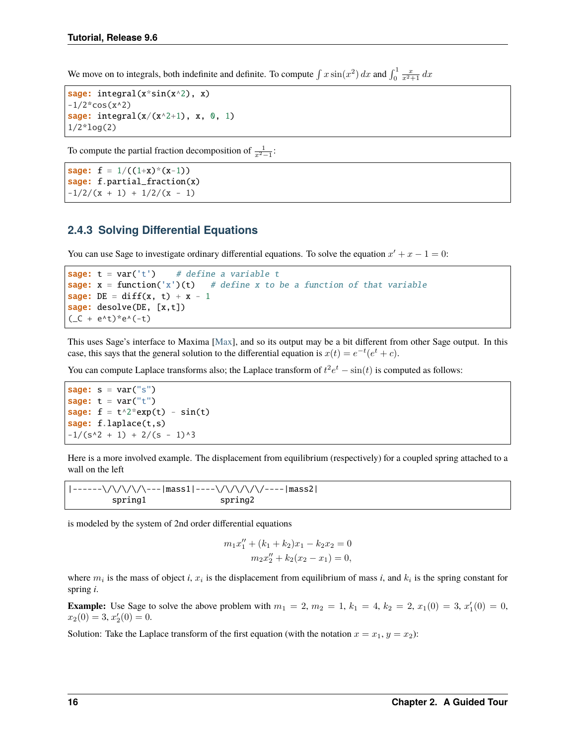We move on to integrals, both indefinite and definite. To compute $\int x\sin(x^2)\,dx$ and $\int_0^1 \frac{x}{x^2+1}\,dx$

```
sage: integral(x*sin(x^2), x)
-1/2*cos(x^2)
sage: integral(x/(x^2+1), x, 0, 1)
1/2*log(2)
```

To compute the partial fraction decomposition of $\frac{1}{x^2-1}$:

```
sage: f = 1/((1+x)*(x-1))
sage: f.partial_fraction(x)
-1/2/(x + 1) + 1/2/(x - 1)
```

### 2.4.3 Solving Differential Equations

You can use Sage to investigate ordinary differential equations. To solve the equation $x' + x - 1 = 0$:

```
sage: t = var('t')    # define a variable t
sage: x = function('x')(t)   # define x to be a function of that variable
sage: DE = diff(x, t) + x - 1
sage: desolve(DE, [x,t])
(_C + e^t)*e^(-t)
```

This uses Sage's interface to Maxima [Max], and so its output may be a bit different from other Sage output. In this case, this says that the general solution to the differential equation is $x(t) = e^{-t}(e^t + c)$.

You can compute Laplace transforms also; the Laplace transform of $t^2 e^t - \sin(t)$ is computed as follows:

```
sage: s = var("s")
sage: t = var("t")
sage: f = t^2*exp(t) - sin(t)
sage: f.laplace(t,s)
-1/(s^2 + 1) + 2/(s - 1)^3
```

Here is a more involved example. The displacement from equilibrium (respectively) for a coupled spring attached to a wall on the left

```
|------\/\/\/\/\---|mass1|----\/\/\/\/\/----|mass2|
         spring1               spring2
```

is modeled by the system of 2nd order differential equations

$$m_1 x_1'' + (k_1 + k_2)x_1 - k_2 x_2 = 0$$
$$m_2 x_2'' + k_2(x_2 - x_1) = 0,$$

where $m_i$ is the mass of object *i*, $x_i$ is the displacement from equilibrium of mass *i*, and $k_i$ is the spring constant for spring *i*.

**Example:** Use Sage to solve the above problem with $m_1 = 2$, $m_2 = 1$, $k_1 = 4$, $k_2 = 2$, $x_1(0) = 3$, $x_1'(0) = 0$, $x_2(0) = 3$, $x_2'(0) = 0$.

Solution: Take the Laplace transform of the first equation (with the notation $x = x_1$, $y = x_2$):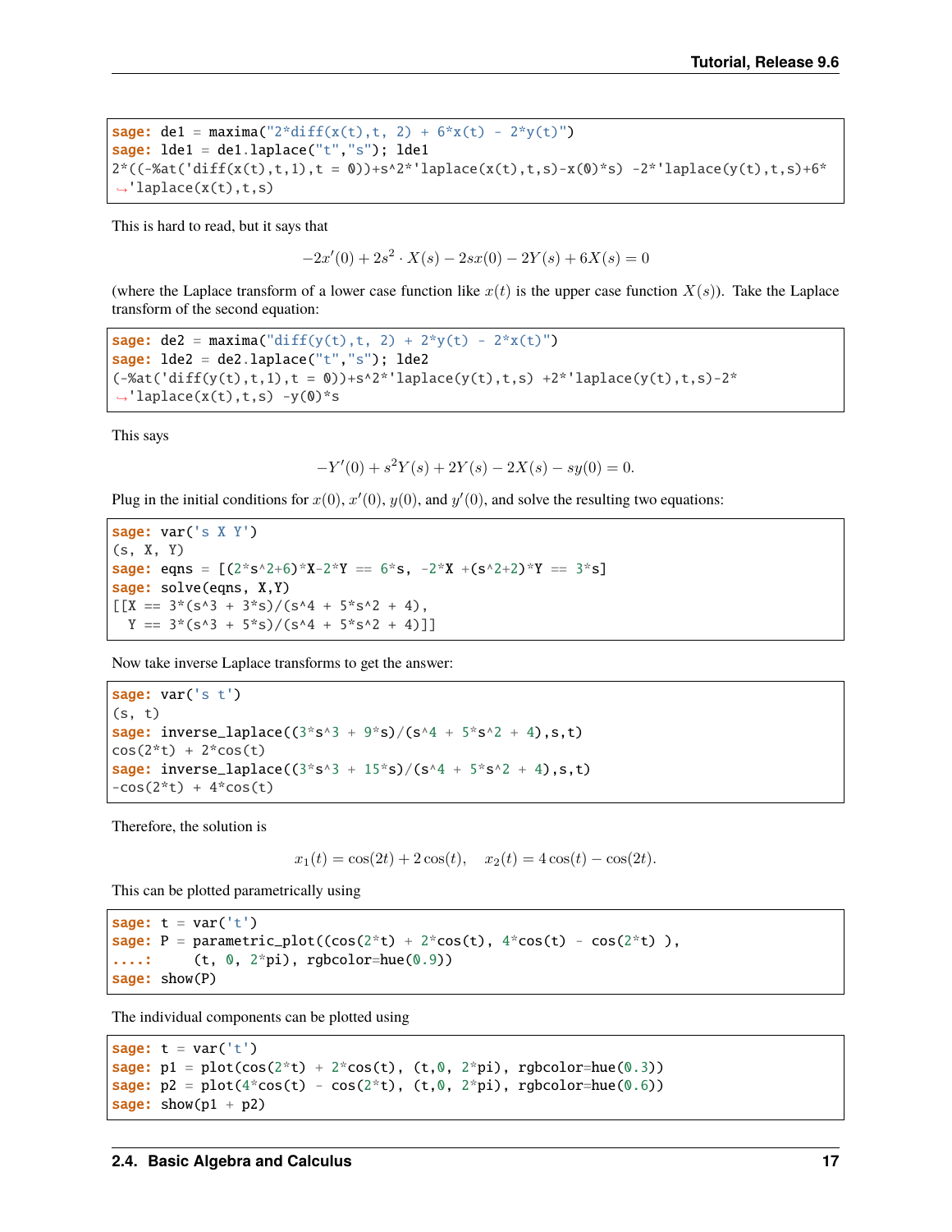```
sage: de1 = maxima("2*diff(x(t),t, 2) + 6*x(t) - 2*y(t)")
sage: lde1 = de1.laplace("t","s"); lde1
2*((-%at('diff(x(t),t,1),t = 0))+s^2*'laplace(x(t),t,s)-x(0)*s) -2*'laplace(y(t),t,s)+6*
→'laplace(x(t),t,s)
```

This is hard to read, but it says that

$$-2x'(0) + 2s^2 \cdot X(s) - 2sx(0) - 2Y(s) + 6X(s) = 0$$

(where the Laplace transform of a lower case function like $x(t)$ is the upper case function $X(s)$). Take the Laplace transform of the second equation:

```
sage: de2 = maxima("diff(y(t),t, 2) + 2*y(t) - 2*x(t)")
sage: lde2 = de2.laplace("t","s"); lde2
(-%at('diff(y(t),t,1),t = 0))+s^2*'laplace(y(t),t,s) +2*'laplace(y(t),t,s)-2*
→'laplace(x(t),t,s) -y(0)*s
```

This says

$$-Y'(0) + s^2Y(s) + 2Y(s) - 2X(s) - sy(0) = 0.$$

Plug in the initial conditions for $x(0)$, $x'(0)$, $y(0)$, and $y'(0)$, and solve the resulting two equations:

```
sage: var('s X Y')
(s, X, Y)
sage: eqns = [(2*s^2+6)*X-2*Y == 6*s, -2*X +(s^2+2)*Y == 3*s]
sage: solve(eqns, X,Y)
[[X == 3*(s^3 + 3*s)/(s^4 + 5*s^2 + 4),
  Y == 3*(s^3 + 5*s)/(s^4 + 5*s^2 + 4)]]
```

Now take inverse Laplace transforms to get the answer:

```
sage: var('s t')
(s, t)
sage: inverse_laplace((3*s^3 + 9*s)/(s^4 + 5*s^2 + 4),s,t)
cos(2*t) + 2*cos(t)
sage: inverse_laplace((3*s^3 + 15*s)/(s^4 + 5*s^2 + 4),s,t)
-cos(2*t) + 4*cos(t)
```

Therefore, the solution is

$$x_1(t) = \cos(2t) + 2\cos(t), \quad x_2(t) = 4\cos(t) - \cos(2t).$$

This can be plotted parametrically using

```
sage: t = var('t')
sage: P = parametric_plot((cos(2*t) + 2*cos(t), 4*cos(t) - cos(2*t) ),
....:     (t, 0, 2*pi), rgbcolor=hue(0.9))
sage: show(P)
```

The individual components can be plotted using

```
sage: t = var('t')
sage: p1 = plot(cos(2*t) + 2*cos(t), (t,0, 2*pi), rgbcolor=hue(0.3))
sage: p2 = plot(4*cos(t) - cos(2*t), (t,0, 2*pi), rgbcolor=hue(0.6))
sage: show(p1 + p2)
```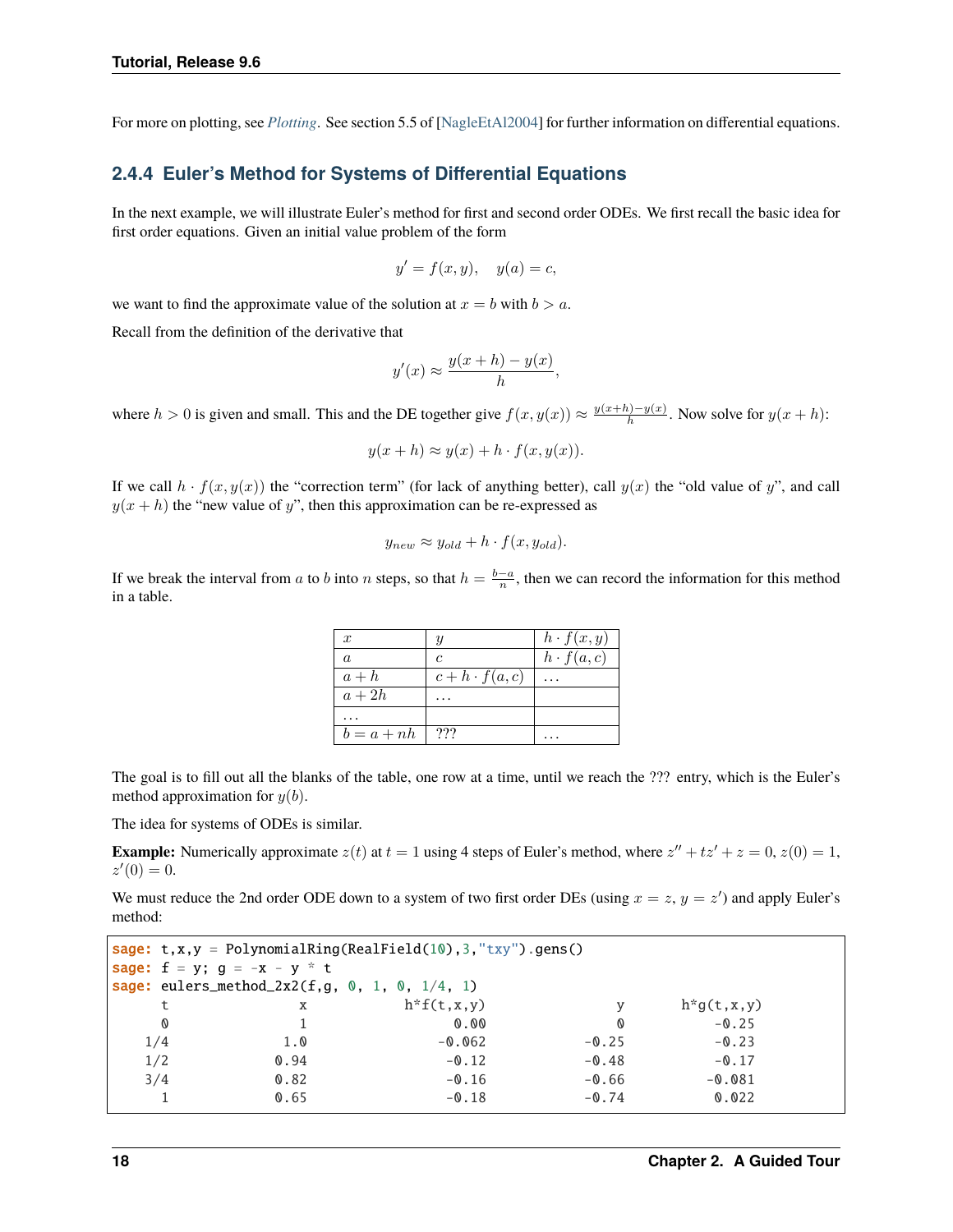For more on plotting, see *Plotting*. See section 5.5 of [NagleEtAl2004] for further information on differential equations.

### 2.4.4 Euler's Method for Systems of Differential Equations

In the next example, we will illustrate Euler's method for first and second order ODEs. We first recall the basic idea for first order equations. Given an initial value problem of the form

$$y' = f(x, y), \quad y(a) = c,$$

we want to find the approximate value of the solution at $x = b$ with $b > a$.

Recall from the definition of the derivative that

$$y'(x) \approx \frac{y(x+h) - y(x)}{h},$$

where $h > 0$ is given and small. This and the DE together give $f(x, y(x)) \approx \frac{y(x+h)-y(x)}{h}$. Now solve for $y(x+h)$:

$$y(x+h) \approx y(x) + h \cdot f(x, y(x)).$$

If we call $h \cdot f(x, y(x))$ the "correction term" (for lack of anything better), call $y(x)$ the "old value of $y$", and call $y(x+h)$ the "new value of $y$", then this approximation can be re-expressed as

$$y_{new} \approx y_{old} + h \cdot f(x, y_{old}).$$

If we break the interval from $a$ to $b$ into $n$ steps, so that $h = \frac{b-a}{n}$, then we can record the information for this method in a table.

| $x$ | $y$ | $h \cdot f(x, y)$ |
|---|---|---|
| $a$ | $c$ | $h \cdot f(a, c)$ |
| $a + h$ | $c + h \cdot f(a, c)$ | $\ldots$ |
| $a + 2h$ | $\ldots$ | |
| $\ldots$ | | |
| $b = a + nh$ | ??? | $\ldots$ |

The goal is to fill out all the blanks of the table, one row at a time, until we reach the ??? entry, which is the Euler's method approximation for $y(b)$.

The idea for systems of ODEs is similar.

**Example:** Numerically approximate $z(t)$ at $t = 1$ using 4 steps of Euler's method, where $z'' + tz' + z = 0$, $z(0) = 1$, $z'(0) = 0$.

We must reduce the 2nd order ODE down to a system of two first order DEs (using $x = z$, $y = z'$) and apply Euler's method:

```
sage: t,x,y = PolynomialRing(RealField(10),3,"txy").gens()
sage: f = y; g = -x - y * t
sage: eulers_method_2x2(f,g, 0, 1, 0, 1/4, 1)
      t                x            h*f(t,x,y)                y       h*g(t,x,y)
      0                1                  0.00                0            -0.25
    1/4              1.0                -0.062            -0.25            -0.23
    1/2             0.94                 -0.12            -0.48            -0.17
    3/4             0.82                 -0.16            -0.66           -0.081
      1             0.65                 -0.18            -0.74            0.022
```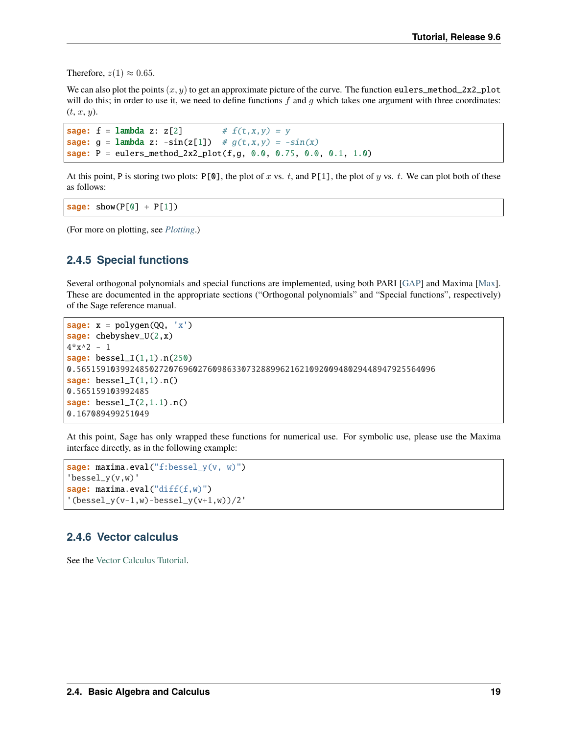Therefore, $z(1) \approx 0.65$.

We can also plot the points $(x, y)$ to get an approximate picture of the curve. The function `eulers_method_2x2_plot` will do this; in order to use it, we need to define functions $f$ and $g$ which takes one argument with three coordinates: ($t$, $x$, $y$).

```
sage: f = lambda z: z[2]        # f(t,x,y) = y
sage: g = lambda z: -sin(z[1])  # g(t,x,y) = -sin(x)
sage: P = eulers_method_2x2_plot(f,g, 0.0, 0.75, 0.0, 0.1, 1.0)
```

At this point, P is storing two plots: `P[0]`, the plot of $x$ vs. $t$, and `P[1]`, the plot of $y$ vs. $t$. We can plot both of these as follows:

```
sage: show(P[0] + P[1])
```

(For more on plotting, see *Plotting*.)

### 2.4.5 Special functions

Several orthogonal polynomials and special functions are implemented, using both PARI [GAP] and Maxima [Max]. These are documented in the appropriate sections ("Orthogonal polynomials" and "Special functions", respectively) of the Sage reference manual.

```
sage: x = polygen(QQ, 'x')
sage: chebyshev_U(2,x)
4*x^2 - 1
sage: bessel_I(1,1).n(250)
0.56515910399248502720769602760986330732889962162109200948029448947925564096
sage: bessel_I(1,1).n()
0.565159103992485
sage: bessel_I(2,1.1).n()
0.167089499251049
```

At this point, Sage has only wrapped these functions for numerical use. For symbolic use, please use the Maxima interface directly, as in the following example:

```
sage: maxima.eval("f:bessel_y(v, w)")
'bessel_y(v,w)'
sage: maxima.eval("diff(f,w)")
'(bessel_y(v-1,w)-bessel_y(v+1,w))/2'
```

### 2.4.6 Vector calculus

See the Vector Calculus Tutorial.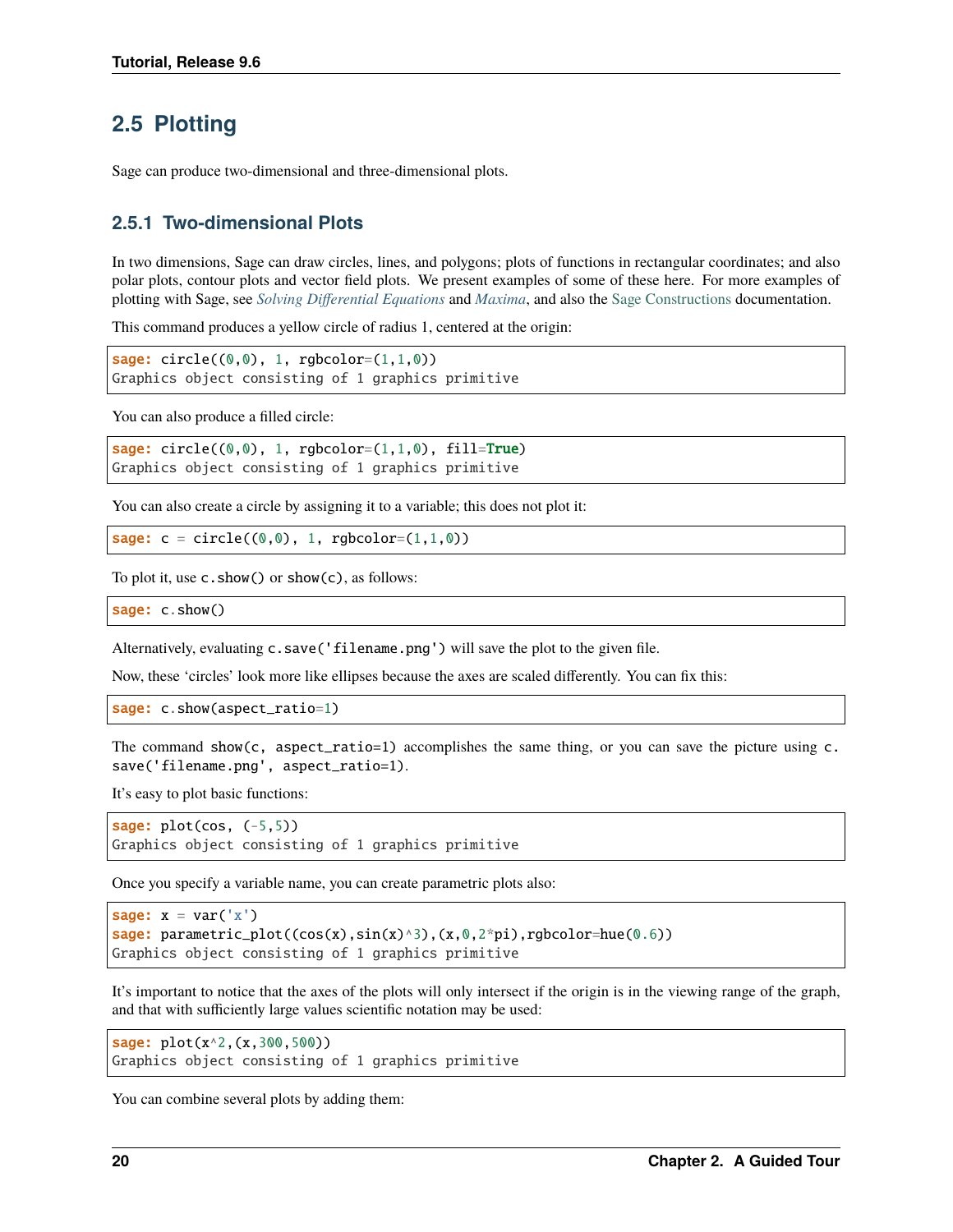## 2.5 Plotting

Sage can produce two-dimensional and three-dimensional plots.

### 2.5.1 Two-dimensional Plots

In two dimensions, Sage can draw circles, lines, and polygons; plots of functions in rectangular coordinates; and also polar plots, contour plots and vector field plots. We present examples of some of these here. For more examples of plotting with Sage, see *Solving Differential Equations* and *Maxima*, and also the Sage Constructions documentation.

This command produces a yellow circle of radius 1, centered at the origin:

```
sage: circle((0,0), 1, rgbcolor=(1,1,0))
Graphics object consisting of 1 graphics primitive
```

You can also produce a filled circle:

```
sage: circle((0,0), 1, rgbcolor=(1,1,0), fill=True)
Graphics object consisting of 1 graphics primitive
```

You can also create a circle by assigning it to a variable; this does not plot it:

```
sage: c = circle((0,0), 1, rgbcolor=(1,1,0))
```

To plot it, use `c.show()` or `show(c)`, as follows:

```
sage: c.show()
```

Alternatively, evaluating `c.save('filename.png')` will save the plot to the given file.

Now, these 'circles' look more like ellipses because the axes are scaled differently. You can fix this:

```
sage: c.show(aspect_ratio=1)
```

The command `show(c, aspect_ratio=1)` accomplishes the same thing, or you can save the picture using `c.save('filename.png', aspect_ratio=1)`.

It's easy to plot basic functions:

```
sage: plot(cos, (-5,5))
Graphics object consisting of 1 graphics primitive
```

Once you specify a variable name, you can create parametric plots also:

```
sage: x = var('x')
sage: parametric_plot((cos(x),sin(x)^3),(x,0,2*pi),rgbcolor=hue(0.6))
Graphics object consisting of 1 graphics primitive
```

It's important to notice that the axes of the plots will only intersect if the origin is in the viewing range of the graph, and that with sufficiently large values scientific notation may be used:

```
sage: plot(x^2,(x,300,500))
Graphics object consisting of 1 graphics primitive
```

You can combine several plots by adding them: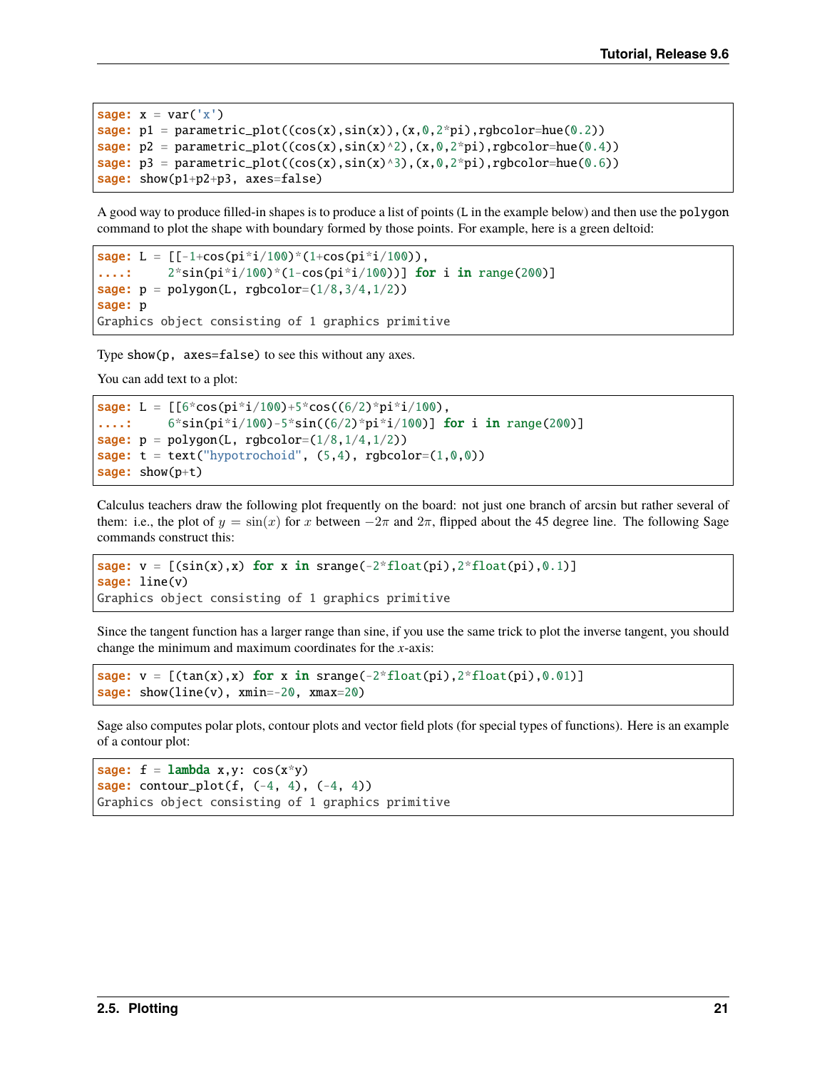```
sage: x = var('x')
sage: p1 = parametric_plot((cos(x),sin(x)),(x,0,2*pi),rgbcolor=hue(0.2))
sage: p2 = parametric_plot((cos(x),sin(x)^2),(x,0,2*pi),rgbcolor=hue(0.4))
sage: p3 = parametric_plot((cos(x),sin(x)^3),(x,0,2*pi),rgbcolor=hue(0.6))
sage: show(p1+p2+p3, axes=false)
```

A good way to produce filled-in shapes is to produce a list of points (L in the example below) and then use the polygon command to plot the shape with boundary formed by those points. For example, here is a green deltoid:

```
sage: L = [[-1+cos(pi*i/100)*(1+cos(pi*i/100)),
....:     2*sin(pi*i/100)*(1-cos(pi*i/100))] for i in range(200)]
sage: p = polygon(L, rgbcolor=(1/8,3/4,1/2))
sage: p
Graphics object consisting of 1 graphics primitive
```

Type show(p, axes=false) to see this without any axes.

You can add text to a plot:

```
sage: L = [[6*cos(pi*i/100)+5*cos((6/2)*pi*i/100),
....:     6*sin(pi*i/100)-5*sin((6/2)*pi*i/100)] for i in range(200)]
sage: p = polygon(L, rgbcolor=(1/8,1/4,1/2))
sage: t = text("hypotrochoid", (5,4), rgbcolor=(1,0,0))
sage: show(p+t)
```

Calculus teachers draw the following plot frequently on the board: not just one branch of arcsin but rather several of them: i.e., the plot of $y = \sin(x)$ for $x$ between $-2\pi$ and $2\pi$, flipped about the 45 degree line. The following Sage commands construct this:

```
sage: v = [(sin(x),x) for x in srange(-2*float(pi),2*float(pi),0.1)]
sage: line(v)
Graphics object consisting of 1 graphics primitive
```

Since the tangent function has a larger range than sine, if you use the same trick to plot the inverse tangent, you should change the minimum and maximum coordinates for the $x$-axis:

```
sage: v = [(tan(x),x) for x in srange(-2*float(pi),2*float(pi),0.01)]
sage: show(line(v), xmin=-20, xmax=20)
```

Sage also computes polar plots, contour plots and vector field plots (for special types of functions). Here is an example of a contour plot:

```
sage: f = lambda x,y: cos(x*y)
sage: contour_plot(f, (-4, 4), (-4, 4))
Graphics object consisting of 1 graphics primitive
```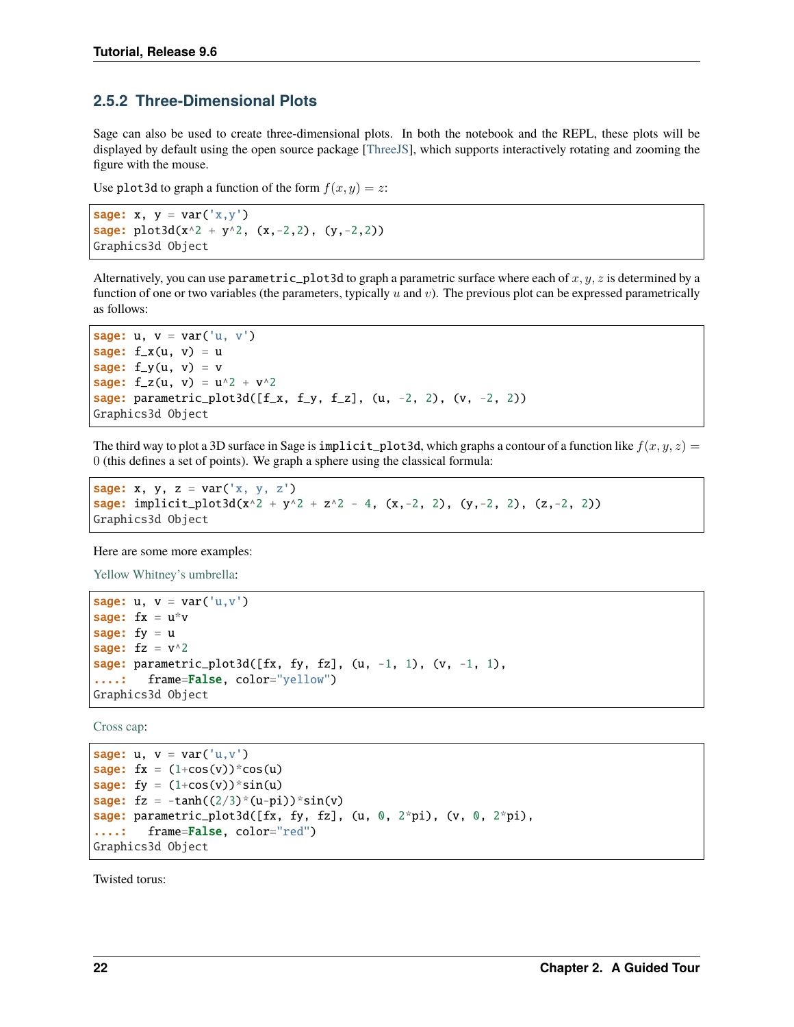### 2.5.2 Three-Dimensional Plots

Sage can also be used to create three-dimensional plots. In both the notebook and the REPL, these plots will be displayed by default using the open source package [ThreeJS], which supports interactively rotating and zooming the figure with the mouse.

Use `plot3d` to graph a function of the form $f(x, y) = z$:

```
sage: x, y = var('x,y')
sage: plot3d(x^2 + y^2, (x,-2,2), (y,-2,2))
Graphics3d Object
```

Alternatively, you can use `parametric_plot3d` to graph a parametric surface where each of $x, y, z$ is determined by a function of one or two variables (the parameters, typically $u$ and $v$). The previous plot can be expressed parametrically as follows:

```
sage: u, v = var('u, v')
sage: f_x(u, v) = u
sage: f_y(u, v) = v
sage: f_z(u, v) = u^2 + v^2
sage: parametric_plot3d([f_x, f_y, f_z], (u, -2, 2), (v, -2, 2))
Graphics3d Object
```

The third way to plot a 3D surface in Sage is `implicit_plot3d`, which graphs a contour of a function like $f(x, y, z) = 0$ (this defines a set of points). We graph a sphere using the classical formula:

```
sage: x, y, z = var('x, y, z')
sage: implicit_plot3d(x^2 + y^2 + z^2 - 4, (x,-2, 2), (y,-2, 2), (z,-2, 2))
Graphics3d Object
```

Here are some more examples:

Yellow Whitney's umbrella:

```
sage: u, v = var('u,v')
sage: fx = u*v
sage: fy = u
sage: fz = v^2
sage: parametric_plot3d([fx, fy, fz], (u, -1, 1), (v, -1, 1),
....:   frame=False, color="yellow")
Graphics3d Object
```

Cross cap:

```
sage: u, v = var('u,v')
sage: fx = (1+cos(v))*cos(u)
sage: fy = (1+cos(v))*sin(u)
sage: fz = -tanh((2/3)*(u-pi))*sin(v)
sage: parametric_plot3d([fx, fy, fz], (u, 0, 2*pi), (v, 0, 2*pi),
....:   frame=False, color="red")
Graphics3d Object
```

Twisted torus: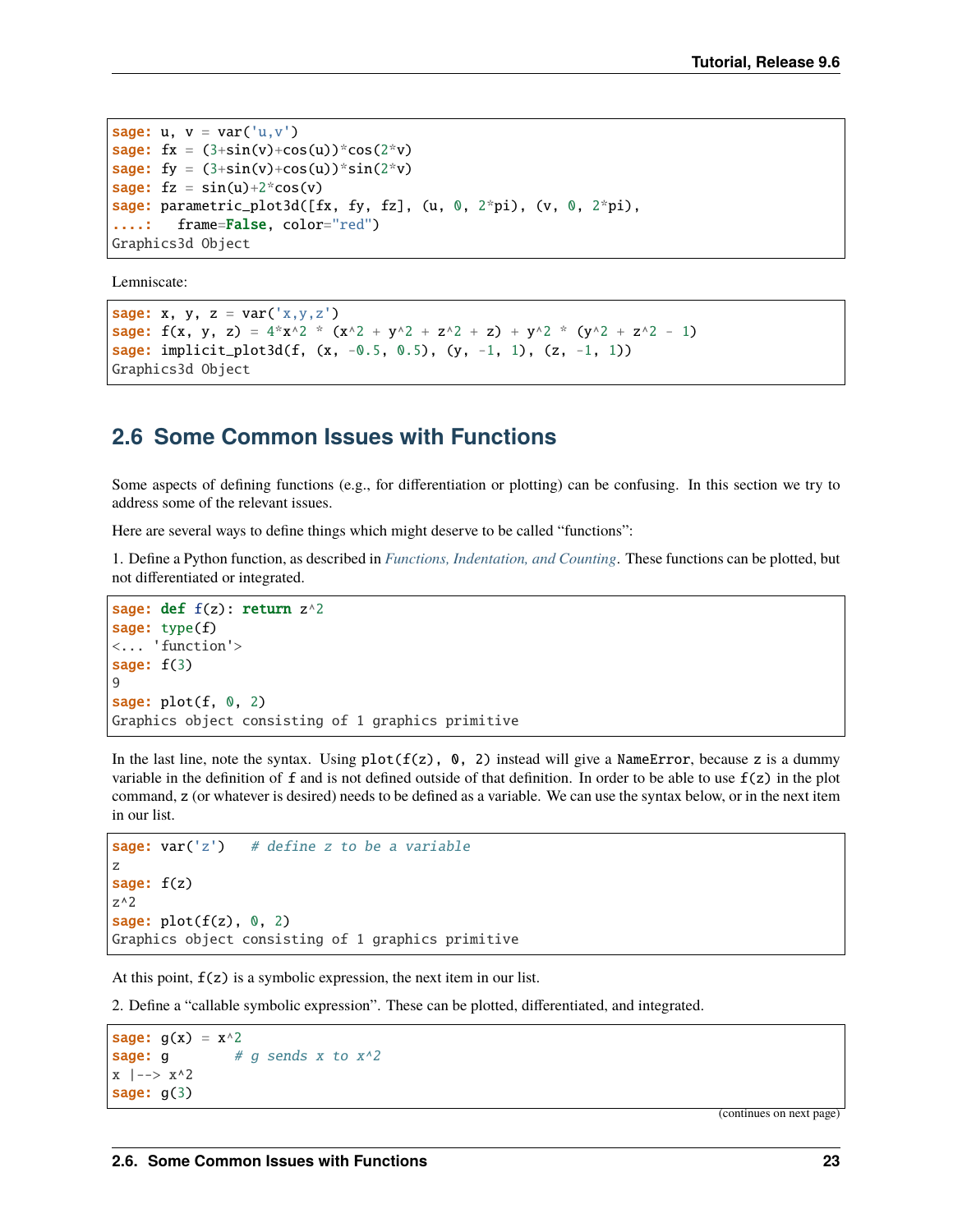```
sage: u, v = var('u,v')
sage: fx = (3+sin(v)+cos(u))*cos(2*v)
sage: fy = (3+sin(v)+cos(u))*sin(2*v)
sage: fz = sin(u)+2*cos(v)
sage: parametric_plot3d([fx, fy, fz], (u, 0, 2*pi), (v, 0, 2*pi),
....:   frame=False, color="red")
Graphics3d Object
```

Lemniscate:

```
sage: x, y, z = var('x,y,z')
sage: f(x, y, z) = 4*x^2 * (x^2 + y^2 + z^2 + z) + y^2 * (y^2 + z^2 - 1)
sage: implicit_plot3d(f, (x, -0.5, 0.5), (y, -1, 1), (z, -1, 1))
Graphics3d Object
```

## 2.6 Some Common Issues with Functions

Some aspects of defining functions (e.g., for differentiation or plotting) can be confusing. In this section we try to address some of the relevant issues.

Here are several ways to define things which might deserve to be called "functions":

1. Define a Python function, as described in *Functions, Indentation, and Counting*. These functions can be plotted, but not differentiated or integrated.

```
sage: def f(z): return z^2
sage: type(f)
<... 'function'>
sage: f(3)
9
sage: plot(f, 0, 2)
Graphics object consisting of 1 graphics primitive
```

In the last line, note the syntax. Using `plot(f(z), 0, 2)` instead will give a `NameError`, because `z` is a dummy variable in the definition of `f` and is not defined outside of that definition. In order to be able to use `f(z)` in the plot command, `z` (or whatever is desired) needs to be defined as a variable. We can use the syntax below, or in the next item in our list.

```
sage: var('z')   # define z to be a variable
z
sage: f(z)
z^2
sage: plot(f(z), 0, 2)
Graphics object consisting of 1 graphics primitive
```

At this point, `f(z)` is a symbolic expression, the next item in our list.

2. Define a "callable symbolic expression". These can be plotted, differentiated, and integrated.

```
sage: g(x) = x^2
sage: g        # g sends x to x^2
x |--> x^2
sage: g(3)
```

(continues on next page)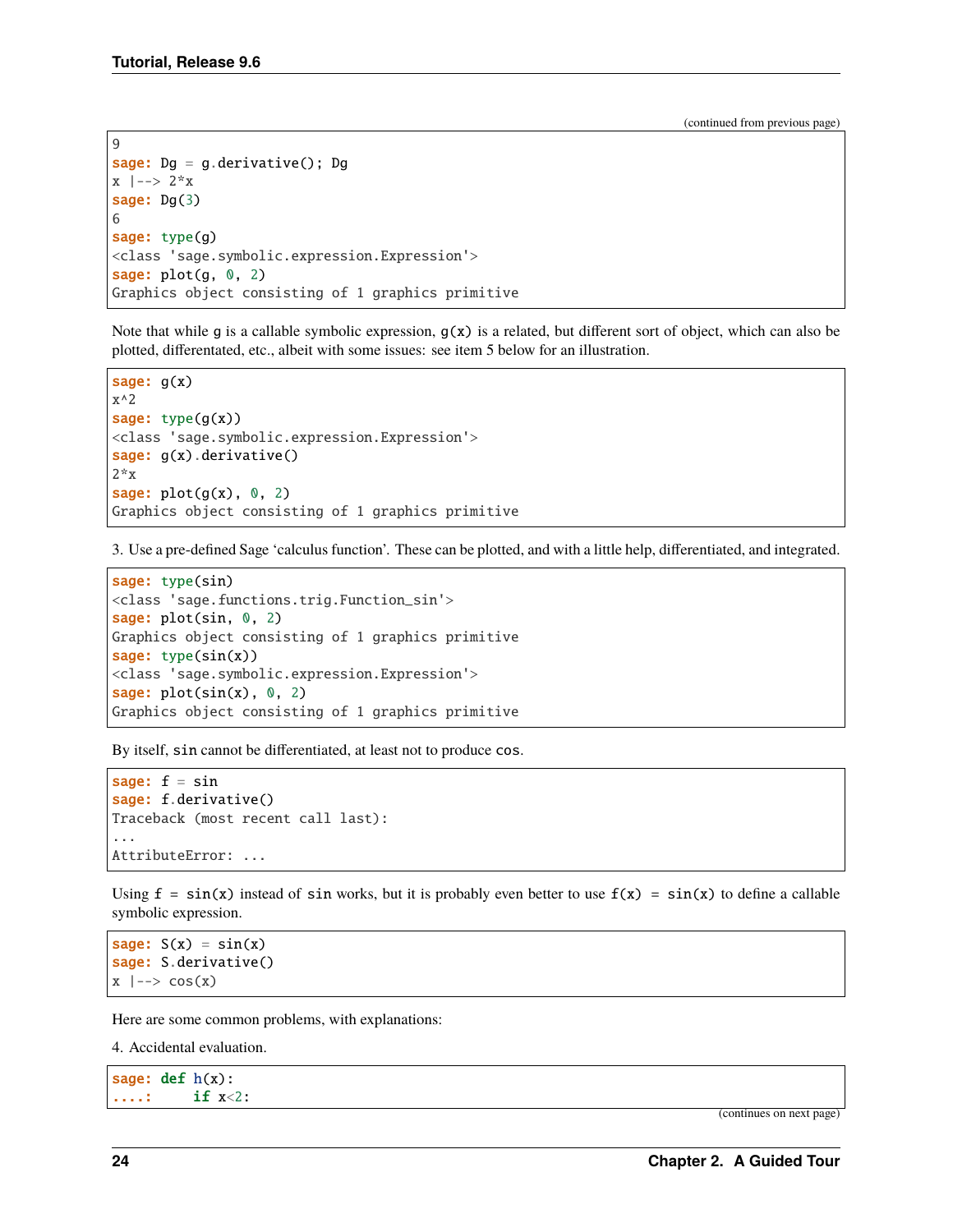(continued from previous page)

```
9
sage: Dg = g.derivative(); Dg
x |--> 2*x
sage: Dg(3)
6
sage: type(g)
<class 'sage.symbolic.expression.Expression'>
sage: plot(g, 0, 2)
Graphics object consisting of 1 graphics primitive
```

Note that while `g` is a callable symbolic expression, `g(x)` is a related, but different sort of object, which can also be plotted, differentated, etc., albeit with some issues: see item 5 below for an illustration.

```
sage: g(x)
x^2
sage: type(g(x))
<class 'sage.symbolic.expression.Expression'>
sage: g(x).derivative()
2*x
sage: plot(g(x), 0, 2)
Graphics object consisting of 1 graphics primitive
```

3. Use a pre-defined Sage 'calculus function'. These can be plotted, and with a little help, differentiated, and integrated.

```
sage: type(sin)
<class 'sage.functions.trig.Function_sin'>
sage: plot(sin, 0, 2)
Graphics object consisting of 1 graphics primitive
sage: type(sin(x))
<class 'sage.symbolic.expression.Expression'>
sage: plot(sin(x), 0, 2)
Graphics object consisting of 1 graphics primitive
```

By itself, `sin` cannot be differentiated, at least not to produce `cos`.

```
sage: f = sin
sage: f.derivative()
Traceback (most recent call last):
...
AttributeError: ...
```

Using `f = sin(x)` instead of `sin` works, but it is probably even better to use `f(x) = sin(x)` to define a callable symbolic expression.

```
sage: S(x) = sin(x)
sage: S.derivative()
x |--> cos(x)
```

Here are some common problems, with explanations:

4. Accidental evaluation.

```
sage: def h(x):
....:     if x<2:
```

(continues on next page)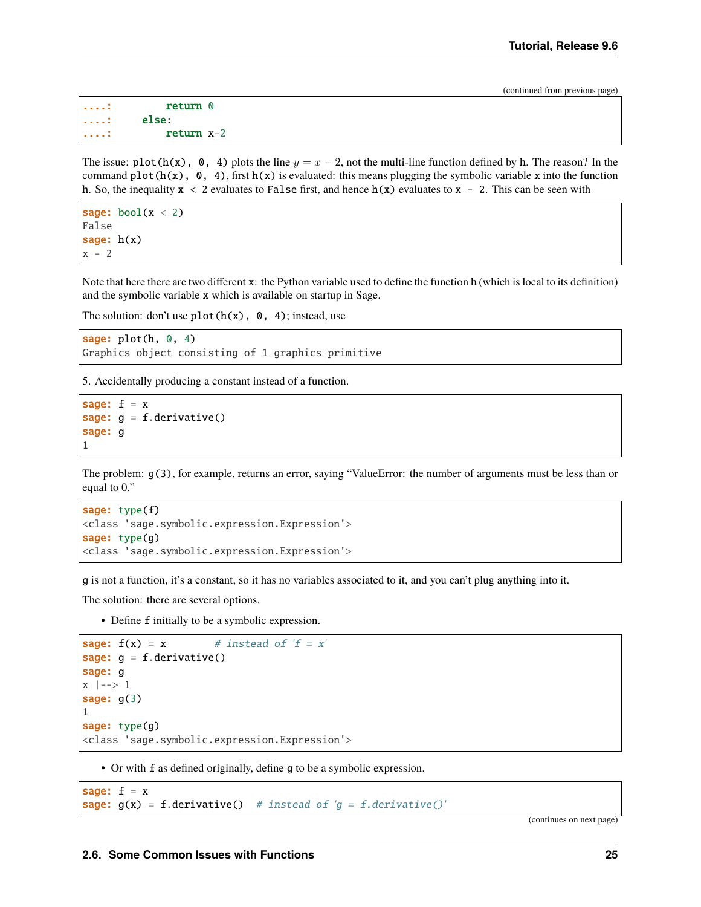(continued from previous page)

```
....:         return 0
....:     else:
....:         return x-2
```

The issue: `plot(h(x), 0, 4)` plots the line $y = x - 2$, not the multi-line function defined by `h`. The reason? In the command `plot(h(x), 0, 4)`, first `h(x)` is evaluated: this means plugging the symbolic variable `x` into the function `h`. So, the inequality `x < 2` evaluates to `False` first, and hence `h(x)` evaluates to `x - 2`. This can be seen with

```
sage: bool(x < 2)
False
sage: h(x)
x - 2
```

Note that here there are two different `x`: the Python variable used to define the function `h` (which is local to its definition) and the symbolic variable `x` which is available on startup in Sage.

The solution: don't use `plot(h(x), 0, 4)`; instead, use

```
sage: plot(h, 0, 4)
Graphics object consisting of 1 graphics primitive
```

5. Accidentally producing a constant instead of a function.

```
sage: f = x
sage: g = f.derivative()
sage: g
1
```

The problem: `g(3)`, for example, returns an error, saying "ValueError: the number of arguments must be less than or equal to 0."

```
sage: type(f)
<class 'sage.symbolic.expression.Expression'>
sage: type(g)
<class 'sage.symbolic.expression.Expression'>
```

`g` is not a function, it's a constant, so it has no variables associated to it, and you can't plug anything into it.

The solution: there are several options.

- Define `f` initially to be a symbolic expression.

```
sage: f(x) = x        # instead of 'f = x'
sage: g = f.derivative()
sage: g
x |--> 1
sage: g(3)
1
sage: type(g)
<class 'sage.symbolic.expression.Expression'>
```

- Or with `f` as defined originally, define `g` to be a symbolic expression.

```
sage: f = x
sage: g(x) = f.derivative()  # instead of 'g = f.derivative()'
```

(continues on next page)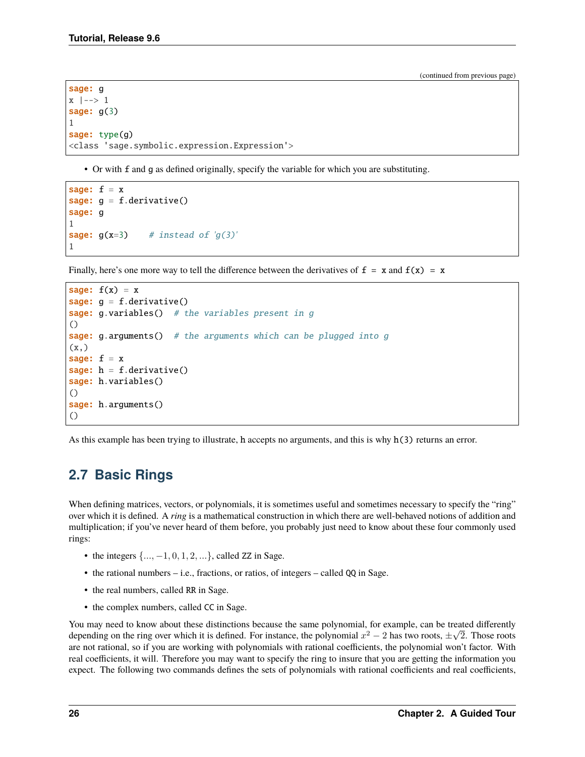(continued from previous page)

```
sage: g
x |--> 1
sage: g(3)
1
sage: type(g)
<class 'sage.symbolic.expression.Expression'>
```

- Or with `f` and `g` as defined originally, specify the variable for which you are substituting.

```
sage: f = x
sage: g = f.derivative()
sage: g
1
sage: g(x=3)    # instead of 'g(3)'
1
```

Finally, here's one more way to tell the difference between the derivatives of `f = x` and `f(x) = x`

```
sage: f(x) = x
sage: g = f.derivative()
sage: g.variables()  # the variables present in g
()
sage: g.arguments()  # the arguments which can be plugged into g
(x,)
sage: f = x
sage: h = f.derivative()
sage: h.variables()
()
sage: h.arguments()
()
```

As this example has been trying to illustrate, `h` accepts no arguments, and this is why `h(3)` returns an error.

## 2.7 Basic Rings

When defining matrices, vectors, or polynomials, it is sometimes useful and sometimes necessary to specify the "ring" over which it is defined. A *ring* is a mathematical construction in which there are well-behaved notions of addition and multiplication; if you've never heard of them before, you probably just need to know about these four commonly used rings:

- the integers $\{..., -1, 0, 1, 2, ...\}$, called `ZZ` in Sage.
- the rational numbers – i.e., fractions, or ratios, of integers – called `QQ` in Sage.
- the real numbers, called `RR` in Sage.
- the complex numbers, called `CC` in Sage.

You may need to know about these distinctions because the same polynomial, for example, can be treated differently depending on the ring over which it is defined. For instance, the polynomial $x^2 - 2$ has two roots, $\pm\sqrt{2}$. Those roots are not rational, so if you are working with polynomials with rational coefficients, the polynomial won't factor. With real coefficients, it will. Therefore you may want to specify the ring to insure that you are getting the information you expect. The following two commands defines the sets of polynomials with rational coefficients and real coefficients,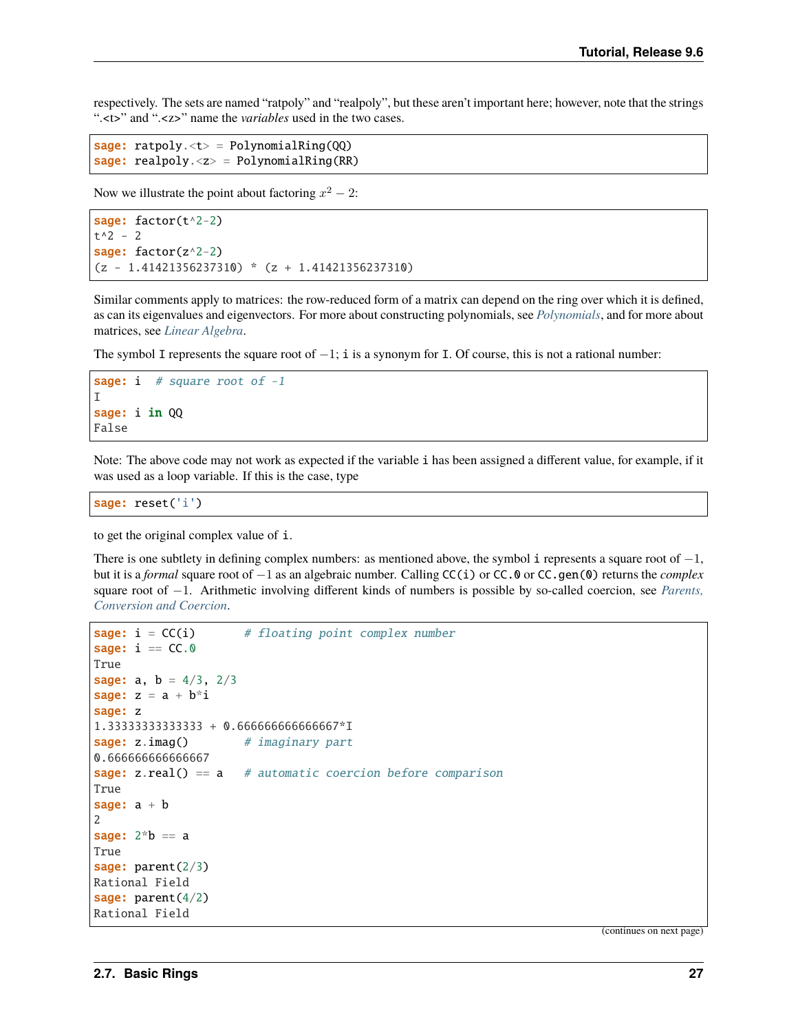respectively. The sets are named "ratpoly" and "realpoly", but these aren't important here; however, note that the strings ".<t>" and ".<z>" name the *variables* used in the two cases.

```
sage: ratpoly.<t> = PolynomialRing(QQ)
sage: realpoly.<z> = PolynomialRing(RR)
```

Now we illustrate the point about factoring $x^2 - 2$:

```
sage: factor(t^2-2)
t^2 - 2
sage: factor(z^2-2)
(z - 1.41421356237310) * (z + 1.41421356237310)
```

Similar comments apply to matrices: the row-reduced form of a matrix can depend on the ring over which it is defined, as can its eigenvalues and eigenvectors. For more about constructing polynomials, see *Polynomials*, and for more about matrices, see *Linear Algebra*.

The symbol `I` represents the square root of $-1$; `i` is a synonym for `I`. Of course, this is not a rational number:

```
sage: i  # square root of -1
I
sage: i in QQ
False
```

Note: The above code may not work as expected if the variable `i` has been assigned a different value, for example, if it was used as a loop variable. If this is the case, type

```
sage: reset('i')
```

to get the original complex value of `i`.

There is one subtlety in defining complex numbers: as mentioned above, the symbol `i` represents a square root of $-1$, but it is a *formal* square root of $-1$ as an algebraic number. Calling `CC(i)` or `CC.0` or `CC.gen(0)` returns the *complex* square root of $-1$. Arithmetic involving different kinds of numbers is possible by so-called coercion, see *Parents, Conversion and Coercion*.

```
sage: i = CC(i)       # floating point complex number
sage: i == CC.0
True
sage: a, b = 4/3, 2/3
sage: z = a + b*i
sage: z
1.33333333333333 + 0.666666666666667*I
sage: z.imag()        # imaginary part
0.666666666666667
sage: z.real() == a   # automatic coercion before comparison
True
sage: a + b
2
sage: 2*b == a
True
sage: parent(2/3)
Rational Field
sage: parent(4/2)
Rational Field
```

(continues on next page)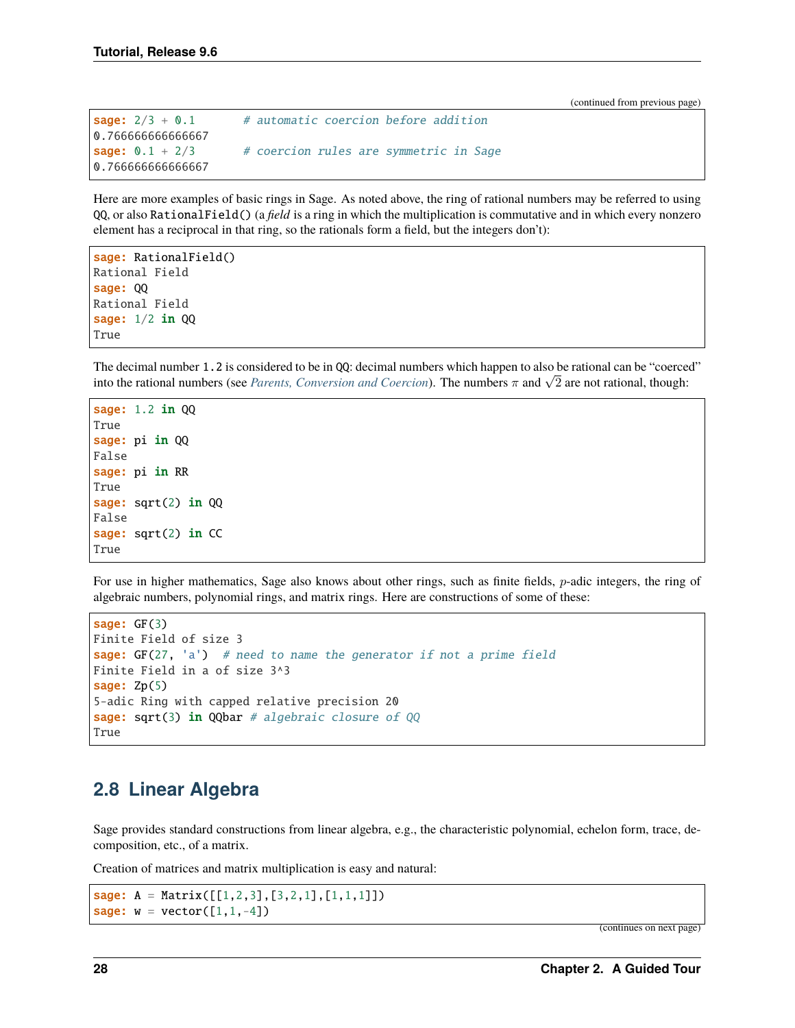(continued from previous page)

```
sage: 2/3 + 0.1       # automatic coercion before addition
0.766666666666667
sage: 0.1 + 2/3       # coercion rules are symmetric in Sage
0.766666666666667
```

Here are more examples of basic rings in Sage. As noted above, the ring of rational numbers may be referred to using `QQ`, or also `RationalField()` (a *field* is a ring in which the multiplication is commutative and in which every nonzero element has a reciprocal in that ring, so the rationals form a field, but the integers don't):

```
sage: RationalField()
Rational Field
sage: QQ
Rational Field
sage: 1/2 in QQ
True
```

The decimal number `1.2` is considered to be in `QQ`: decimal numbers which happen to also be rational can be "coerced" into the rational numbers (see *Parents, Conversion and Coercion*). The numbers $\pi$ and $\sqrt{2}$ are not rational, though:

```
sage: 1.2 in QQ
True
sage: pi in QQ
False
sage: pi in RR
True
sage: sqrt(2) in QQ
False
sage: sqrt(2) in CC
True
```

For use in higher mathematics, Sage also knows about other rings, such as finite fields, $p$-adic integers, the ring of algebraic numbers, polynomial rings, and matrix rings. Here are constructions of some of these:

```
sage: GF(3)
Finite Field of size 3
sage: GF(27, 'a')  # need to name the generator if not a prime field
Finite Field in a of size 3^3
sage: Zp(5)
5-adic Ring with capped relative precision 20
sage: sqrt(3) in QQbar # algebraic closure of QQ
True
```

## 2.8 Linear Algebra

Sage provides standard constructions from linear algebra, e.g., the characteristic polynomial, echelon form, trace, decomposition, etc., of a matrix.

Creation of matrices and matrix multiplication is easy and natural:

```
sage: A = Matrix([[1,2,3],[3,2,1],[1,1,1]])
sage: w = vector([1,1,-4])
```

(continues on next page)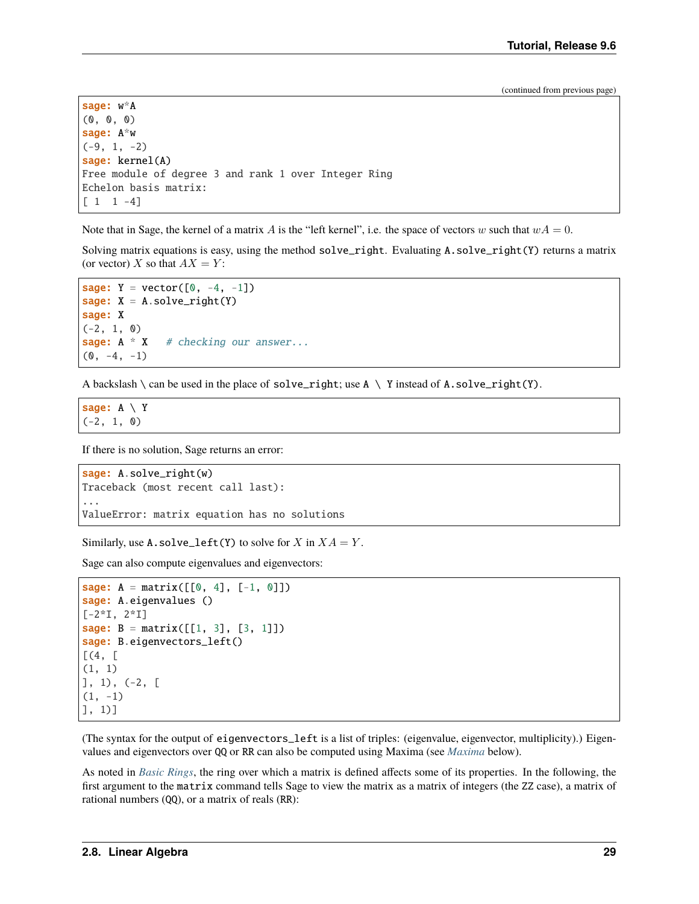(continued from previous page)

```
sage: w*A
(0, 0, 0)
sage: A*w
(-9, 1, -2)
sage: kernel(A)
Free module of degree 3 and rank 1 over Integer Ring
Echelon basis matrix:
[ 1  1 -4]
```

Note that in Sage, the kernel of a matrix $A$ is the "left kernel", i.e. the space of vectors $w$ such that $wA = 0$.

Solving matrix equations is easy, using the method `solve_right`. Evaluating `A.solve_right(Y)` returns a matrix (or vector) $X$ so that $AX = Y$:

```
sage: Y = vector([0, -4, -1])
sage: X = A.solve_right(Y)
sage: X
(-2, 1, 0)
sage: A * X   # checking our answer...
(0, -4, -1)
```

A backslash \ can be used in the place of `solve_right`; use `A \ Y` instead of `A.solve_right(Y)`.

```
sage: A \ Y
(-2, 1, 0)
```

If there is no solution, Sage returns an error:

```
sage: A.solve_right(w)
Traceback (most recent call last):
...
ValueError: matrix equation has no solutions
```

Similarly, use `A.solve_left(Y)` to solve for $X$ in $XA = Y$.

Sage can also compute eigenvalues and eigenvectors:

```
sage: A = matrix([[0, 4], [-1, 0]])
sage: A.eigenvalues ()
[-2*I, 2*I]
sage: B = matrix([[1, 3], [3, 1]])
sage: B.eigenvectors_left()
[(4, [
(1, 1)
], 1), (-2, [
(1, -1)
], 1)]
```

(The syntax for the output of `eigenvectors_left` is a list of triples: (eigenvalue, eigenvector, multiplicity).) Eigenvalues and eigenvectors over `QQ` or `RR` can also be computed using Maxima (see *Maxima* below).

As noted in *Basic Rings*, the ring over which a matrix is defined affects some of its properties. In the following, the first argument to the `matrix` command tells Sage to view the matrix as a matrix of integers (the `ZZ` case), a matrix of rational numbers (`QQ`), or a matrix of reals (`RR`):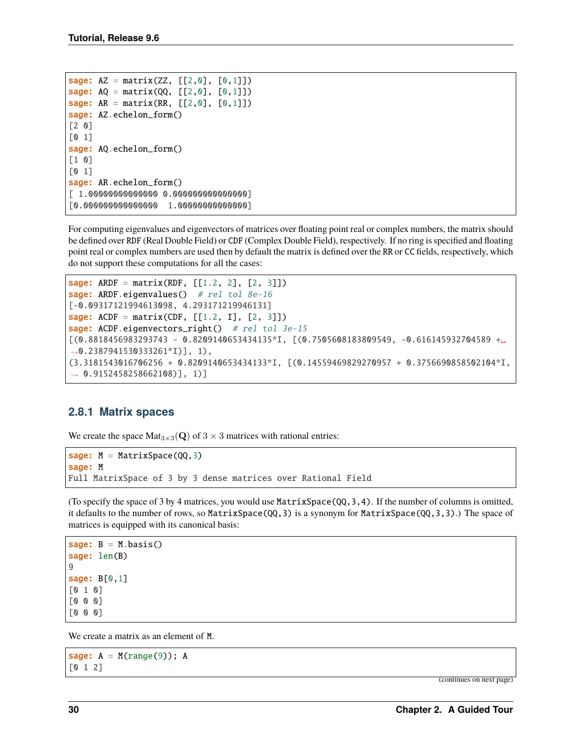```
sage: AZ = matrix(ZZ, [[2,0], [0,1]])
sage: AQ = matrix(QQ, [[2,0], [0,1]])
sage: AR = matrix(RR, [[2,0], [0,1]])
sage: AZ.echelon_form()
[2 0]
[0 1]
sage: AQ.echelon_form()
[1 0]
[0 1]
sage: AR.echelon_form()
[ 1.00000000000000 0.000000000000000]
[0.000000000000000  1.00000000000000]
```

For computing eigenvalues and eigenvectors of matrices over floating point real or complex numbers, the matrix should be defined over RDF (Real Double Field) or CDF (Complex Double Field), respectively. If no ring is specified and floating point real or complex numbers are used then by default the matrix is defined over the RR or CC fields, respectively, which do not support these computations for all the cases:

```
sage: ARDF = matrix(RDF, [[1.2, 2], [2, 3]])
sage: ARDF.eigenvalues()  # rel tol 8e-16
[-0.09317121994613098, 4.293171219946131]
sage: ACDF = matrix(CDF, [[1.2, I], [2, 3]])
sage: ACDF.eigenvectors_right()  # rel tol 3e-15
[(0.8818456983293743 - 0.8209140653434135*I, [(0.7505608183809549, -0.616145932704589 +
→0.2387941530333261*I)], 1),
(3.3181543016706256 + 0.8209140653434133*I, [(0.14559469829270957 + 0.3756690858502104*I,
→ 0.9152458258662108)], 1)]
```

### 2.8.1 Matrix spaces

We create the space $\mathrm{Mat}_{3\times 3}(\mathbf{Q})$ of $3 \times 3$ matrices with rational entries:

```
sage: M = MatrixSpace(QQ,3)
sage: M
Full MatrixSpace of 3 by 3 dense matrices over Rational Field
```

(To specify the space of 3 by 4 matrices, you would use `MatrixSpace(QQ,3,4)`. If the number of columns is omitted, it defaults to the number of rows, so `MatrixSpace(QQ,3)` is a synonym for `MatrixSpace(QQ,3,3)`.) The space of matrices is equipped with its canonical basis:

```
sage: B = M.basis()
sage: len(B)
9
sage: B[0,1]
[0 1 0]
[0 0 0]
[0 0 0]
```

We create a matrix as an element of `M`.

```
sage: A = M(range(9)); A
[0 1 2]
```

(continues on next page)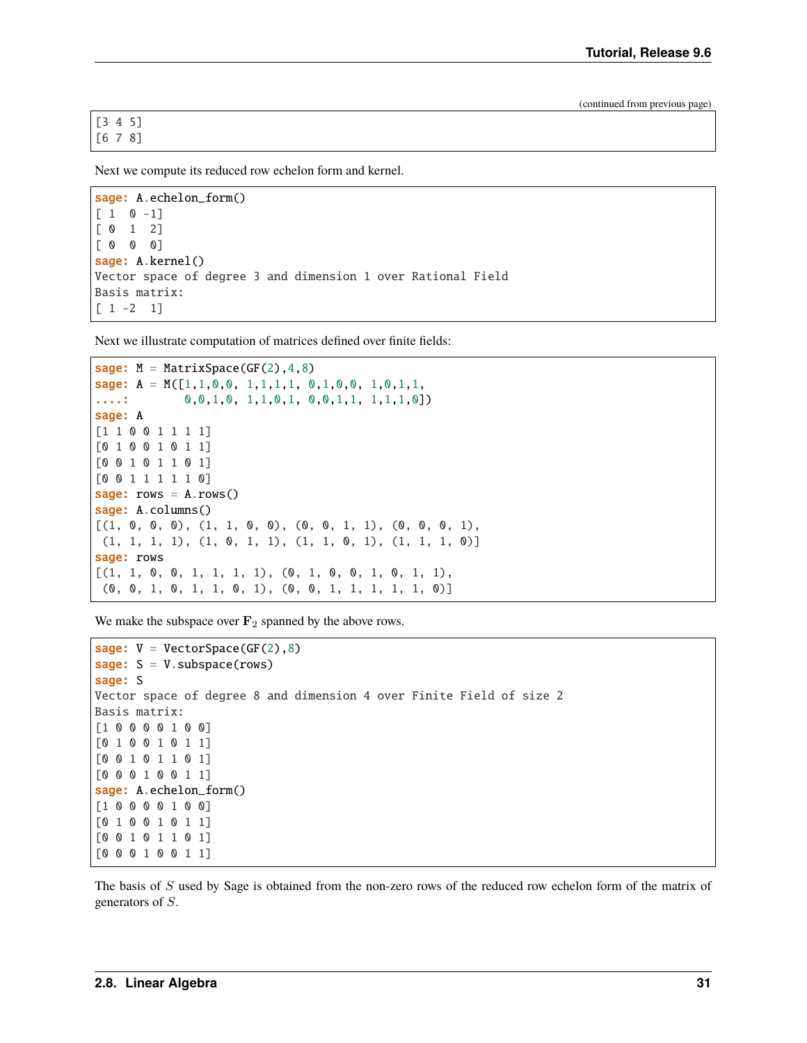(continued from previous page)

```
[3 4 5]
[6 7 8]
```

Next we compute its reduced row echelon form and kernel.

```
sage: A.echelon_form()
[ 1  0 -1]
[ 0  1  2]
[ 0  0  0]
sage: A.kernel()
Vector space of degree 3 and dimension 1 over Rational Field
Basis matrix:
[ 1 -2  1]
```

Next we illustrate computation of matrices defined over finite fields:

```
sage: M = MatrixSpace(GF(2),4,8)
sage: A = M([1,1,0,0, 1,1,1,1, 0,1,0,0, 1,0,1,1,
....:        0,0,1,0, 1,1,0,1, 0,0,1,1, 1,1,1,0])
sage: A
[1 1 0 0 1 1 1 1]
[0 1 0 0 1 0 1 1]
[0 0 1 0 1 1 0 1]
[0 0 1 1 1 1 1 0]
sage: rows = A.rows()
sage: A.columns()
[(1, 0, 0, 0), (1, 1, 0, 0), (0, 0, 1, 1), (0, 0, 0, 1),
 (1, 1, 1, 1), (1, 0, 1, 1), (1, 1, 0, 1), (1, 1, 1, 0)]
sage: rows
[(1, 1, 0, 0, 1, 1, 1, 1), (0, 1, 0, 0, 1, 0, 1, 1),
 (0, 0, 1, 0, 1, 1, 0, 1), (0, 0, 1, 1, 1, 1, 1, 0)]
```

We make the subspace over $\mathbf{F}_2$ spanned by the above rows.

```
sage: V = VectorSpace(GF(2),8)
sage: S = V.subspace(rows)
sage: S
Vector space of degree 8 and dimension 4 over Finite Field of size 2
Basis matrix:
[1 0 0 0 0 1 0 0]
[0 1 0 0 1 0 1 1]
[0 0 1 0 1 1 0 1]
[0 0 0 1 0 0 1 1]
sage: A.echelon_form()
[1 0 0 0 0 1 0 0]
[0 1 0 0 1 0 1 1]
[0 0 1 0 1 1 0 1]
[0 0 0 1 0 0 1 1]
```

The basis of $S$ used by Sage is obtained from the non-zero rows of the reduced row echelon form of the matrix of generators of $S$.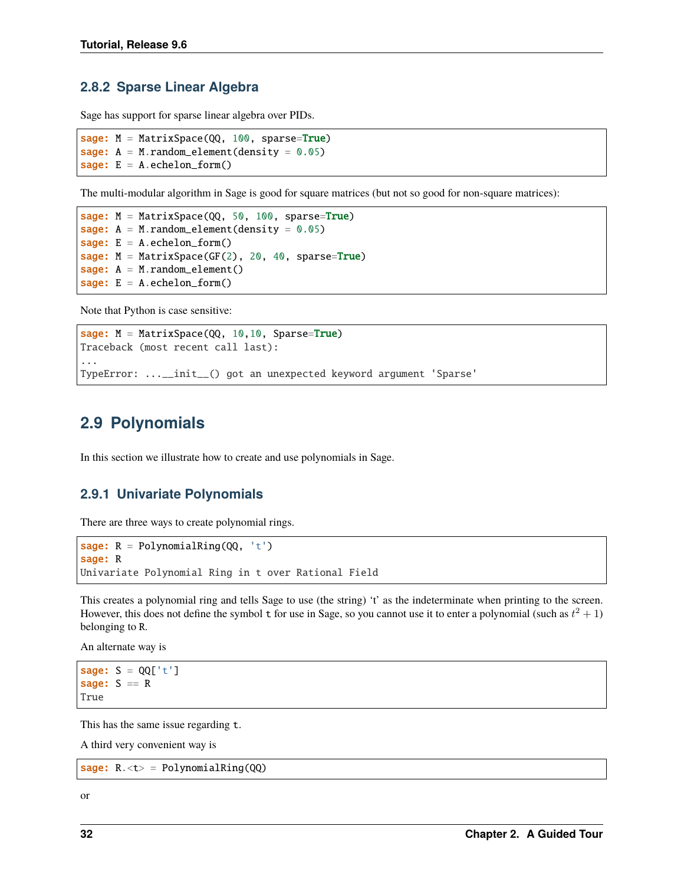### 2.8.2 Sparse Linear Algebra

Sage has support for sparse linear algebra over PIDs.

```
sage: M = MatrixSpace(QQ, 100, sparse=True)
sage: A = M.random_element(density = 0.05)
sage: E = A.echelon_form()
```

The multi-modular algorithm in Sage is good for square matrices (but not so good for non-square matrices):

```
sage: M = MatrixSpace(QQ, 50, 100, sparse=True)
sage: A = M.random_element(density = 0.05)
sage: E = A.echelon_form()
sage: M = MatrixSpace(GF(2), 20, 40, sparse=True)
sage: A = M.random_element()
sage: E = A.echelon_form()
```

Note that Python is case sensitive:

```
sage: M = MatrixSpace(QQ, 10,10, Sparse=True)
Traceback (most recent call last):
...
TypeError: ...__init__() got an unexpected keyword argument 'Sparse'
```

## 2.9 Polynomials

In this section we illustrate how to create and use polynomials in Sage.

### 2.9.1 Univariate Polynomials

There are three ways to create polynomial rings.

```
sage: R = PolynomialRing(QQ, 't')
sage: R
Univariate Polynomial Ring in t over Rational Field
```

This creates a polynomial ring and tells Sage to use (the string) 't' as the indeterminate when printing to the screen. However, this does not define the symbol `t` for use in Sage, so you cannot use it to enter a polynomial (such as $t^2 + 1$) belonging to `R`.

An alternate way is

```
sage: S = QQ['t']
sage: S == R
True
```

This has the same issue regarding `t`.

A third very convenient way is

```
sage: R.<t> = PolynomialRing(QQ)
```

or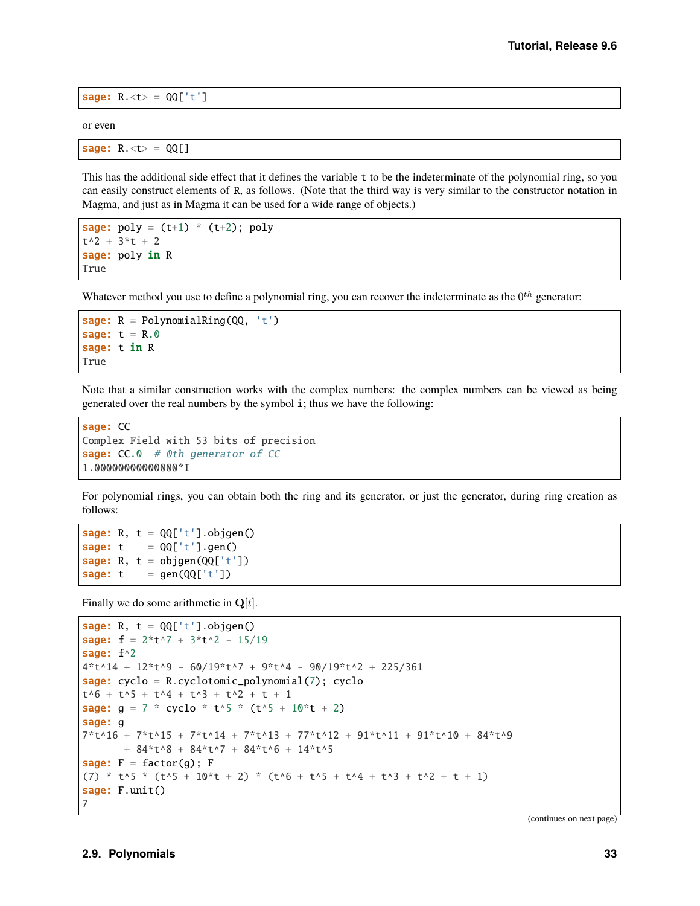```
sage: R.<t> = QQ['t']
```

or even

```
sage: R.<t> = QQ[]
```

This has the additional side effect that it defines the variable `t` to be the indeterminate of the polynomial ring, so you can easily construct elements of `R`, as follows. (Note that the third way is very similar to the constructor notation in Magma, and just as in Magma it can be used for a wide range of objects.)

```
sage: poly = (t+1) * (t+2); poly
t^2 + 3*t + 2
sage: poly in R
True
```

Whatever method you use to define a polynomial ring, you can recover the indeterminate as the $0^{th}$ generator:

```
sage: R = PolynomialRing(QQ, 't')
sage: t = R.0
sage: t in R
True
```

Note that a similar construction works with the complex numbers: the complex numbers can be viewed as being generated over the real numbers by the symbol `i`; thus we have the following:

```
sage: CC
Complex Field with 53 bits of precision
sage: CC.0  # 0th generator of CC
1.00000000000000*I
```

For polynomial rings, you can obtain both the ring and its generator, or just the generator, during ring creation as follows:

```
sage: R, t = QQ['t'].objgen()
sage: t    = QQ['t'].gen()
sage: R, t = objgen(QQ['t'])
sage: t    = gen(QQ['t'])
```

Finally we do some arithmetic in $\mathbf{Q}[t]$.

```
sage: R, t = QQ['t'].objgen()
sage: f = 2*t^7 + 3*t^2 - 15/19
sage: f^2
4*t^14 + 12*t^9 - 60/19*t^7 + 9*t^4 - 90/19*t^2 + 225/361
sage: cyclo = R.cyclotomic_polynomial(7); cyclo
t^6 + t^5 + t^4 + t^3 + t^2 + t + 1
sage: g = 7 * cyclo * t^5 * (t^5 + 10*t + 2)
sage: g
7*t^16 + 7*t^15 + 7*t^14 + 7*t^13 + 77*t^12 + 91*t^11 + 91*t^10 + 84*t^9
       + 84*t^8 + 84*t^7 + 84*t^6 + 14*t^5
sage: F = factor(g); F
(7) * t^5 * (t^5 + 10*t + 2) * (t^6 + t^5 + t^4 + t^3 + t^2 + t + 1)
sage: F.unit()
7
```

(continues on next page)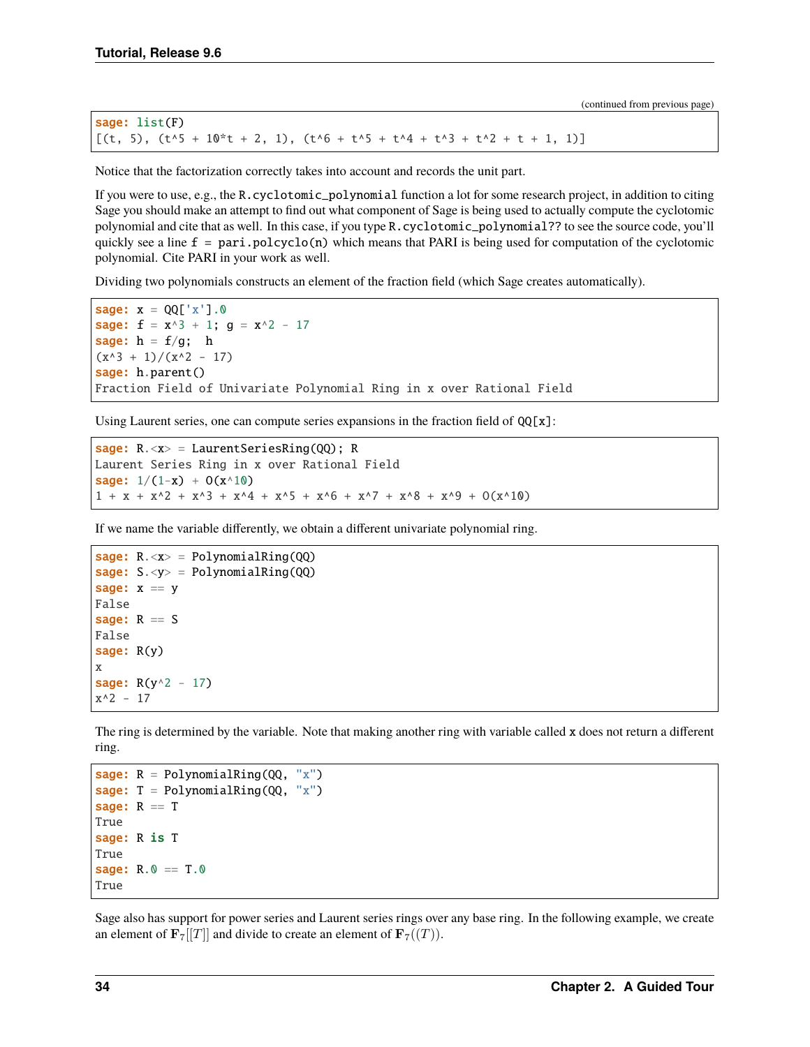(continued from previous page)

```
sage: list(F)
[(t, 5), (t^5 + 10*t + 2, 1), (t^6 + t^5 + t^4 + t^3 + t^2 + t + 1, 1)]
```

Notice that the factorization correctly takes into account and records the unit part.

If you were to use, e.g., the `R.cyclotomic_polynomial` function a lot for some research project, in addition to citing Sage you should make an attempt to find out what component of Sage is being used to actually compute the cyclotomic polynomial and cite that as well. In this case, if you type `R.cyclotomic_polynomial??` to see the source code, you'll quickly see a line `f = pari.polcyclo(n)` which means that PARI is being used for computation of the cyclotomic polynomial. Cite PARI in your work as well.

Dividing two polynomials constructs an element of the fraction field (which Sage creates automatically).

```
sage: x = QQ['x'].0
sage: f = x^3 + 1; g = x^2 - 17
sage: h = f/g;  h
(x^3 + 1)/(x^2 - 17)
sage: h.parent()
Fraction Field of Univariate Polynomial Ring in x over Rational Field
```

Using Laurent series, one can compute series expansions in the fraction field of `QQ[x]`:

```
sage: R.<x> = LaurentSeriesRing(QQ); R
Laurent Series Ring in x over Rational Field
sage: 1/(1-x) + O(x^10)
1 + x + x^2 + x^3 + x^4 + x^5 + x^6 + x^7 + x^8 + x^9 + O(x^10)
```

If we name the variable differently, we obtain a different univariate polynomial ring.

```
sage: R.<x> = PolynomialRing(QQ)
sage: S.<y> = PolynomialRing(QQ)
sage: x == y
False
sage: R == S
False
sage: R(y)
x
sage: R(y^2 - 17)
x^2 - 17
```

The ring is determined by the variable. Note that making another ring with variable called `x` does not return a different ring.

```
sage: R = PolynomialRing(QQ, "x")
sage: T = PolynomialRing(QQ, "x")
sage: R == T
True
sage: R is T
True
sage: R.0 == T.0
True
```

Sage also has support for power series and Laurent series rings over any base ring. In the following example, we create an element of $\mathbf{F}_7[[T]]$ and divide to create an element of $\mathbf{F}_7((T))$.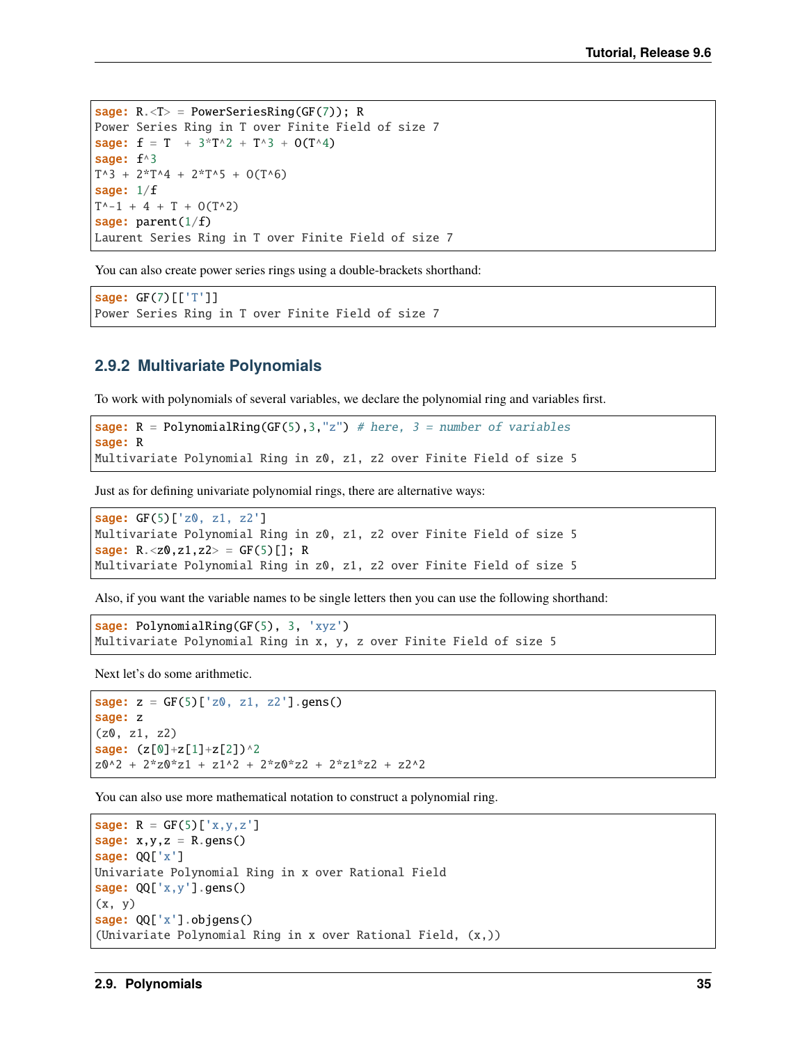```
sage: R.<T> = PowerSeriesRing(GF(7)); R
Power Series Ring in T over Finite Field of size 7
sage: f = T  + 3*T^2 + T^3 + O(T^4)
sage: f^3
T^3 + 2*T^4 + 2*T^5 + O(T^6)
sage: 1/f
T^-1 + 4 + T + O(T^2)
sage: parent(1/f)
Laurent Series Ring in T over Finite Field of size 7
```

You can also create power series rings using a double-brackets shorthand:

```
sage: GF(7)[['T']]
Power Series Ring in T over Finite Field of size 7
```

### 2.9.2 Multivariate Polynomials

To work with polynomials of several variables, we declare the polynomial ring and variables first.

```
sage: R = PolynomialRing(GF(5),3,"z") # here, 3 = number of variables
sage: R
Multivariate Polynomial Ring in z0, z1, z2 over Finite Field of size 5
```

Just as for defining univariate polynomial rings, there are alternative ways:

```
sage: GF(5)['z0, z1, z2']
Multivariate Polynomial Ring in z0, z1, z2 over Finite Field of size 5
sage: R.<z0,z1,z2> = GF(5)[]; R
Multivariate Polynomial Ring in z0, z1, z2 over Finite Field of size 5
```

Also, if you want the variable names to be single letters then you can use the following shorthand:

```
sage: PolynomialRing(GF(5), 3, 'xyz')
Multivariate Polynomial Ring in x, y, z over Finite Field of size 5
```

Next let's do some arithmetic.

```
sage: z = GF(5)['z0, z1, z2'].gens()
sage: z
(z0, z1, z2)
sage: (z[0]+z[1]+z[2])^2
z0^2 + 2*z0*z1 + z1^2 + 2*z0*z2 + 2*z1*z2 + z2^2
```

You can also use more mathematical notation to construct a polynomial ring.

```
sage: R = GF(5)['x,y,z']
sage: x,y,z = R.gens()
sage: QQ['x']
Univariate Polynomial Ring in x over Rational Field
sage: QQ['x,y'].gens()
(x, y)
sage: QQ['x'].objgens()
(Univariate Polynomial Ring in x over Rational Field, (x,))
```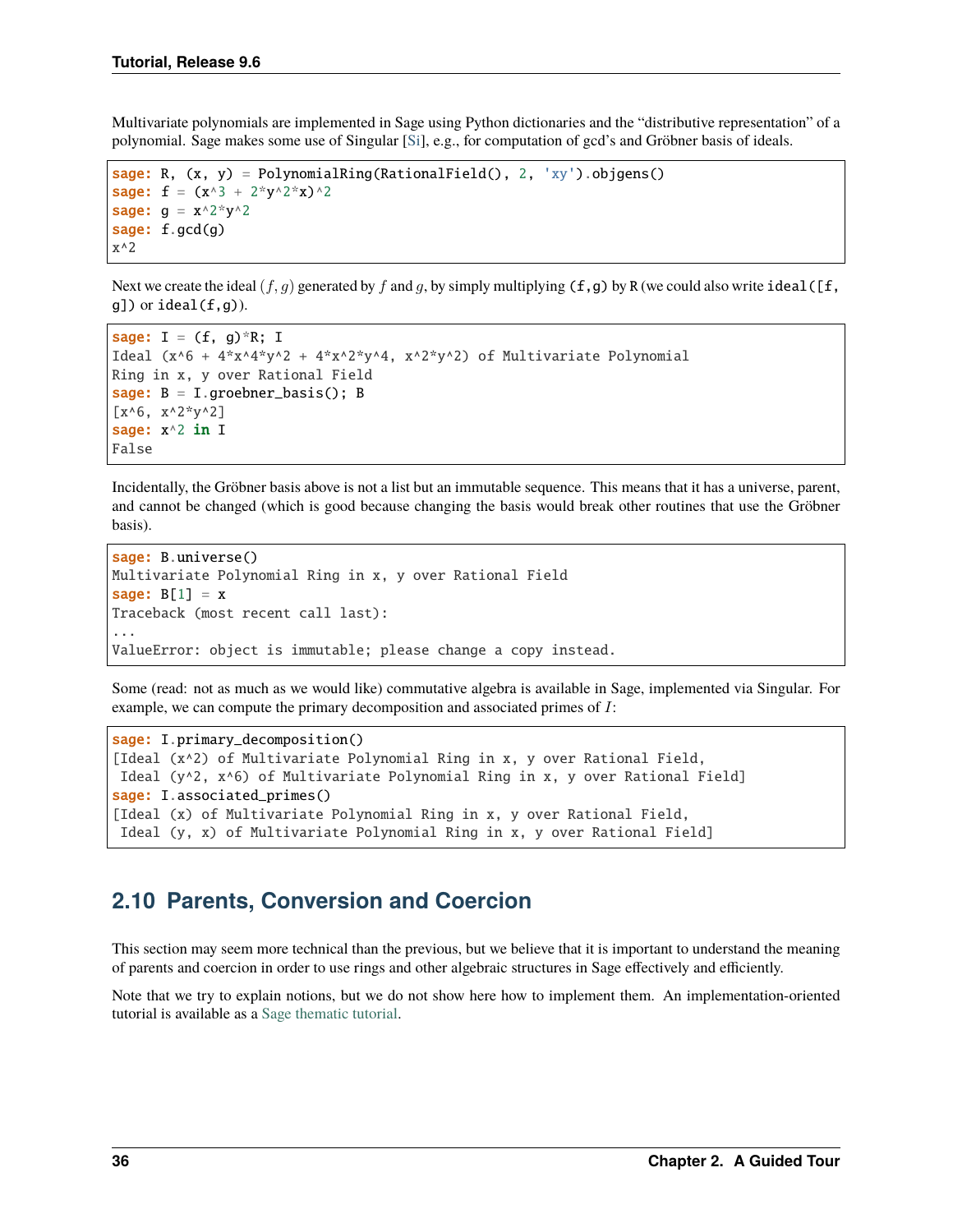Multivariate polynomials are implemented in Sage using Python dictionaries and the "distributive representation" of a polynomial. Sage makes some use of Singular [Si], e.g., for computation of gcd's and Gröbner basis of ideals.

```
sage: R, (x, y) = PolynomialRing(RationalField(), 2, 'xy').objgens()
sage: f = (x^3 + 2*y^2*x)^2
sage: g = x^2*y^2
sage: f.gcd(g)
x^2
```

Next we create the ideal $(f, g)$ generated by $f$ and $g$, by simply multiplying `(f,g)` by `R` (we could also write `ideal([f, g])` or `ideal(f,g)`).

```
sage: I = (f, g)*R; I
Ideal (x^6 + 4*x^4*y^2 + 4*x^2*y^4, x^2*y^2) of Multivariate Polynomial
Ring in x, y over Rational Field
sage: B = I.groebner_basis(); B
[x^6, x^2*y^2]
sage: x^2 in I
False
```

Incidentally, the Gröbner basis above is not a list but an immutable sequence. This means that it has a universe, parent, and cannot be changed (which is good because changing the basis would break other routines that use the Gröbner basis).

```
sage: B.universe()
Multivariate Polynomial Ring in x, y over Rational Field
sage: B[1] = x
Traceback (most recent call last):
...
ValueError: object is immutable; please change a copy instead.
```

Some (read: not as much as we would like) commutative algebra is available in Sage, implemented via Singular. For example, we can compute the primary decomposition and associated primes of $I$:

```
sage: I.primary_decomposition()
[Ideal (x^2) of Multivariate Polynomial Ring in x, y over Rational Field,
 Ideal (y^2, x^6) of Multivariate Polynomial Ring in x, y over Rational Field]
sage: I.associated_primes()
[Ideal (x) of Multivariate Polynomial Ring in x, y over Rational Field,
 Ideal (y, x) of Multivariate Polynomial Ring in x, y over Rational Field]
```

## 2.10 Parents, Conversion and Coercion

This section may seem more technical than the previous, but we believe that it is important to understand the meaning of parents and coercion in order to use rings and other algebraic structures in Sage effectively and efficiently.

Note that we try to explain notions, but we do not show here how to implement them. An implementation-oriented tutorial is available as a Sage thematic tutorial.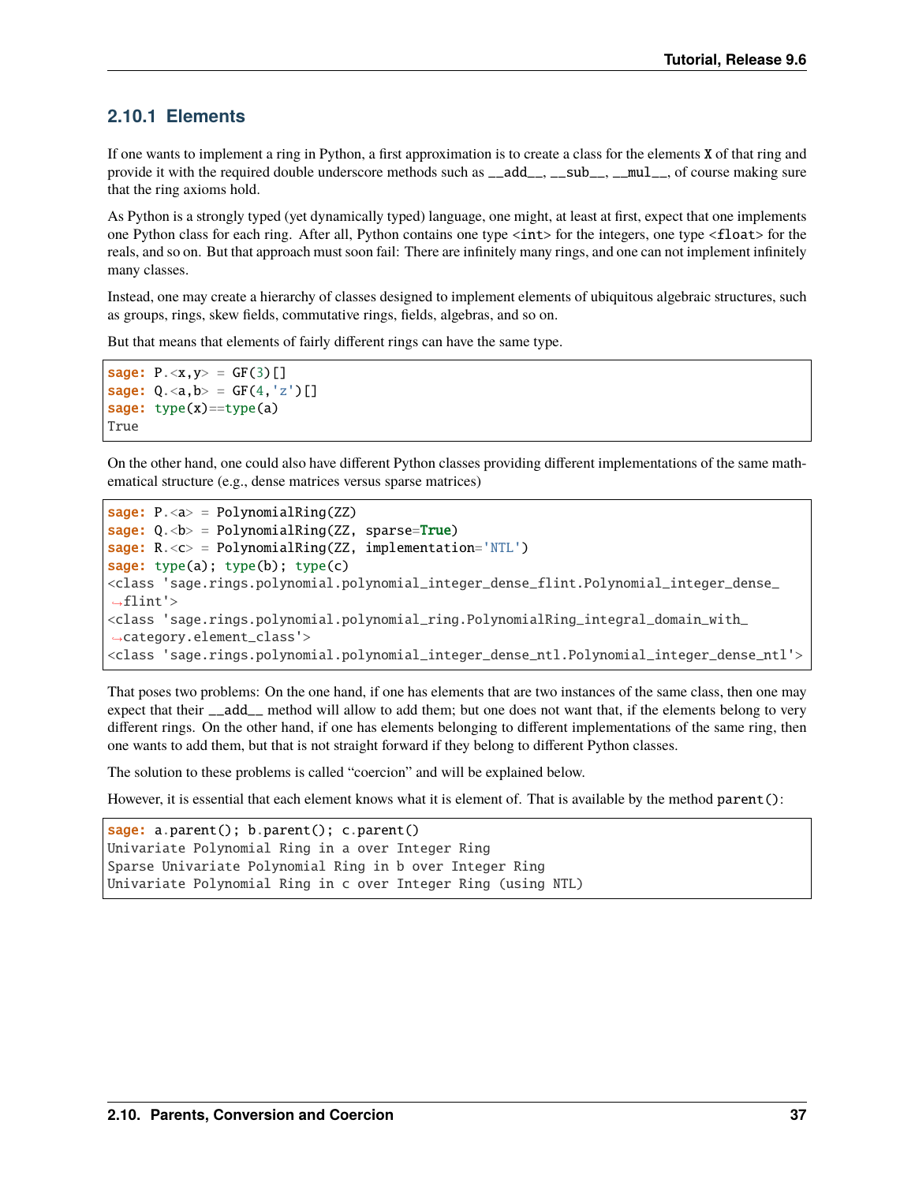### 2.10.1 Elements

If one wants to implement a ring in Python, a first approximation is to create a class for the elements `X` of that ring and provide it with the required double underscore methods such as `__add__`, `__sub__`, `__mul__`, of course making sure that the ring axioms hold.

As Python is a strongly typed (yet dynamically typed) language, one might, at least at first, expect that one implements one Python class for each ring. After all, Python contains one type `<int>` for the integers, one type `<float>` for the reals, and so on. But that approach must soon fail: There are infinitely many rings, and one can not implement infinitely many classes.

Instead, one may create a hierarchy of classes designed to implement elements of ubiquitous algebraic structures, such as groups, rings, skew fields, commutative rings, fields, algebras, and so on.

But that means that elements of fairly different rings can have the same type.

```
sage: P.<x,y> = GF(3)[]
sage: Q.<a,b> = GF(4,'z')[]
sage: type(x)==type(a)
True
```

On the other hand, one could also have different Python classes providing different implementations of the same mathematical structure (e.g., dense matrices versus sparse matrices)

```
sage: P.<a> = PolynomialRing(ZZ)
sage: Q.<b> = PolynomialRing(ZZ, sparse=True)
sage: R.<c> = PolynomialRing(ZZ, implementation='NTL')
sage: type(a); type(b); type(c)
<class 'sage.rings.polynomial.polynomial_integer_dense_flint.Polynomial_integer_dense_flint'>
<class 'sage.rings.polynomial.polynomial_ring.PolynomialRing_integral_domain_with_category.element_class'>
<class 'sage.rings.polynomial.polynomial_integer_dense_ntl.Polynomial_integer_dense_ntl'>
```

That poses two problems: On the one hand, if one has elements that are two instances of the same class, then one may expect that their `__add__` method will allow to add them; but one does not want that, if the elements belong to very different rings. On the other hand, if one has elements belonging to different implementations of the same ring, then one wants to add them, but that is not straight forward if they belong to different Python classes.

The solution to these problems is called "coercion" and will be explained below.

However, it is essential that each element knows what it is element of. That is available by the method `parent()`:

```
sage: a.parent(); b.parent(); c.parent()
Univariate Polynomial Ring in a over Integer Ring
Sparse Univariate Polynomial Ring in b over Integer Ring
Univariate Polynomial Ring in c over Integer Ring (using NTL)
```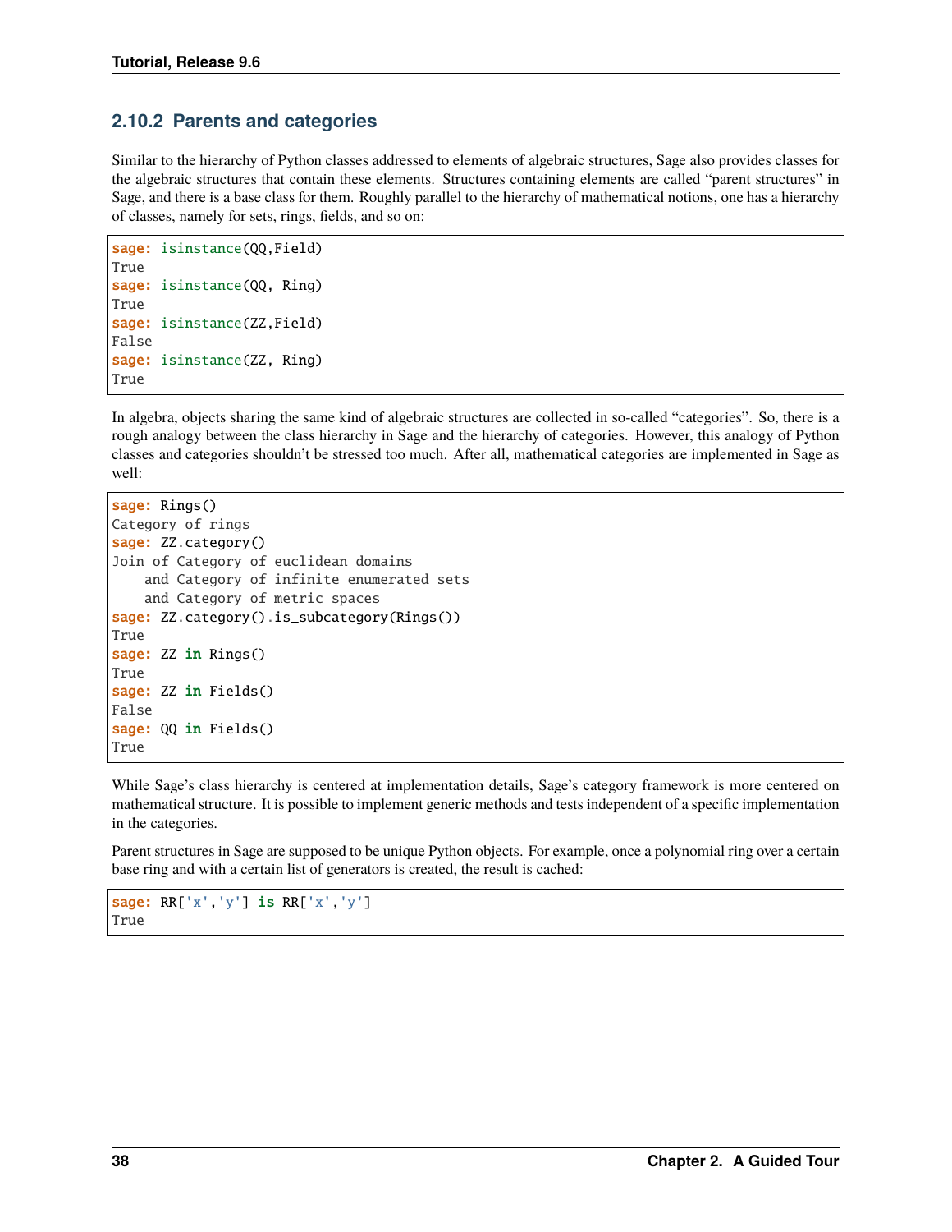### 2.10.2 Parents and categories

Similar to the hierarchy of Python classes addressed to elements of algebraic structures, Sage also provides classes for the algebraic structures that contain these elements. Structures containing elements are called "parent structures" in Sage, and there is a base class for them. Roughly parallel to the hierarchy of mathematical notions, one has a hierarchy of classes, namely for sets, rings, fields, and so on:

```
sage: isinstance(QQ,Field)
True
sage: isinstance(QQ, Ring)
True
sage: isinstance(ZZ,Field)
False
sage: isinstance(ZZ, Ring)
True
```

In algebra, objects sharing the same kind of algebraic structures are collected in so-called "categories". So, there is a rough analogy between the class hierarchy in Sage and the hierarchy of categories. However, this analogy of Python classes and categories shouldn't be stressed too much. After all, mathematical categories are implemented in Sage as well:

```
sage: Rings()
Category of rings
sage: ZZ.category()
Join of Category of euclidean domains
    and Category of infinite enumerated sets
    and Category of metric spaces
sage: ZZ.category().is_subcategory(Rings())
True
sage: ZZ in Rings()
True
sage: ZZ in Fields()
False
sage: QQ in Fields()
True
```

While Sage's class hierarchy is centered at implementation details, Sage's category framework is more centered on mathematical structure. It is possible to implement generic methods and tests independent of a specific implementation in the categories.

Parent structures in Sage are supposed to be unique Python objects. For example, once a polynomial ring over a certain base ring and with a certain list of generators is created, the result is cached:

```
sage: RR['x','y'] is RR['x','y']
True
```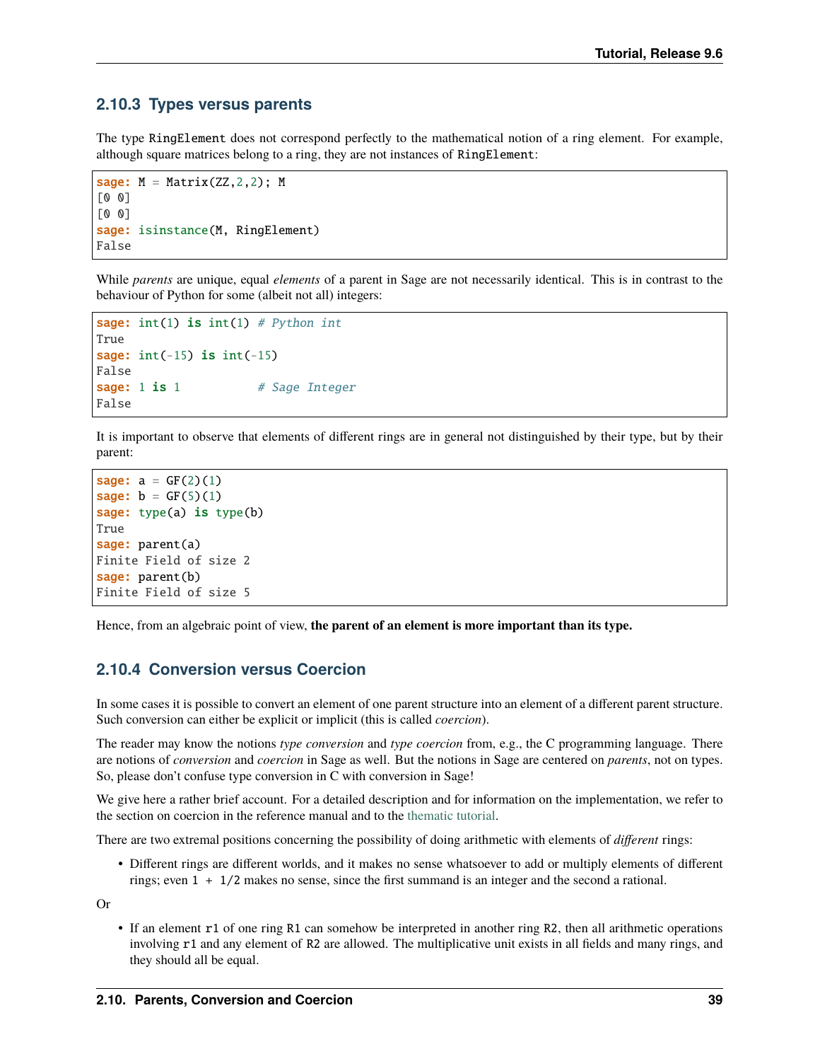### 2.10.3 Types versus parents

The type `RingElement` does not correspond perfectly to the mathematical notion of a ring element. For example, although square matrices belong to a ring, they are not instances of `RingElement`:

```
sage: M = Matrix(ZZ,2,2); M
[0 0]
[0 0]
sage: isinstance(M, RingElement)
False
```

While *parents* are unique, equal *elements* of a parent in Sage are not necessarily identical. This is in contrast to the behaviour of Python for some (albeit not all) integers:

```
sage: int(1) is int(1) # Python int
True
sage: int(-15) is int(-15)
False
sage: 1 is 1           # Sage Integer
False
```

It is important to observe that elements of different rings are in general not distinguished by their type, but by their parent:

```
sage: a = GF(2)(1)
sage: b = GF(5)(1)
sage: type(a) is type(b)
True
sage: parent(a)
Finite Field of size 2
sage: parent(b)
Finite Field of size 5
```

Hence, from an algebraic point of view, **the parent of an element is more important than its type.**

### 2.10.4 Conversion versus Coercion

In some cases it is possible to convert an element of one parent structure into an element of a different parent structure. Such conversion can either be explicit or implicit (this is called *coercion*).

The reader may know the notions *type conversion* and *type coercion* from, e.g., the C programming language. There are notions of *conversion* and *coercion* in Sage as well. But the notions in Sage are centered on *parents*, not on types. So, please don't confuse type conversion in C with conversion in Sage!

We give here a rather brief account. For a detailed description and for information on the implementation, we refer to the section on coercion in the reference manual and to the thematic tutorial.

There are two extremal positions concerning the possibility of doing arithmetic with elements of *different* rings:

- Different rings are different worlds, and it makes no sense whatsoever to add or multiply elements of different rings; even `1 + 1/2` makes no sense, since the first summand is an integer and the second a rational.

Or

- If an element `r1` of one ring `R1` can somehow be interpreted in another ring `R2`, then all arithmetic operations involving `r1` and any element of `R2` are allowed. The multiplicative unit exists in all fields and many rings, and they should all be equal.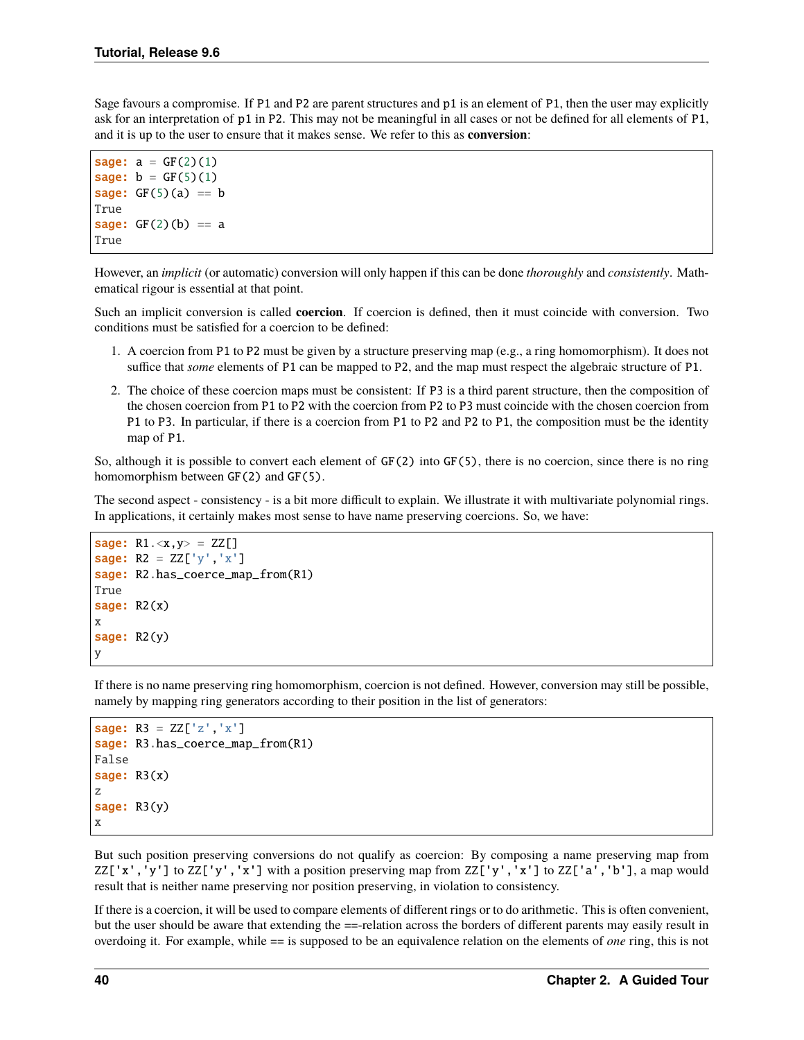Sage favours a compromise. If `P1` and `P2` are parent structures and `p1` is an element of `P1`, then the user may explicitly ask for an interpretation of `p1` in `P2`. This may not be meaningful in all cases or not be defined for all elements of `P1`, and it is up to the user to ensure that it makes sense. We refer to this as **conversion**:

```
sage: a = GF(2)(1)
sage: b = GF(5)(1)
sage: GF(5)(a) == b
True
sage: GF(2)(b) == a
True
```

However, an *implicit* (or automatic) conversion will only happen if this can be done *thoroughly* and *consistently*. Mathematical rigour is essential at that point.

Such an implicit conversion is called **coercion**. If coercion is defined, then it must coincide with conversion. Two conditions must be satisfied for a coercion to be defined:

1. A coercion from `P1` to `P2` must be given by a structure preserving map (e.g., a ring homomorphism). It does not suffice that *some* elements of `P1` can be mapped to `P2`, and the map must respect the algebraic structure of `P1`.
2. The choice of these coercion maps must be consistent: If `P3` is a third parent structure, then the composition of the chosen coercion from `P1` to `P2` with the coercion from `P2` to `P3` must coincide with the chosen coercion from `P1` to `P3`. In particular, if there is a coercion from `P1` to `P2` and `P2` to `P1`, the composition must be the identity map of `P1`.

So, although it is possible to convert each element of `GF(2)` into `GF(5)`, there is no coercion, since there is no ring homomorphism between `GF(2)` and `GF(5)`.

The second aspect - consistency - is a bit more difficult to explain. We illustrate it with multivariate polynomial rings. In applications, it certainly makes most sense to have name preserving coercions. So, we have:

```
sage: R1.<x,y> = ZZ[]
sage: R2 = ZZ['y','x']
sage: R2.has_coerce_map_from(R1)
True
sage: R2(x)
x
sage: R2(y)
y
```

If there is no name preserving ring homomorphism, coercion is not defined. However, conversion may still be possible, namely by mapping ring generators according to their position in the list of generators:

```
sage: R3 = ZZ['z','x']
sage: R3.has_coerce_map_from(R1)
False
sage: R3(x)
z
sage: R3(y)
x
```

But such position preserving conversions do not qualify as coercion: By composing a name preserving map from `ZZ['x','y']` to `ZZ['y','x']` with a position preserving map from `ZZ['y','x']` to `ZZ['a','b']`, a map would result that is neither name preserving nor position preserving, in violation to consistency.

If there is a coercion, it will be used to compare elements of different rings or to do arithmetic. This is often convenient, but the user should be aware that extending the ==-relation across the borders of different parents may easily result in overdoing it. For example, while == is supposed to be an equivalence relation on the elements of *one* ring, this is not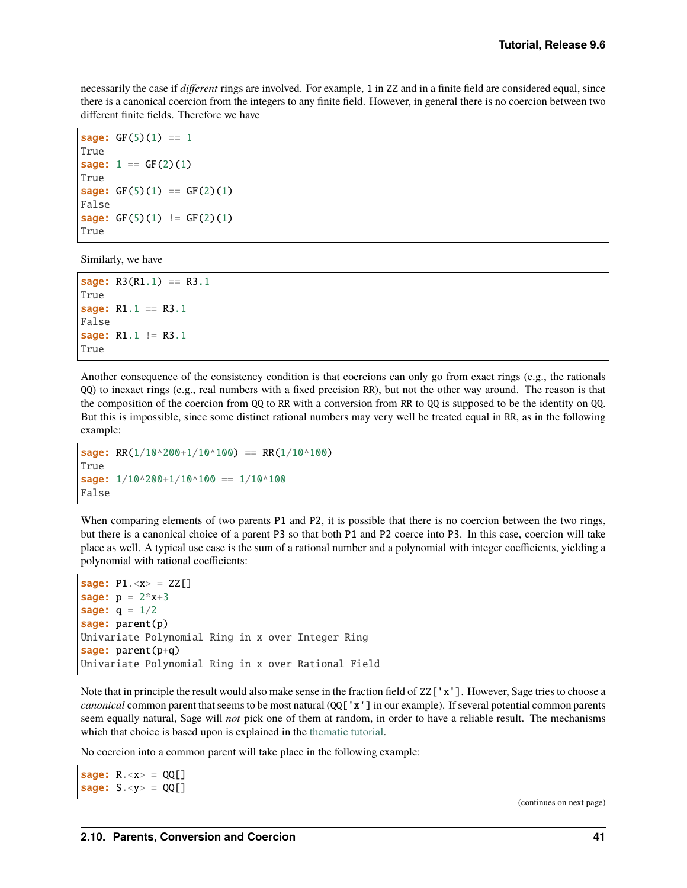necessarily the case if *different* rings are involved. For example, `1` in `ZZ` and in a finite field are considered equal, since there is a canonical coercion from the integers to any finite field. However, in general there is no coercion between two different finite fields. Therefore we have

```
sage: GF(5)(1) == 1
True
sage: 1 == GF(2)(1)
True
sage: GF(5)(1) == GF(2)(1)
False
sage: GF(5)(1) != GF(2)(1)
True
```

Similarly, we have

```
sage: R3(R1.1) == R3.1
True
sage: R1.1 == R3.1
False
sage: R1.1 != R3.1
True
```

Another consequence of the consistency condition is that coercions can only go from exact rings (e.g., the rationals `QQ`) to inexact rings (e.g., real numbers with a fixed precision `RR`), but not the other way around. The reason is that the composition of the coercion from `QQ` to `RR` with a conversion from `RR` to `QQ` is supposed to be the identity on `QQ`. But this is impossible, since some distinct rational numbers may very well be treated equal in `RR`, as in the following example:

```
sage: RR(1/10^200+1/10^100) == RR(1/10^100)
True
sage: 1/10^200+1/10^100 == 1/10^100
False
```

When comparing elements of two parents `P1` and `P2`, it is possible that there is no coercion between the two rings, but there is a canonical choice of a parent `P3` so that both `P1` and `P2` coerce into `P3`. In this case, coercion will take place as well. A typical use case is the sum of a rational number and a polynomial with integer coefficients, yielding a polynomial with rational coefficients:

```
sage: P1.<x> = ZZ[]
sage: p = 2*x+3
sage: q = 1/2
sage: parent(p)
Univariate Polynomial Ring in x over Integer Ring
sage: parent(p+q)
Univariate Polynomial Ring in x over Rational Field
```

Note that in principle the result would also make sense in the fraction field of `ZZ['x']`. However, Sage tries to choose a *canonical* common parent that seems to be most natural (`QQ['x']` in our example). If several potential common parents seem equally natural, Sage will *not* pick one of them at random, in order to have a reliable result. The mechanisms which that choice is based upon is explained in the thematic tutorial.

No coercion into a common parent will take place in the following example:

```
sage: R.<x> = QQ[]
sage: S.<y> = QQ[]
```

(continues on next page)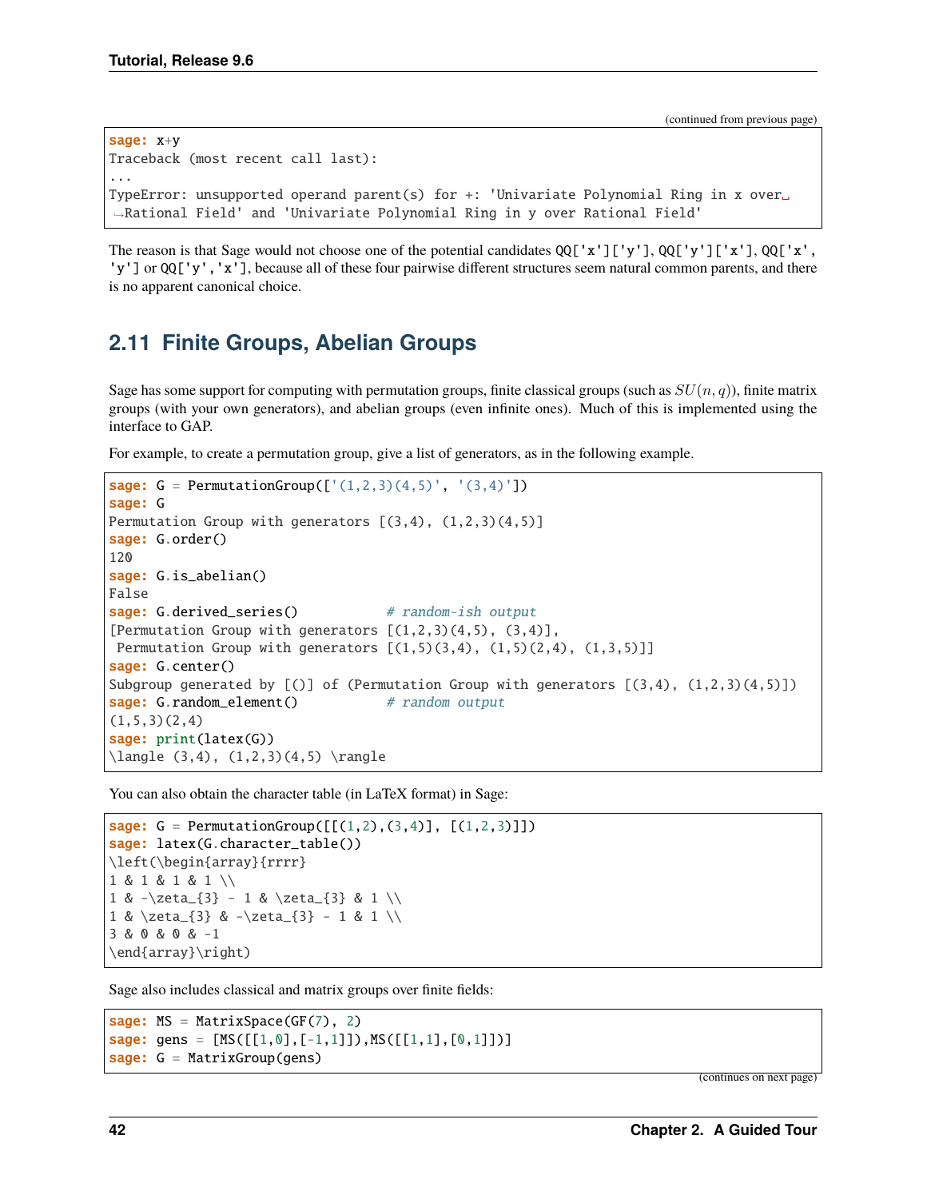(continued from previous page)

```
sage: x+y
Traceback (most recent call last):
...
TypeError: unsupported operand parent(s) for +: 'Univariate Polynomial Ring in x over Rational Field' and 'Univariate Polynomial Ring in y over Rational Field'
```

The reason is that Sage would not choose one of the potential candidates `QQ['x']['y']`, `QQ['y']['x']`, `QQ['x', 'y']` or `QQ['y','x']`, because all of these four pairwise different structures seem natural common parents, and there is no apparent canonical choice.

## 2.11 Finite Groups, Abelian Groups

Sage has some support for computing with permutation groups, finite classical groups (such as $SU(n, q)$), finite matrix groups (with your own generators), and abelian groups (even infinite ones). Much of this is implemented using the interface to GAP.

For example, to create a permutation group, give a list of generators, as in the following example.

```
sage: G = PermutationGroup(['(1,2,3)(4,5)', '(3,4)'])
sage: G
Permutation Group with generators [(3,4), (1,2,3)(4,5)]
sage: G.order()
120
sage: G.is_abelian()
False
sage: G.derived_series()          # random-ish output
[Permutation Group with generators [(1,2,3)(4,5), (3,4)],
 Permutation Group with generators [(1,5)(3,4), (1,5)(2,4), (1,3,5)]]
sage: G.center()
Subgroup generated by [()] of (Permutation Group with generators [(3,4), (1,2,3)(4,5)])
sage: G.random_element()          # random output
(1,5,3)(2,4)
sage: print(latex(G))
\langle (3,4), (1,2,3)(4,5) \rangle
```

You can also obtain the character table (in LaTeX format) in Sage:

```
sage: G = PermutationGroup([[(1,2),(3,4)], [(1,2,3)]])
sage: latex(G.character_table())
\left(\begin{array}{rrrr}
1 & 1 & 1 & 1 \\
1 & -\zeta_{3} - 1 & \zeta_{3} & 1 \\
1 & \zeta_{3} & -\zeta_{3} - 1 & 1 \\
3 & 0 & 0 & -1
\end{array}\right)
```

Sage also includes classical and matrix groups over finite fields:

```
sage: MS = MatrixSpace(GF(7), 2)
sage: gens = [MS([[1,0],[-1,1]]),MS([[1,1],[0,1]])]
sage: G = MatrixGroup(gens)
```

(continues on next page)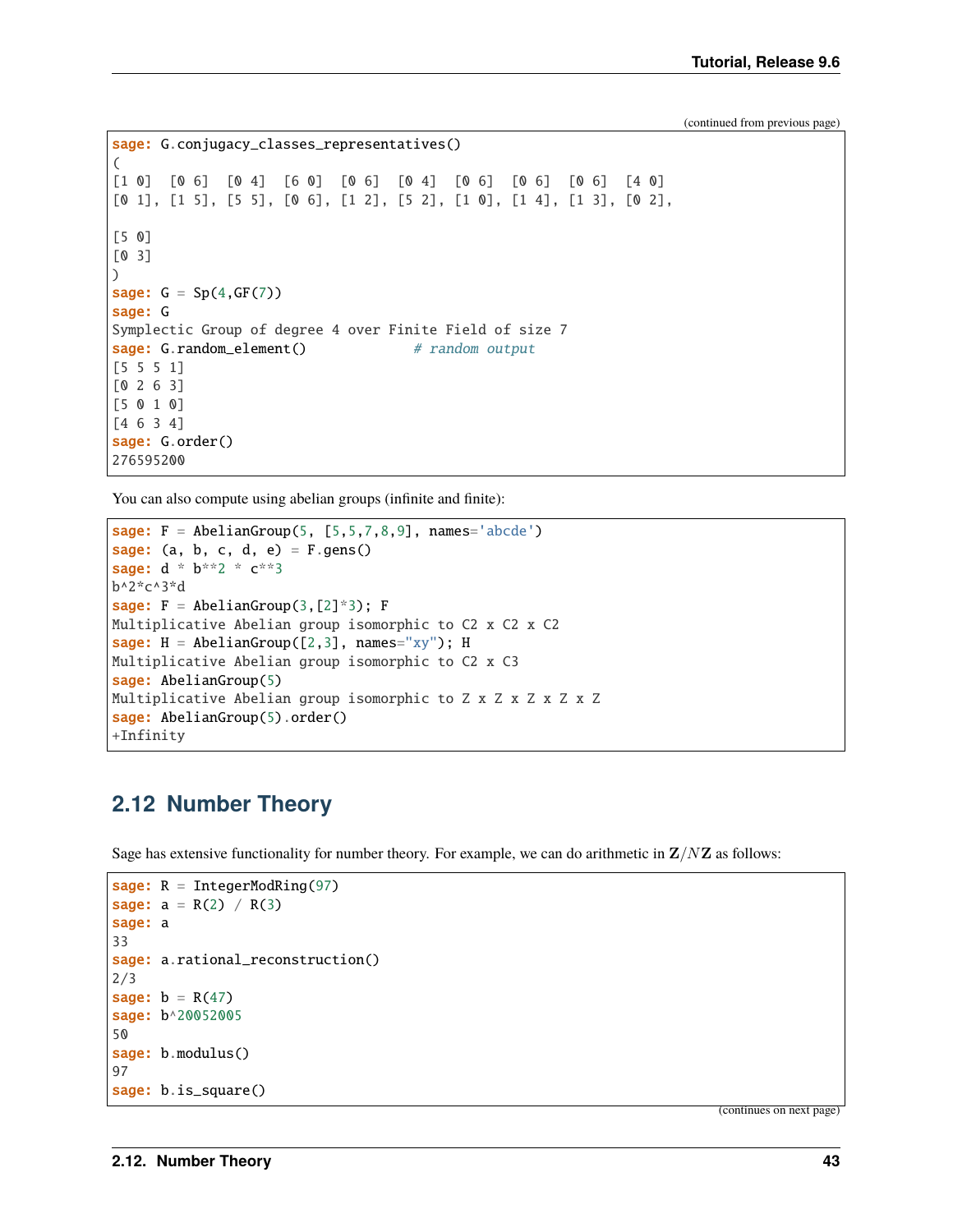(continued from previous page)

```
sage: G.conjugacy_classes_representatives()
(
[1 0]  [0 6]  [0 4]  [6 0]  [0 6]  [0 4]  [0 6]  [0 6]  [0 6]  [4 0]
[0 1], [1 5], [5 5], [0 6], [1 2], [5 2], [1 0], [1 4], [1 3], [0 2],

[5 0]
[0 3]
)
sage: G = Sp(4,GF(7))
sage: G
Symplectic Group of degree 4 over Finite Field of size 7
sage: G.random_element()             # random output
[5 5 5 1]
[0 2 6 3]
[5 0 1 0]
[4 6 3 4]
sage: G.order()
276595200
```

You can also compute using abelian groups (infinite and finite):

```
sage: F = AbelianGroup(5, [5,5,7,8,9], names='abcde')
sage: (a, b, c, d, e) = F.gens()
sage: d * b**2 * c**3
b^2*c^3*d
sage: F = AbelianGroup(3,[2]*3); F
Multiplicative Abelian group isomorphic to C2 x C2 x C2
sage: H = AbelianGroup([2,3], names="xy"); H
Multiplicative Abelian group isomorphic to C2 x C3
sage: AbelianGroup(5)
Multiplicative Abelian group isomorphic to Z x Z x Z x Z x Z
sage: AbelianGroup(5).order()
+Infinity
```

## 2.12 Number Theory

Sage has extensive functionality for number theory. For example, we can do arithmetic in $\mathbf{Z}/N\mathbf{Z}$ as follows:

```
sage: R = IntegerModRing(97)
sage: a = R(2) / R(3)
sage: a
33
sage: a.rational_reconstruction()
2/3
sage: b = R(47)
sage: b^20052005
50
sage: b.modulus()
97
sage: b.is_square()
```

(continues on next page)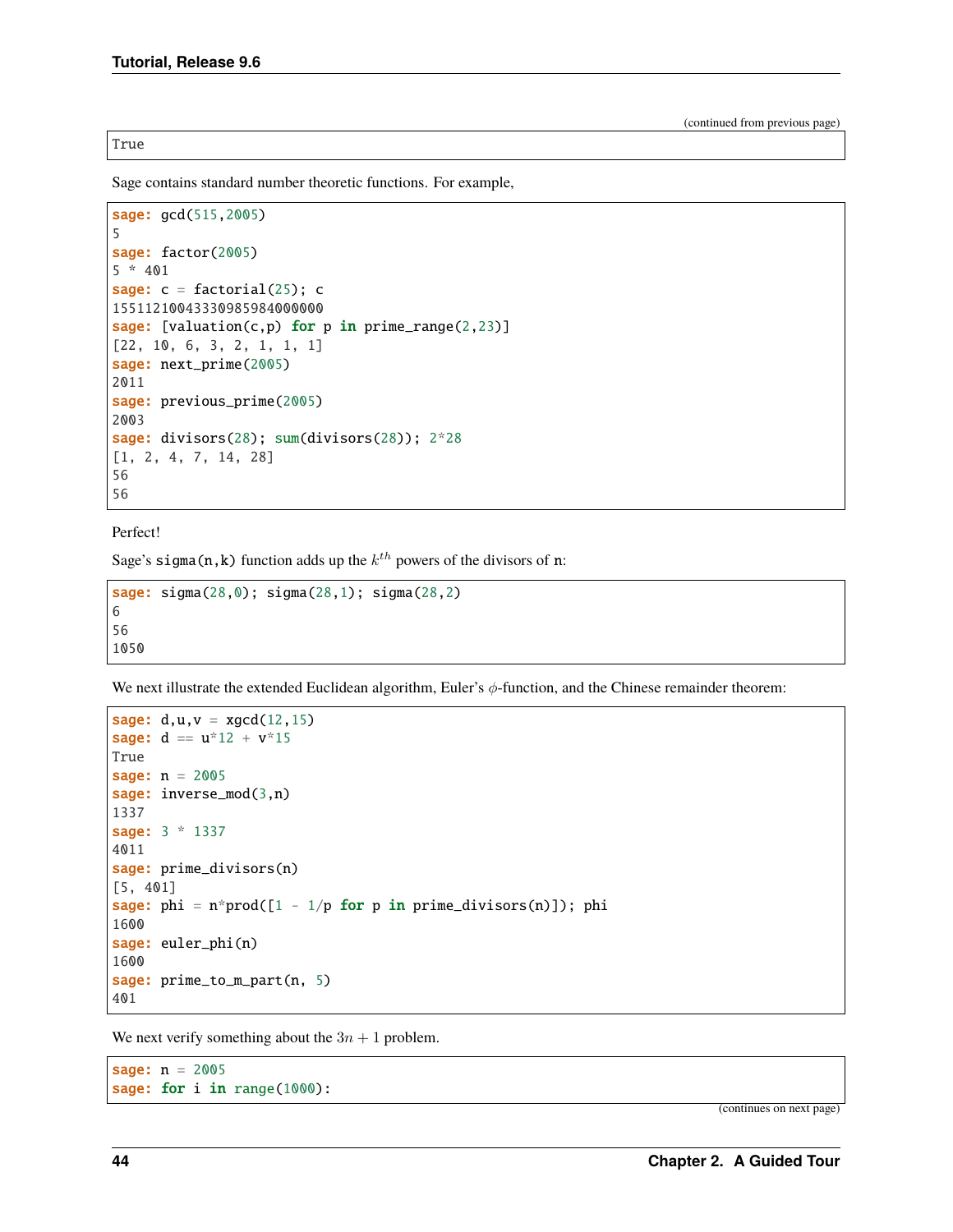```
True
```

Sage contains standard number theoretic functions. For example,

```
sage: gcd(515,2005)
5
sage: factor(2005)
5 * 401
sage: c = factorial(25); c
15511210043330985984000000
sage: [valuation(c,p) for p in prime_range(2,23)]
[22, 10, 6, 3, 2, 1, 1, 1]
sage: next_prime(2005)
2011
sage: previous_prime(2005)
2003
sage: divisors(28); sum(divisors(28)); 2*28
[1, 2, 4, 7, 14, 28]
56
56
```

Perfect!

Sage's `sigma(n,k)` function adds up the $k^{th}$ powers of the divisors of `n`:

```
sage: sigma(28,0); sigma(28,1); sigma(28,2)
6
56
1050
```

We next illustrate the extended Euclidean algorithm, Euler's $\phi$-function, and the Chinese remainder theorem:

```
sage: d,u,v = xgcd(12,15)
sage: d == u*12 + v*15
True
sage: n = 2005
sage: inverse_mod(3,n)
1337
sage: 3 * 1337
4011
sage: prime_divisors(n)
[5, 401]
sage: phi = n*prod([1 - 1/p for p in prime_divisors(n)]); phi
1600
sage: euler_phi(n)
1600
sage: prime_to_m_part(n, 5)
401
```

We next verify something about the $3n + 1$ problem.

```
sage: n = 2005
sage: for i in range(1000):
```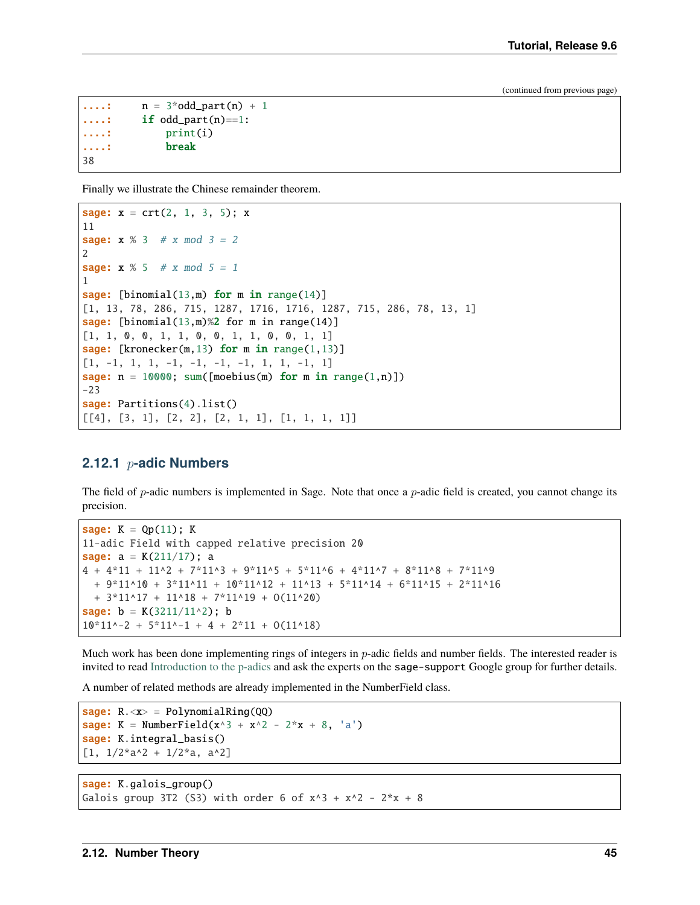(continued from previous page)

```
....:     n = 3*odd_part(n) + 1
....:     if odd_part(n)==1:
....:         print(i)
....:         break
38
```

Finally we illustrate the Chinese remainder theorem.

```
sage: x = crt(2, 1, 3, 5); x
11
sage: x % 3  # x mod 3 = 2
2
sage: x % 5  # x mod 5 = 1
1
sage: [binomial(13,m) for m in range(14)]
[1, 13, 78, 286, 715, 1287, 1716, 1716, 1287, 715, 286, 78, 13, 1]
sage: [binomial(13,m)%2 for m in range(14)]
[1, 1, 0, 0, 1, 1, 0, 0, 1, 1, 0, 0, 1, 1]
sage: [kronecker(m,13) for m in range(1,13)]
[1, -1, 1, 1, -1, -1, -1, -1, 1, 1, -1, 1]
sage: n = 10000; sum([moebius(m) for m in range(1,n)])
-23
sage: Partitions(4).list()
[[4], [3, 1], [2, 2], [2, 1, 1], [1, 1, 1, 1]]
```

### 2.12.1 $p$-adic Numbers

The field of $p$-adic numbers is implemented in Sage. Note that once a $p$-adic field is created, you cannot change its precision.

```
sage: K = Qp(11); K
11-adic Field with capped relative precision 20
sage: a = K(211/17); a
4 + 4*11 + 11^2 + 7*11^3 + 9*11^5 + 5*11^6 + 4*11^7 + 8*11^8 + 7*11^9
  + 9*11^10 + 3*11^11 + 10*11^12 + 11^13 + 5*11^14 + 6*11^15 + 2*11^16
  + 3*11^17 + 11^18 + 7*11^19 + O(11^20)
sage: b = K(3211/11^2); b
10*11^-2 + 5*11^-1 + 4 + 2*11 + O(11^18)
```

Much work has been done implementing rings of integers in $p$-adic fields and number fields. The interested reader is invited to read Introduction to the p-adics and ask the experts on the `sage-support` Google group for further details.

A number of related methods are already implemented in the NumberField class.

```
sage: R.<x> = PolynomialRing(QQ)
sage: K = NumberField(x^3 + x^2 - 2*x + 8, 'a')
sage: K.integral_basis()
[1, 1/2*a^2 + 1/2*a, a^2]
```

```
sage: K.galois_group()
Galois group 3T2 (S3) with order 6 of x^3 + x^2 - 2*x + 8
```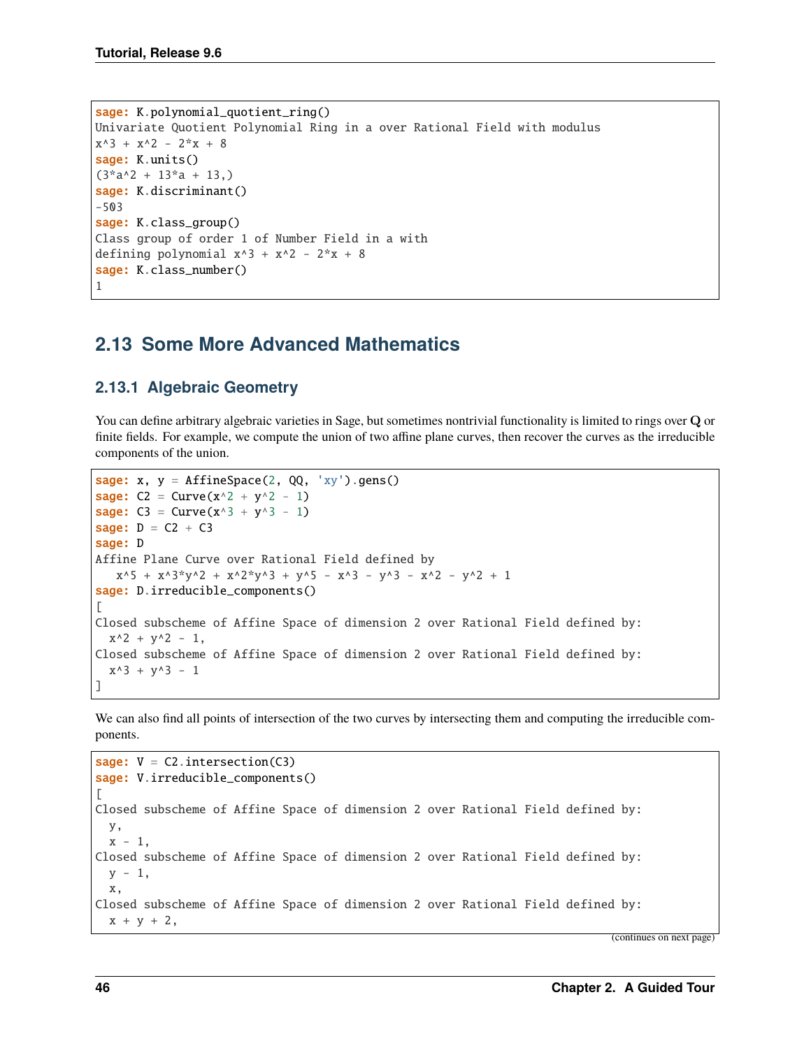```
sage: K.polynomial_quotient_ring()
Univariate Quotient Polynomial Ring in a over Rational Field with modulus
x^3 + x^2 - 2*x + 8
sage: K.units()
(3*a^2 + 13*a + 13,)
sage: K.discriminant()
-503
sage: K.class_group()
Class group of order 1 of Number Field in a with
defining polynomial x^3 + x^2 - 2*x + 8
sage: K.class_number()
1
```

## 2.13 Some More Advanced Mathematics

### 2.13.1 Algebraic Geometry

You can define arbitrary algebraic varieties in Sage, but sometimes nontrivial functionality is limited to rings over **Q** or finite fields. For example, we compute the union of two affine plane curves, then recover the curves as the irreducible components of the union.

```
sage: x, y = AffineSpace(2, QQ, 'xy').gens()
sage: C2 = Curve(x^2 + y^2 - 1)
sage: C3 = Curve(x^3 + y^3 - 1)
sage: D = C2 + C3
sage: D
Affine Plane Curve over Rational Field defined by
   x^5 + x^3*y^2 + x^2*y^3 + y^5 - x^3 - y^3 - x^2 - y^2 + 1
sage: D.irreducible_components()
[
Closed subscheme of Affine Space of dimension 2 over Rational Field defined by:
  x^2 + y^2 - 1,
Closed subscheme of Affine Space of dimension 2 over Rational Field defined by:
  x^3 + y^3 - 1
]
```

We can also find all points of intersection of the two curves by intersecting them and computing the irreducible components.

```
sage: V = C2.intersection(C3)
sage: V.irreducible_components()
[
Closed subscheme of Affine Space of dimension 2 over Rational Field defined by:
  y,
  x - 1,
Closed subscheme of Affine Space of dimension 2 over Rational Field defined by:
  y - 1,
  x,
Closed subscheme of Affine Space of dimension 2 over Rational Field defined by:
  x + y + 2,
```

(continues on next page)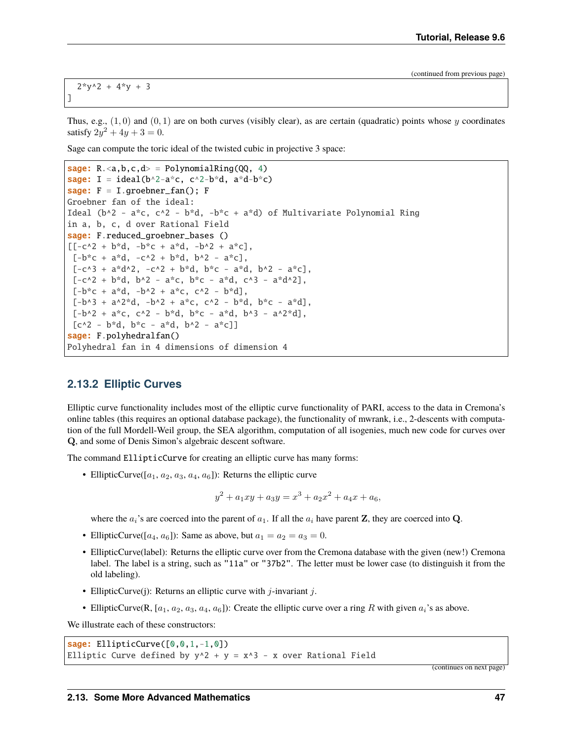```
    2*y^2 + 4*y + 3
]
```

Thus, e.g., $(1, 0)$ and $(0, 1)$ are on both curves (visibly clear), as are certain (quadratic) points whose $y$ coordinates satisfy $2y^2 + 4y + 3 = 0$.

Sage can compute the toric ideal of the twisted cubic in projective 3 space:

```
sage: R.<a,b,c,d> = PolynomialRing(QQ, 4)
sage: I = ideal(b^2-a*c, c^2-b*d, a*d-b*c)
sage: F = I.groebner_fan(); F
Groebner fan of the ideal:
Ideal (b^2 - a*c, c^2 - b*d, -b*c + a*d) of Multivariate Polynomial Ring
in a, b, c, d over Rational Field
sage: F.reduced_groebner_bases ()
[[-c^2 + b*d, -b*c + a*d, -b^2 + a*c],
 [-b*c + a*d, -c^2 + b*d, b^2 - a*c],
 [-c^3 + a*d^2, -c^2 + b*d, b*c - a*d, b^2 - a*c],
 [-c^2 + b*d, b^2 - a*c, b*c - a*d, c^3 - a*d^2],
 [-b*c + a*d, -b^2 + a*c, c^2 - b*d],
 [-b^3 + a^2*d, -b^2 + a*c, c^2 - b*d, b*c - a*d],
 [-b^2 + a*c, c^2 - b*d, b*c - a*d, b^3 - a^2*d],
 [c^2 - b*d, b*c - a*d, b^2 - a*c]]
sage: F.polyhedralfan()
Polyhedral fan in 4 dimensions of dimension 4
```

### 2.13.2 Elliptic Curves

Elliptic curve functionality includes most of the elliptic curve functionality of PARI, access to the data in Cremona's online tables (this requires an optional database package), the functionality of mwrank, i.e., 2-descents with computation of the full Mordell-Weil group, the SEA algorithm, computation of all isogenies, much new code for curves over **Q**, and some of Denis Simon's algebraic descent software.

The command `EllipticCurve` for creating an elliptic curve has many forms:

- EllipticCurve($[a_1, a_2, a_3, a_4, a_6]$): Returns the elliptic curve

$$y^2 + a_1xy + a_3y = x^3 + a_2x^2 + a_4x + a_6,$$

  where the $a_i$'s are coerced into the parent of $a_1$. If all the $a_i$ have parent **Z**, they are coerced into **Q**.

- EllipticCurve($[a_4, a_6]$): Same as above, but $a_1 = a_2 = a_3 = 0$.
- EllipticCurve(label): Returns the elliptic curve over from the Cremona database with the given (new!) Cremona label. The label is a string, such as `"11a"` or `"37b2"`. The letter must be lower case (to distinguish it from the old labeling).
- EllipticCurve(j): Returns an elliptic curve with $j$-invariant $j$.
- EllipticCurve(R, $[a_1, a_2, a_3, a_4, a_6]$): Create the elliptic curve over a ring $R$ with given $a_i$'s as above.

We illustrate each of these constructors:

```
sage: EllipticCurve([0,0,1,-1,0])
Elliptic Curve defined by y^2 + y = x^3 - x over Rational Field
```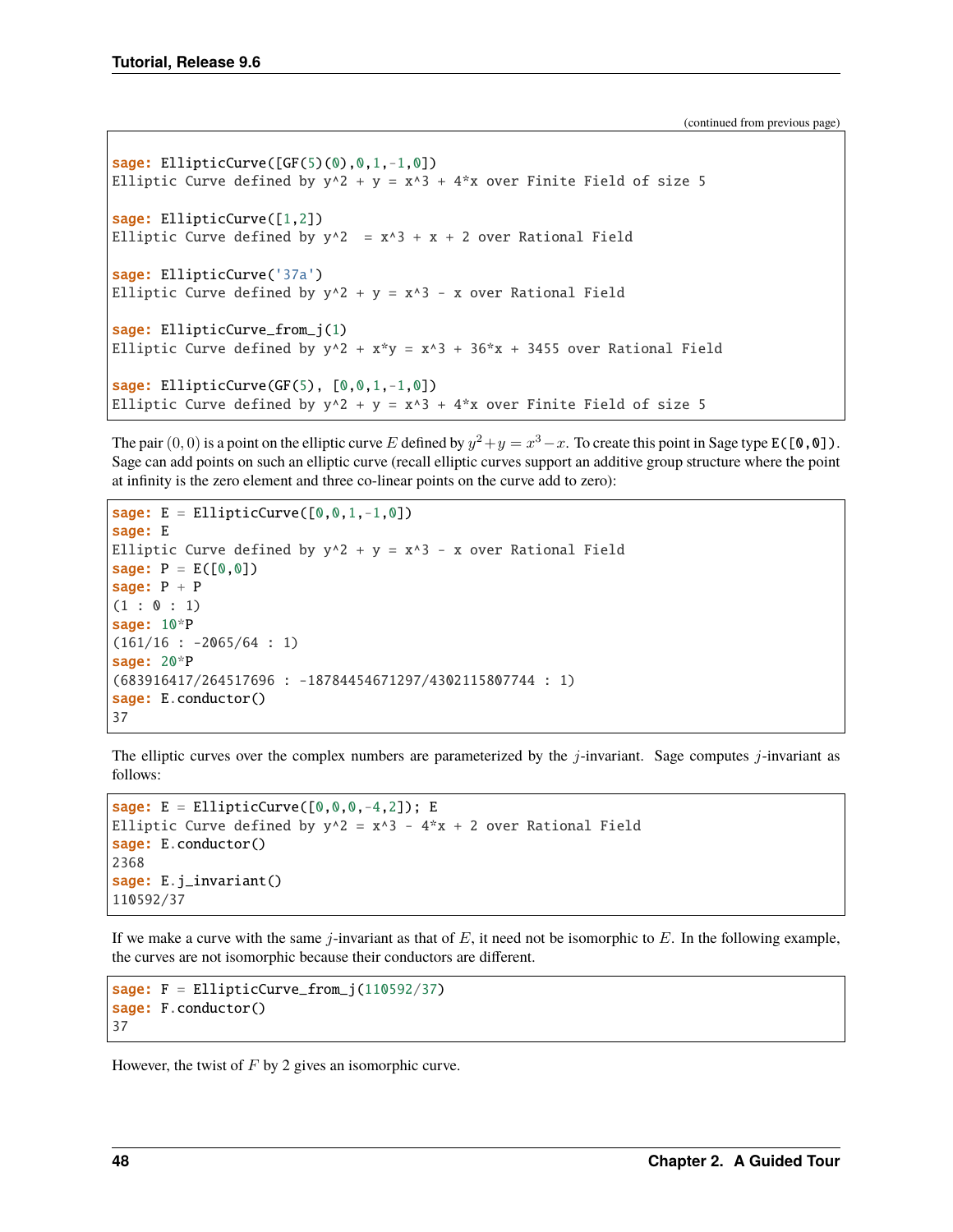(continued from previous page)

```
sage: EllipticCurve([GF(5)(0),0,1,-1,0])
Elliptic Curve defined by y^2 + y = x^3 + 4*x over Finite Field of size 5

sage: EllipticCurve([1,2])
Elliptic Curve defined by y^2  = x^3 + x + 2 over Rational Field

sage: EllipticCurve('37a')
Elliptic Curve defined by y^2 + y = x^3 - x over Rational Field

sage: EllipticCurve_from_j(1)
Elliptic Curve defined by y^2 + x*y = x^3 + 36*x + 3455 over Rational Field

sage: EllipticCurve(GF(5), [0,0,1,-1,0])
Elliptic Curve defined by y^2 + y = x^3 + 4*x over Finite Field of size 5
```

The pair $(0, 0)$ is a point on the elliptic curve $E$ defined by $y^2 + y = x^3 - x$. To create this point in Sage type `E([0,0])`. Sage can add points on such an elliptic curve (recall elliptic curves support an additive group structure where the point at infinity is the zero element and three co-linear points on the curve add to zero):

```
sage: E = EllipticCurve([0,0,1,-1,0])
sage: E
Elliptic Curve defined by y^2 + y = x^3 - x over Rational Field
sage: P = E([0,0])
sage: P + P
(1 : 0 : 1)
sage: 10*P
(161/16 : -2065/64 : 1)
sage: 20*P
(683916417/264517696 : -18784454671297/4302115807744 : 1)
sage: E.conductor()
37
```

The elliptic curves over the complex numbers are parameterized by the $j$-invariant. Sage computes $j$-invariant as follows:

```
sage: E = EllipticCurve([0,0,0,-4,2]); E
Elliptic Curve defined by y^2 = x^3 - 4*x + 2 over Rational Field
sage: E.conductor()
2368
sage: E.j_invariant()
110592/37
```

If we make a curve with the same $j$-invariant as that of $E$, it need not be isomorphic to $E$. In the following example, the curves are not isomorphic because their conductors are different.

```
sage: F = EllipticCurve_from_j(110592/37)
sage: F.conductor()
37
```

However, the twist of $F$ by 2 gives an isomorphic curve.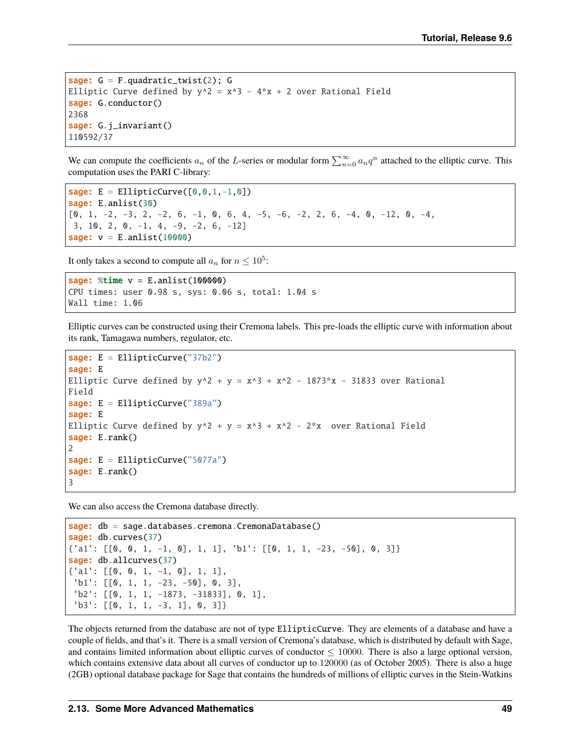```
sage: G = F.quadratic_twist(2); G
Elliptic Curve defined by y^2 = x^3 - 4*x + 2 over Rational Field
sage: G.conductor()
2368
sage: G.j_invariant()
110592/37
```

We can compute the coefficients $a_n$ of the $L$-series or modular form $\sum_{n=0}^{\infty} a_n q^n$ attached to the elliptic curve. This computation uses the PARI C-library:

```
sage: E = EllipticCurve([0,0,1,-1,0])
sage: E.anlist(30)
[0, 1, -2, -3, 2, -2, 6, -1, 0, 6, 4, -5, -6, -2, 2, 6, -4, 0, -12, 0, -4,
 3, 10, 2, 0, -1, 4, -9, -2, 6, -12]
sage: v = E.anlist(10000)
```

It only takes a second to compute all $a_n$ for $n \leq 10^5$:

```
sage: %time v = E.anlist(100000)
CPU times: user 0.98 s, sys: 0.06 s, total: 1.04 s
Wall time: 1.06
```

Elliptic curves can be constructed using their Cremona labels. This pre-loads the elliptic curve with information about its rank, Tamagawa numbers, regulator, etc.

```
sage: E = EllipticCurve("37b2")
sage: E
Elliptic Curve defined by y^2 + y = x^3 + x^2 - 1873*x - 31833 over Rational
Field
sage: E = EllipticCurve("389a")
sage: E
Elliptic Curve defined by y^2 + y = x^3 + x^2 - 2*x  over Rational Field
sage: E.rank()
2
sage: E = EllipticCurve("5077a")
sage: E.rank()
3
```

We can also access the Cremona database directly.

```
sage: db = sage.databases.cremona.CremonaDatabase()
sage: db.curves(37)
{'a1': [[0, 0, 1, -1, 0], 1, 1], 'b1': [[0, 1, 1, -23, -50], 0, 3]}
sage: db.allcurves(37)
{'a1': [[0, 0, 1, -1, 0], 1, 1],
 'b1': [[0, 1, 1, -23, -50], 0, 3],
 'b2': [[0, 1, 1, -1873, -31833], 0, 1],
 'b3': [[0, 1, 1, -3, 1], 0, 3]}
```

The objects returned from the database are not of type `EllipticCurve`. They are elements of a database and have a couple of fields, and that's it. There is a small version of Cremona's database, which is distributed by default with Sage, and contains limited information about elliptic curves of conductor $\leq 10000$. There is also a large optional version, which contains extensive data about all curves of conductor up to 120000 (as of October 2005). There is also a huge (2GB) optional database package for Sage that contains the hundreds of millions of elliptic curves in the Stein-Watkins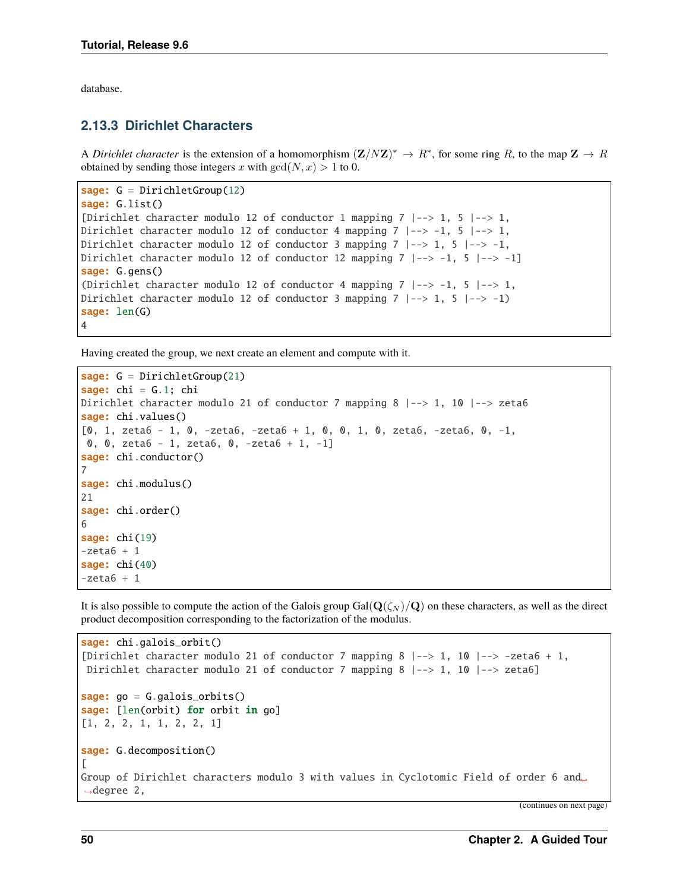database.

### 2.13.3 Dirichlet Characters

A *Dirichlet character* is the extension of a homomorphism $(\mathbf{Z}/N\mathbf{Z})^* \to R^*$, for some ring $R$, to the map $\mathbf{Z} \to R$ obtained by sending those integers $x$ with $\gcd(N, x) > 1$ to 0.

```
sage: G = DirichletGroup(12)
sage: G.list()
[Dirichlet character modulo 12 of conductor 1 mapping 7 |--> 1, 5 |--> 1,
Dirichlet character modulo 12 of conductor 4 mapping 7 |--> -1, 5 |--> 1,
Dirichlet character modulo 12 of conductor 3 mapping 7 |--> 1, 5 |--> -1,
Dirichlet character modulo 12 of conductor 12 mapping 7 |--> -1, 5 |--> -1]
sage: G.gens()
(Dirichlet character modulo 12 of conductor 4 mapping 7 |--> -1, 5 |--> 1,
Dirichlet character modulo 12 of conductor 3 mapping 7 |--> 1, 5 |--> -1)
sage: len(G)
4
```

Having created the group, we next create an element and compute with it.

```
sage: G = DirichletGroup(21)
sage: chi = G.1; chi
Dirichlet character modulo 21 of conductor 7 mapping 8 |--> 1, 10 |--> zeta6
sage: chi.values()
[0, 1, zeta6 - 1, 0, -zeta6, -zeta6 + 1, 0, 0, 1, 0, zeta6, -zeta6, 0, -1,
 0, 0, zeta6 - 1, zeta6, 0, -zeta6 + 1, -1]
sage: chi.conductor()
7
sage: chi.modulus()
21
sage: chi.order()
6
sage: chi(19)
-zeta6 + 1
sage: chi(40)
-zeta6 + 1
```

It is also possible to compute the action of the Galois group $\mathrm{Gal}(\mathbf{Q}(\zeta_N)/\mathbf{Q})$ on these characters, as well as the direct product decomposition corresponding to the factorization of the modulus.

```
sage: chi.galois_orbit()
[Dirichlet character modulo 21 of conductor 7 mapping 8 |--> 1, 10 |--> -zeta6 + 1,
 Dirichlet character modulo 21 of conductor 7 mapping 8 |--> 1, 10 |--> zeta6]

sage: go = G.galois_orbits()
sage: [len(orbit) for orbit in go]
[1, 2, 2, 1, 1, 2, 2, 1]

sage: G.decomposition()
[
Group of Dirichlet characters modulo 3 with values in Cyclotomic Field of order 6 and
degree 2,
```

(continues on next page)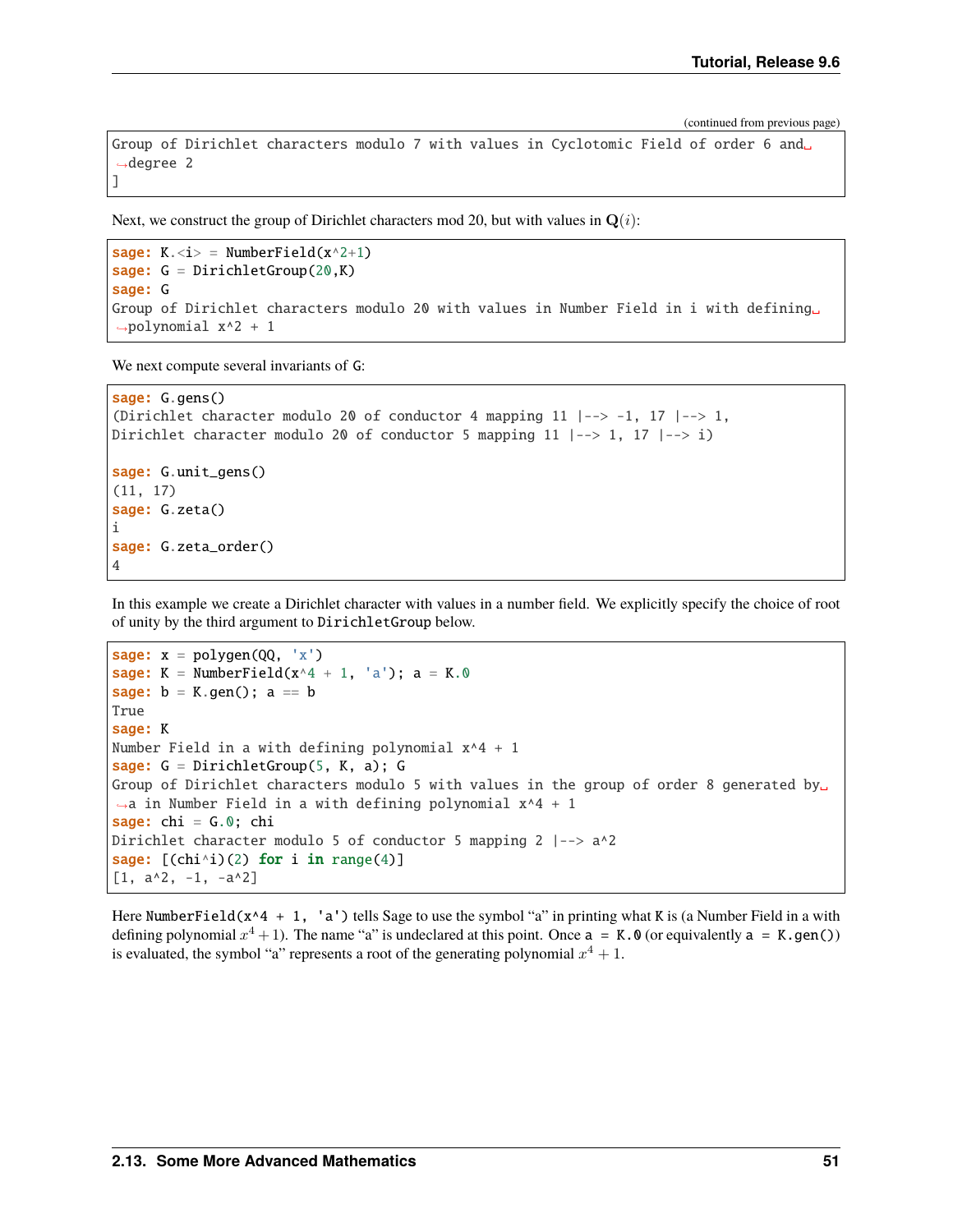(continued from previous page)

```
Group of Dirichlet characters modulo 7 with values in Cyclotomic Field of order 6 and degree 2
]
```

Next, we construct the group of Dirichlet characters mod 20, but with values in $\mathbf{Q}(i)$:

```
sage: K.<i> = NumberField(x^2+1)
sage: G = DirichletGroup(20,K)
sage: G
Group of Dirichlet characters modulo 20 with values in Number Field in i with defining polynomial x^2 + 1
```

We next compute several invariants of G:

```
sage: G.gens()
(Dirichlet character modulo 20 of conductor 4 mapping 11 |--> -1, 17 |--> 1,
Dirichlet character modulo 20 of conductor 5 mapping 11 |--> 1, 17 |--> i)

sage: G.unit_gens()
(11, 17)
sage: G.zeta()
i
sage: G.zeta_order()
4
```

In this example we create a Dirichlet character with values in a number field. We explicitly specify the choice of root of unity by the third argument to DirichletGroup below.

```
sage: x = polygen(QQ, 'x')
sage: K = NumberField(x^4 + 1, 'a'); a = K.0
sage: b = K.gen(); a == b
True
sage: K
Number Field in a with defining polynomial x^4 + 1
sage: G = DirichletGroup(5, K, a); G
Group of Dirichlet characters modulo 5 with values in the group of order 8 generated by a in Number Field in a with defining polynomial x^4 + 1
sage: chi = G.0; chi
Dirichlet character modulo 5 of conductor 5 mapping 2 |--> a^2
sage: [(chi^i)(2) for i in range(4)]
[1, a^2, -1, -a^2]
```

Here NumberField(x^4 + 1, 'a') tells Sage to use the symbol "a" in printing what K is (a Number Field in a with defining polynomial $x^4 + 1$). The name "a" is undeclared at this point. Once a = K.0 (or equivalently a = K.gen()) is evaluated, the symbol "a" represents a root of the generating polynomial $x^4 + 1$.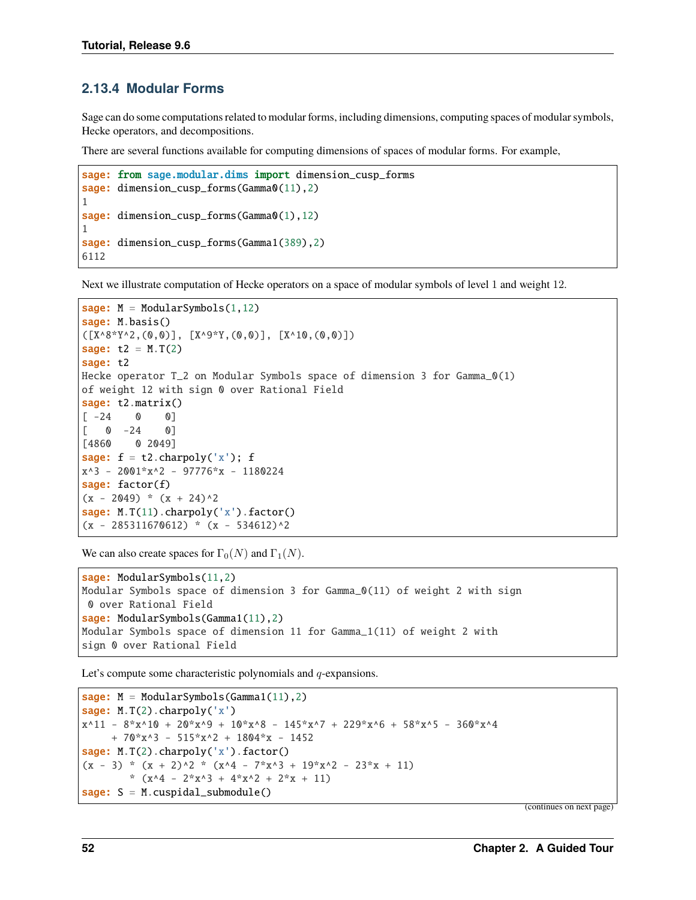### 2.13.4 Modular Forms

Sage can do some computations related to modular forms, including dimensions, computing spaces of modular symbols, Hecke operators, and decompositions.

There are several functions available for computing dimensions of spaces of modular forms. For example,

```
sage: from sage.modular.dims import dimension_cusp_forms
sage: dimension_cusp_forms(Gamma0(11),2)
1
sage: dimension_cusp_forms(Gamma0(1),12)
1
sage: dimension_cusp_forms(Gamma1(389),2)
6112
```

Next we illustrate computation of Hecke operators on a space of modular symbols of level 1 and weight 12.

```
sage: M = ModularSymbols(1,12)
sage: M.basis()
([X^8*Y^2,(0,0)], [X^9*Y,(0,0)], [X^10,(0,0)])
sage: t2 = M.T(2)
sage: t2
Hecke operator T_2 on Modular Symbols space of dimension 3 for Gamma_0(1)
of weight 12 with sign 0 over Rational Field
sage: t2.matrix()
[ -24    0    0]
[   0  -24    0]
[4860    0 2049]
sage: f = t2.charpoly('x'); f
x^3 - 2001*x^2 - 97776*x - 1180224
sage: factor(f)
(x - 2049) * (x + 24)^2
sage: M.T(11).charpoly('x').factor()
(x - 285311670612) * (x - 534612)^2
```

We can also create spaces for $\Gamma_0(N)$ and $\Gamma_1(N)$.

```
sage: ModularSymbols(11,2)
Modular Symbols space of dimension 3 for Gamma_0(11) of weight 2 with sign
 0 over Rational Field
sage: ModularSymbols(Gamma1(11),2)
Modular Symbols space of dimension 11 for Gamma_1(11) of weight 2 with
sign 0 over Rational Field
```

Let's compute some characteristic polynomials and $q$-expansions.

```
sage: M = ModularSymbols(Gamma1(11),2)
sage: M.T(2).charpoly('x')
x^11 - 8*x^10 + 20*x^9 + 10*x^8 - 145*x^7 + 229*x^6 + 58*x^5 - 360*x^4
     + 70*x^3 - 515*x^2 + 1804*x - 1452
sage: M.T(2).charpoly('x').factor()
(x - 3) * (x + 2)^2 * (x^4 - 7*x^3 + 19*x^2 - 23*x + 11)
        * (x^4 - 2*x^3 + 4*x^2 + 2*x + 11)
sage: S = M.cuspidal_submodule()
```

(continues on next page)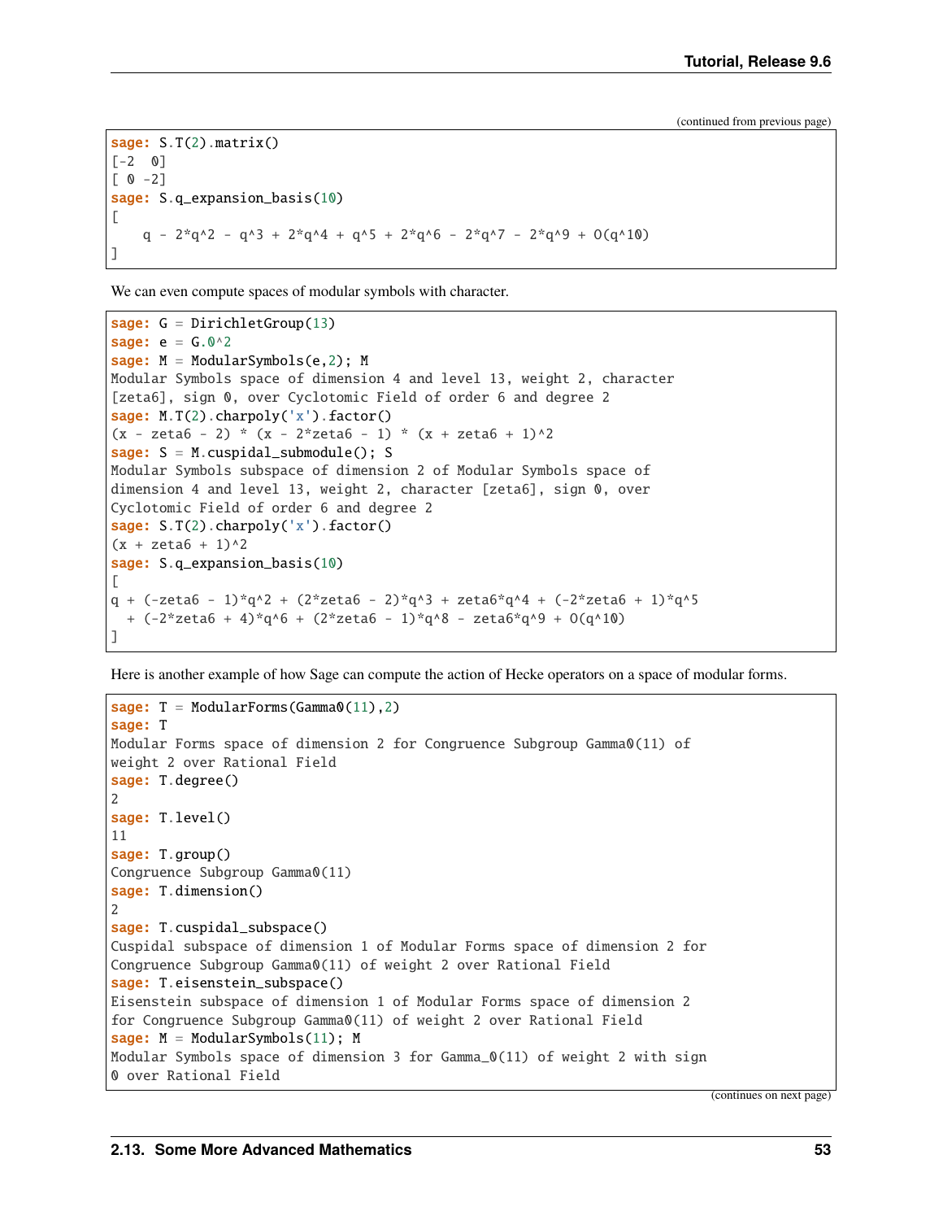(continued from previous page)

```
sage: S.T(2).matrix()
[-2  0]
[ 0 -2]
sage: S.q_expansion_basis(10)
[
    q - 2*q^2 - q^3 + 2*q^4 + q^5 + 2*q^6 - 2*q^7 - 2*q^9 + O(q^10)
]
```

We can even compute spaces of modular symbols with character.

```
sage: G = DirichletGroup(13)
sage: e = G.0^2
sage: M = ModularSymbols(e,2); M
Modular Symbols space of dimension 4 and level 13, weight 2, character
[zeta6], sign 0, over Cyclotomic Field of order 6 and degree 2
sage: M.T(2).charpoly('x').factor()
(x - zeta6 - 2) * (x - 2*zeta6 - 1) * (x + zeta6 + 1)^2
sage: S = M.cuspidal_submodule(); S
Modular Symbols subspace of dimension 2 of Modular Symbols space of
dimension 4 and level 13, weight 2, character [zeta6], sign 0, over
Cyclotomic Field of order 6 and degree 2
sage: S.T(2).charpoly('x').factor()
(x + zeta6 + 1)^2
sage: S.q_expansion_basis(10)
[
q + (-zeta6 - 1)*q^2 + (2*zeta6 - 2)*q^3 + zeta6*q^4 + (-2*zeta6 + 1)*q^5
  + (-2*zeta6 + 4)*q^6 + (2*zeta6 - 1)*q^8 - zeta6*q^9 + O(q^10)
]
```

Here is another example of how Sage can compute the action of Hecke operators on a space of modular forms.

```
sage: T = ModularForms(Gamma0(11),2)
sage: T
Modular Forms space of dimension 2 for Congruence Subgroup Gamma0(11) of
weight 2 over Rational Field
sage: T.degree()
2
sage: T.level()
11
sage: T.group()
Congruence Subgroup Gamma0(11)
sage: T.dimension()
2
sage: T.cuspidal_subspace()
Cuspidal subspace of dimension 1 of Modular Forms space of dimension 2 for
Congruence Subgroup Gamma0(11) of weight 2 over Rational Field
sage: T.eisenstein_subspace()
Eisenstein subspace of dimension 1 of Modular Forms space of dimension 2
for Congruence Subgroup Gamma0(11) of weight 2 over Rational Field
sage: M = ModularSymbols(11); M
Modular Symbols space of dimension 3 for Gamma_0(11) of weight 2 with sign
0 over Rational Field
```

(continues on next page)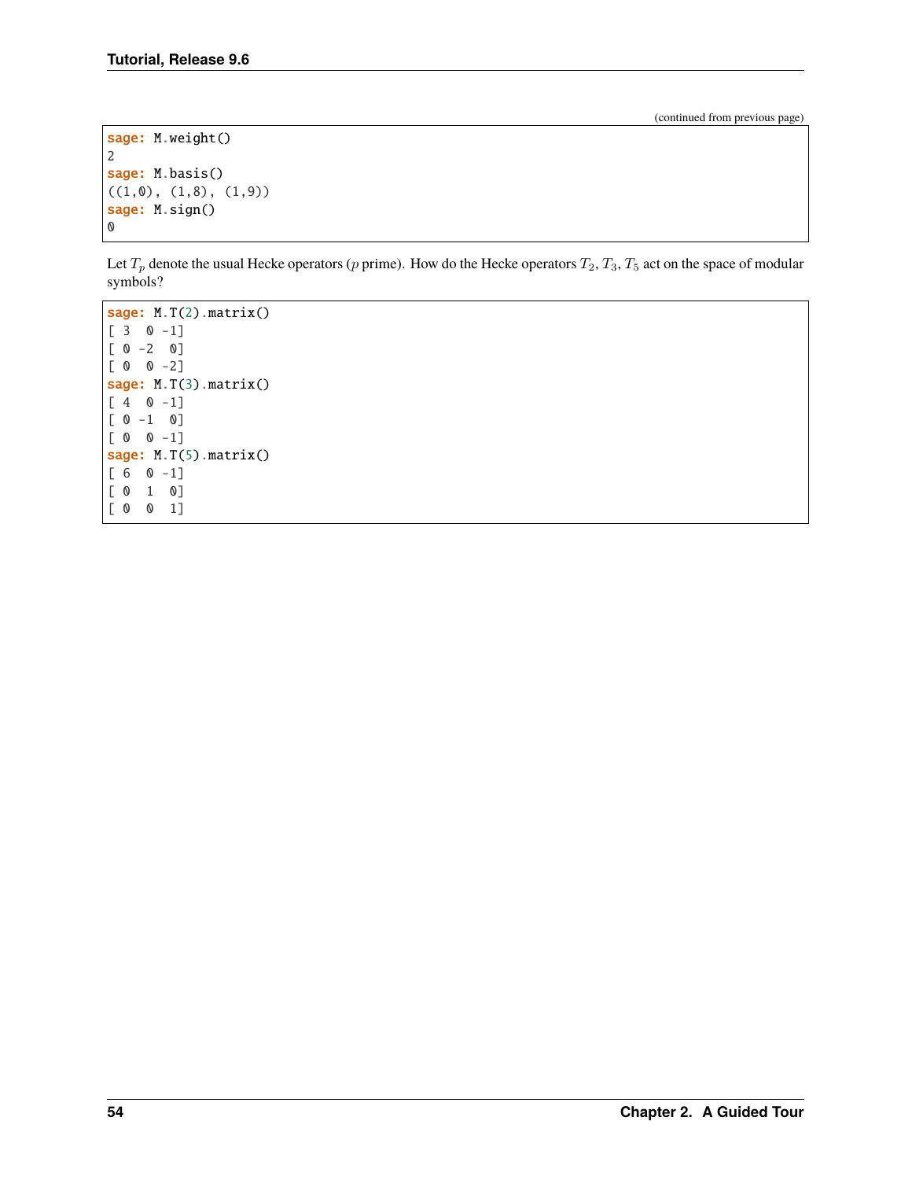(continued from previous page)

```
sage: M.weight()
2
sage: M.basis()
((1,0), (1,8), (1,9))
sage: M.sign()
0
```

Let $T_p$ denote the usual Hecke operators ($p$ prime). How do the Hecke operators $T_2$, $T_3$, $T_5$ act on the space of modular symbols?

```
sage: M.T(2).matrix()
[ 3  0 -1]
[ 0 -2  0]
[ 0  0 -2]
sage: M.T(3).matrix()
[ 4  0 -1]
[ 0 -1  0]
[ 0  0 -1]
sage: M.T(5).matrix()
[ 6  0 -1]
[ 0  1  0]
[ 0  0  1]
```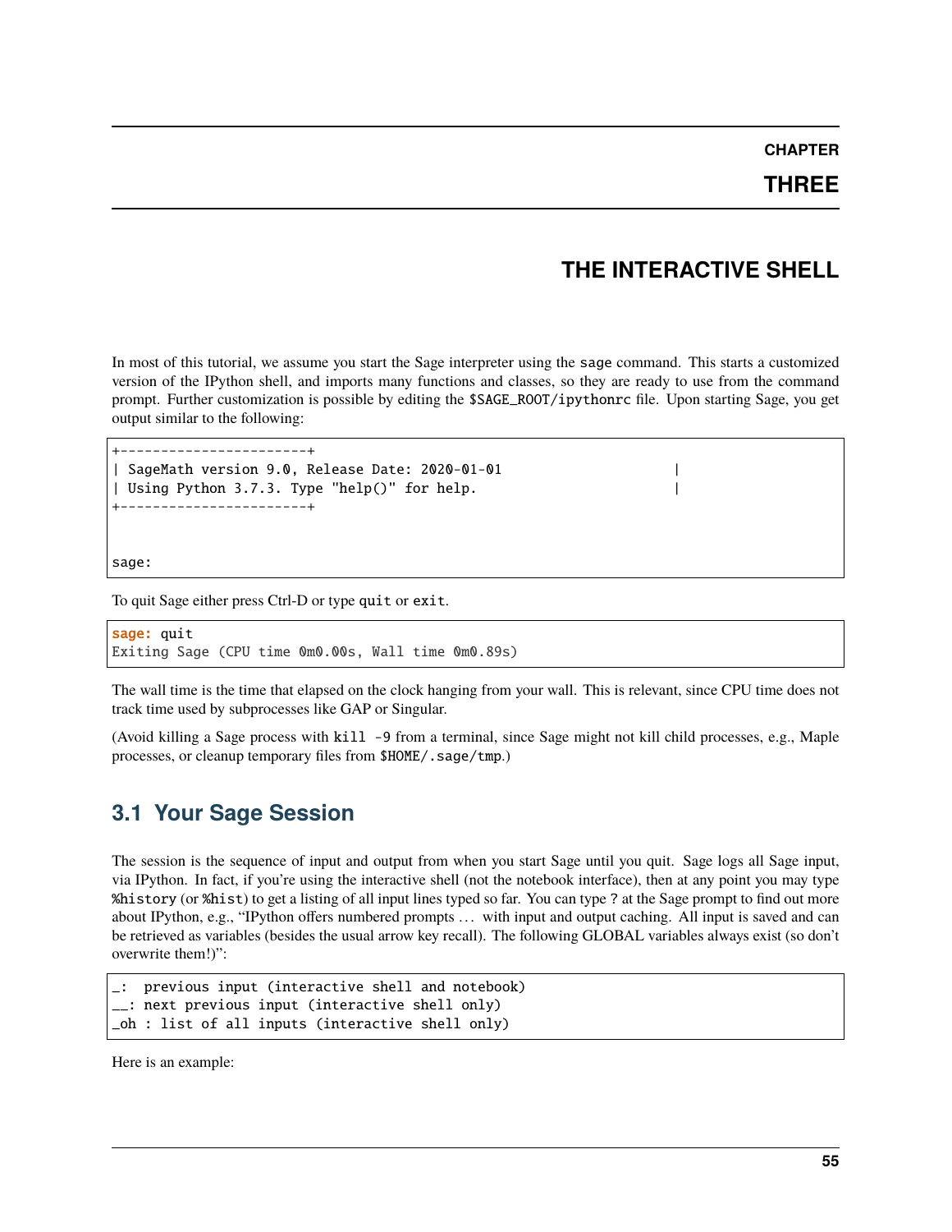# CHAPTER THREE

# THE INTERACTIVE SHELL

In most of this tutorial, we assume you start the Sage interpreter using the `sage` command. This starts a customized version of the IPython shell, and imports many functions and classes, so they are ready to use from the command prompt. Further customization is possible by editing the `$SAGE_ROOT/ipythonrc` file. Upon starting Sage, you get output similar to the following:

```
+------------------------+
| SageMath version 9.0, Release Date: 2020-01-01                    |
| Using Python 3.7.3. Type "help()" for help.                       |
+------------------------+


sage:
```

To quit Sage either press Ctrl-D or type `quit` or `exit`.

```
sage: quit
Exiting Sage (CPU time 0m0.00s, Wall time 0m0.89s)
```

The wall time is the time that elapsed on the clock hanging from your wall. This is relevant, since CPU time does not track time used by subprocesses like GAP or Singular.

(Avoid killing a Sage process with `kill -9` from a terminal, since Sage might not kill child processes, e.g., Maple processes, or cleanup temporary files from `$HOME/.sage/tmp`.)

## 3.1 Your Sage Session

The session is the sequence of input and output from when you start Sage until you quit. Sage logs all Sage input, via IPython. In fact, if you're using the interactive shell (not the notebook interface), then at any point you may type `%history` (or `%hist`) to get a listing of all input lines typed so far. You can type `?` at the Sage prompt to find out more about IPython, e.g., "IPython offers numbered prompts … with input and output caching. All input is saved and can be retrieved as variables (besides the usual arrow key recall). The following GLOBAL variables always exist (so don't overwrite them!)":

```
_:  previous input (interactive shell and notebook)
__: next previous input (interactive shell only)
_oh : list of all inputs (interactive shell only)
```

Here is an example: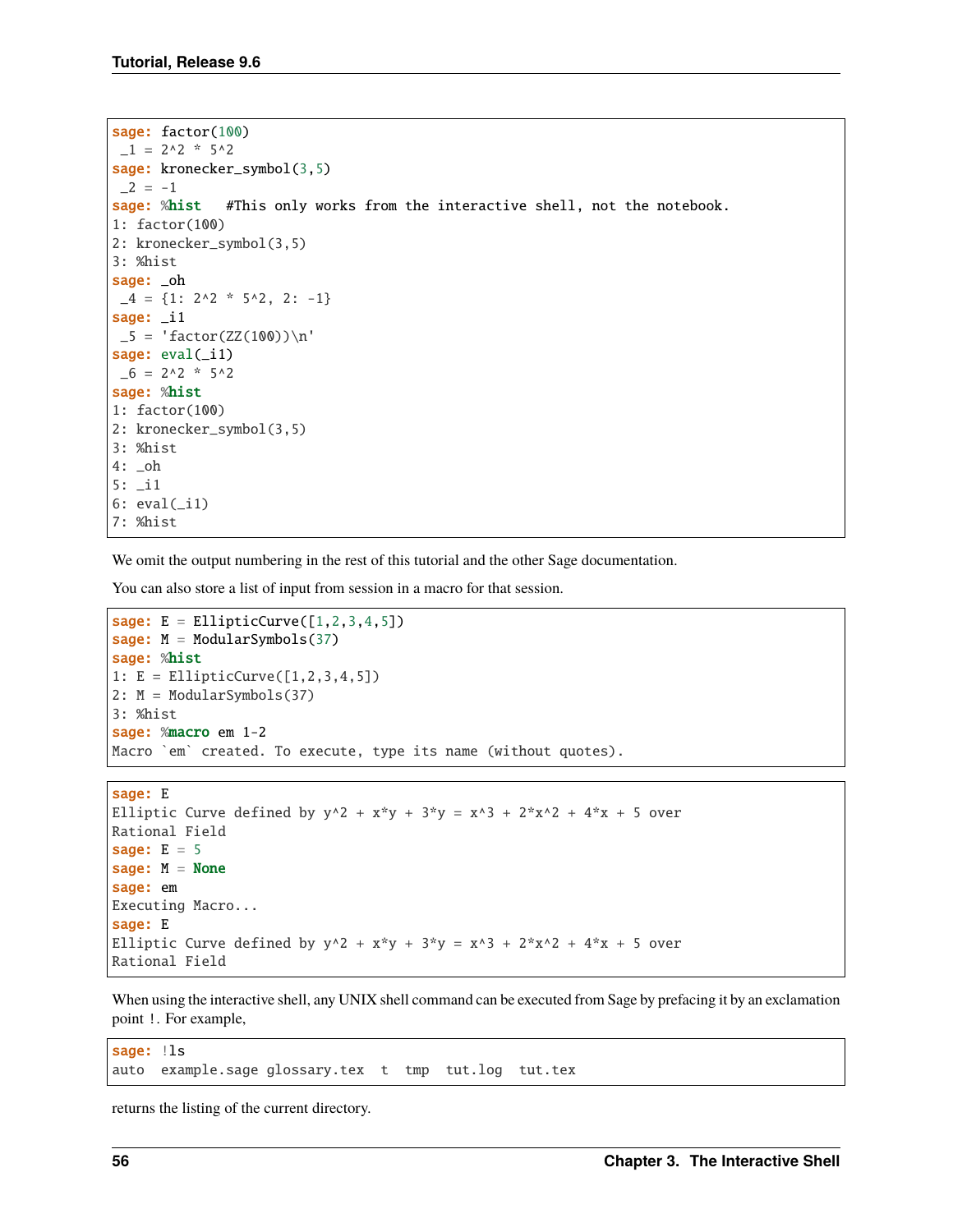```
sage: factor(100)
 _1 = 2^2 * 5^2
sage: kronecker_symbol(3,5)
 _2 = -1
sage: %hist   #This only works from the interactive shell, not the notebook.
1: factor(100)
2: kronecker_symbol(3,5)
3: %hist
sage: _oh
 _4 = {1: 2^2 * 5^2, 2: -1}
sage: _i1
 _5 = 'factor(ZZ(100))\n'
sage: eval(_i1)
 _6 = 2^2 * 5^2
sage: %hist
1: factor(100)
2: kronecker_symbol(3,5)
3: %hist
4: _oh
5: _i1
6: eval(_i1)
7: %hist
```

We omit the output numbering in the rest of this tutorial and the other Sage documentation.

You can also store a list of input from session in a macro for that session.

```
sage: E = EllipticCurve([1,2,3,4,5])
sage: M = ModularSymbols(37)
sage: %hist
1: E = EllipticCurve([1,2,3,4,5])
2: M = ModularSymbols(37)
3: %hist
sage: %macro em 1-2
Macro `em` created. To execute, type its name (without quotes).
```

```
sage: E
Elliptic Curve defined by y^2 + x*y + 3*y = x^3 + 2*x^2 + 4*x + 5 over
Rational Field
sage: E = 5
sage: M = None
sage: em
Executing Macro...
sage: E
Elliptic Curve defined by y^2 + x*y + 3*y = x^3 + 2*x^2 + 4*x + 5 over
Rational Field
```

When using the interactive shell, any UNIX shell command can be executed from Sage by prefacing it by an exclamation point `!`. For example,

```
sage: !ls
auto  example.sage glossary.tex  t  tmp  tut.log  tut.tex
```

returns the listing of the current directory.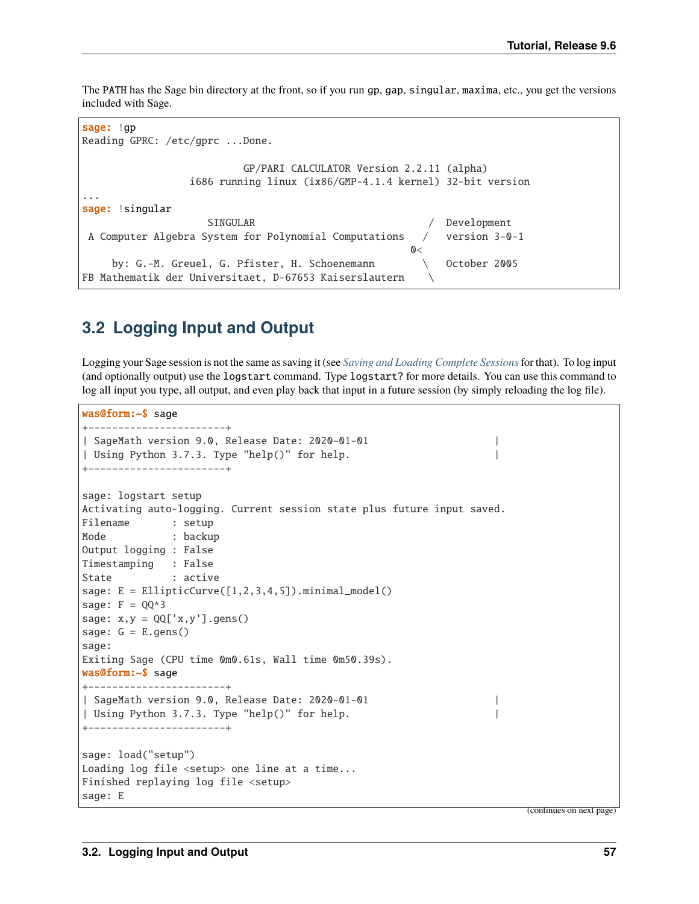The PATH has the Sage bin directory at the front, so if you run gp, gap, singular, maxima, etc., you get the versions included with Sage.

```
sage: !gp
Reading GPRC: /etc/gprc ...Done.

                           GP/PARI CALCULATOR Version 2.2.11 (alpha)
                  i686 running linux (ix86/GMP-4.1.4 kernel) 32-bit version
...
sage: !singular
                     SINGULAR                             /  Development
 A Computer Algebra System for Polynomial Computations   /   version 3-0-1
                                                       0<
     by: G.-M. Greuel, G. Pfister, H. Schoenemann        \   October 2005
FB Mathematik der Universitaet, D-67653 Kaiserslautern    \
```

## 3.2 Logging Input and Output

Logging your Sage session is not the same as saving it (see *Saving and Loading Complete Sessions* for that). To log input (and optionally output) use the logstart command. Type logstart? for more details. You can use this command to log all input you type, all output, and even play back that input in a future session (by simply reloading the log file).

```
was@form:~$ sage
+------------------------+
| SageMath version 9.0, Release Date: 2020-01-01                     |
| Using Python 3.7.3. Type "help()" for help.                        |
+------------------------+

sage: logstart setup
Activating auto-logging. Current session state plus future input saved.
Filename       : setup
Mode           : backup
Output logging : False
Timestamping   : False
State          : active
sage: E = EllipticCurve([1,2,3,4,5]).minimal_model()
sage: F = QQ^3
sage: x,y = QQ['x,y'].gens()
sage: G = E.gens()
sage:
Exiting Sage (CPU time 0m0.61s, Wall time 0m50.39s).
was@form:~$ sage
+------------------------+
| SageMath version 9.0, Release Date: 2020-01-01                     |
| Using Python 3.7.3. Type "help()" for help.                        |
+------------------------+

sage: load("setup")
Loading log file <setup> one line at a time...
Finished replaying log file <setup>
sage: E
```

(continues on next page)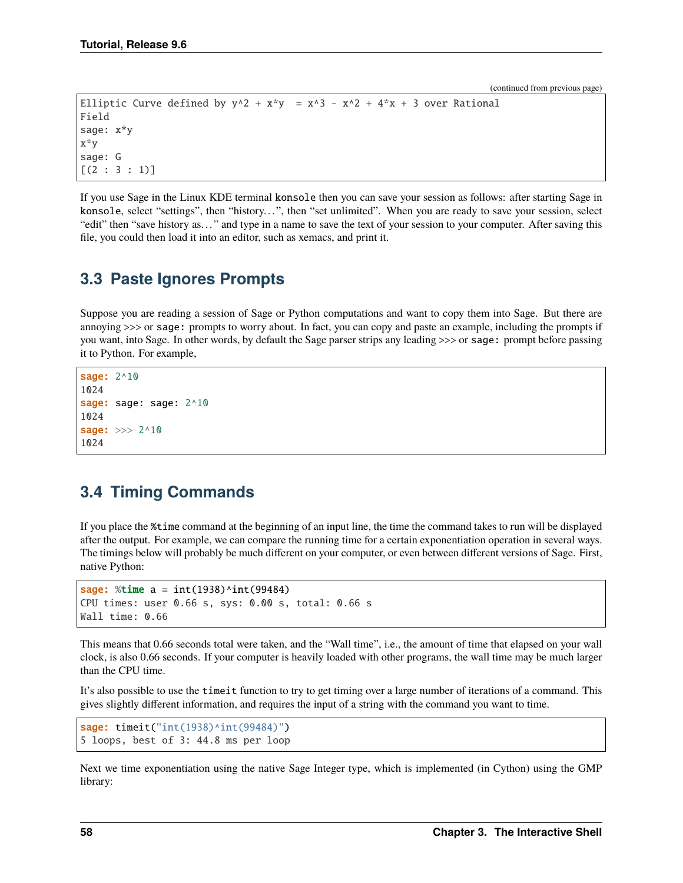(continued from previous page)

```
Elliptic Curve defined by y^2 + x*y  = x^3 - x^2 + 4*x + 3 over Rational
Field
sage: x*y
x*y
sage: G
[(2 : 3 : 1)]
```

If you use Sage in the Linux KDE terminal `konsole` then you can save your session as follows: after starting Sage in `konsole`, select "settings", then "history…", then "set unlimited". When you are ready to save your session, select "edit" then "save history as…" and type in a name to save the text of your session to your computer. After saving this file, you could then load it into an editor, such as xemacs, and print it.

## 3.3 Paste Ignores Prompts

Suppose you are reading a session of Sage or Python computations and want to copy them into Sage. But there are annoying >>> or `sage:` prompts to worry about. In fact, you can copy and paste an example, including the prompts if you want, into Sage. In other words, by default the Sage parser strips any leading >>> or `sage:` prompt before passing it to Python. For example,

```
sage: 2^10
1024
sage: sage: sage: 2^10
1024
sage: >>> 2^10
1024
```

## 3.4 Timing Commands

If you place the `%time` command at the beginning of an input line, the time the command takes to run will be displayed after the output. For example, we can compare the running time for a certain exponentiation operation in several ways. The timings below will probably be much different on your computer, or even between different versions of Sage. First, native Python:

```
sage: %time a = int(1938)^int(99484)
CPU times: user 0.66 s, sys: 0.00 s, total: 0.66 s
Wall time: 0.66
```

This means that 0.66 seconds total were taken, and the "Wall time", i.e., the amount of time that elapsed on your wall clock, is also 0.66 seconds. If your computer is heavily loaded with other programs, the wall time may be much larger than the CPU time.

It's also possible to use the `timeit` function to try to get timing over a large number of iterations of a command. This gives slightly different information, and requires the input of a string with the command you want to time.

```
sage: timeit("int(1938)^int(99484)")
5 loops, best of 3: 44.8 ms per loop
```

Next we time exponentiation using the native Sage Integer type, which is implemented (in Cython) using the GMP library: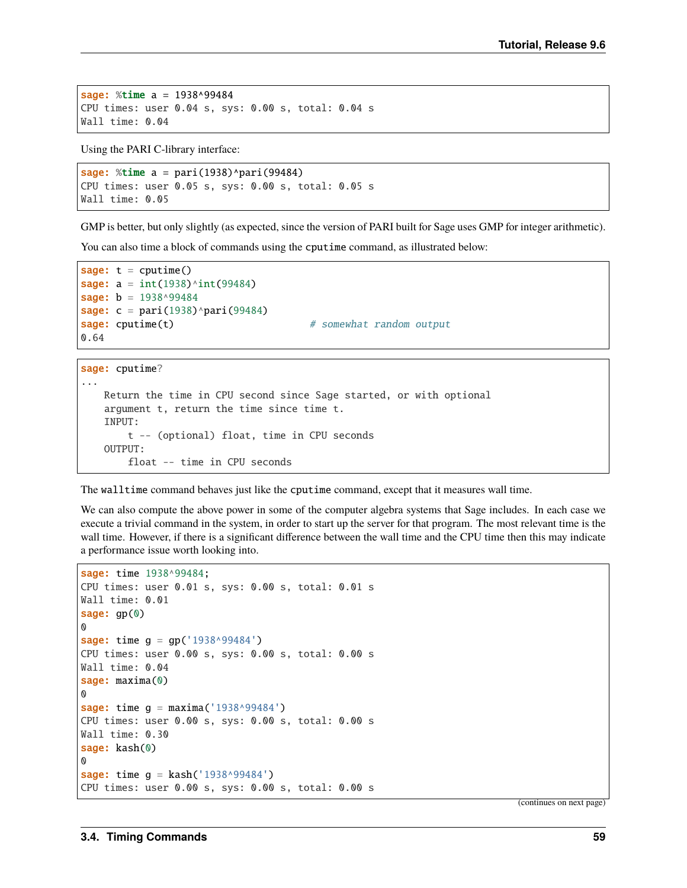```
sage: %time a = 1938^99484
CPU times: user 0.04 s, sys: 0.00 s, total: 0.04 s
Wall time: 0.04
```

Using the PARI C-library interface:

```
sage: %time a = pari(1938)^pari(99484)
CPU times: user 0.05 s, sys: 0.00 s, total: 0.05 s
Wall time: 0.05
```

GMP is better, but only slightly (as expected, since the version of PARI built for Sage uses GMP for integer arithmetic).

You can also time a block of commands using the `cputime` command, as illustrated below:

```
sage: t = cputime()
sage: a = int(1938)^int(99484)
sage: b = 1938^99484
sage: c = pari(1938)^pari(99484)
sage: cputime(t)                       # somewhat random output
0.64
```

```
sage: cputime?
...
    Return the time in CPU second since Sage started, or with optional
    argument t, return the time since time t.
    INPUT:
        t -- (optional) float, time in CPU seconds
    OUTPUT:
        float -- time in CPU seconds
```

The `walltime` command behaves just like the `cputime` command, except that it measures wall time.

We can also compute the above power in some of the computer algebra systems that Sage includes. In each case we execute a trivial command in the system, in order to start up the server for that program. The most relevant time is the wall time. However, if there is a significant difference between the wall time and the CPU time then this may indicate a performance issue worth looking into.

```
sage: time 1938^99484;
CPU times: user 0.01 s, sys: 0.00 s, total: 0.01 s
Wall time: 0.01
sage: gp(0)
0
sage: time g = gp('1938^99484')
CPU times: user 0.00 s, sys: 0.00 s, total: 0.00 s
Wall time: 0.04
sage: maxima(0)
0
sage: time g = maxima('1938^99484')
CPU times: user 0.00 s, sys: 0.00 s, total: 0.00 s
Wall time: 0.30
sage: kash(0)
0
sage: time g = kash('1938^99484')
CPU times: user 0.00 s, sys: 0.00 s, total: 0.00 s
```

(continues on next page)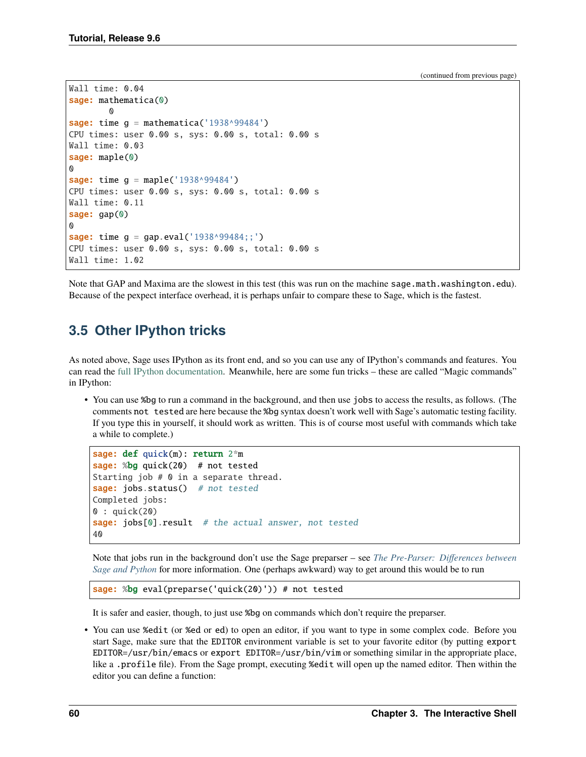(continued from previous page)

```
Wall time: 0.04
sage: mathematica(0)
        0
sage: time g = mathematica('1938^99484')
CPU times: user 0.00 s, sys: 0.00 s, total: 0.00 s
Wall time: 0.03
sage: maple(0)
0
sage: time g = maple('1938^99484')
CPU times: user 0.00 s, sys: 0.00 s, total: 0.00 s
Wall time: 0.11
sage: gap(0)
0
sage: time g = gap.eval('1938^99484;;')
CPU times: user 0.00 s, sys: 0.00 s, total: 0.00 s
Wall time: 1.02
```

Note that GAP and Maxima are the slowest in this test (this was run on the machine `sage.math.washington.edu`). Because of the pexpect interface overhead, it is perhaps unfair to compare these to Sage, which is the fastest.

## 3.5 Other IPython tricks

As noted above, Sage uses IPython as its front end, and so you can use any of IPython's commands and features. You can read the full IPython documentation. Meanwhile, here are some fun tricks – these are called "Magic commands" in IPython:

- You can use `%bg` to run a command in the background, and then use `jobs` to access the results, as follows. (The comments `not tested` are here because the `%bg` syntax doesn't work well with Sage's automatic testing facility. If you type this in yourself, it should work as written. This is of course most useful with commands which take a while to complete.)

  ```
  sage: def quick(m): return 2*m
  sage: %bg quick(20)  # not tested
  Starting job # 0 in a separate thread.
  sage: jobs.status()  # not tested
  Completed jobs:
  0 : quick(20)
  sage: jobs[0].result  # the actual answer, not tested
  40
  ```

  Note that jobs run in the background don't use the Sage preparser – see *The Pre-Parser: Differences between Sage and Python* for more information. One (perhaps awkward) way to get around this would be to run

  ```
  sage: %bg eval(preparse('quick(20)')) # not tested
  ```

  It is safer and easier, though, to just use `%bg` on commands which don't require the preparser.

- You can use `%edit` (or `%ed` or `ed`) to open an editor, if you want to type in some complex code. Before you start Sage, make sure that the `EDITOR` environment variable is set to your favorite editor (by putting `export EDITOR=/usr/bin/emacs` or `export EDITOR=/usr/bin/vim` or something similar in the appropriate place, like a `.profile` file). From the Sage prompt, executing `%edit` will open up the named editor. Then within the editor you can define a function: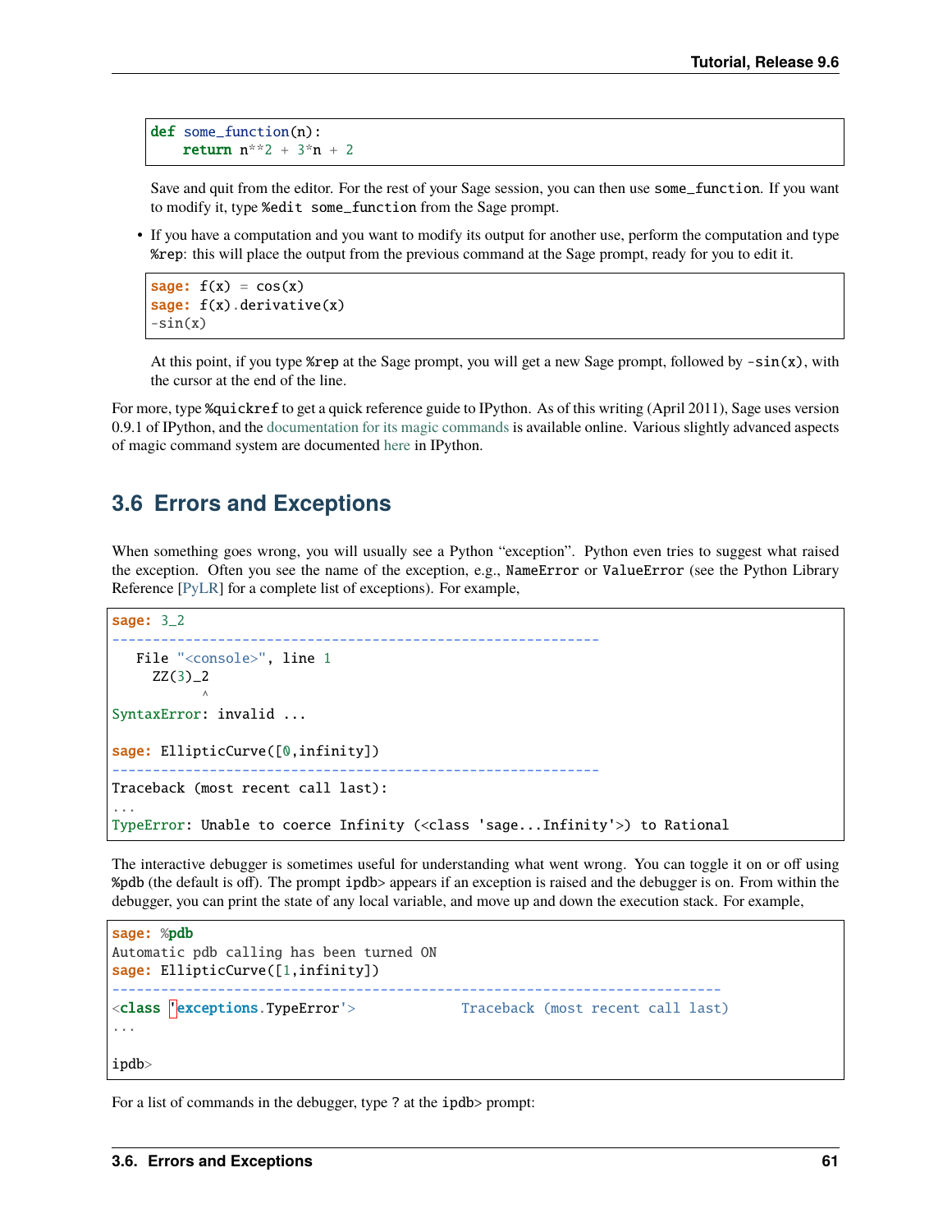```
def some_function(n):
    return n**2 + 3*n + 2
```

Save and quit from the editor. For the rest of your Sage session, you can then use `some_function`. If you want to modify it, type `%edit some_function` from the Sage prompt.

- If you have a computation and you want to modify its output for another use, perform the computation and type `%rep`: this will place the output from the previous command at the Sage prompt, ready for you to edit it.

```
sage: f(x) = cos(x)
sage: f(x).derivative(x)
-sin(x)
```

At this point, if you type `%rep` at the Sage prompt, you will get a new Sage prompt, followed by `-sin(x)`, with the cursor at the end of the line.

For more, type `%quickref` to get a quick reference guide to IPython. As of this writing (April 2011), Sage uses version 0.9.1 of IPython, and the documentation for its magic commands is available online. Various slightly advanced aspects of magic command system are documented here in IPython.

## 3.6 Errors and Exceptions

When something goes wrong, you will usually see a Python "exception". Python even tries to suggest what raised the exception. Often you see the name of the exception, e.g., `NameError` or `ValueError` (see the Python Library Reference [PyLR] for a complete list of exceptions). For example,

```
sage: 3_2
------------------------------------------------------------
   File "<console>", line 1
     ZZ(3)_2
           ^
SyntaxError: invalid ...

sage: EllipticCurve([0,infinity])
------------------------------------------------------------
Traceback (most recent call last):
...
TypeError: Unable to coerce Infinity (<class 'sage...Infinity'>) to Rational
```

The interactive debugger is sometimes useful for understanding what went wrong. You can toggle it on or off using `%pdb` (the default is off). The prompt `ipdb>` appears if an exception is raised and the debugger is on. From within the debugger, you can print the state of any local variable, and move up and down the execution stack. For example,

```
sage: %pdb
Automatic pdb calling has been turned ON
sage: EllipticCurve([1,infinity])
---------------------------------------------------------------------------
<class 'exceptions.TypeError'>             Traceback (most recent call last)
...

ipdb>
```

For a list of commands in the debugger, type `?` at the `ipdb>` prompt: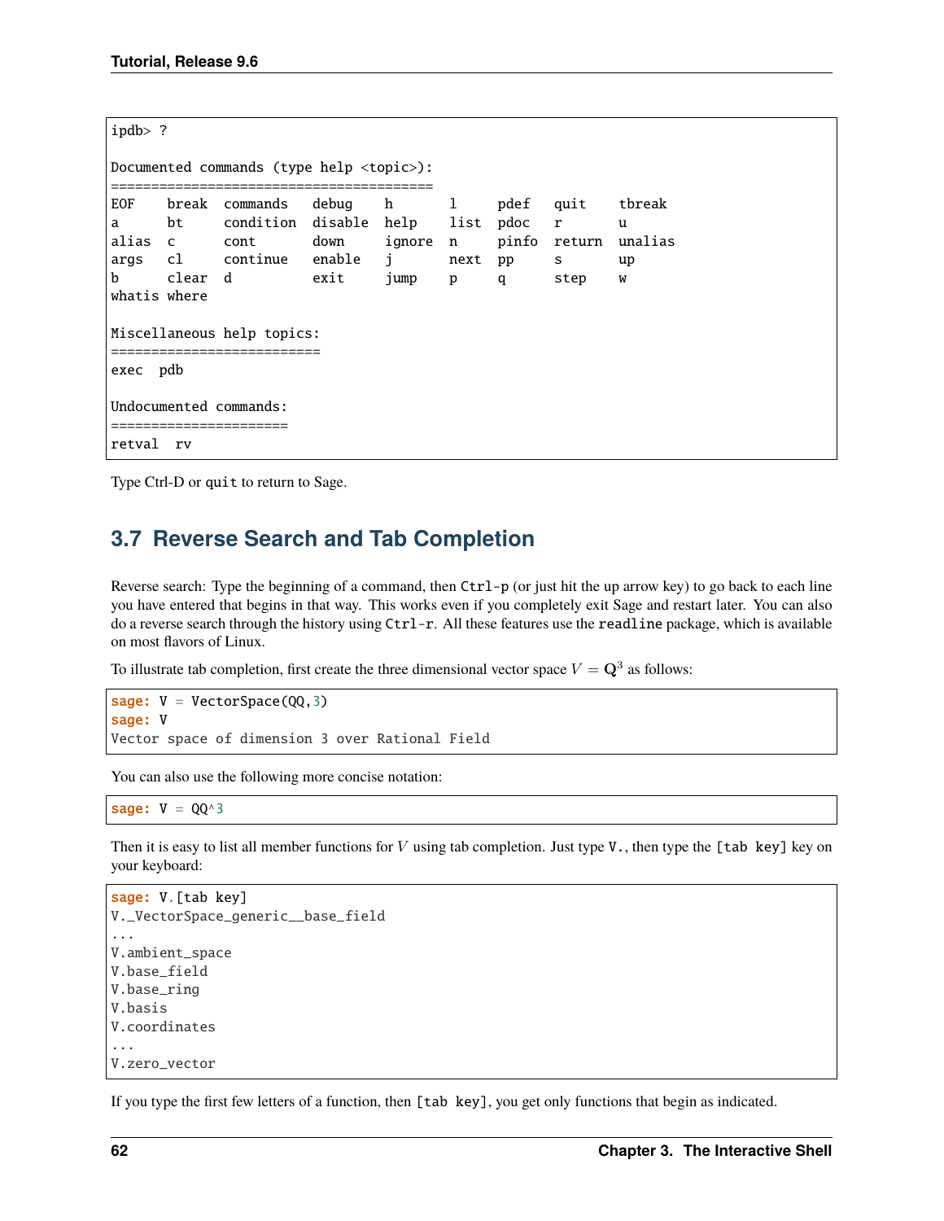```
ipdb> ?

Documented commands (type help <topic>):
========================================
EOF    break  commands   debug    h       l     pdef   quit    tbreak
a      bt     condition  disable  help    list  pdoc   r       u
alias  c      cont       down     ignore  n     pinfo  return  unalias
args   cl     continue   enable   j       next  pp     s       up
b      clear  d          exit     jump    p     q      step    w
whatis where

Miscellaneous help topics:
==========================
exec  pdb

Undocumented commands:
======================
retval  rv
```

Type Ctrl-D or `quit` to return to Sage.

## 3.7 Reverse Search and Tab Completion

Reverse search: Type the beginning of a command, then `Ctrl-p` (or just hit the up arrow key) to go back to each line you have entered that begins in that way. This works even if you completely exit Sage and restart later. You can also do a reverse search through the history using `Ctrl-r`. All these features use the `readline` package, which is available on most flavors of Linux.

To illustrate tab completion, first create the three dimensional vector space $V = \mathbf{Q}^3$ as follows:

```
sage: V = VectorSpace(QQ,3)
sage: V
Vector space of dimension 3 over Rational Field
```

You can also use the following more concise notation:

```
sage: V = QQ^3
```

Then it is easy to list all member functions for $V$ using tab completion. Just type `V.`, then type the `[tab key]` key on your keyboard:

```
sage: V.[tab key]
V._VectorSpace_generic__base_field
...
V.ambient_space
V.base_field
V.base_ring
V.basis
V.coordinates
...
V.zero_vector
```

If you type the first few letters of a function, then `[tab key]`, you get only functions that begin as indicated.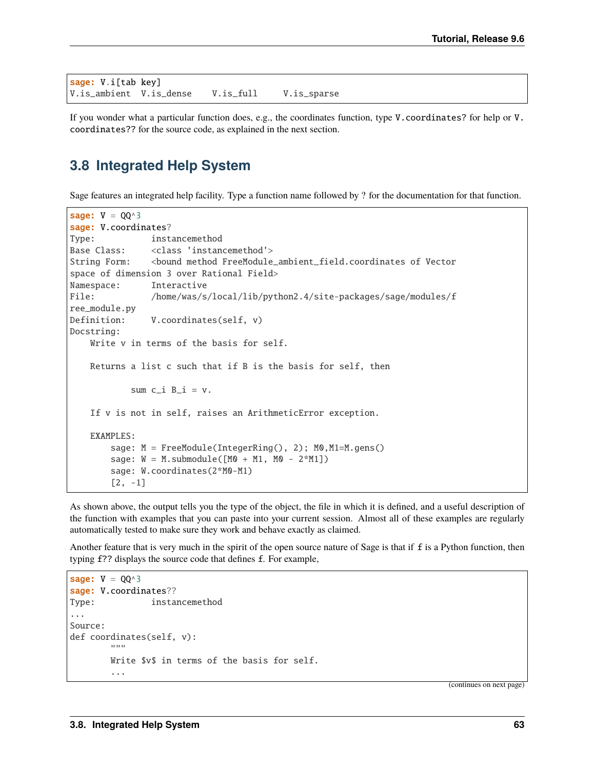```
sage: V.i[tab key]
V.is_ambient  V.is_dense    V.is_full     V.is_sparse
```

If you wonder what a particular function does, e.g., the coordinates function, type `V.coordinates?` for help or `V.coordinates??` for the source code, as explained in the next section.

## 3.8 Integrated Help System

Sage features an integrated help facility. Type a function name followed by ? for the documentation for that function.

```
sage: V = QQ^3
sage: V.coordinates?
Type:           instancemethod
Base Class:     <class 'instancemethod'>
String Form:    <bound method FreeModule_ambient_field.coordinates of Vector
space of dimension 3 over Rational Field>
Namespace:      Interactive
File:           /home/was/s/local/lib/python2.4/site-packages/sage/modules/f
ree_module.py
Definition:     V.coordinates(self, v)
Docstring:
    Write v in terms of the basis for self.

    Returns a list c such that if B is the basis for self, then

            sum c_i B_i = v.

    If v is not in self, raises an ArithmeticError exception.

    EXAMPLES:
        sage: M = FreeModule(IntegerRing(), 2); M0,M1=M.gens()
        sage: W = M.submodule([M0 + M1, M0 - 2*M1])
        sage: W.coordinates(2*M0-M1)
        [2, -1]
```

As shown above, the output tells you the type of the object, the file in which it is defined, and a useful description of the function with examples that you can paste into your current session. Almost all of these examples are regularly automatically tested to make sure they work and behave exactly as claimed.

Another feature that is very much in the spirit of the open source nature of Sage is that if `f` is a Python function, then typing `f??` displays the source code that defines `f`. For example,

```
sage: V = QQ^3
sage: V.coordinates??
Type:           instancemethod
...
Source:
def coordinates(self, v):
        """
        Write $v$ in terms of the basis for self.
        ...
```

(continues on next page)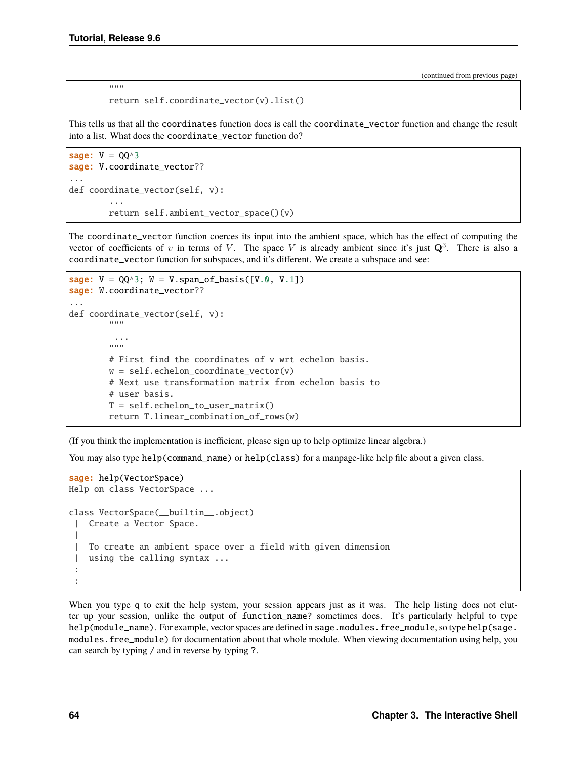(continued from previous page)

```
        """
        return self.coordinate_vector(v).list()
```

This tells us that all the `coordinates` function does is call the `coordinate_vector` function and change the result into a list. What does the `coordinate_vector` function do?

```
sage: V = QQ^3
sage: V.coordinate_vector??
...
def coordinate_vector(self, v):
        ...
        return self.ambient_vector_space()(v)
```

The `coordinate_vector` function coerces its input into the ambient space, which has the effect of computing the vector of coefficients of $v$ in terms of $V$. The space $V$ is already ambient since it's just $\mathbf{Q}^3$. There is also a `coordinate_vector` function for subspaces, and it's different. We create a subspace and see:

```
sage: V = QQ^3; W = V.span_of_basis([V.0, V.1])
sage: W.coordinate_vector??
...
def coordinate_vector(self, v):
        """
         ...
        """
        # First find the coordinates of v wrt echelon basis.
        w = self.echelon_coordinate_vector(v)
        # Next use transformation matrix from echelon basis to
        # user basis.
        T = self.echelon_to_user_matrix()
        return T.linear_combination_of_rows(w)
```

(If you think the implementation is inefficient, please sign up to help optimize linear algebra.)

You may also type `help(command_name)` or `help(class)` for a manpage-like help file about a given class.

```
sage: help(VectorSpace)
Help on class VectorSpace ...

class VectorSpace(__builtin__.object)
 |  Create a Vector Space.
 |
 |  To create an ambient space over a field with given dimension
 |  using the calling syntax ...
 :
 :
```

When you type `q` to exit the help system, your session appears just as it was. The help listing does not clutter up your session, unlike the output of `function_name?` sometimes does. It's particularly helpful to type `help(module_name)`. For example, vector spaces are defined in `sage.modules.free_module`, so type `help(sage.modules.free_module)` for documentation about that whole module. When viewing documentation using help, you can search by typing `/` and in reverse by typing `?`.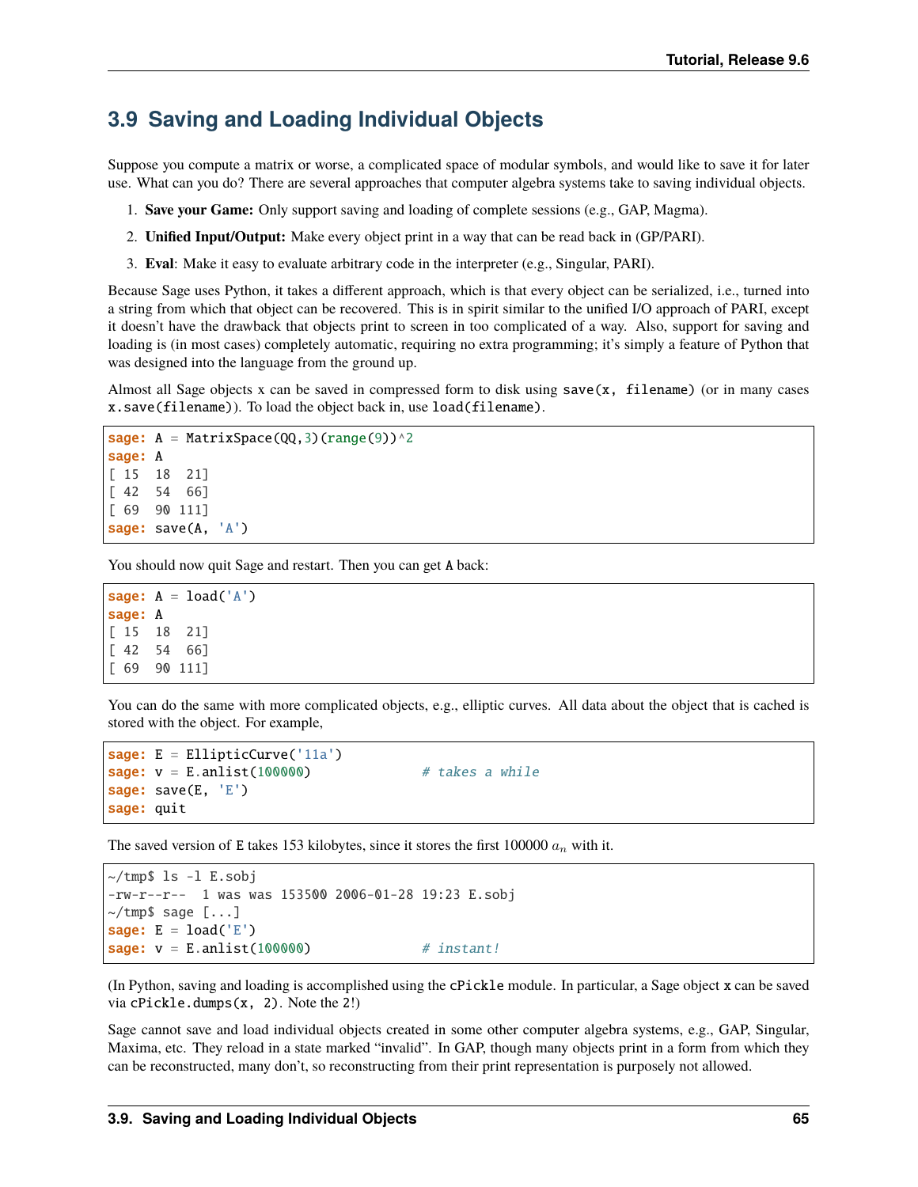## 3.9 Saving and Loading Individual Objects

Suppose you compute a matrix or worse, a complicated space of modular symbols, and would like to save it for later use. What can you do? There are several approaches that computer algebra systems take to saving individual objects.

1. **Save your Game:** Only support saving and loading of complete sessions (e.g., GAP, Magma).
2. **Unified Input/Output:** Make every object print in a way that can be read back in (GP/PARI).
3. **Eval**: Make it easy to evaluate arbitrary code in the interpreter (e.g., Singular, PARI).

Because Sage uses Python, it takes a different approach, which is that every object can be serialized, i.e., turned into a string from which that object can be recovered. This is in spirit similar to the unified I/O approach of PARI, except it doesn't have the drawback that objects print to screen in too complicated of a way. Also, support for saving and loading is (in most cases) completely automatic, requiring no extra programming; it's simply a feature of Python that was designed into the language from the ground up.

Almost all Sage objects x can be saved in compressed form to disk using `save(x, filename)` (or in many cases `x.save(filename)`). To load the object back in, use `load(filename)`.

```
sage: A = MatrixSpace(QQ,3)(range(9))^2
sage: A
[ 15  18  21]
[ 42  54  66]
[ 69  90 111]
sage: save(A, 'A')
```

You should now quit Sage and restart. Then you can get `A` back:

```
sage: A = load('A')
sage: A
[ 15  18  21]
[ 42  54  66]
[ 69  90 111]
```

You can do the same with more complicated objects, e.g., elliptic curves. All data about the object that is cached is stored with the object. For example,

```
sage: E = EllipticCurve('11a')
sage: v = E.anlist(100000)              # takes a while
sage: save(E, 'E')
sage: quit
```

The saved version of `E` takes 153 kilobytes, since it stores the first 100000 $a_n$ with it.

```
~/tmp$ ls -l E.sobj
-rw-r--r--  1 was was 153500 2006-01-28 19:23 E.sobj
~/tmp$ sage [...]
sage: E = load('E')
sage: v = E.anlist(100000)              # instant!
```

(In Python, saving and loading is accomplished using the `cPickle` module. In particular, a Sage object `x` can be saved via `cPickle.dumps(x, 2)`. Note the `2`!)

Sage cannot save and load individual objects created in some other computer algebra systems, e.g., GAP, Singular, Maxima, etc. They reload in a state marked "invalid". In GAP, though many objects print in a form from which they can be reconstructed, many don't, so reconstructing from their print representation is purposely not allowed.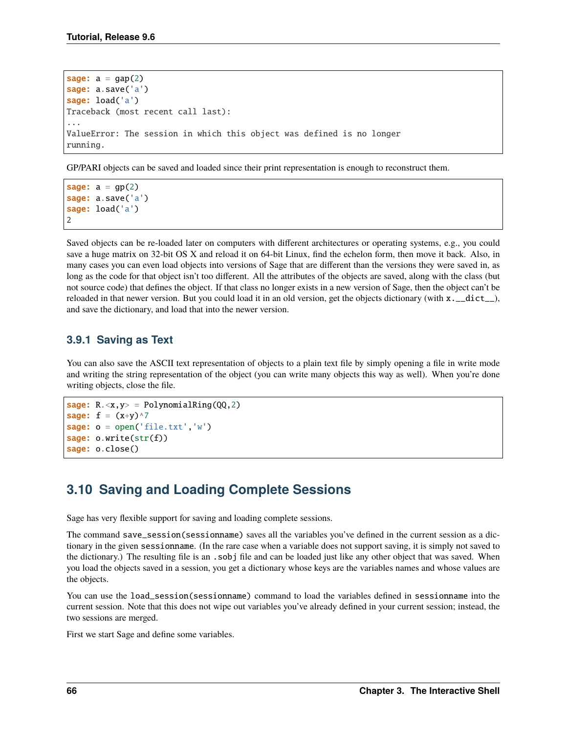```
sage: a = gap(2)
sage: a.save('a')
sage: load('a')
Traceback (most recent call last):
...
ValueError: The session in which this object was defined is no longer
running.
```

GP/PARI objects can be saved and loaded since their print representation is enough to reconstruct them.

```
sage: a = gp(2)
sage: a.save('a')
sage: load('a')
2
```

Saved objects can be re-loaded later on computers with different architectures or operating systems, e.g., you could save a huge matrix on 32-bit OS X and reload it on 64-bit Linux, find the echelon form, then move it back. Also, in many cases you can even load objects into versions of Sage that are different than the versions they were saved in, as long as the code for that object isn't too different. All the attributes of the objects are saved, along with the class (but not source code) that defines the object. If that class no longer exists in a new version of Sage, then the object can't be reloaded in that newer version. But you could load it in an old version, get the objects dictionary (with `x.__dict__`), and save the dictionary, and load that into the newer version.

### 3.9.1 Saving as Text

You can also save the ASCII text representation of objects to a plain text file by simply opening a file in write mode and writing the string representation of the object (you can write many objects this way as well). When you're done writing objects, close the file.

```
sage: R.<x,y> = PolynomialRing(QQ,2)
sage: f = (x+y)^7
sage: o = open('file.txt','w')
sage: o.write(str(f))
sage: o.close()
```

## 3.10 Saving and Loading Complete Sessions

Sage has very flexible support for saving and loading complete sessions.

The command `save_session(sessionname)` saves all the variables you've defined in the current session as a dictionary in the given `sessionname`. (In the rare case when a variable does not support saving, it is simply not saved to the dictionary.) The resulting file is an `.sobj` file and can be loaded just like any other object that was saved. When you load the objects saved in a session, you get a dictionary whose keys are the variables names and whose values are the objects.

You can use the `load_session(sessionname)` command to load the variables defined in `sessionname` into the current session. Note that this does not wipe out variables you've already defined in your current session; instead, the two sessions are merged.

First we start Sage and define some variables.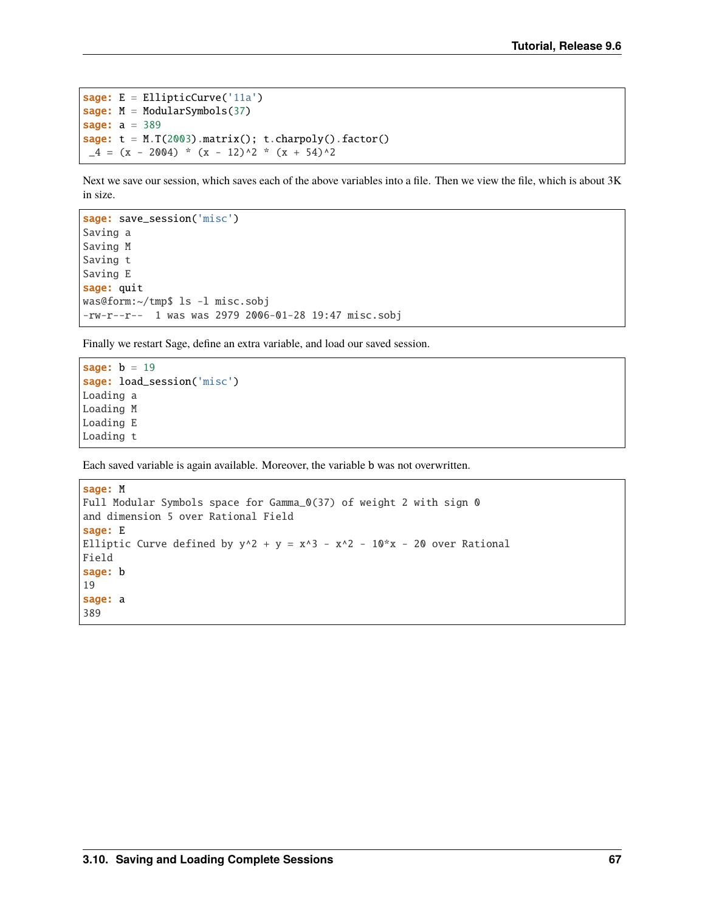```
sage: E = EllipticCurve('11a')
sage: M = ModularSymbols(37)
sage: a = 389
sage: t = M.T(2003).matrix(); t.charpoly().factor()
 _4 = (x - 2004) * (x - 12)^2 * (x + 54)^2
```

Next we save our session, which saves each of the above variables into a file. Then we view the file, which is about 3K in size.

```
sage: save_session('misc')
Saving a
Saving M
Saving t
Saving E
sage: quit
was@form:~/tmp$ ls -l misc.sobj
-rw-r--r--  1 was was 2979 2006-01-28 19:47 misc.sobj
```

Finally we restart Sage, define an extra variable, and load our saved session.

```
sage: b = 19
sage: load_session('misc')
Loading a
Loading M
Loading E
Loading t
```

Each saved variable is again available. Moreover, the variable b was not overwritten.

```
sage: M
Full Modular Symbols space for Gamma_0(37) of weight 2 with sign 0
and dimension 5 over Rational Field
sage: E
Elliptic Curve defined by y^2 + y = x^3 - x^2 - 10*x - 20 over Rational
Field
sage: b
19
sage: a
389
```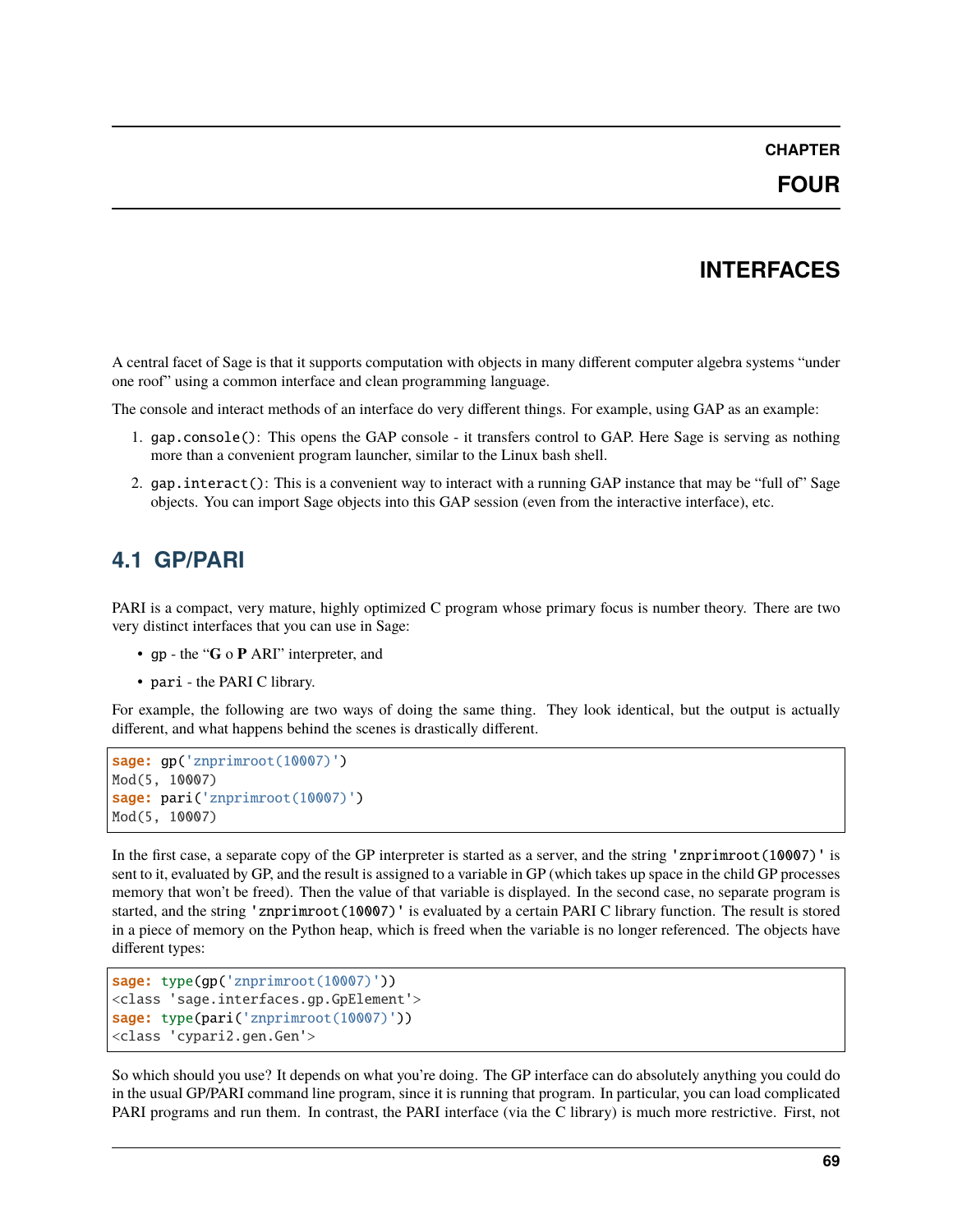# CHAPTER FOUR

# INTERFACES

A central facet of Sage is that it supports computation with objects in many different computer algebra systems "under one roof" using a common interface and clean programming language.

The console and interact methods of an interface do very different things. For example, using GAP as an example:

1. `gap.console()`: This opens the GAP console - it transfers control to GAP. Here Sage is serving as nothing more than a convenient program launcher, similar to the Linux bash shell.
2. `gap.interact()`: This is a convenient way to interact with a running GAP instance that may be "full of" Sage objects. You can import Sage objects into this GAP session (even from the interactive interface), etc.

## 4.1 GP/PARI

PARI is a compact, very mature, highly optimized C program whose primary focus is number theory. There are two very distinct interfaces that you can use in Sage:

- `gp` - the "**G** o **P** ARI" interpreter, and
- `pari` - the PARI C library.

For example, the following are two ways of doing the same thing. They look identical, but the output is actually different, and what happens behind the scenes is drastically different.

```
sage: gp('znprimroot(10007)')
Mod(5, 10007)
sage: pari('znprimroot(10007)')
Mod(5, 10007)
```

In the first case, a separate copy of the GP interpreter is started as a server, and the string `'znprimroot(10007)'` is sent to it, evaluated by GP, and the result is assigned to a variable in GP (which takes up space in the child GP processes memory that won't be freed). Then the value of that variable is displayed. In the second case, no separate program is started, and the string `'znprimroot(10007)'` is evaluated by a certain PARI C library function. The result is stored in a piece of memory on the Python heap, which is freed when the variable is no longer referenced. The objects have different types:

```
sage: type(gp('znprimroot(10007)'))
<class 'sage.interfaces.gp.GpElement'>
sage: type(pari('znprimroot(10007)'))
<class 'cypari2.gen.Gen'>
```

So which should you use? It depends on what you're doing. The GP interface can do absolutely anything you could do in the usual GP/PARI command line program, since it is running that program. In particular, you can load complicated PARI programs and run them. In contrast, the PARI interface (via the C library) is much more restrictive. First, not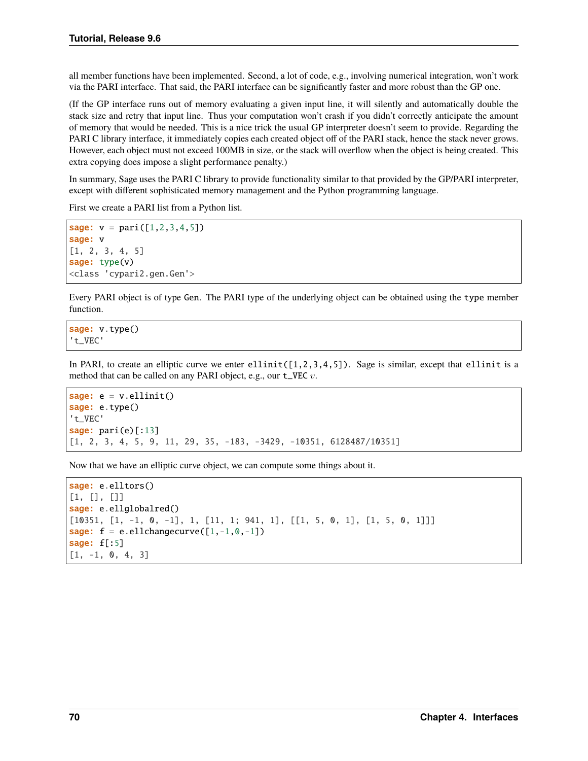all member functions have been implemented. Second, a lot of code, e.g., involving numerical integration, won't work via the PARI interface. That said, the PARI interface can be significantly faster and more robust than the GP one.

(If the GP interface runs out of memory evaluating a given input line, it will silently and automatically double the stack size and retry that input line. Thus your computation won't crash if you didn't correctly anticipate the amount of memory that would be needed. This is a nice trick the usual GP interpreter doesn't seem to provide. Regarding the PARI C library interface, it immediately copies each created object off of the PARI stack, hence the stack never grows. However, each object must not exceed 100MB in size, or the stack will overflow when the object is being created. This extra copying does impose a slight performance penalty.)

In summary, Sage uses the PARI C library to provide functionality similar to that provided by the GP/PARI interpreter, except with different sophisticated memory management and the Python programming language.

First we create a PARI list from a Python list.

```
sage: v = pari([1,2,3,4,5])
sage: v
[1, 2, 3, 4, 5]
sage: type(v)
<class 'cypari2.gen.Gen'>
```

Every PARI object is of type `Gen`. The PARI type of the underlying object can be obtained using the `type` member function.

```
sage: v.type()
't_VEC'
```

In PARI, to create an elliptic curve we enter `ellinit([1,2,3,4,5])`. Sage is similar, except that `ellinit` is a method that can be called on any PARI object, e.g., our `t_VEC` $v$.

```
sage: e = v.ellinit()
sage: e.type()
't_VEC'
sage: pari(e)[:13]
[1, 2, 3, 4, 5, 9, 11, 29, 35, -183, -3429, -10351, 6128487/10351]
```

Now that we have an elliptic curve object, we can compute some things about it.

```
sage: e.elltors()
[1, [], []]
sage: e.ellglobalred()
[10351, [1, -1, 0, -1], 1, [11, 1; 941, 1], [[1, 5, 0, 1], [1, 5, 0, 1]]]
sage: f = e.ellchangecurve([1,-1,0,-1])
sage: f[:5]
[1, -1, 0, 4, 3]
```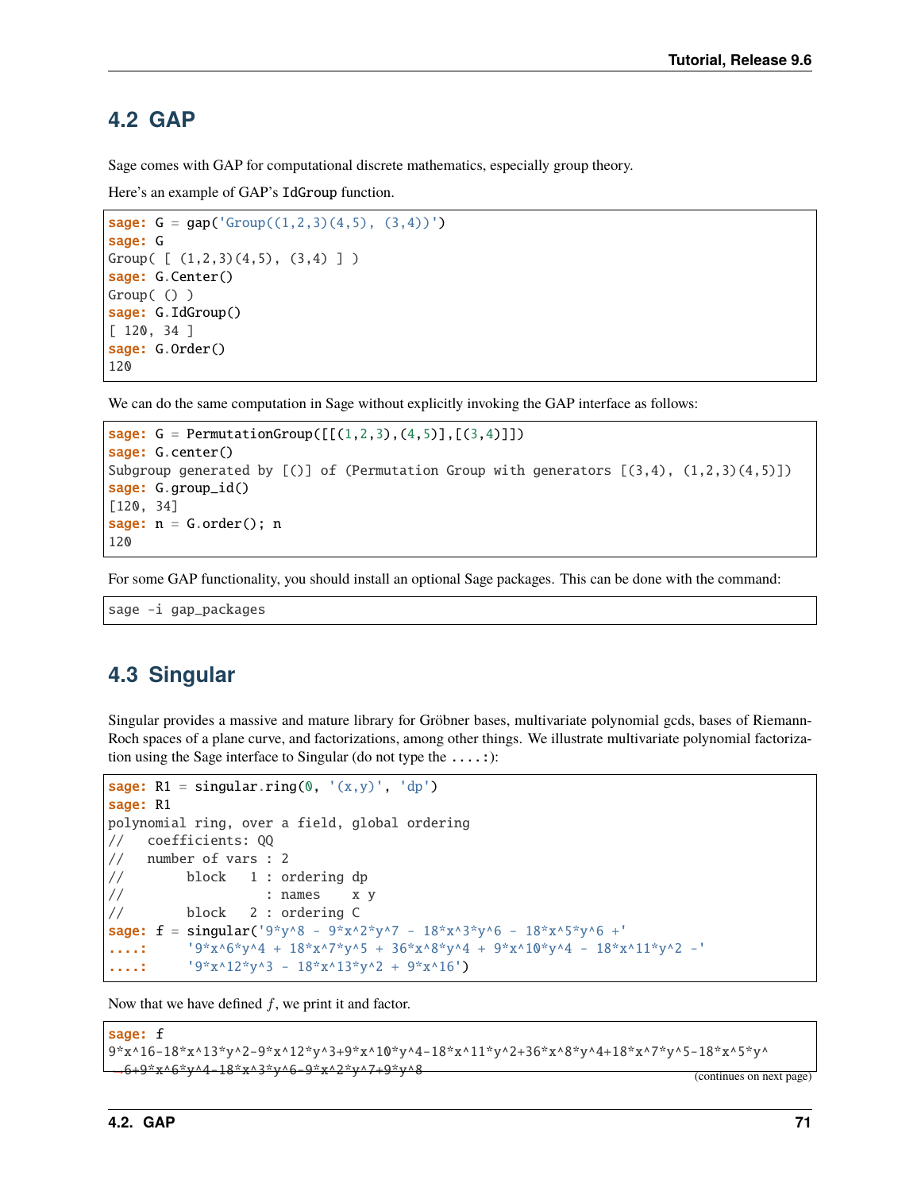## 4.2 GAP

Sage comes with GAP for computational discrete mathematics, especially group theory.

Here's an example of GAP's IdGroup function.

```
sage: G = gap('Group((1,2,3)(4,5), (3,4))')
sage: G
Group( [ (1,2,3)(4,5), (3,4) ] )
sage: G.Center()
Group( () )
sage: G.IdGroup()
[ 120, 34 ]
sage: G.Order()
120
```

We can do the same computation in Sage without explicitly invoking the GAP interface as follows:

```
sage: G = PermutationGroup([[(1,2,3),(4,5)],[(3,4)]])
sage: G.center()
Subgroup generated by [()] of (Permutation Group with generators [(3,4), (1,2,3)(4,5)])
sage: G.group_id()
[120, 34]
sage: n = G.order(); n
120
```

For some GAP functionality, you should install an optional Sage packages. This can be done with the command:

```
sage -i gap_packages
```

## 4.3 Singular

Singular provides a massive and mature library for Gröbner bases, multivariate polynomial gcds, bases of Riemann-Roch spaces of a plane curve, and factorizations, among other things. We illustrate multivariate polynomial factorization using the Sage interface to Singular (do not type the ....:):

```
sage: R1 = singular.ring(0, '(x,y)', 'dp')
sage: R1
polynomial ring, over a field, global ordering
//   coefficients: QQ
//   number of vars : 2
//        block   1 : ordering dp
//                  : names    x y
//        block   2 : ordering C
sage: f = singular('9*y^8 - 9*x^2*y^7 - 18*x^3*y^6 - 18*x^5*y^6 +'
....:     '9*x^6*y^4 + 18*x^7*y^5 + 36*x^8*y^4 + 9*x^10*y^4 - 18*x^11*y^2 -'
....:     '9*x^12*y^3 - 18*x^13*y^2 + 9*x^16')
```

Now that we have defined $f$, we print it and factor.

```
sage: f
9*x^16-18*x^13*y^2-9*x^12*y^3+9*x^10*y^4-18*x^11*y^2+36*x^8*y^4+18*x^7*y^5-18*x^5*y^
→6+9*x^6*y^4-18*x^3*y^6-9*x^2*y^7+9*y^8
```

(continues on next page)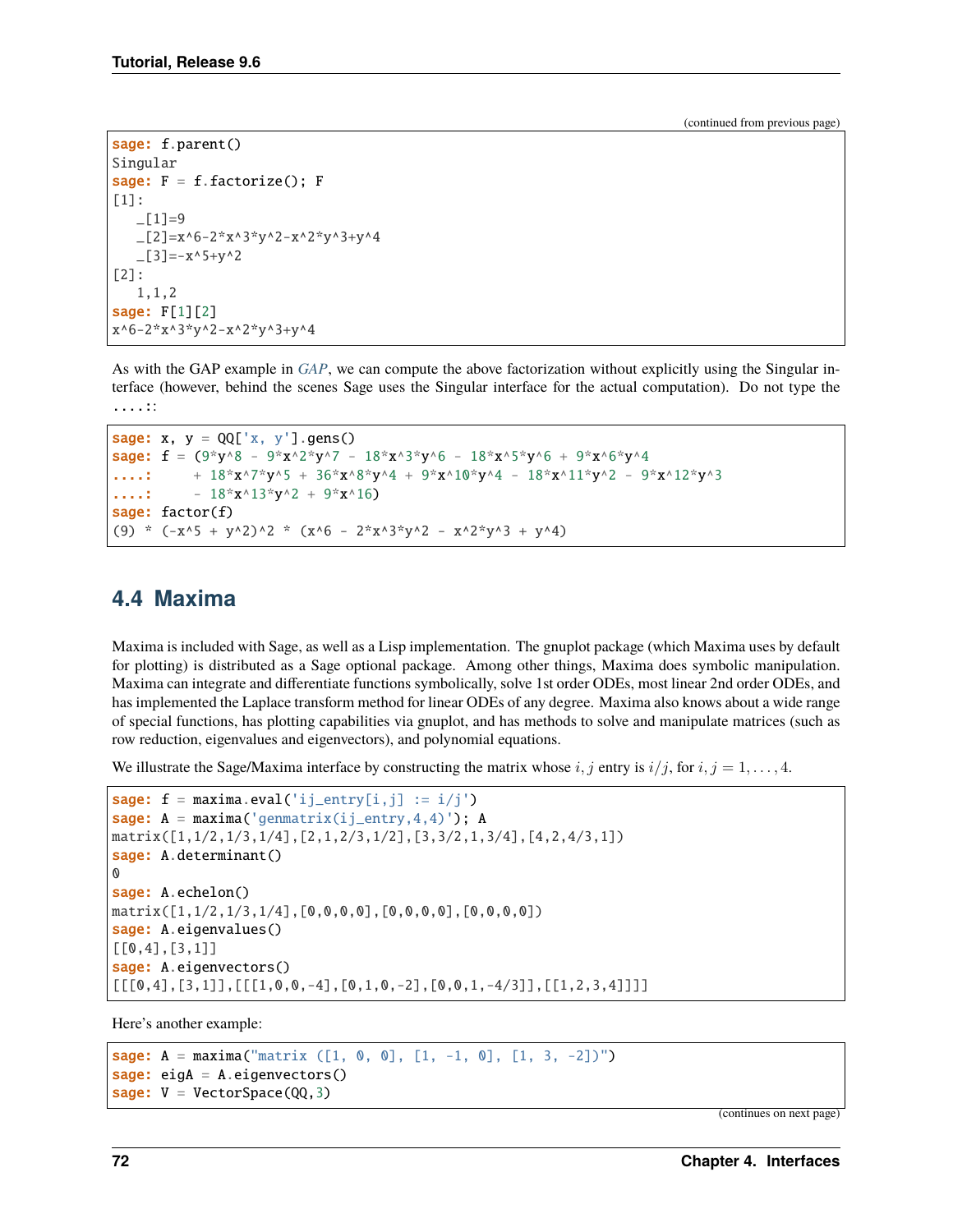(continued from previous page)

```
sage: f.parent()
Singular
sage: F = f.factorize(); F
[1]:
   _[1]=9
   _[2]=x^6-2*x^3*y^2-x^2*y^3+y^4
   _[3]=-x^5+y^2
[2]:
   1,1,2
sage: F[1][2]
x^6-2*x^3*y^2-x^2*y^3+y^4
```

As with the GAP example in *GAP*, we can compute the above factorization without explicitly using the Singular interface (however, behind the scenes Sage uses the Singular interface for the actual computation). Do not type the ....::

```
sage: x, y = QQ['x, y'].gens()
sage: f = (9*y^8 - 9*x^2*y^7 - 18*x^3*y^6 - 18*x^5*y^6 + 9*x^6*y^4
....:      + 18*x^7*y^5 + 36*x^8*y^4 + 9*x^10*y^4 - 18*x^11*y^2 - 9*x^12*y^3
....:      - 18*x^13*y^2 + 9*x^16)
sage: factor(f)
(9) * (-x^5 + y^2)^2 * (x^6 - 2*x^3*y^2 - x^2*y^3 + y^4)
```

## 4.4 Maxima

Maxima is included with Sage, as well as a Lisp implementation. The gnuplot package (which Maxima uses by default for plotting) is distributed as a Sage optional package. Among other things, Maxima does symbolic manipulation. Maxima can integrate and differentiate functions symbolically, solve 1st order ODEs, most linear 2nd order ODEs, and has implemented the Laplace transform method for linear ODEs of any degree. Maxima also knows about a wide range of special functions, has plotting capabilities via gnuplot, and has methods to solve and manipulate matrices (such as row reduction, eigenvalues and eigenvectors), and polynomial equations.

We illustrate the Sage/Maxima interface by constructing the matrix whose $i, j$ entry is $i/j$, for $i, j = 1, \ldots, 4$.

```
sage: f = maxima.eval('ij_entry[i,j] := i/j')
sage: A = maxima('genmatrix(ij_entry,4,4)'); A
matrix([1,1/2,1/3,1/4],[2,1,2/3,1/2],[3,3/2,1,3/4],[4,2,4/3,1])
sage: A.determinant()
0
sage: A.echelon()
matrix([1,1/2,1/3,1/4],[0,0,0,0],[0,0,0,0],[0,0,0,0])
sage: A.eigenvalues()
[[0,4],[3,1]]
sage: A.eigenvectors()
[[[0,4],[3,1]],[[[1,0,0,-4],[0,1,0,-2],[0,0,1,-4/3]],[[1,2,3,4]]]]
```

Here's another example:

```
sage: A = maxima("matrix ([1, 0, 0], [1, -1, 0], [1, 3, -2])")
sage: eigA = A.eigenvectors()
sage: V = VectorSpace(QQ,3)
```

(continues on next page)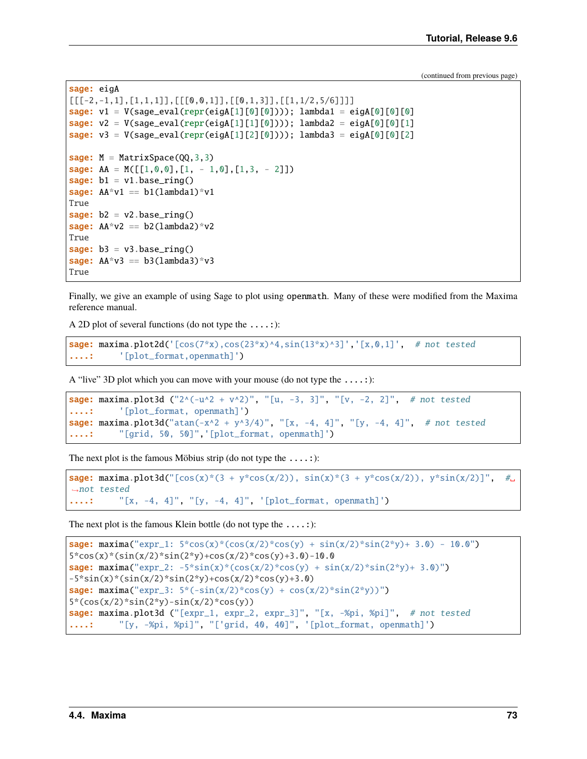(continued from previous page)

```
sage: eigA
[[[-2,-1,1],[1,1,1]],[[[0,0,1]],[[0,1,3]],[[1,1/2,5/6]]]]
sage: v1 = V(sage_eval(repr(eigA[1][0][0]))); lambda1 = eigA[0][0][0]
sage: v2 = V(sage_eval(repr(eigA[1][1][0]))); lambda2 = eigA[0][0][1]
sage: v3 = V(sage_eval(repr(eigA[1][2][0]))); lambda3 = eigA[0][0][2]

sage: M = MatrixSpace(QQ,3,3)
sage: AA = M([[1,0,0],[1, - 1,0],[1,3, - 2]])
sage: b1 = v1.base_ring()
sage: AA*v1 == b1(lambda1)*v1
True
sage: b2 = v2.base_ring()
sage: AA*v2 == b2(lambda2)*v2
True
sage: b3 = v3.base_ring()
sage: AA*v3 == b3(lambda3)*v3
True
```

Finally, we give an example of using Sage to plot using `openmath`. Many of these were modified from the Maxima reference manual.

A 2D plot of several functions (do not type the `....:`):

```
sage: maxima.plot2d('[cos(7*x),cos(23*x)^4,sin(13*x)^3]','[x,0,1]',  # not tested
....:     '[plot_format,openmath]')
```

A "live" 3D plot which you can move with your mouse (do not type the `....:`):

```
sage: maxima.plot3d ("2^(-u^2 + v^2)", "[u, -3, 3]", "[v, -2, 2]",  # not tested
....:     '[plot_format, openmath]')
sage: maxima.plot3d("atan(-x^2 + y^3/4)", "[x, -4, 4]", "[y, -4, 4]",  # not tested
....:     "[grid, 50, 50]",'[plot_format, openmath]')
```

The next plot is the famous Möbius strip (do not type the `....:`):

```
sage: maxima.plot3d("[cos(x)*(3 + y*cos(x/2)), sin(x)*(3 + y*cos(x/2)), y*sin(x/2)]",  #␣
→not tested
....:     "[x, -4, 4]", "[y, -4, 4]", '[plot_format, openmath]')
```

The next plot is the famous Klein bottle (do not type the `....:`):

```
sage: maxima("expr_1: 5*cos(x)*(cos(x/2)*cos(y) + sin(x/2)*sin(2*y)+ 3.0) - 10.0")
5*cos(x)*(sin(x/2)*sin(2*y)+cos(x/2)*cos(y)+3.0)-10.0
sage: maxima("expr_2: -5*sin(x)*(cos(x/2)*cos(y) + sin(x/2)*sin(2*y)+ 3.0)")
-5*sin(x)*(sin(x/2)*sin(2*y)+cos(x/2)*cos(y)+3.0)
sage: maxima("expr_3: 5*(-sin(x/2)*cos(y) + cos(x/2)*sin(2*y))")
5*(cos(x/2)*sin(2*y)-sin(x/2)*cos(y))
sage: maxima.plot3d ("[expr_1, expr_2, expr_3]", "[x, -%pi, %pi]",  # not tested
....:     "[y, -%pi, %pi]", "['grid, 40, 40]", '[plot_format, openmath]')
```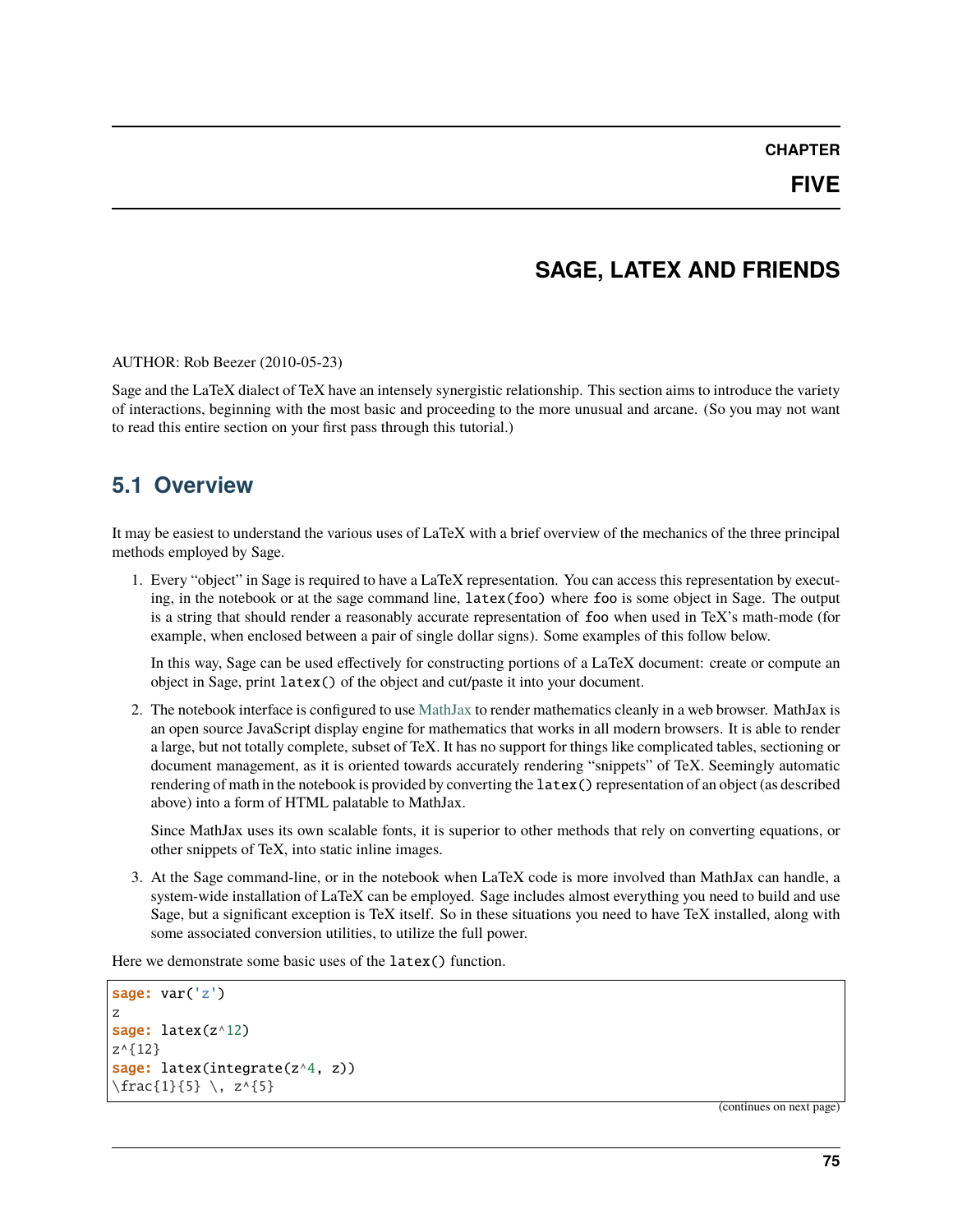# CHAPTER FIVE

# SAGE, LATEX AND FRIENDS

AUTHOR: Rob Beezer (2010-05-23)

Sage and the LaTeX dialect of TeX have an intensely synergistic relationship. This section aims to introduce the variety of interactions, beginning with the most basic and proceeding to the more unusual and arcane. (So you may not want to read this entire section on your first pass through this tutorial.)

## 5.1 Overview

It may be easiest to understand the various uses of LaTeX with a brief overview of the mechanics of the three principal methods employed by Sage.

1. Every "object" in Sage is required to have a LaTeX representation. You can access this representation by executing, in the notebook or at the sage command line, `latex(foo)` where `foo` is some object in Sage. The output is a string that should render a reasonably accurate representation of `foo` when used in TeX's math-mode (for example, when enclosed between a pair of single dollar signs). Some examples of this follow below.

   In this way, Sage can be used effectively for constructing portions of a LaTeX document: create or compute an object in Sage, print `latex()` of the object and cut/paste it into your document.

2. The notebook interface is configured to use MathJax to render mathematics cleanly in a web browser. MathJax is an open source JavaScript display engine for mathematics that works in all modern browsers. It is able to render a large, but not totally complete, subset of TeX. It has no support for things like complicated tables, sectioning or document management, as it is oriented towards accurately rendering "snippets" of TeX. Seemingly automatic rendering of math in the notebook is provided by converting the `latex()` representation of an object (as described above) into a form of HTML palatable to MathJax.

   Since MathJax uses its own scalable fonts, it is superior to other methods that rely on converting equations, or other snippets of TeX, into static inline images.

3. At the Sage command-line, or in the notebook when LaTeX code is more involved than MathJax can handle, a system-wide installation of LaTeX can be employed. Sage includes almost everything you need to build and use Sage, but a significant exception is TeX itself. So in these situations you need to have TeX installed, along with some associated conversion utilities, to utilize the full power.

Here we demonstrate some basic uses of the `latex()` function.

```
sage: var('z')
z
sage: latex(z^12)
z^{12}
sage: latex(integrate(z^4, z))
\frac{1}{5} \, z^{5}
```

(continues on next page)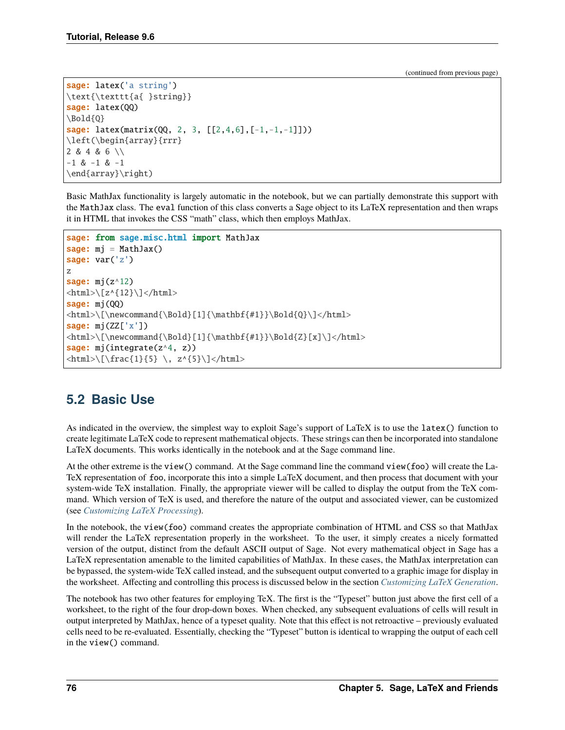(continued from previous page)

```
sage: latex('a string')
\text{\texttt{a{ }string}}
sage: latex(QQ)
\Bold{Q}
sage: latex(matrix(QQ, 2, 3, [[2,4,6],[-1,-1,-1]]))
\left(\begin{array}{rrr}
2 & 4 & 6 \\
-1 & -1 & -1
\end{array}\right)
```

Basic MathJax functionality is largely automatic in the notebook, but we can partially demonstrate this support with the `MathJax` class. The `eval` function of this class converts a Sage object to its LaTeX representation and then wraps it in HTML that invokes the CSS "math" class, which then employs MathJax.

```
sage: from sage.misc.html import MathJax
sage: mj = MathJax()
sage: var('z')
z
sage: mj(z^12)
<html>\[z^{12}\]</html>
sage: mj(QQ)
<html>\[\newcommand{\Bold}[1]{\mathbf{#1}}\Bold{Q}\]</html>
sage: mj(ZZ['x'])
<html>\[\newcommand{\Bold}[1]{\mathbf{#1}}\Bold{Z}[x]\]</html>
sage: mj(integrate(z^4, z))
<html>\[\frac{1}{5} \, z^{5}\]</html>
```

## 5.2 Basic Use

As indicated in the overview, the simplest way to exploit Sage's support of LaTeX is to use the `latex()` function to create legitimate LaTeX code to represent mathematical objects. These strings can then be incorporated into standalone LaTeX documents. This works identically in the notebook and at the Sage command line.

At the other extreme is the `view()` command. At the Sage command line the command `view(foo)` will create the LaTeX representation of `foo`, incorporate this into a simple LaTeX document, and then process that document with your system-wide TeX installation. Finally, the appropriate viewer will be called to display the output from the TeX command. Which version of TeX is used, and therefore the nature of the output and associated viewer, can be customized (see *Customizing LaTeX Processing*).

In the notebook, the `view(foo)` command creates the appropriate combination of HTML and CSS so that MathJax will render the LaTeX representation properly in the worksheet. To the user, it simply creates a nicely formatted version of the output, distinct from the default ASCII output of Sage. Not every mathematical object in Sage has a LaTeX representation amenable to the limited capabilities of MathJax. In these cases, the MathJax interpretation can be bypassed, the system-wide TeX called instead, and the subsequent output converted to a graphic image for display in the worksheet. Affecting and controlling this process is discussed below in the section *Customizing LaTeX Generation*.

The notebook has two other features for employing TeX. The first is the "Typeset" button just above the first cell of a worksheet, to the right of the four drop-down boxes. When checked, any subsequent evaluations of cells will result in output interpreted by MathJax, hence of a typeset quality. Note that this effect is not retroactive – previously evaluated cells need to be re-evaluated. Essentially, checking the "Typeset" button is identical to wrapping the output of each cell in the `view()` command.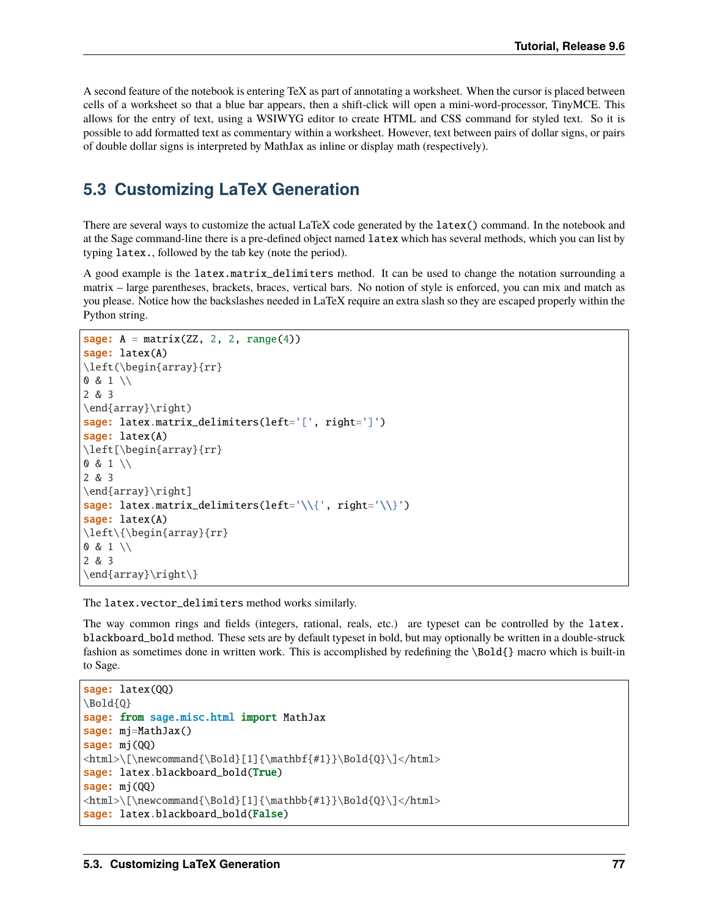A second feature of the notebook is entering TeX as part of annotating a worksheet. When the cursor is placed between cells of a worksheet so that a blue bar appears, then a shift-click will open a mini-word-processor, TinyMCE. This allows for the entry of text, using a WSIWYG editor to create HTML and CSS command for styled text. So it is possible to add formatted text as commentary within a worksheet. However, text between pairs of dollar signs, or pairs of double dollar signs is interpreted by MathJax as inline or display math (respectively).

## 5.3 Customizing LaTeX Generation

There are several ways to customize the actual LaTeX code generated by the `latex()` command. In the notebook and at the Sage command-line there is a pre-defined object named `latex` which has several methods, which you can list by typing `latex.`, followed by the tab key (note the period).

A good example is the `latex.matrix_delimiters` method. It can be used to change the notation surrounding a matrix – large parentheses, brackets, braces, vertical bars. No notion of style is enforced, you can mix and match as you please. Notice how the backslashes needed in LaTeX require an extra slash so they are escaped properly within the Python string.

```
sage: A = matrix(ZZ, 2, 2, range(4))
sage: latex(A)
\left(\begin{array}{rr}
0 & 1 \\
2 & 3
\end{array}\right)
sage: latex.matrix_delimiters(left='[', right=']')
sage: latex(A)
\left[\begin{array}{rr}
0 & 1 \\
2 & 3
\end{array}\right]
sage: latex.matrix_delimiters(left='\\{', right='\\}')
sage: latex(A)
\left\{\begin{array}{rr}
0 & 1 \\
2 & 3
\end{array}\right\}
```

The `latex.vector_delimiters` method works similarly.

The way common rings and fields (integers, rational, reals, etc.) are typeset can be controlled by the `latex.blackboard_bold` method. These sets are by default typeset in bold, but may optionally be written in a double-struck fashion as sometimes done in written work. This is accomplished by redefining the `\Bold{}` macro which is built-in to Sage.

```
sage: latex(QQ)
\Bold{Q}
sage: from sage.misc.html import MathJax
sage: mj=MathJax()
sage: mj(QQ)
<html>\[\newcommand{\Bold}[1]{\mathbf{#1}}\Bold{Q}\]</html>
sage: latex.blackboard_bold(True)
sage: mj(QQ)
<html>\[\newcommand{\Bold}[1]{\mathbb{#1}}\Bold{Q}\]</html>
sage: latex.blackboard_bold(False)
```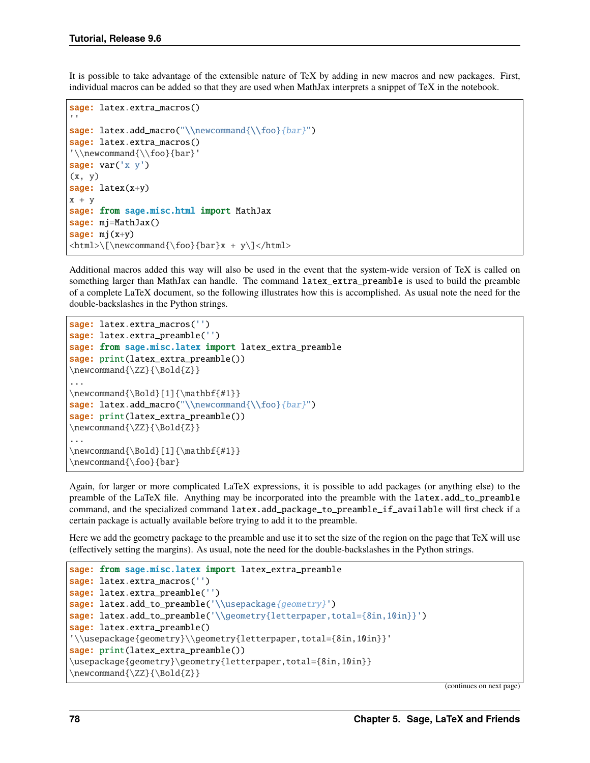It is possible to take advantage of the extensible nature of TeX by adding in new macros and new packages. First, individual macros can be added so that they are used when MathJax interprets a snippet of TeX in the notebook.

```
sage: latex.extra_macros()
''
sage: latex.add_macro("\\newcommand{\\foo}{bar}")
sage: latex.extra_macros()
'\\newcommand{\\foo}{bar}'
sage: var('x y')
(x, y)
sage: latex(x+y)
x + y
sage: from sage.misc.html import MathJax
sage: mj=MathJax()
sage: mj(x+y)
<html>\[\newcommand{\foo}{bar}x + y\]</html>
```

Additional macros added this way will also be used in the event that the system-wide version of TeX is called on something larger than MathJax can handle. The command `latex_extra_preamble` is used to build the preamble of a complete LaTeX document, so the following illustrates how this is accomplished. As usual note the need for the double-backslashes in the Python strings.

```
sage: latex.extra_macros('')
sage: latex.extra_preamble('')
sage: from sage.misc.latex import latex_extra_preamble
sage: print(latex_extra_preamble())
\newcommand{\ZZ}{\Bold{Z}}
...
\newcommand{\Bold}[1]{\mathbf{#1}}
sage: latex.add_macro("\\newcommand{\\foo}{bar}")
sage: print(latex_extra_preamble())
\newcommand{\ZZ}{\Bold{Z}}
...
\newcommand{\Bold}[1]{\mathbf{#1}}
\newcommand{\foo}{bar}
```

Again, for larger or more complicated LaTeX expressions, it is possible to add packages (or anything else) to the preamble of the LaTeX file. Anything may be incorporated into the preamble with the `latex.add_to_preamble` command, and the specialized command `latex.add_package_to_preamble_if_available` will first check if a certain package is actually available before trying to add it to the preamble.

Here we add the geometry package to the preamble and use it to set the size of the region on the page that TeX will use (effectively setting the margins). As usual, note the need for the double-backslashes in the Python strings.

```
sage: from sage.misc.latex import latex_extra_preamble
sage: latex.extra_macros('')
sage: latex.extra_preamble('')
sage: latex.add_to_preamble('\\usepackage{geometry}')
sage: latex.add_to_preamble('\\geometry{letterpaper,total={8in,10in}}')
sage: latex.extra_preamble()
'\\usepackage{geometry}\\geometry{letterpaper,total={8in,10in}}'
sage: print(latex_extra_preamble())
\usepackage{geometry}\geometry{letterpaper,total={8in,10in}}
\newcommand{\ZZ}{\Bold{Z}}
```

(continues on next page)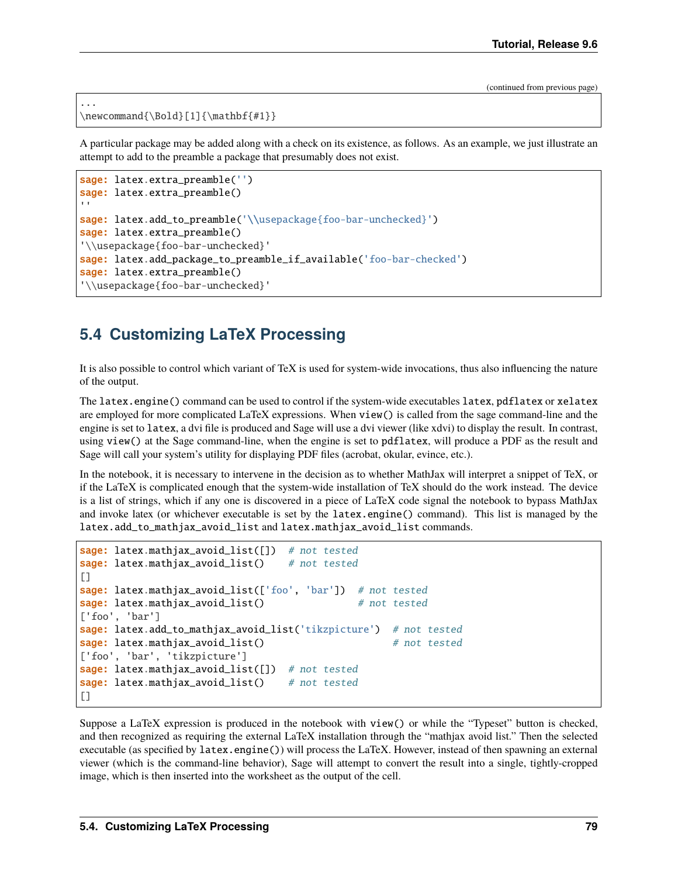(continued from previous page)

```
...
\newcommand{\Bold}[1]{\mathbf{#1}}
```

A particular package may be added along with a check on its existence, as follows. As an example, we just illustrate an attempt to add to the preamble a package that presumably does not exist.

```
sage: latex.extra_preamble('')
sage: latex.extra_preamble()
''
sage: latex.add_to_preamble('\\usepackage{foo-bar-unchecked}')
sage: latex.extra_preamble()
'\\usepackage{foo-bar-unchecked}'
sage: latex.add_package_to_preamble_if_available('foo-bar-checked')
sage: latex.extra_preamble()
'\\usepackage{foo-bar-unchecked}'
```

## 5.4 Customizing LaTeX Processing

It is also possible to control which variant of TeX is used for system-wide invocations, thus also influencing the nature of the output.

The `latex.engine()` command can be used to control if the system-wide executables `latex`, `pdflatex` or `xelatex` are employed for more complicated LaTeX expressions. When `view()` is called from the sage command-line and the engine is set to `latex`, a dvi file is produced and Sage will use a dvi viewer (like xdvi) to display the result. In contrast, using `view()` at the Sage command-line, when the engine is set to `pdflatex`, will produce a PDF as the result and Sage will call your system's utility for displaying PDF files (acrobat, okular, evince, etc.).

In the notebook, it is necessary to intervene in the decision as to whether MathJax will interpret a snippet of TeX, or if the LaTeX is complicated enough that the system-wide installation of TeX should do the work instead. The device is a list of strings, which if any one is discovered in a piece of LaTeX code signal the notebook to bypass MathJax and invoke latex (or whichever executable is set by the `latex.engine()` command). This list is managed by the `latex.add_to_mathjax_avoid_list` and `latex.mathjax_avoid_list` commands.

```
sage: latex.mathjax_avoid_list([])  # not tested
sage: latex.mathjax_avoid_list()    # not tested
[]
sage: latex.mathjax_avoid_list(['foo', 'bar'])  # not tested
sage: latex.mathjax_avoid_list()                # not tested
['foo', 'bar']
sage: latex.add_to_mathjax_avoid_list('tikzpicture')  # not tested
sage: latex.mathjax_avoid_list()                      # not tested
['foo', 'bar', 'tikzpicture']
sage: latex.mathjax_avoid_list([])  # not tested
sage: latex.mathjax_avoid_list()    # not tested
[]
```

Suppose a LaTeX expression is produced in the notebook with `view()` or while the "Typeset" button is checked, and then recognized as requiring the external LaTeX installation through the "mathjax avoid list." Then the selected executable (as specified by `latex.engine()`) will process the LaTeX. However, instead of then spawning an external viewer (which is the command-line behavior), Sage will attempt to convert the result into a single, tightly-cropped image, which is then inserted into the worksheet as the output of the cell.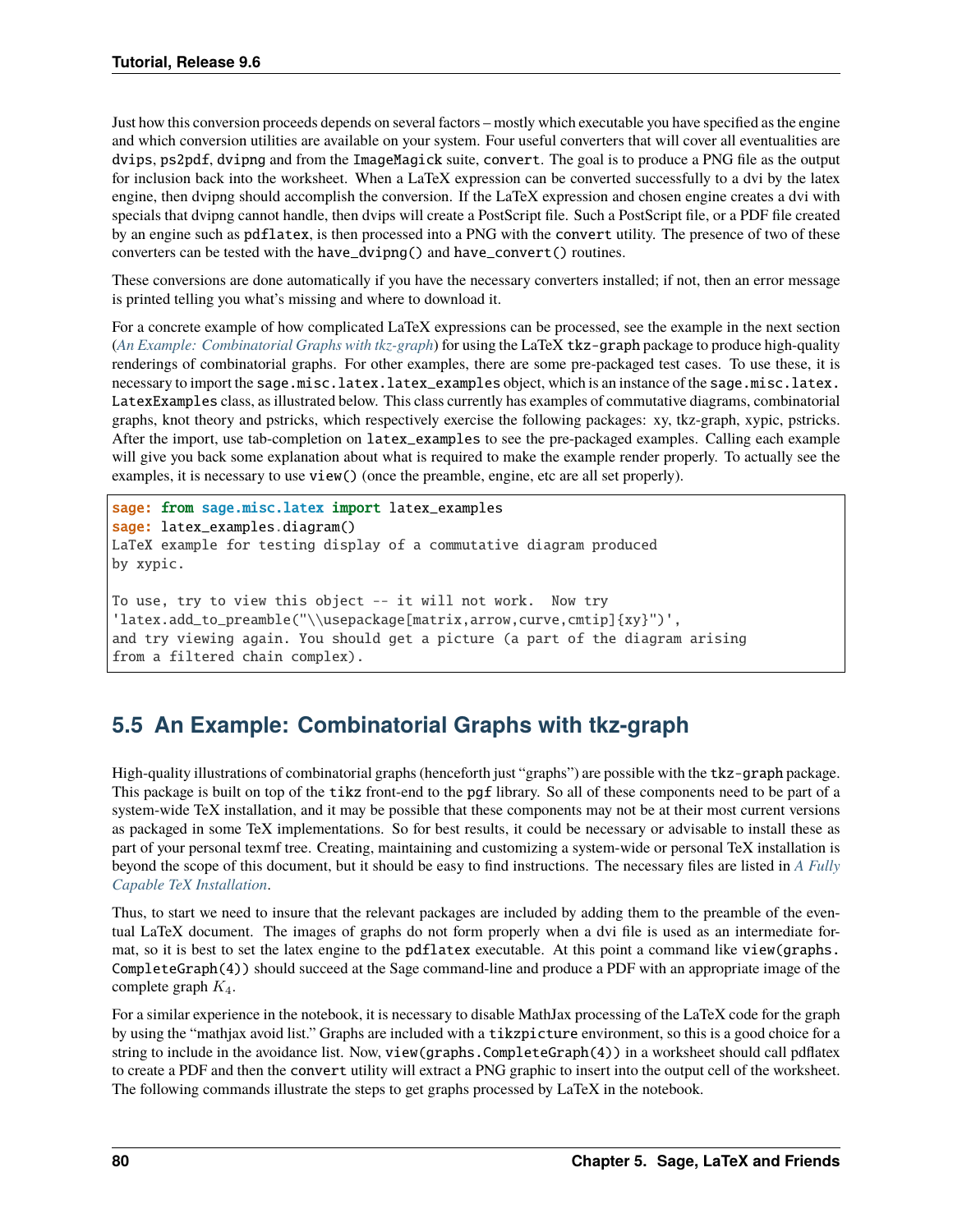Just how this conversion proceeds depends on several factors – mostly which executable you have specified as the engine and which conversion utilities are available on your system. Four useful converters that will cover all eventualities are `dvips`, `ps2pdf`, `dvipng` and from the `ImageMagick` suite, `convert`. The goal is to produce a PNG file as the output for inclusion back into the worksheet. When a LaTeX expression can be converted successfully to a dvi by the latex engine, then dvipng should accomplish the conversion. If the LaTeX expression and chosen engine creates a dvi with specials that dvipng cannot handle, then dvips will create a PostScript file. Such a PostScript file, or a PDF file created by an engine such as `pdflatex`, is then processed into a PNG with the `convert` utility. The presence of two of these converters can be tested with the `have_dvipng()` and `have_convert()` routines.

These conversions are done automatically if you have the necessary converters installed; if not, then an error message is printed telling you what's missing and where to download it.

For a concrete example of how complicated LaTeX expressions can be processed, see the example in the next section (*An Example: Combinatorial Graphs with tkz-graph*) for using the LaTeX `tkz-graph` package to produce high-quality renderings of combinatorial graphs. For other examples, there are some pre-packaged test cases. To use these, it is necessary to import the `sage.misc.latex.latex_examples` object, which is an instance of the `sage.misc.latex.LatexExamples` class, as illustrated below. This class currently has examples of commutative diagrams, combinatorial graphs, knot theory and pstricks, which respectively exercise the following packages: xy, tkz-graph, xypic, pstricks. After the import, use tab-completion on `latex_examples` to see the pre-packaged examples. Calling each example will give you back some explanation about what is required to make the example render properly. To actually see the examples, it is necessary to use `view()` (once the preamble, engine, etc are all set properly).

```
sage: from sage.misc.latex import latex_examples
sage: latex_examples.diagram()
LaTeX example for testing display of a commutative diagram produced
by xypic.

To use, try to view this object -- it will not work.  Now try
'latex.add_to_preamble("\\usepackage[matrix,arrow,curve,cmtip]{xy}")',
and try viewing again. You should get a picture (a part of the diagram arising
from a filtered chain complex).
```

## 5.5 An Example: Combinatorial Graphs with tkz-graph

High-quality illustrations of combinatorial graphs (henceforth just "graphs") are possible with the `tkz-graph` package. This package is built on top of the `tikz` front-end to the `pgf` library. So all of these components need to be part of a system-wide TeX installation, and it may be possible that these components may not be at their most current versions as packaged in some TeX implementations. So for best results, it could be necessary or advisable to install these as part of your personal texmf tree. Creating, maintaining and customizing a system-wide or personal TeX installation is beyond the scope of this document, but it should be easy to find instructions. The necessary files are listed in *A Fully Capable TeX Installation*.

Thus, to start we need to insure that the relevant packages are included by adding them to the preamble of the eventual LaTeX document. The images of graphs do not form properly when a dvi file is used as an intermediate format, so it is best to set the latex engine to the `pdflatex` executable. At this point a command like `view(graphs.CompleteGraph(4))` should succeed at the Sage command-line and produce a PDF with an appropriate image of the complete graph $K_4$.

For a similar experience in the notebook, it is necessary to disable MathJax processing of the LaTeX code for the graph by using the "mathjax avoid list." Graphs are included with a `tikzpicture` environment, so this is a good choice for a string to include in the avoidance list. Now, `view(graphs.CompleteGraph(4))` in a worksheet should call pdflatex to create a PDF and then the `convert` utility will extract a PNG graphic to insert into the output cell of the worksheet. The following commands illustrate the steps to get graphs processed by LaTeX in the notebook.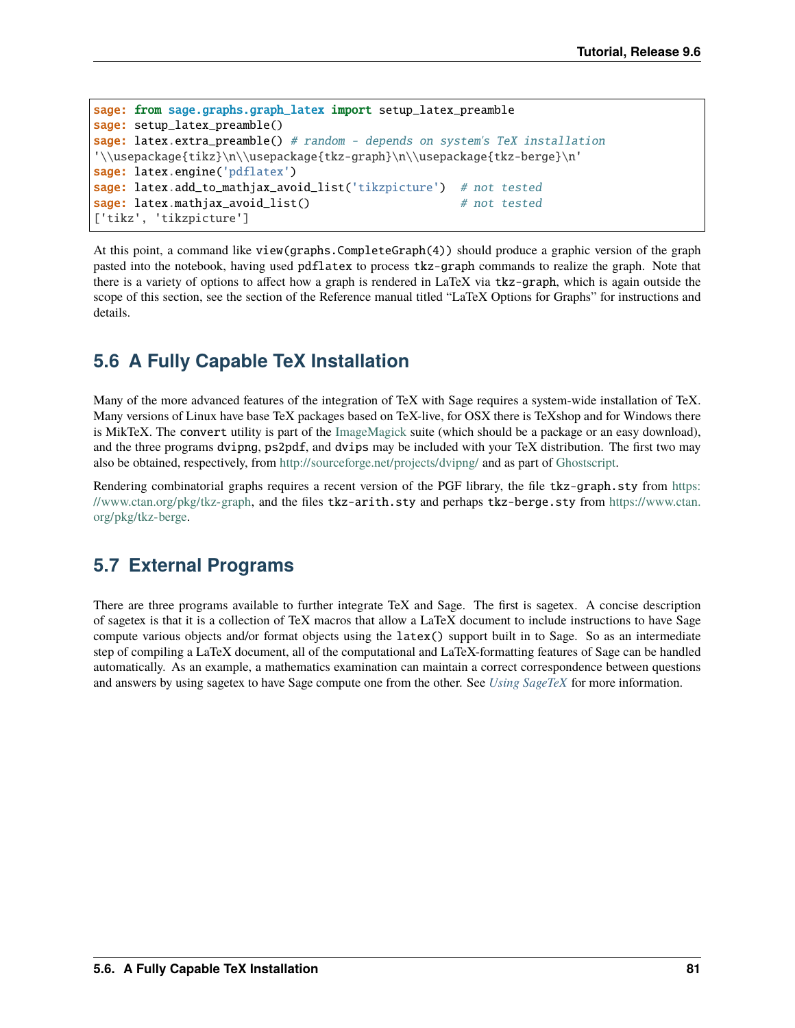```
sage: from sage.graphs.graph_latex import setup_latex_preamble
sage: setup_latex_preamble()
sage: latex.extra_preamble() # random - depends on system's TeX installation
'\\usepackage{tikz}\n\\usepackage{tkz-graph}\n\\usepackage{tkz-berge}\n'
sage: latex.engine('pdflatex')
sage: latex.add_to_mathjax_avoid_list('tikzpicture')  # not tested
sage: latex.mathjax_avoid_list()                      # not tested
['tikz', 'tikzpicture']
```

At this point, a command like `view(graphs.CompleteGraph(4))` should produce a graphic version of the graph pasted into the notebook, having used `pdflatex` to process `tkz-graph` commands to realize the graph. Note that there is a variety of options to affect how a graph is rendered in LaTeX via `tkz-graph`, which is again outside the scope of this section, see the section of the Reference manual titled "LaTeX Options for Graphs" for instructions and details.

## 5.6 A Fully Capable TeX Installation

Many of the more advanced features of the integration of TeX with Sage requires a system-wide installation of TeX. Many versions of Linux have base TeX packages based on TeX-live, for OSX there is TeXshop and for Windows there is MikTeX. The `convert` utility is part of the ImageMagick suite (which should be a package or an easy download), and the three programs `dvipng`, `ps2pdf`, and `dvips` may be included with your TeX distribution. The first two may also be obtained, respectively, from http://sourceforge.net/projects/dvipng/ and as part of Ghostscript.

Rendering combinatorial graphs requires a recent version of the PGF library, the file `tkz-graph.sty` from https://www.ctan.org/pkg/tkz-graph, and the files `tkz-arith.sty` and perhaps `tkz-berge.sty` from https://www.ctan.org/pkg/tkz-berge.

## 5.7 External Programs

There are three programs available to further integrate TeX and Sage. The first is sagetex. A concise description of sagetex is that it is a collection of TeX macros that allow a LaTeX document to include instructions to have Sage compute various objects and/or format objects using the `latex()` support built in to Sage. So as an intermediate step of compiling a LaTeX document, all of the computational and LaTeX-formatting features of Sage can be handled automatically. As an example, a mathematics examination can maintain a correct correspondence between questions and answers by using sagetex to have Sage compute one from the other. See *Using SageTeX* for more information.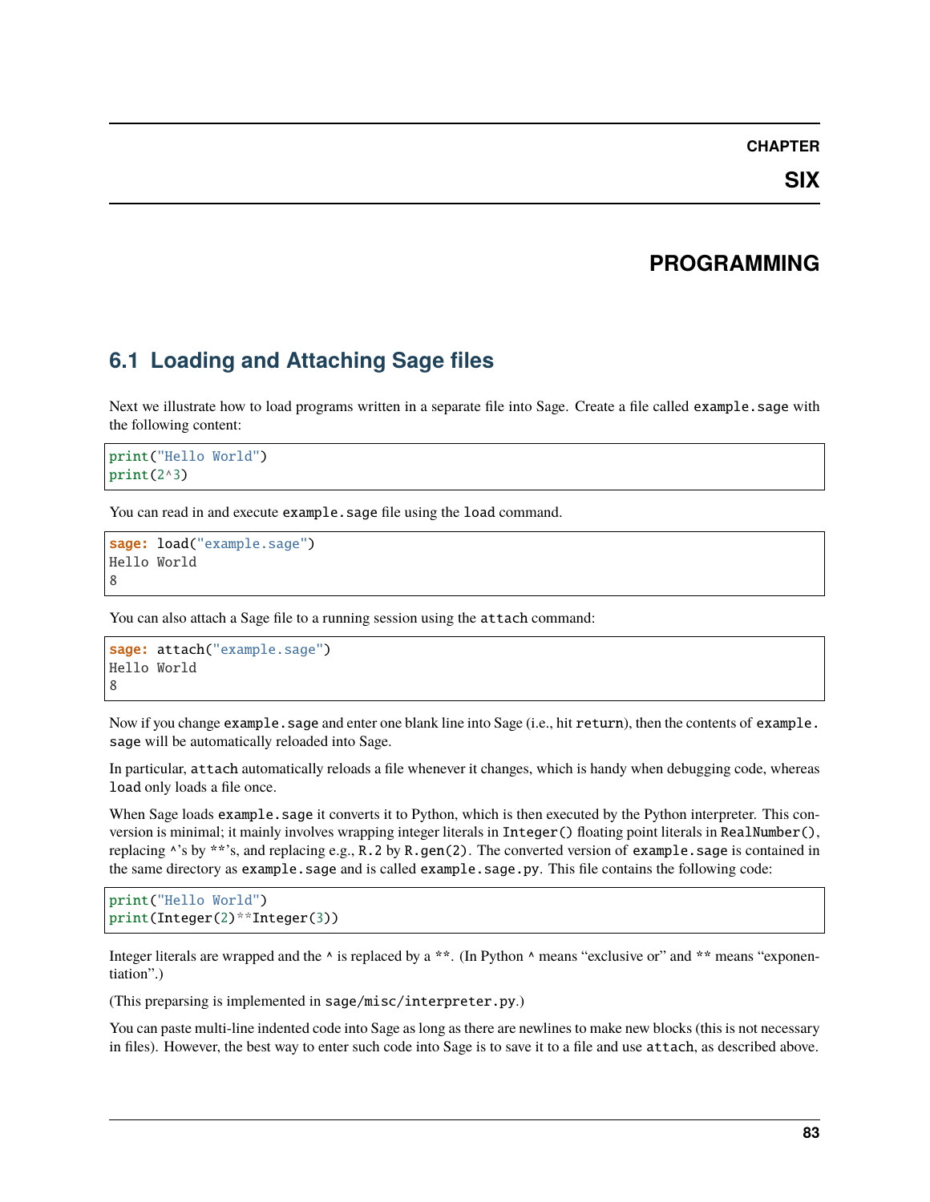# CHAPTER SIX

# PROGRAMMING

## 6.1 Loading and Attaching Sage files

Next we illustrate how to load programs written in a separate file into Sage. Create a file called `example.sage` with the following content:

```
print("Hello World")
print(2^3)
```

You can read in and execute `example.sage` file using the `load` command.

```
sage: load("example.sage")
Hello World
8
```

You can also attach a Sage file to a running session using the `attach` command:

```
sage: attach("example.sage")
Hello World
8
```

Now if you change `example.sage` and enter one blank line into Sage (i.e., hit `return`), then the contents of `example.sage` will be automatically reloaded into Sage.

In particular, `attach` automatically reloads a file whenever it changes, which is handy when debugging code, whereas `load` only loads a file once.

When Sage loads `example.sage` it converts it to Python, which is then executed by the Python interpreter. This conversion is minimal; it mainly involves wrapping integer literals in `Integer()` floating point literals in `RealNumber()`, replacing `^`'s by `**`'s, and replacing e.g., `R.2` by `R.gen(2)`. The converted version of `example.sage` is contained in the same directory as `example.sage` and is called `example.sage.py`. This file contains the following code:

```
print("Hello World")
print(Integer(2)**Integer(3))
```

Integer literals are wrapped and the `^` is replaced by a `**`. (In Python `^` means "exclusive or" and `**` means "exponentiation".)

(This preparsing is implemented in `sage/misc/interpreter.py`.)

You can paste multi-line indented code into Sage as long as there are newlines to make new blocks (this is not necessary in files). However, the best way to enter such code into Sage is to save it to a file and use `attach`, as described above.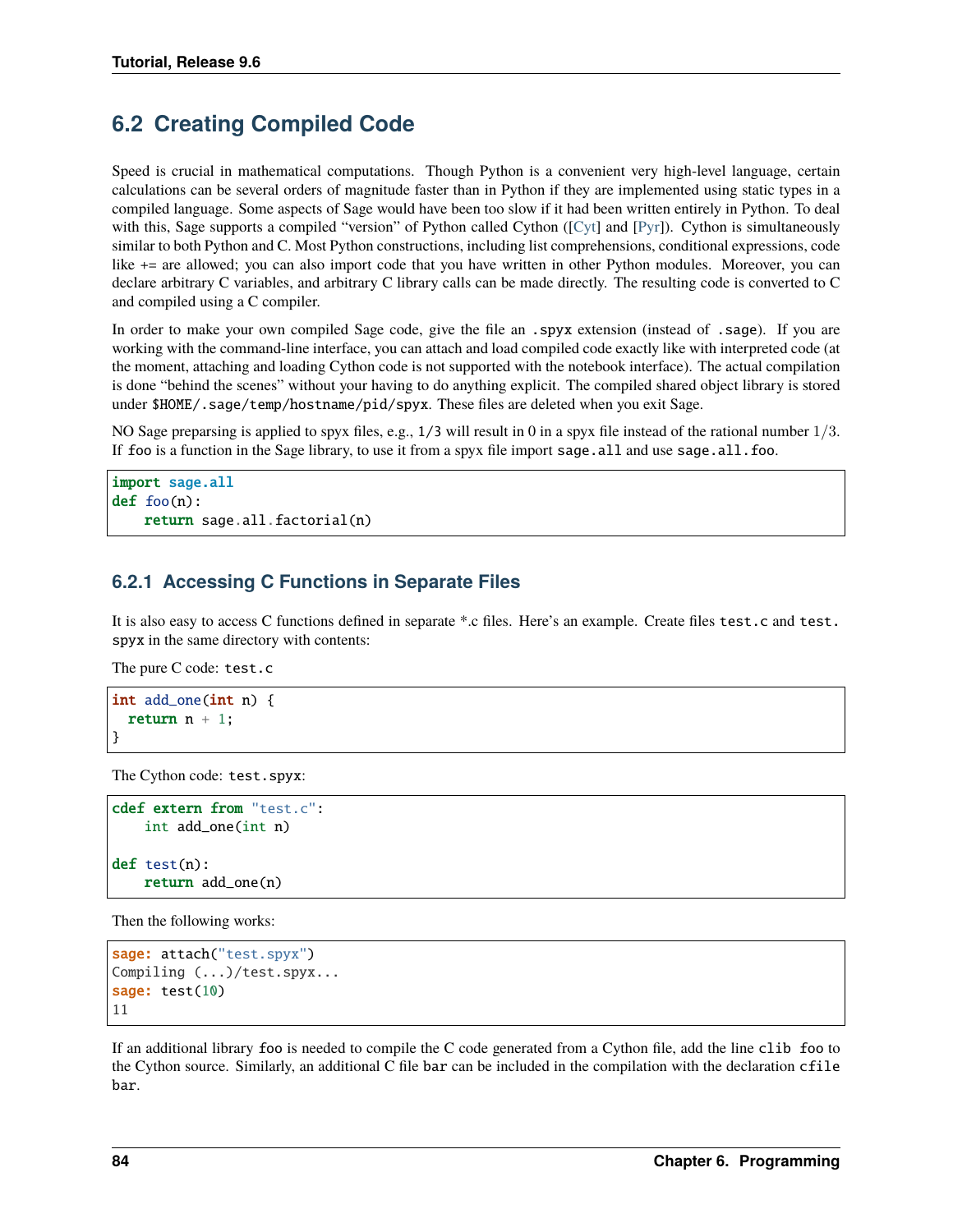## 6.2 Creating Compiled Code

Speed is crucial in mathematical computations. Though Python is a convenient very high-level language, certain calculations can be several orders of magnitude faster than in Python if they are implemented using static types in a compiled language. Some aspects of Sage would have been too slow if it had been written entirely in Python. To deal with this, Sage supports a compiled "version" of Python called Cython ([Cyt] and [Pyr]). Cython is simultaneously similar to both Python and C. Most Python constructions, including list comprehensions, conditional expressions, code like += are allowed; you can also import code that you have written in other Python modules. Moreover, you can declare arbitrary C variables, and arbitrary C library calls can be made directly. The resulting code is converted to C and compiled using a C compiler.

In order to make your own compiled Sage code, give the file an `.spyx` extension (instead of `.sage`). If you are working with the command-line interface, you can attach and load compiled code exactly like with interpreted code (at the moment, attaching and loading Cython code is not supported with the notebook interface). The actual compilation is done "behind the scenes" without your having to do anything explicit. The compiled shared object library is stored under `$HOME/.sage/temp/hostname/pid/spyx`. These files are deleted when you exit Sage.

NO Sage preparsing is applied to spyx files, e.g., `1/3` will result in 0 in a spyx file instead of the rational number $1/3$. If `foo` is a function in the Sage library, to use it from a spyx file import `sage.all` and use `sage.all.foo`.

```
import sage.all
def foo(n):
    return sage.all.factorial(n)
```

### 6.2.1 Accessing C Functions in Separate Files

It is also easy to access C functions defined in separate *.c files. Here's an example. Create files `test.c` and `test.spyx` in the same directory with contents:

The pure C code: `test.c`

```
int add_one(int n) {
  return n + 1;
}
```

The Cython code: `test.spyx`:

```
cdef extern from "test.c":
    int add_one(int n)

def test(n):
    return add_one(n)
```

Then the following works:

```
sage: attach("test.spyx")
Compiling (...)/test.spyx...
sage: test(10)
11
```

If an additional library `foo` is needed to compile the C code generated from a Cython file, add the line `clib foo` to the Cython source. Similarly, an additional C file `bar` can be included in the compilation with the declaration `cfile bar`.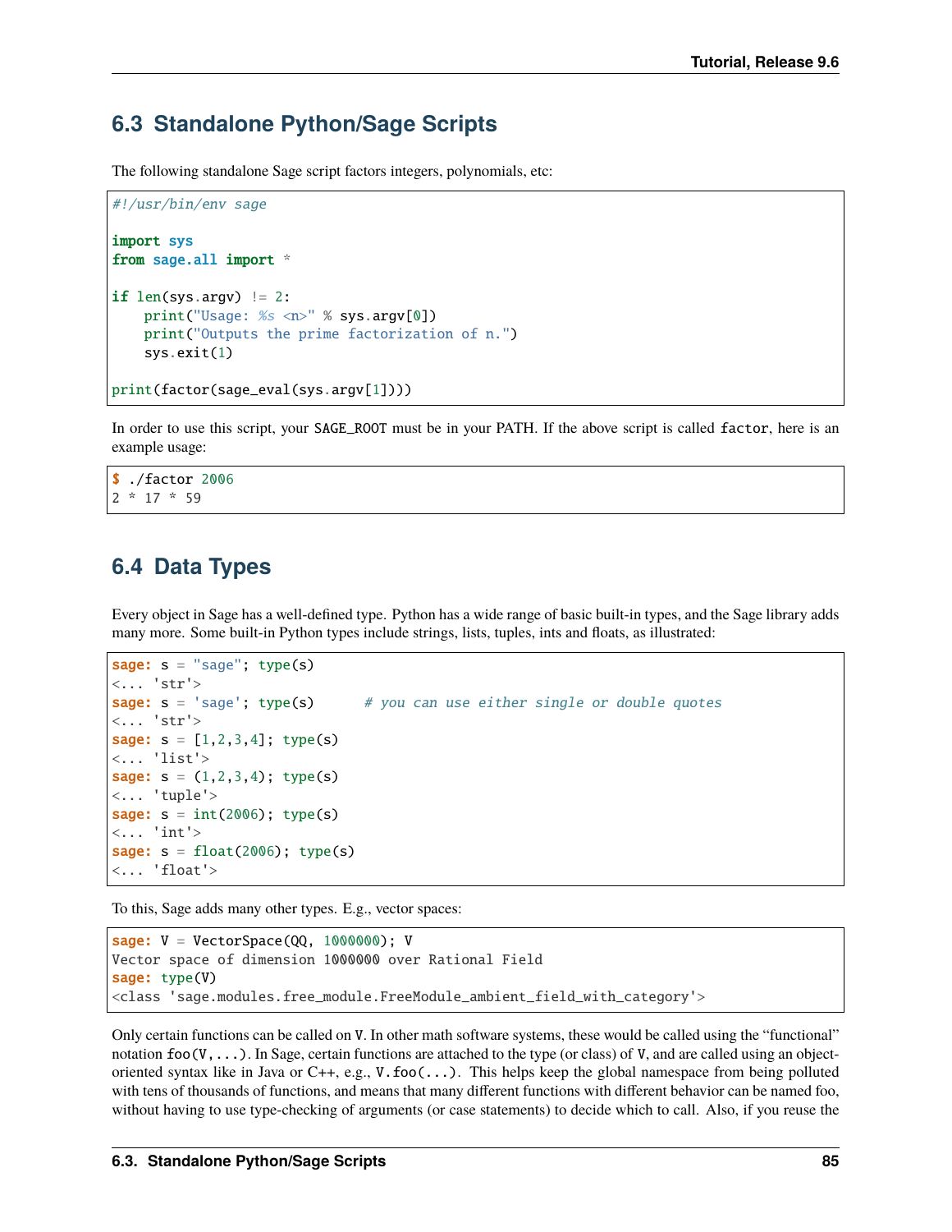## 6.3 Standalone Python/Sage Scripts

The following standalone Sage script factors integers, polynomials, etc:

```
#!/usr/bin/env sage

import sys
from sage.all import *

if len(sys.argv) != 2:
    print("Usage: %s <n>" % sys.argv[0])
    print("Outputs the prime factorization of n.")
    sys.exit(1)

print(factor(sage_eval(sys.argv[1])))
```

In order to use this script, your `SAGE_ROOT` must be in your PATH. If the above script is called `factor`, here is an example usage:

```
$ ./factor 2006
2 * 17 * 59
```

## 6.4 Data Types

Every object in Sage has a well-defined type. Python has a wide range of basic built-in types, and the Sage library adds many more. Some built-in Python types include strings, lists, tuples, ints and floats, as illustrated:

```
sage: s = "sage"; type(s)
<... 'str'>
sage: s = 'sage'; type(s)      # you can use either single or double quotes
<... 'str'>
sage: s = [1,2,3,4]; type(s)
<... 'list'>
sage: s = (1,2,3,4); type(s)
<... 'tuple'>
sage: s = int(2006); type(s)
<... 'int'>
sage: s = float(2006); type(s)
<... 'float'>
```

To this, Sage adds many other types. E.g., vector spaces:

```
sage: V = VectorSpace(QQ, 1000000); V
Vector space of dimension 1000000 over Rational Field
sage: type(V)
<class 'sage.modules.free_module.FreeModule_ambient_field_with_category'>
```

Only certain functions can be called on `V`. In other math software systems, these would be called using the "functional" notation `foo(V,...)`. In Sage, certain functions are attached to the type (or class) of `V`, and are called using an object-oriented syntax like in Java or C++, e.g., `V.foo(...)`. This helps keep the global namespace from being polluted with tens of thousands of functions, and means that many different functions with different behavior can be named foo, without having to use type-checking of arguments (or case statements) to decide which to call. Also, if you reuse the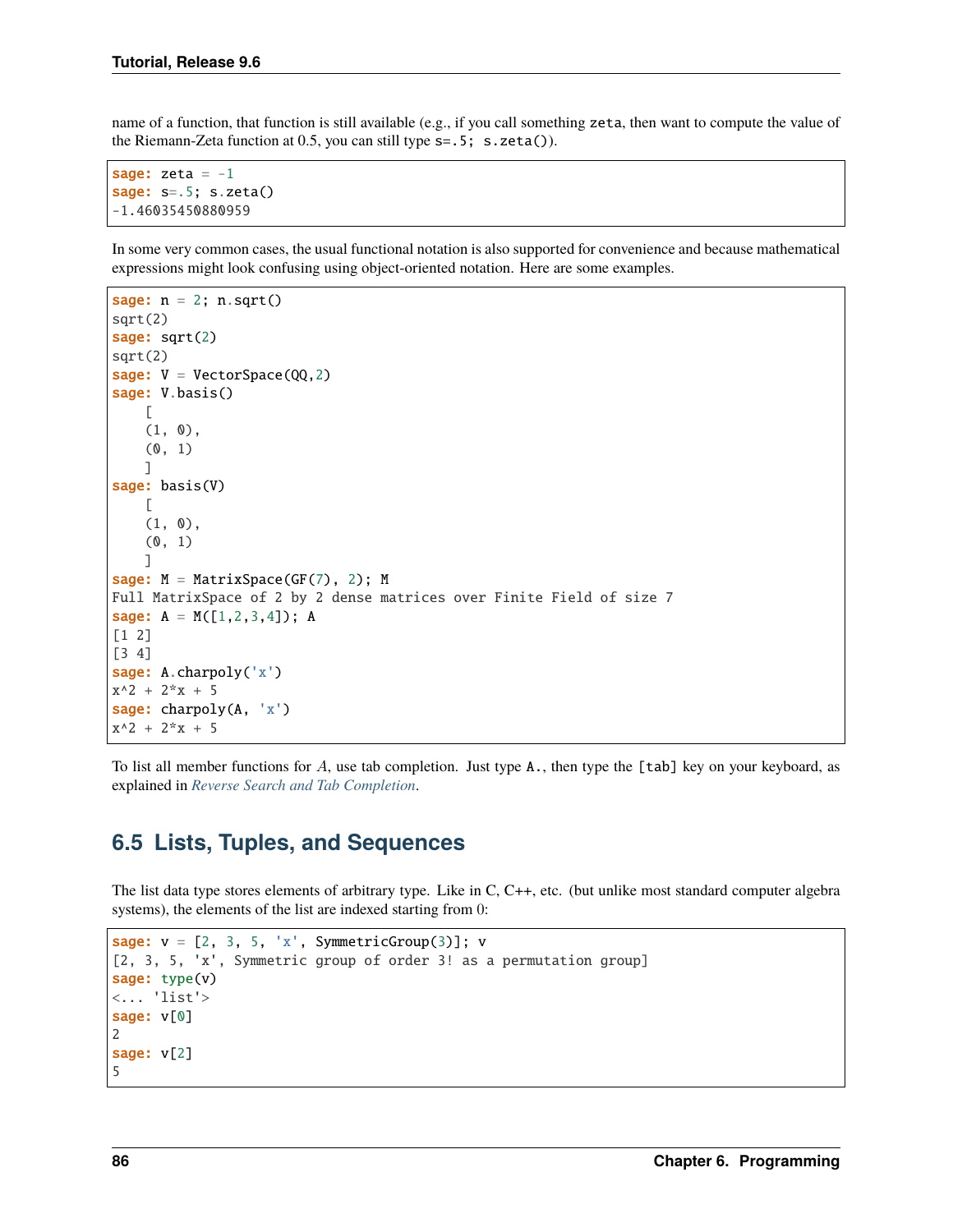name of a function, that function is still available (e.g., if you call something `zeta`, then want to compute the value of the Riemann-Zeta function at 0.5, you can still type `s=.5; s.zeta()`).

```
sage: zeta = -1
sage: s=.5; s.zeta()
-1.46035450880959
```

In some very common cases, the usual functional notation is also supported for convenience and because mathematical expressions might look confusing using object-oriented notation. Here are some examples.

```
sage: n = 2; n.sqrt()
sqrt(2)
sage: sqrt(2)
sqrt(2)
sage: V = VectorSpace(QQ,2)
sage: V.basis()
    [
    (1, 0),
    (0, 1)
    ]
sage: basis(V)
    [
    (1, 0),
    (0, 1)
    ]
sage: M = MatrixSpace(GF(7), 2); M
Full MatrixSpace of 2 by 2 dense matrices over Finite Field of size 7
sage: A = M([1,2,3,4]); A
[1 2]
[3 4]
sage: A.charpoly('x')
x^2 + 2*x + 5
sage: charpoly(A, 'x')
x^2 + 2*x + 5
```

To list all member functions for $A$, use tab completion. Just type `A.`, then type the `[tab]` key on your keyboard, as explained in *Reverse Search and Tab Completion*.

## 6.5 Lists, Tuples, and Sequences

The list data type stores elements of arbitrary type. Like in C, C++, etc. (but unlike most standard computer algebra systems), the elements of the list are indexed starting from 0:

```
sage: v = [2, 3, 5, 'x', SymmetricGroup(3)]; v
[2, 3, 5, 'x', Symmetric group of order 3! as a permutation group]
sage: type(v)
<... 'list'>
sage: v[0]
2
sage: v[2]
5
```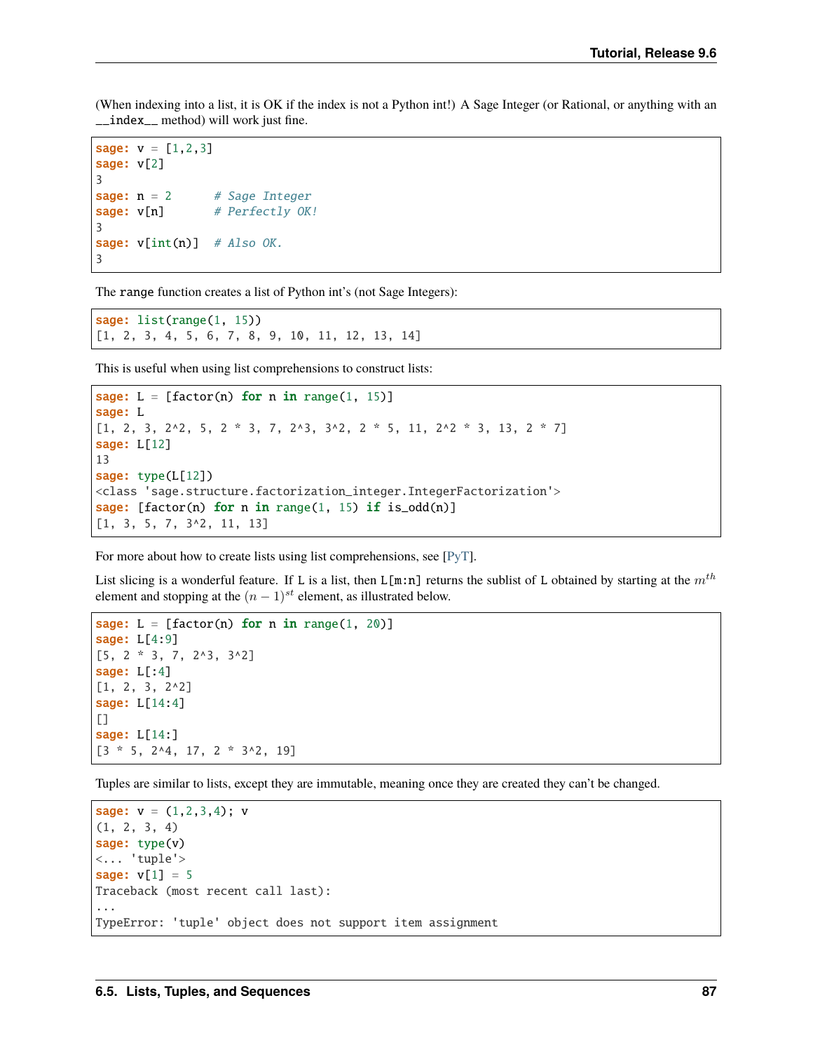(When indexing into a list, it is OK if the index is not a Python int!) A Sage Integer (or Rational, or anything with an `__index__` method) will work just fine.

```
sage: v = [1,2,3]
sage: v[2]
3
sage: n = 2      # Sage Integer
sage: v[n]       # Perfectly OK!
3
sage: v[int(n)]  # Also OK.
3
```

The `range` function creates a list of Python int's (not Sage Integers):

```
sage: list(range(1, 15))
[1, 2, 3, 4, 5, 6, 7, 8, 9, 10, 11, 12, 13, 14]
```

This is useful when using list comprehensions to construct lists:

```
sage: L = [factor(n) for n in range(1, 15)]
sage: L
[1, 2, 3, 2^2, 5, 2 * 3, 7, 2^3, 3^2, 2 * 5, 11, 2^2 * 3, 13, 2 * 7]
sage: L[12]
13
sage: type(L[12])
<class 'sage.structure.factorization_integer.IntegerFactorization'>
sage: [factor(n) for n in range(1, 15) if is_odd(n)]
[1, 3, 5, 7, 3^2, 11, 13]
```

For more about how to create lists using list comprehensions, see [PyT].

List slicing is a wonderful feature. If `L` is a list, then `L[m:n]` returns the sublist of `L` obtained by starting at the $m^{th}$ element and stopping at the $(n-1)^{st}$ element, as illustrated below.

```
sage: L = [factor(n) for n in range(1, 20)]
sage: L[4:9]
[5, 2 * 3, 7, 2^3, 3^2]
sage: L[:4]
[1, 2, 3, 2^2]
sage: L[14:4]
[]
sage: L[14:]
[3 * 5, 2^4, 17, 2 * 3^2, 19]
```

Tuples are similar to lists, except they are immutable, meaning once they are created they can't be changed.

```
sage: v = (1,2,3,4); v
(1, 2, 3, 4)
sage: type(v)
<... 'tuple'>
sage: v[1] = 5
Traceback (most recent call last):
...
TypeError: 'tuple' object does not support item assignment
```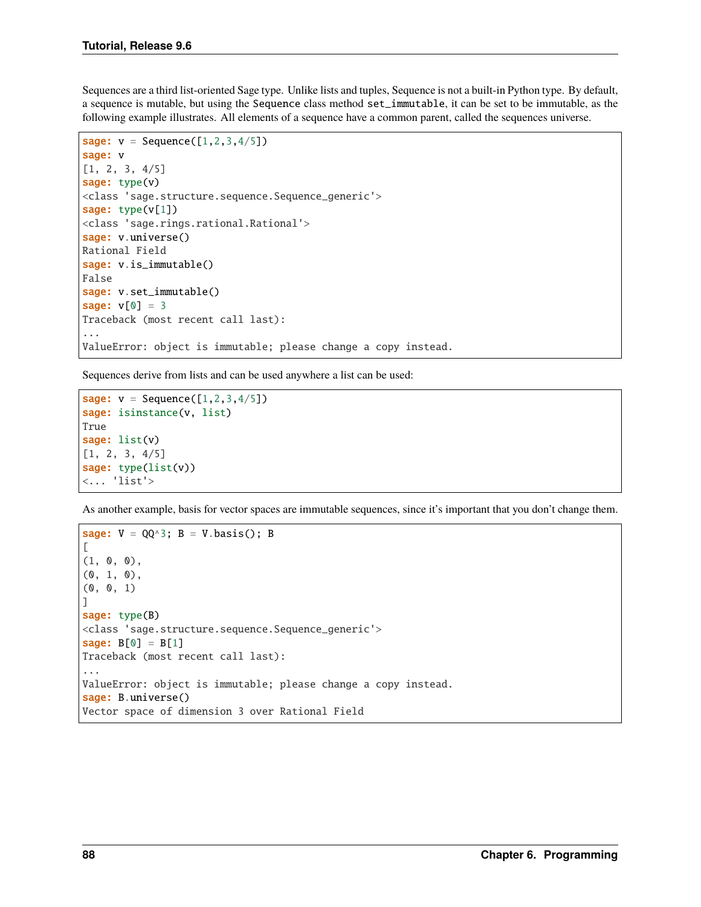Sequences are a third list-oriented Sage type. Unlike lists and tuples, Sequence is not a built-in Python type. By default, a sequence is mutable, but using the `Sequence` class method `set_immutable`, it can be set to be immutable, as the following example illustrates. All elements of a sequence have a common parent, called the sequences universe.

```
sage: v = Sequence([1,2,3,4/5])
sage: v
[1, 2, 3, 4/5]
sage: type(v)
<class 'sage.structure.sequence.Sequence_generic'>
sage: type(v[1])
<class 'sage.rings.rational.Rational'>
sage: v.universe()
Rational Field
sage: v.is_immutable()
False
sage: v.set_immutable()
sage: v[0] = 3
Traceback (most recent call last):
...
ValueError: object is immutable; please change a copy instead.
```

Sequences derive from lists and can be used anywhere a list can be used:

```
sage: v = Sequence([1,2,3,4/5])
sage: isinstance(v, list)
True
sage: list(v)
[1, 2, 3, 4/5]
sage: type(list(v))
<... 'list'>
```

As another example, basis for vector spaces are immutable sequences, since it's important that you don't change them.

```
sage: V = QQ^3; B = V.basis(); B
[
(1, 0, 0),
(0, 1, 0),
(0, 0, 1)
]
sage: type(B)
<class 'sage.structure.sequence.Sequence_generic'>
sage: B[0] = B[1]
Traceback (most recent call last):
...
ValueError: object is immutable; please change a copy instead.
sage: B.universe()
Vector space of dimension 3 over Rational Field
```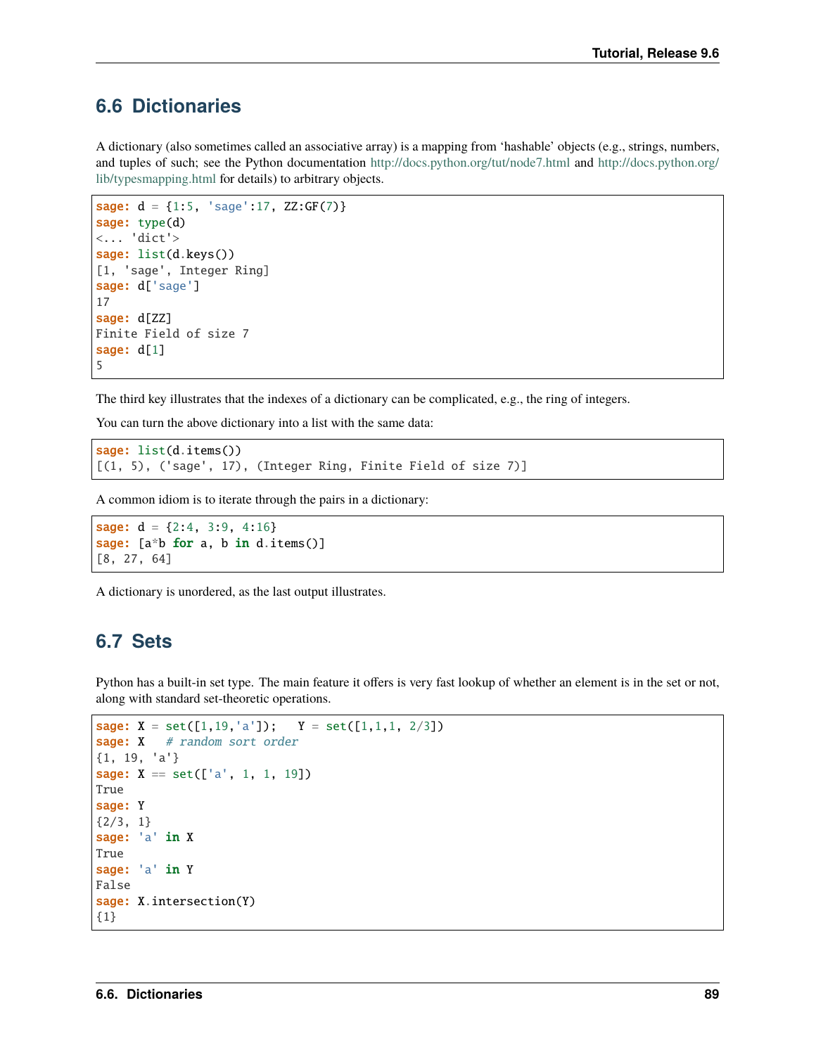## 6.6 Dictionaries

A dictionary (also sometimes called an associative array) is a mapping from 'hashable' objects (e.g., strings, numbers, and tuples of such; see the Python documentation http://docs.python.org/tut/node7.html and http://docs.python.org/lib/typesmapping.html for details) to arbitrary objects.

```
sage: d = {1:5, 'sage':17, ZZ:GF(7)}
sage: type(d)
<... 'dict'>
sage: list(d.keys())
[1, 'sage', Integer Ring]
sage: d['sage']
17
sage: d[ZZ]
Finite Field of size 7
sage: d[1]
5
```

The third key illustrates that the indexes of a dictionary can be complicated, e.g., the ring of integers.

You can turn the above dictionary into a list with the same data:

```
sage: list(d.items())
[(1, 5), ('sage', 17), (Integer Ring, Finite Field of size 7)]
```

A common idiom is to iterate through the pairs in a dictionary:

```
sage: d = {2:4, 3:9, 4:16}
sage: [a*b for a, b in d.items()]
[8, 27, 64]
```

A dictionary is unordered, as the last output illustrates.

## 6.7 Sets

Python has a built-in set type. The main feature it offers is very fast lookup of whether an element is in the set or not, along with standard set-theoretic operations.

```
sage: X = set([1,19,'a']);   Y = set([1,1,1, 2/3])
sage: X   # random sort order
{1, 19, 'a'}
sage: X == set(['a', 1, 1, 19])
True
sage: Y
{2/3, 1}
sage: 'a' in X
True
sage: 'a' in Y
False
sage: X.intersection(Y)
{1}
```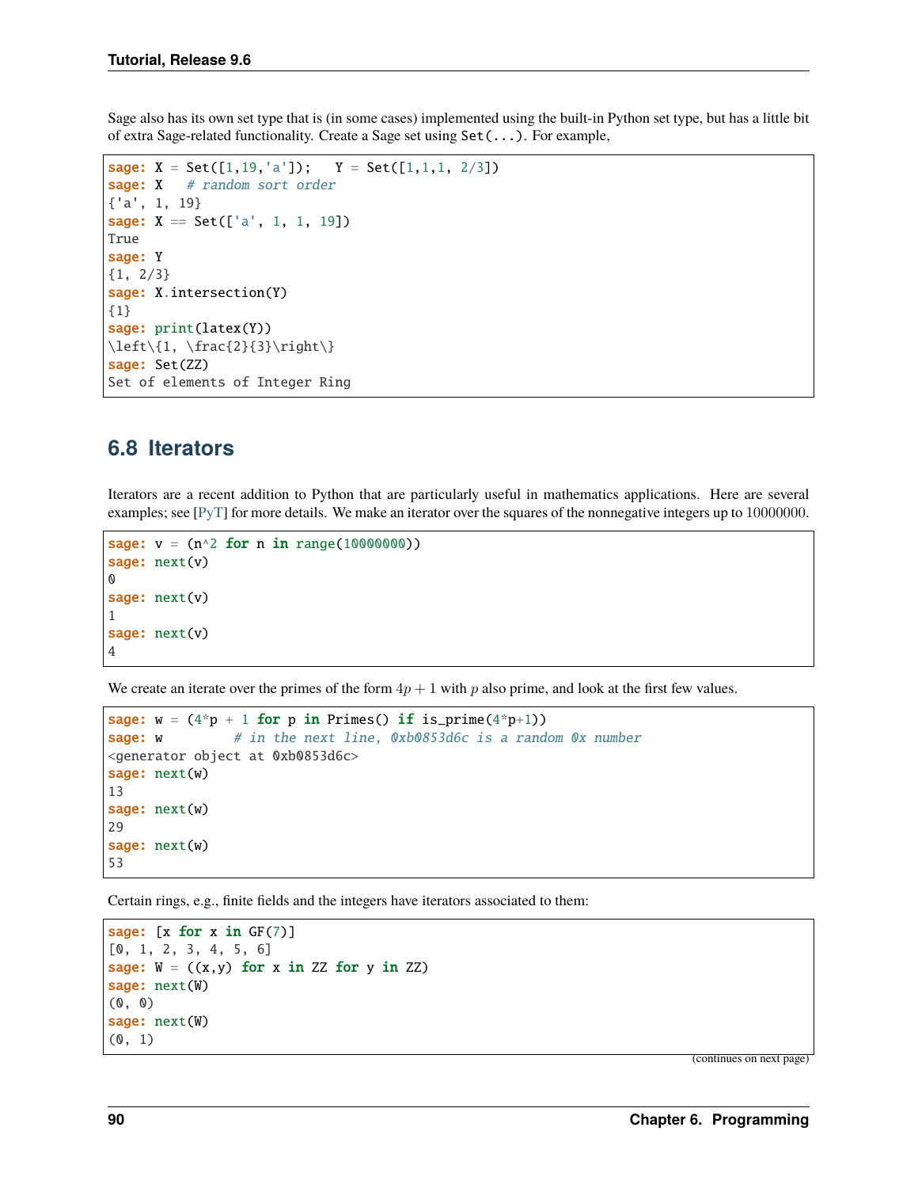Sage also has its own set type that is (in some cases) implemented using the built-in Python set type, but has a little bit of extra Sage-related functionality. Create a Sage set using `Set(...)`. For example,

```
sage: X = Set([1,19,'a']);   Y = Set([1,1,1, 2/3])
sage: X   # random sort order
{'a', 1, 19}
sage: X == Set(['a', 1, 1, 19])
True
sage: Y
{1, 2/3}
sage: X.intersection(Y)
{1}
sage: print(latex(Y))
\left\{1, \frac{2}{3}\right\}
sage: Set(ZZ)
Set of elements of Integer Ring
```

## 6.8 Iterators

Iterators are a recent addition to Python that are particularly useful in mathematics applications. Here are several examples; see [PyT] for more details. We make an iterator over the squares of the nonnegative integers up to $10000000$.

```
sage: v = (n^2 for n in range(10000000))
sage: next(v)
0
sage: next(v)
1
sage: next(v)
4
```

We create an iterate over the primes of the form $4p + 1$ with $p$ also prime, and look at the first few values.

```
sage: w = (4*p + 1 for p in Primes() if is_prime(4*p+1))
sage: w         # in the next line, 0xb0853d6c is a random 0x number
<generator object at 0xb0853d6c>
sage: next(w)
13
sage: next(w)
29
sage: next(w)
53
```

Certain rings, e.g., finite fields and the integers have iterators associated to them:

```
sage: [x for x in GF(7)]
[0, 1, 2, 3, 4, 5, 6]
sage: W = ((x,y) for x in ZZ for y in ZZ)
sage: next(W)
(0, 0)
sage: next(W)
(0, 1)
```

(continues on next page)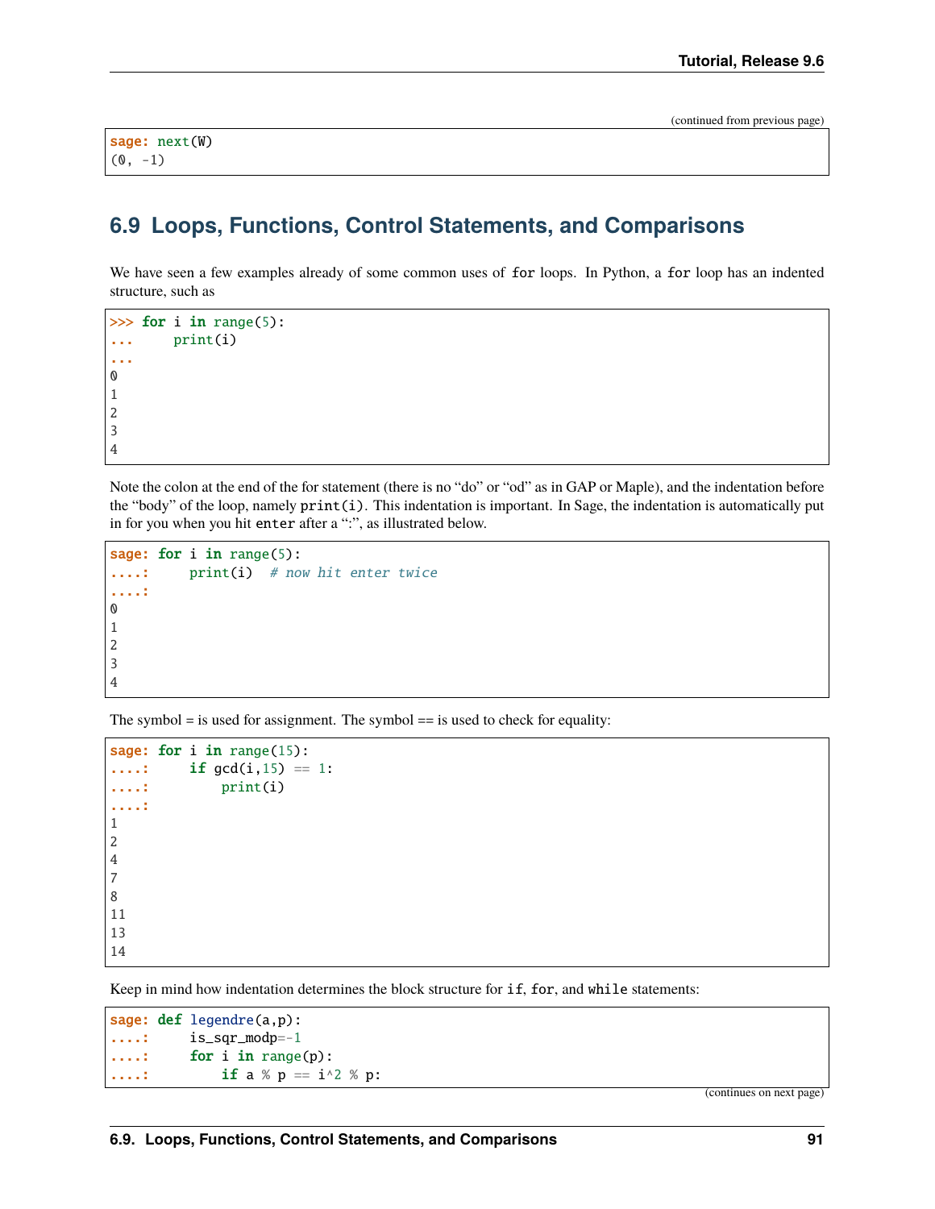(continued from previous page)

```
sage: next(W)
(0, -1)
```

## 6.9 Loops, Functions, Control Statements, and Comparisons

We have seen a few examples already of some common uses of `for` loops. In Python, a `for` loop has an indented structure, such as

```
>>> for i in range(5):
...     print(i)
...
0
1
2
3
4
```

Note the colon at the end of the for statement (there is no "do" or "od" as in GAP or Maple), and the indentation before the "body" of the loop, namely `print(i)`. This indentation is important. In Sage, the indentation is automatically put in for you when you hit `enter` after a ":", as illustrated below.

```
sage: for i in range(5):
....:     print(i)  # now hit enter twice
....:
0
1
2
3
4
```

The symbol = is used for assignment. The symbol == is used to check for equality:

```
sage: for i in range(15):
....:     if gcd(i,15) == 1:
....:         print(i)
....:
1
2
4
7
8
11
13
14
```

Keep in mind how indentation determines the block structure for `if`, `for`, and `while` statements:

```
sage: def legendre(a,p):
....:     is_sqr_modp=-1
....:     for i in range(p):
....:         if a % p == i^2 % p:
```

(continues on next page)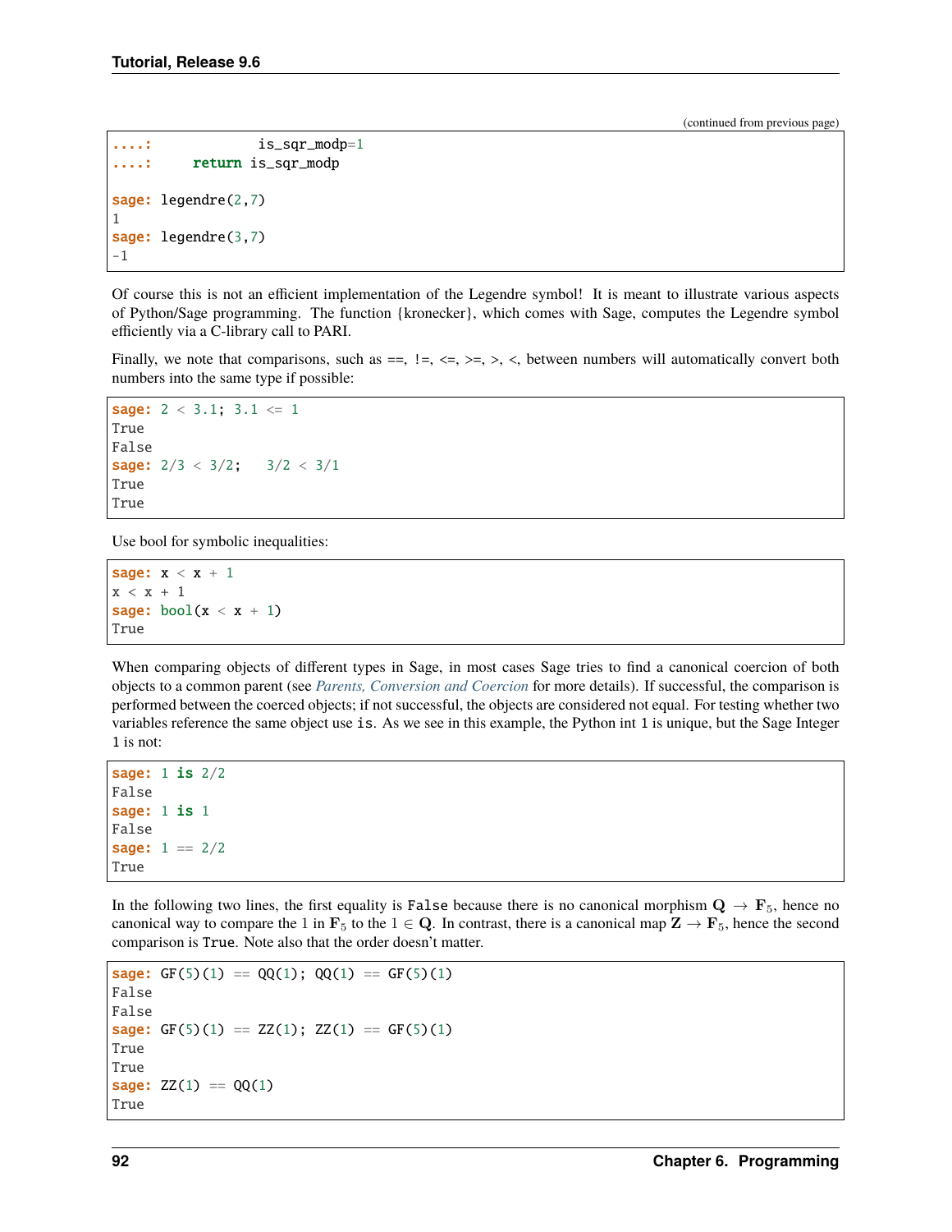(continued from previous page)

```
....:             is_sqr_modp=1
....:     return is_sqr_modp

sage: legendre(2,7)
1
sage: legendre(3,7)
-1
```

Of course this is not an efficient implementation of the Legendre symbol! It is meant to illustrate various aspects of Python/Sage programming. The function {kronecker}, which comes with Sage, computes the Legendre symbol efficiently via a C-library call to PARI.

Finally, we note that comparisons, such as ==, !=, <=, >=, >, <, between numbers will automatically convert both numbers into the same type if possible:

```
sage: 2 < 3.1; 3.1 <= 1
True
False
sage: 2/3 < 3/2;   3/2 < 3/1
True
True
```

Use bool for symbolic inequalities:

```
sage: x < x + 1
x < x + 1
sage: bool(x < x + 1)
True
```

When comparing objects of different types in Sage, in most cases Sage tries to find a canonical coercion of both objects to a common parent (see *Parents, Conversion and Coercion* for more details). If successful, the comparison is performed between the coerced objects; if not successful, the objects are considered not equal. For testing whether two variables reference the same object use `is`. As we see in this example, the Python int 1 is unique, but the Sage Integer 1 is not:

```
sage: 1 is 2/2
False
sage: 1 is 1
False
sage: 1 == 2/2
True
```

In the following two lines, the first equality is `False` because there is no canonical morphism $\mathbf{Q} \to \mathbf{F}_5$, hence no canonical way to compare the $1$ in $\mathbf{F}_5$ to the $1 \in \mathbf{Q}$. In contrast, there is a canonical map $\mathbf{Z} \to \mathbf{F}_5$, hence the second comparison is `True`. Note also that the order doesn't matter.

```
sage: GF(5)(1) == QQ(1); QQ(1) == GF(5)(1)
False
False
sage: GF(5)(1) == ZZ(1); ZZ(1) == GF(5)(1)
True
True
sage: ZZ(1) == QQ(1)
True
```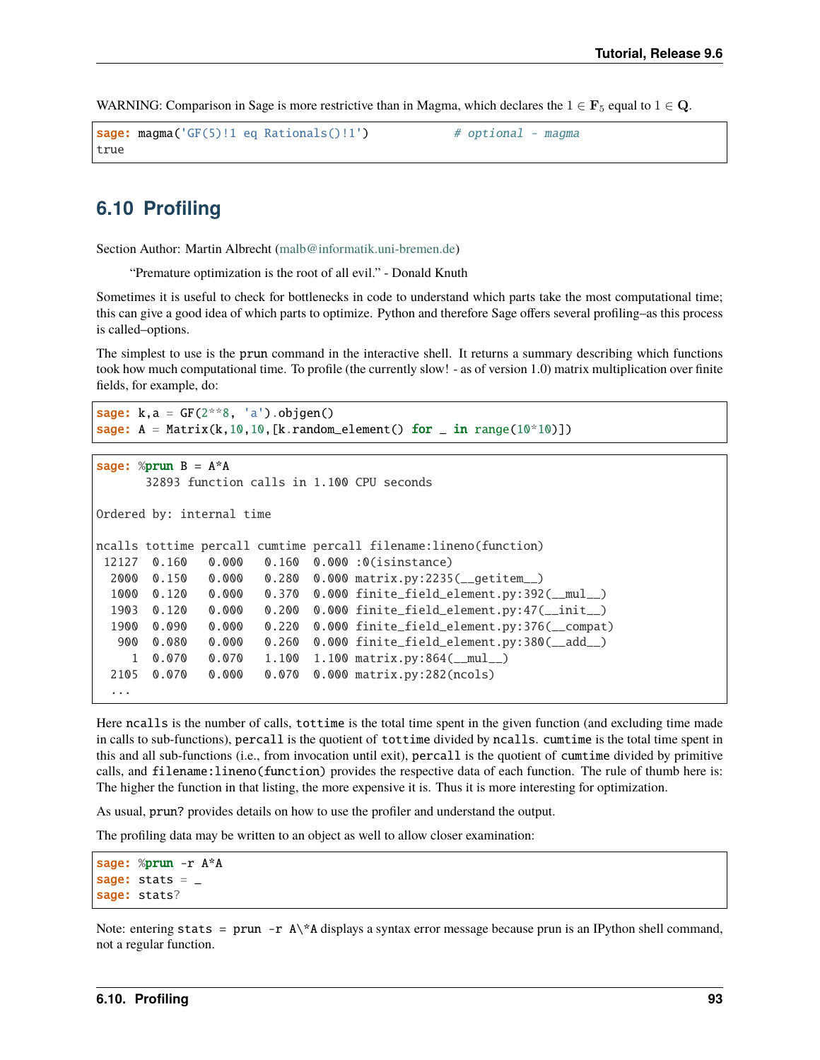WARNING: Comparison in Sage is more restrictive than in Magma, which declares the $1 \in \mathbf{F}_5$ equal to $1 \in \mathbf{Q}$.

```
sage: magma('GF(5)!1 eq Rationals()!1')            # optional - magma
true
```

## 6.10 Profiling

Section Author: Martin Albrecht (malb@informatik.uni-bremen.de)

> "Premature optimization is the root of all evil." - Donald Knuth

Sometimes it is useful to check for bottlenecks in code to understand which parts take the most computational time; this can give a good idea of which parts to optimize. Python and therefore Sage offers several profiling–as this process is called–options.

The simplest to use is the `prun` command in the interactive shell. It returns a summary describing which functions took how much computational time. To profile (the currently slow! - as of version 1.0) matrix multiplication over finite fields, for example, do:

```
sage: k,a = GF(2**8, 'a').objgen()
sage: A = Matrix(k,10,10,[k.random_element() for _ in range(10*10)])
```

```
sage: %prun B = A*A
       32893 function calls in 1.100 CPU seconds

Ordered by: internal time

ncalls tottime percall cumtime percall filename:lineno(function)
 12127  0.160   0.000   0.160  0.000 :0(isinstance)
  2000  0.150   0.000   0.280  0.000 matrix.py:2235(__getitem__)
  1000  0.120   0.000   0.370  0.000 finite_field_element.py:392(__mul__)
  1903  0.120   0.000   0.200  0.000 finite_field_element.py:47(__init__)
  1900  0.090   0.000   0.220  0.000 finite_field_element.py:376(__compat)
   900  0.080   0.000   0.260  0.000 finite_field_element.py:380(__add__)
     1  0.070   0.070   1.100  1.100 matrix.py:864(__mul__)
  2105  0.070   0.000   0.070  0.000 matrix.py:282(ncols)
  ...
```

Here `ncalls` is the number of calls, `tottime` is the total time spent in the given function (and excluding time made in calls to sub-functions), `percall` is the quotient of `tottime` divided by `ncalls`. `cumtime` is the total time spent in this and all sub-functions (i.e., from invocation until exit), `percall` is the quotient of `cumtime` divided by primitive calls, and `filename:lineno(function)` provides the respective data of each function. The rule of thumb here is: The higher the function in that listing, the more expensive it is. Thus it is more interesting for optimization.

As usual, `prun?` provides details on how to use the profiler and understand the output.

The profiling data may be written to an object as well to allow closer examination:

```
sage: %prun -r A*A
sage: stats = _
sage: stats?
```

Note: entering `stats = prun -r A\*A` displays a syntax error message because prun is an IPython shell command, not a regular function.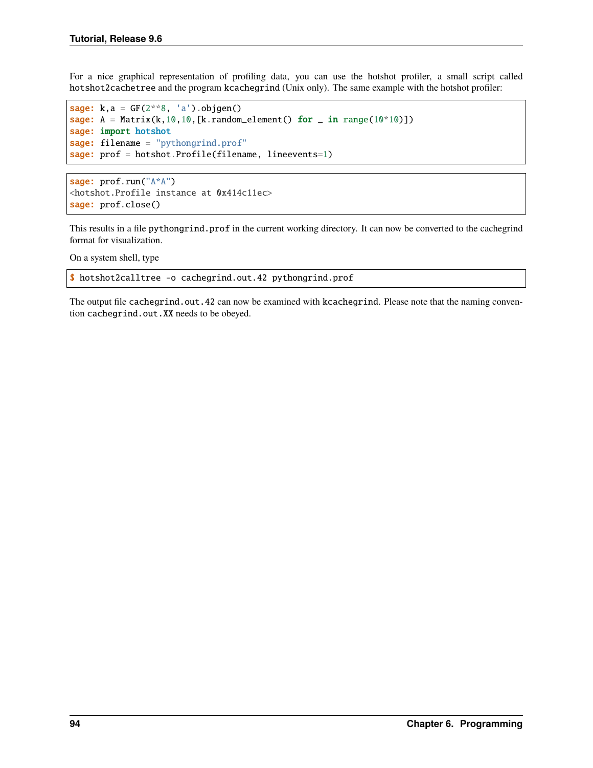For a nice graphical representation of profiling data, you can use the hotshot profiler, a small script called `hotshot2cachetree` and the program `kcachegrind` (Unix only). The same example with the hotshot profiler:

```
sage: k,a = GF(2**8, 'a').objgen()
sage: A = Matrix(k,10,10,[k.random_element() for _ in range(10*10)])
sage: import hotshot
sage: filename = "pythongrind.prof"
sage: prof = hotshot.Profile(filename, lineevents=1)
```

```
sage: prof.run("A*A")
<hotshot.Profile instance at 0x414c11ec>
sage: prof.close()
```

This results in a file `pythongrind.prof` in the current working directory. It can now be converted to the cachegrind format for visualization.

On a system shell, type

```
$ hotshot2calltree -o cachegrind.out.42 pythongrind.prof
```

The output file `cachegrind.out.42` can now be examined with `kcachegrind`. Please note that the naming convention `cachegrind.out.XX` needs to be obeyed.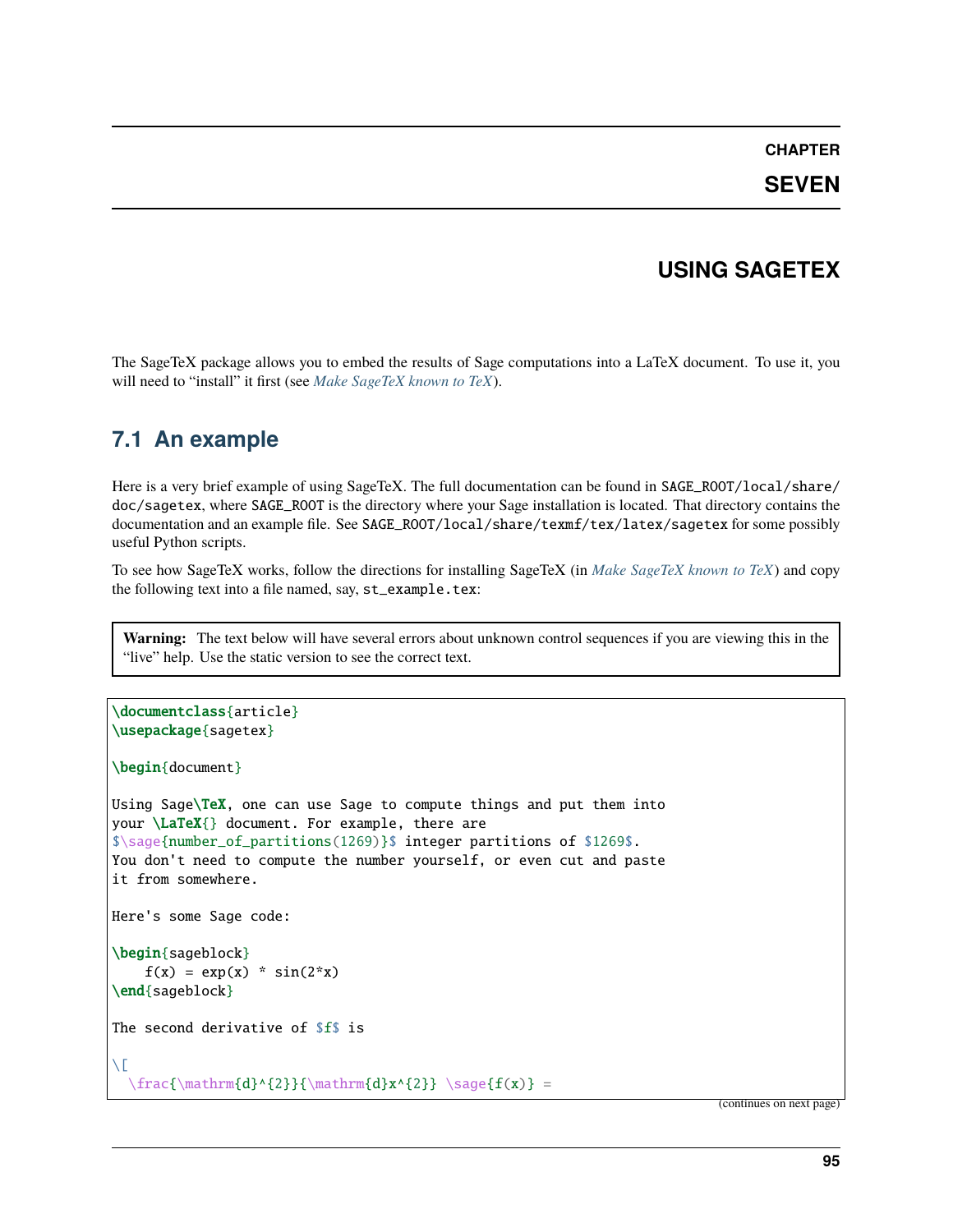# CHAPTER SEVEN

# USING SAGETEX

The SageTeX package allows you to embed the results of Sage computations into a LaTeX document. To use it, you will need to "install" it first (see *Make SageTeX known to TeX*).

## 7.1 An example

Here is a very brief example of using SageTeX. The full documentation can be found in `SAGE_ROOT/local/share/doc/sagetex`, where `SAGE_ROOT` is the directory where your Sage installation is located. That directory contains the documentation and an example file. See `SAGE_ROOT/local/share/texmf/tex/latex/sagetex` for some possibly useful Python scripts.

To see how SageTeX works, follow the directions for installing SageTeX (in *Make SageTeX known to TeX*) and copy the following text into a file named, say, `st_example.tex`:

> **Warning:** The text below will have several errors about unknown control sequences if you are viewing this in the "live" help. Use the static version to see the correct text.

```
\documentclass{article}
\usepackage{sagetex}

\begin{document}

Using Sage\TeX, one can use Sage to compute things and put them into
your \LaTeX{} document. For example, there are
$\sage{number_of_partitions(1269)}$ integer partitions of $1269$.
You don't need to compute the number yourself, or even cut and paste
it from somewhere.

Here's some Sage code:

\begin{sageblock}
    f(x) = exp(x) * sin(2*x)
\end{sageblock}

The second derivative of $f$ is

\[
  \frac{\mathrm{d}^{2}}{\mathrm{d}x^{2}} \sage{f(x)} =
```

(continues on next page)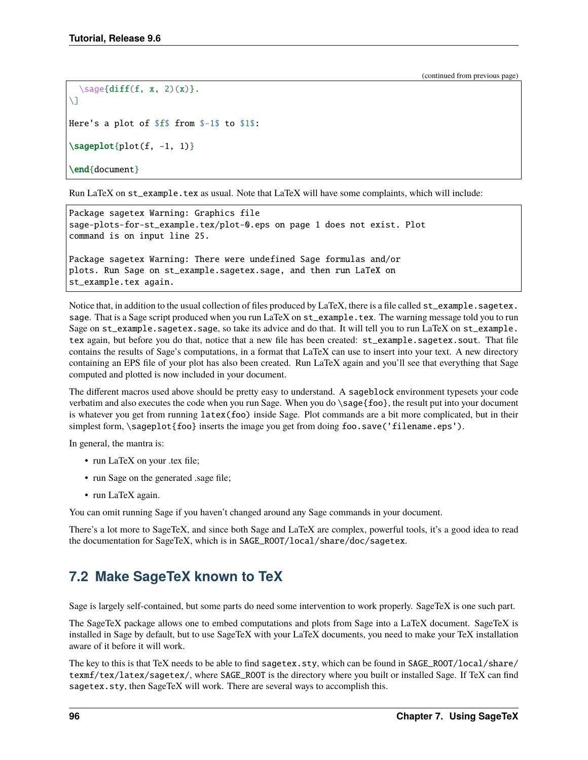(continued from previous page)

```
  \sage{diff(f, x, 2)(x)}.
\]

Here's a plot of $f$ from $-1$ to $1$:

\sageplot{plot(f, -1, 1)}

\end{document}
```

Run LaTeX on `st_example.tex` as usual. Note that LaTeX will have some complaints, which will include:

```
Package sagetex Warning: Graphics file
sage-plots-for-st_example.tex/plot-0.eps on page 1 does not exist. Plot
command is on input line 25.

Package sagetex Warning: There were undefined Sage formulas and/or
plots. Run Sage on st_example.sagetex.sage, and then run LaTeX on
st_example.tex again.
```

Notice that, in addition to the usual collection of files produced by LaTeX, there is a file called `st_example.sagetex.sage`. That is a Sage script produced when you run LaTeX on `st_example.tex`. The warning message told you to run Sage on `st_example.sagetex.sage`, so take its advice and do that. It will tell you to run LaTeX on `st_example.tex` again, but before you do that, notice that a new file has been created: `st_example.sagetex.sout`. That file contains the results of Sage's computations, in a format that LaTeX can use to insert into your text. A new directory containing an EPS file of your plot has also been created. Run LaTeX again and you'll see that everything that Sage computed and plotted is now included in your document.

The different macros used above should be pretty easy to understand. A `sageblock` environment typesets your code verbatim and also executes the code when you run Sage. When you do `\sage{foo}`, the result put into your document is whatever you get from running `latex(foo)` inside Sage. Plot commands are a bit more complicated, but in their simplest form, `\sageplot{foo}` inserts the image you get from doing `foo.save('filename.eps')`.

In general, the mantra is:

- run LaTeX on your .tex file;
- run Sage on the generated .sage file;
- run LaTeX again.

You can omit running Sage if you haven't changed around any Sage commands in your document.

There's a lot more to SageTeX, and since both Sage and LaTeX are complex, powerful tools, it's a good idea to read the documentation for SageTeX, which is in `SAGE_ROOT/local/share/doc/sagetex`.

## 7.2 Make SageTeX known to TeX

Sage is largely self-contained, but some parts do need some intervention to work properly. SageTeX is one such part.

The SageTeX package allows one to embed computations and plots from Sage into a LaTeX document. SageTeX is installed in Sage by default, but to use SageTeX with your LaTeX documents, you need to make your TeX installation aware of it before it will work.

The key to this is that TeX needs to be able to find `sagetex.sty`, which can be found in `SAGE_ROOT/local/share/texmf/tex/latex/sagetex/`, where `SAGE_ROOT` is the directory where you built or installed Sage. If TeX can find `sagetex.sty`, then SageTeX will work. There are several ways to accomplish this.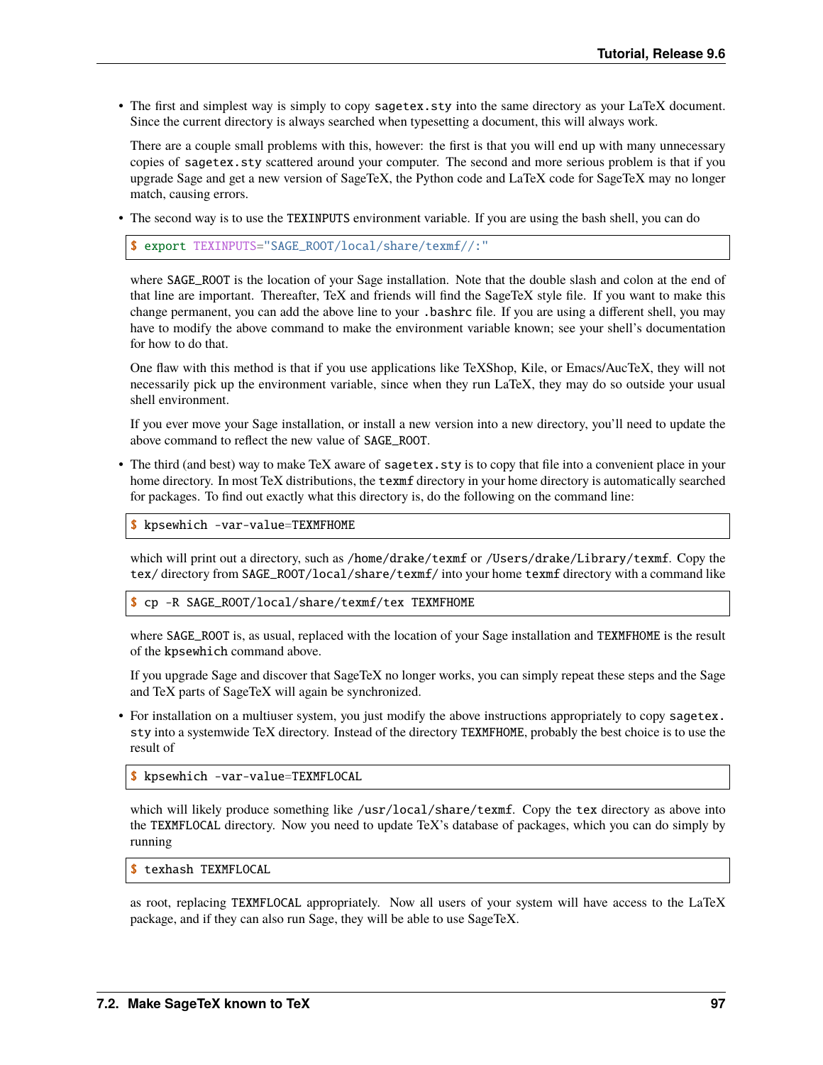- The first and simplest way is simply to copy `sagetex.sty` into the same directory as your LaTeX document. Since the current directory is always searched when typesetting a document, this will always work.

  There are a couple small problems with this, however: the first is that you will end up with many unnecessary copies of `sagetex.sty` scattered around your computer. The second and more serious problem is that if you upgrade Sage and get a new version of SageTeX, the Python code and LaTeX code for SageTeX may no longer match, causing errors.

- The second way is to use the `TEXINPUTS` environment variable. If you are using the bash shell, you can do

  ```
  $ export TEXINPUTS="SAGE_ROOT/local/share/texmf//:"
  ```

  where `SAGE_ROOT` is the location of your Sage installation. Note that the double slash and colon at the end of that line are important. Thereafter, TeX and friends will find the SageTeX style file. If you want to make this change permanent, you can add the above line to your `.bashrc` file. If you are using a different shell, you may have to modify the above command to make the environment variable known; see your shell's documentation for how to do that.

  One flaw with this method is that if you use applications like TeXShop, Kile, or Emacs/AucTeX, they will not necessarily pick up the environment variable, since when they run LaTeX, they may do so outside your usual shell environment.

  If you ever move your Sage installation, or install a new version into a new directory, you'll need to update the above command to reflect the new value of `SAGE_ROOT`.

- The third (and best) way to make TeX aware of `sagetex.sty` is to copy that file into a convenient place in your home directory. In most TeX distributions, the `texmf` directory in your home directory is automatically searched for packages. To find out exactly what this directory is, do the following on the command line:

  ```
  $ kpsewhich -var-value=TEXMFHOME
  ```

  which will print out a directory, such as `/home/drake/texmf` or `/Users/drake/Library/texmf`. Copy the `tex/` directory from `SAGE_ROOT/local/share/texmf/` into your home `texmf` directory with a command like

  ```
  $ cp -R SAGE_ROOT/local/share/texmf/tex TEXMFHOME
  ```

  where `SAGE_ROOT` is, as usual, replaced with the location of your Sage installation and `TEXMFHOME` is the result of the `kpsewhich` command above.

  If you upgrade Sage and discover that SageTeX no longer works, you can simply repeat these steps and the Sage and TeX parts of SageTeX will again be synchronized.

- For installation on a multiuser system, you just modify the above instructions appropriately to copy `sagetex.sty` into a systemwide TeX directory. Instead of the directory `TEXMFHOME`, probably the best choice is to use the result of

  ```
  $ kpsewhich -var-value=TEXMFLOCAL
  ```

  which will likely produce something like `/usr/local/share/texmf`. Copy the `tex` directory as above into the `TEXMFLOCAL` directory. Now you need to update TeX's database of packages, which you can do simply by running

  ```
  $ texhash TEXMFLOCAL
  ```

  as root, replacing `TEXMFLOCAL` appropriately. Now all users of your system will have access to the LaTeX package, and if they can also run Sage, they will be able to use SageTeX.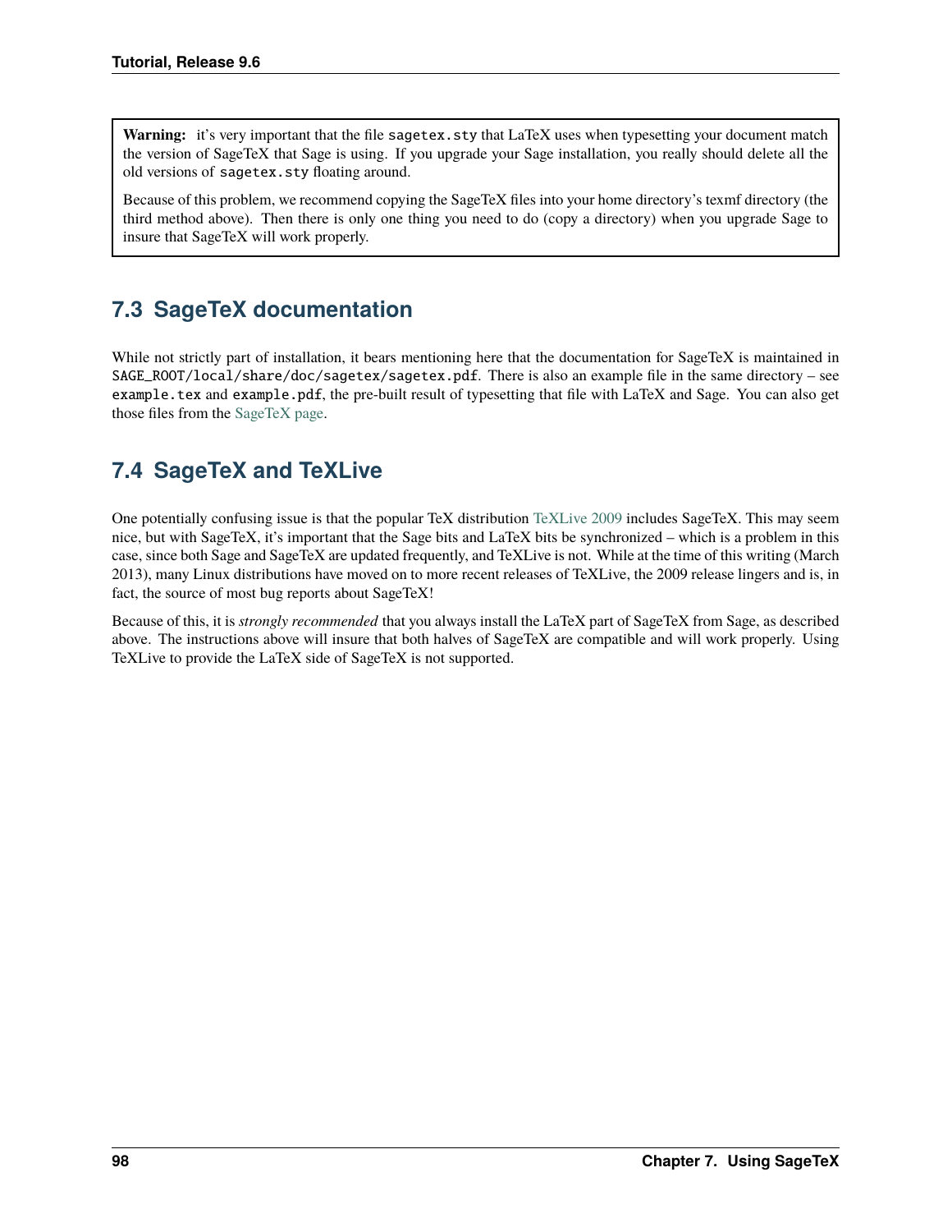**Warning:** it's very important that the file `sagetex.sty` that LaTeX uses when typesetting your document match the version of SageTeX that Sage is using. If you upgrade your Sage installation, you really should delete all the old versions of `sagetex.sty` floating around.

Because of this problem, we recommend copying the SageTeX files into your home directory's texmf directory (the third method above). Then there is only one thing you need to do (copy a directory) when you upgrade Sage to insure that SageTeX will work properly.

## 7.3 SageTeX documentation

While not strictly part of installation, it bears mentioning here that the documentation for SageTeX is maintained in `SAGE_ROOT/local/share/doc/sagetex/sagetex.pdf`. There is also an example file in the same directory – see `example.tex` and `example.pdf`, the pre-built result of typesetting that file with LaTeX and Sage. You can also get those files from the SageTeX page.

## 7.4 SageTeX and TeXLive

One potentially confusing issue is that the popular TeX distribution TeXLive 2009 includes SageTeX. This may seem nice, but with SageTeX, it's important that the Sage bits and LaTeX bits be synchronized – which is a problem in this case, since both Sage and SageTeX are updated frequently, and TeXLive is not. While at the time of this writing (March 2013), many Linux distributions have moved on to more recent releases of TeXLive, the 2009 release lingers and is, in fact, the source of most bug reports about SageTeX!

Because of this, it is *strongly recommended* that you always install the LaTeX part of SageTeX from Sage, as described above. The instructions above will insure that both halves of SageTeX are compatible and will work properly. Using TeXLive to provide the LaTeX side of SageTeX is not supported.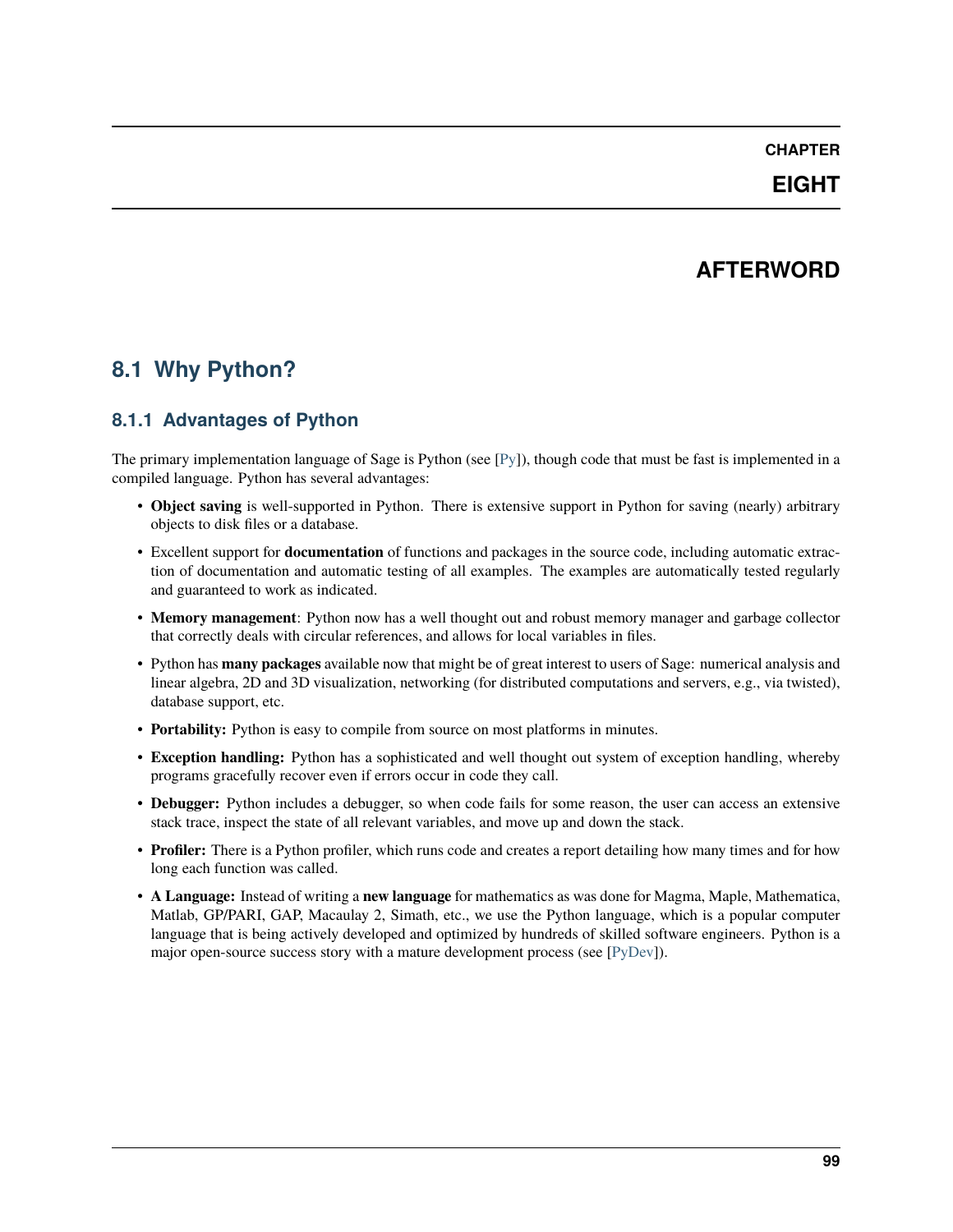# CHAPTER EIGHT

# AFTERWORD

## 8.1 Why Python?

### 8.1.1 Advantages of Python

The primary implementation language of Sage is Python (see [Py]), though code that must be fast is implemented in a compiled language. Python has several advantages:

- **Object saving** is well-supported in Python. There is extensive support in Python for saving (nearly) arbitrary objects to disk files or a database.
- Excellent support for **documentation** of functions and packages in the source code, including automatic extraction of documentation and automatic testing of all examples. The examples are automatically tested regularly and guaranteed to work as indicated.
- **Memory management**: Python now has a well thought out and robust memory manager and garbage collector that correctly deals with circular references, and allows for local variables in files.
- Python has **many packages** available now that might be of great interest to users of Sage: numerical analysis and linear algebra, 2D and 3D visualization, networking (for distributed computations and servers, e.g., via twisted), database support, etc.
- **Portability:** Python is easy to compile from source on most platforms in minutes.
- **Exception handling:** Python has a sophisticated and well thought out system of exception handling, whereby programs gracefully recover even if errors occur in code they call.
- **Debugger:** Python includes a debugger, so when code fails for some reason, the user can access an extensive stack trace, inspect the state of all relevant variables, and move up and down the stack.
- **Profiler:** There is a Python profiler, which runs code and creates a report detailing how many times and for how long each function was called.
- **A Language:** Instead of writing a **new language** for mathematics as was done for Magma, Maple, Mathematica, Matlab, GP/PARI, GAP, Macaulay 2, Simath, etc., we use the Python language, which is a popular computer language that is being actively developed and optimized by hundreds of skilled software engineers. Python is a major open-source success story with a mature development process (see [PyDev]).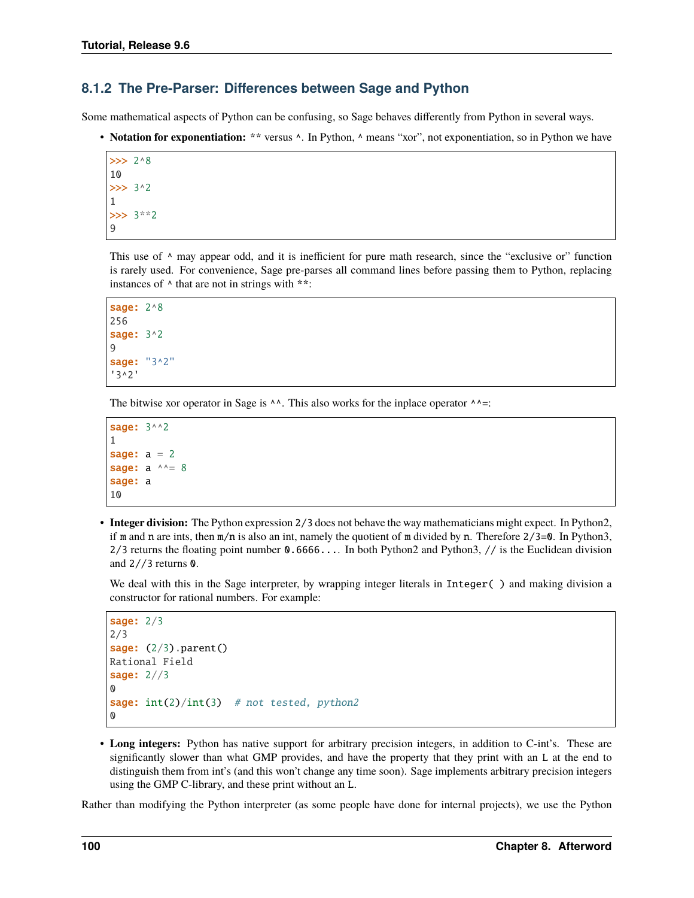### 8.1.2 The Pre-Parser: Differences between Sage and Python

Some mathematical aspects of Python can be confusing, so Sage behaves differently from Python in several ways.

- **Notation for exponentiation:** `**` versus `^`. In Python, `^` means "xor", not exponentiation, so in Python we have

  ```
  >>> 2^8
  10
  >>> 3^2
  1
  >>> 3**2
  9
  ```

  This use of `^` may appear odd, and it is inefficient for pure math research, since the "exclusive or" function is rarely used. For convenience, Sage pre-parses all command lines before passing them to Python, replacing instances of `^` that are not in strings with `**`:

  ```
  sage: 2^8
  256
  sage: 3^2
  9
  sage: "3^2"
  '3^2'
  ```

  The bitwise xor operator in Sage is `^^`. This also works for the inplace operator `^^=`:

  ```
  sage: 3^^2
  1
  sage: a = 2
  sage: a ^^= 8
  sage: a
  10
  ```

- **Integer division:** The Python expression `2/3` does not behave the way mathematicians might expect. In Python2, if `m` and `n` are ints, then `m/n` is also an int, namely the quotient of `m` divided by `n`. Therefore `2/3=0`. In Python3, `2/3` returns the floating point number `0.6666...`. In both Python2 and Python3, `//` is the Euclidean division and `2//3` returns `0`.

  We deal with this in the Sage interpreter, by wrapping integer literals in `Integer( )` and making division a constructor for rational numbers. For example:

  ```
  sage: 2/3
  2/3
  sage: (2/3).parent()
  Rational Field
  sage: 2//3
  0
  sage: int(2)/int(3)  # not tested, python2
  0
  ```

- **Long integers:** Python has native support for arbitrary precision integers, in addition to C-int's. These are significantly slower than what GMP provides, and have the property that they print with an `L` at the end to distinguish them from int's (and this won't change any time soon). Sage implements arbitrary precision integers using the GMP C-library, and these print without an `L`.

Rather than modifying the Python interpreter (as some people have done for internal projects), we use the Python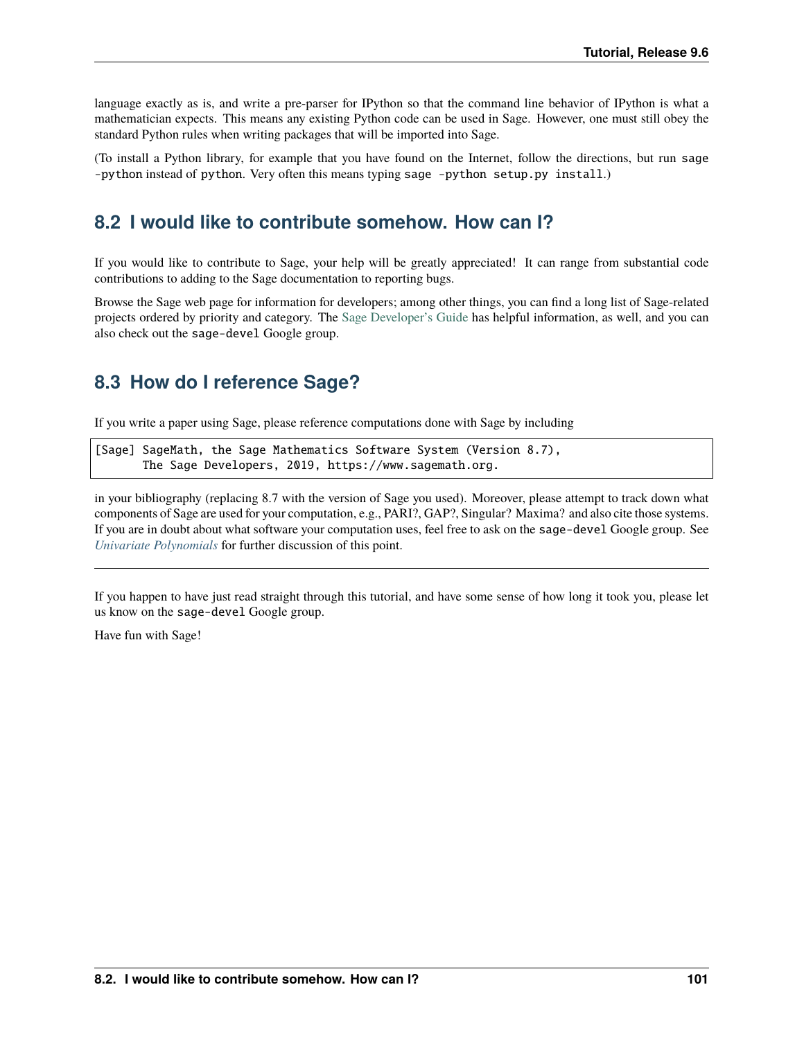language exactly as is, and write a pre-parser for IPython so that the command line behavior of IPython is what a mathematician expects. This means any existing Python code can be used in Sage. However, one must still obey the standard Python rules when writing packages that will be imported into Sage.

(To install a Python library, for example that you have found on the Internet, follow the directions, but run `sage -python` instead of `python`. Very often this means typing `sage -python setup.py install`.)

## 8.2 I would like to contribute somehow. How can I?

If you would like to contribute to Sage, your help will be greatly appreciated! It can range from substantial code contributions to adding to the Sage documentation to reporting bugs.

Browse the Sage web page for information for developers; among other things, you can find a long list of Sage-related projects ordered by priority and category. The Sage Developer's Guide has helpful information, as well, and you can also check out the `sage-devel` Google group.

## 8.3 How do I reference Sage?

If you write a paper using Sage, please reference computations done with Sage by including

```
[Sage] SageMath, the Sage Mathematics Software System (Version 8.7),
       The Sage Developers, 2019, https://www.sagemath.org.
```

in your bibliography (replacing 8.7 with the version of Sage you used). Moreover, please attempt to track down what components of Sage are used for your computation, e.g., PARI?, GAP?, Singular? Maxima? and also cite those systems. If you are in doubt about what software your computation uses, feel free to ask on the `sage-devel` Google group. See *Univariate Polynomials* for further discussion of this point.

---

If you happen to have just read straight through this tutorial, and have some sense of how long it took you, please let us know on the `sage-devel` Google group.

Have fun with Sage!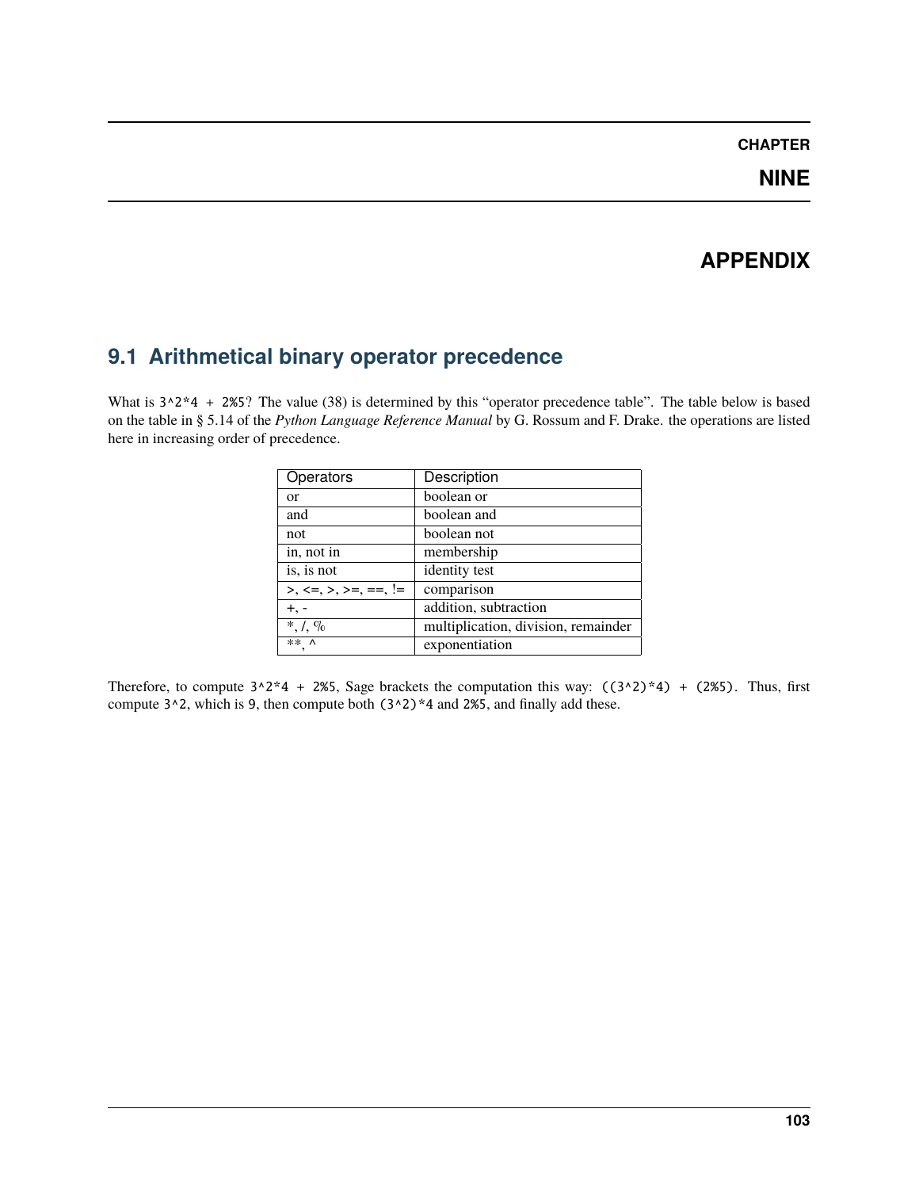# CHAPTER NINE

# APPENDIX

## 9.1 Arithmetical binary operator precedence

What is `3^2*4 + 2%5`? The value (38) is determined by this "operator precedence table". The table below is based on the table in § 5.14 of the *Python Language Reference Manual* by G. Rossum and F. Drake. the operations are listed here in increasing order of precedence.

| Operators | Description |
|---|---|
| or | boolean or |
| and | boolean and |
| not | boolean not |
| in, not in | membership |
| is, is not | identity test |
| >, <=, >, >=, ==, != | comparison |
| +, - | addition, subtraction |
| *, /, % | multiplication, division, remainder |
| **, ^ | exponentiation |

Therefore, to compute `3^2*4 + 2%5`, Sage brackets the computation this way: `((3^2)*4) + (2%5)`. Thus, first compute `3^2`, which is `9`, then compute both `(3^2)*4` and `2%5`, and finally add these.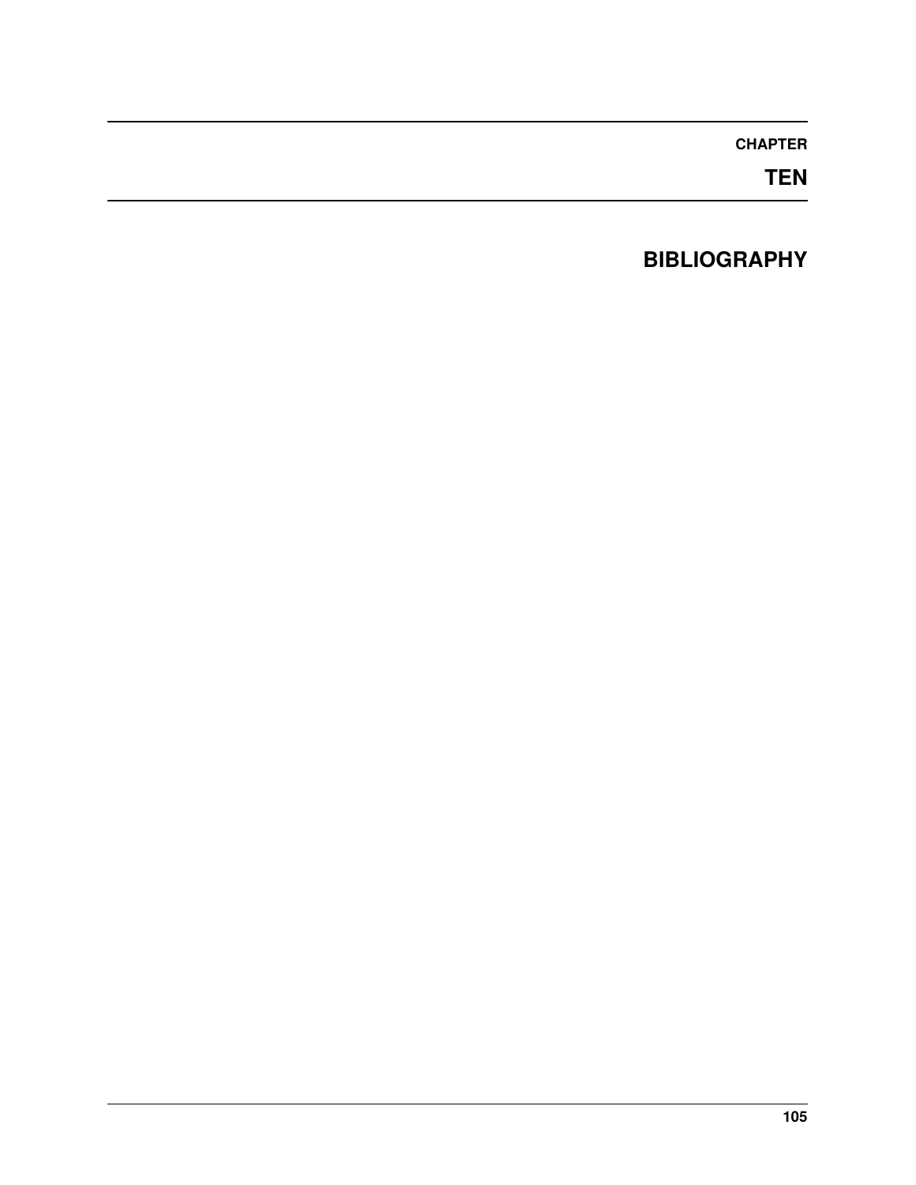# CHAPTER TEN

# BIBLIOGRAPHY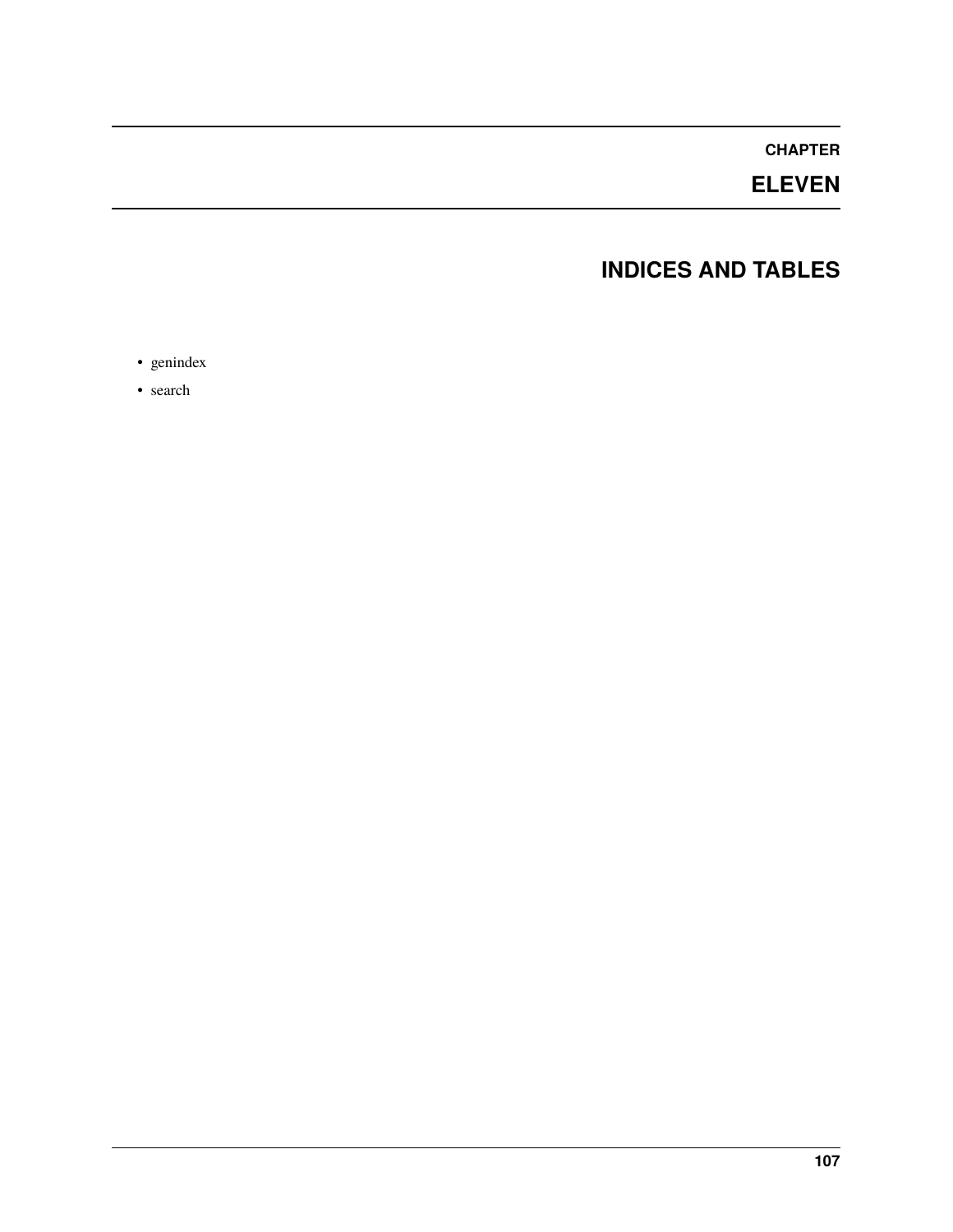# CHAPTER ELEVEN

## INDICES AND TABLES

- genindex
- search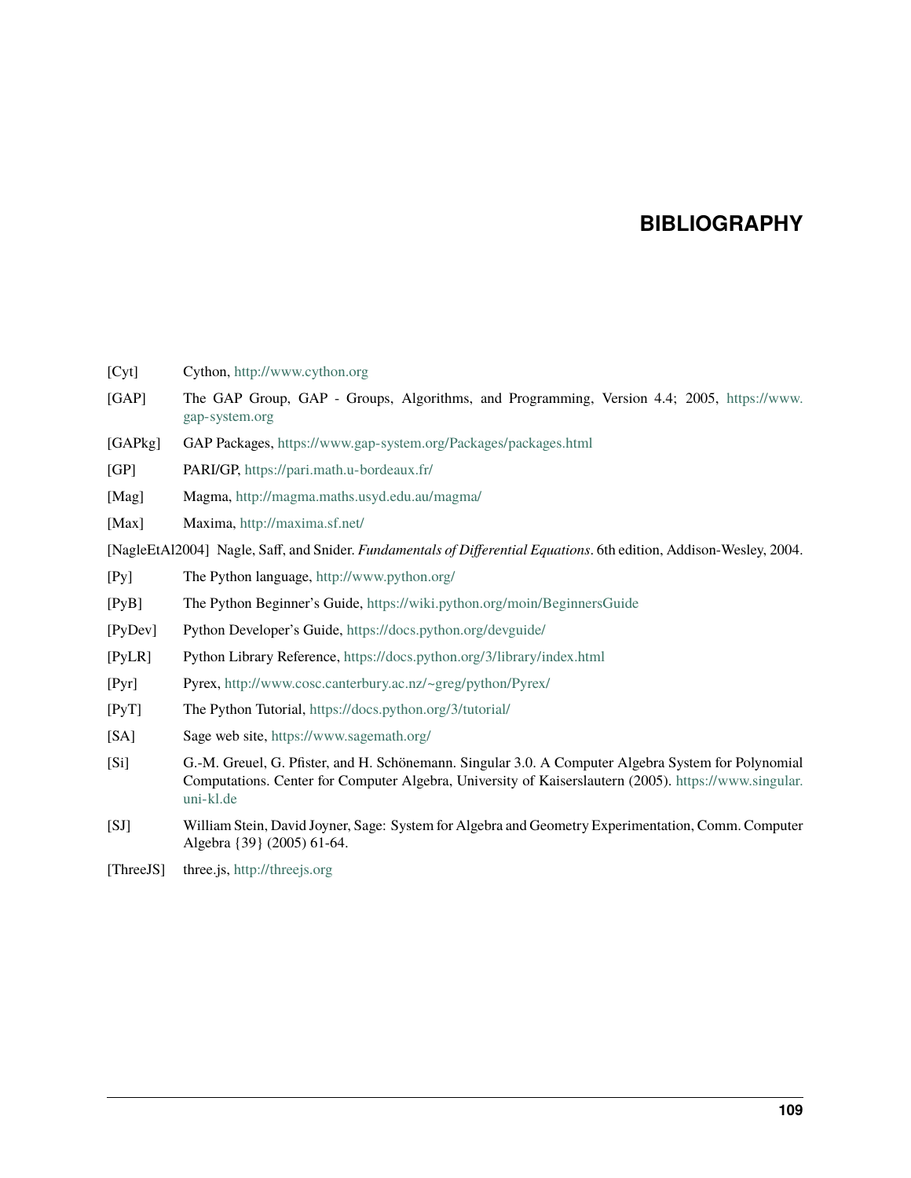# BIBLIOGRAPHY

[Cyt] Cython, http://www.cython.org

[GAP] The GAP Group, GAP - Groups, Algorithms, and Programming, Version 4.4; 2005, https://www.gap-system.org

[GAPkg] GAP Packages, https://www.gap-system.org/Packages/packages.html

[GP] PARI/GP, https://pari.math.u-bordeaux.fr/

[Mag] Magma, http://magma.maths.usyd.edu.au/magma/

[Max] Maxima, http://maxima.sf.net/

[NagleEtAl2004] Nagle, Saff, and Snider. *Fundamentals of Differential Equations*. 6th edition, Addison-Wesley, 2004.

[Py] The Python language, http://www.python.org/

[PyB] The Python Beginner's Guide, https://wiki.python.org/moin/BeginnersGuide

[PyDev] Python Developer's Guide, https://docs.python.org/devguide/

[PyLR] Python Library Reference, https://docs.python.org/3/library/index.html

[Pyr] Pyrex, http://www.cosc.canterbury.ac.nz/~greg/python/Pyrex/

[PyT] The Python Tutorial, https://docs.python.org/3/tutorial/

[SA] Sage web site, https://www.sagemath.org/

[Si] G.-M. Greuel, G. Pfister, and H. Schönemann. Singular 3.0. A Computer Algebra System for Polynomial Computations. Center for Computer Algebra, University of Kaiserslautern (2005). https://www.singular.uni-kl.de

[SJ] William Stein, David Joyner, Sage: System for Algebra and Geometry Experimentation, Comm. Computer Algebra {39} (2005) 61-64.

[ThreeJS] three.js, http://threejs.org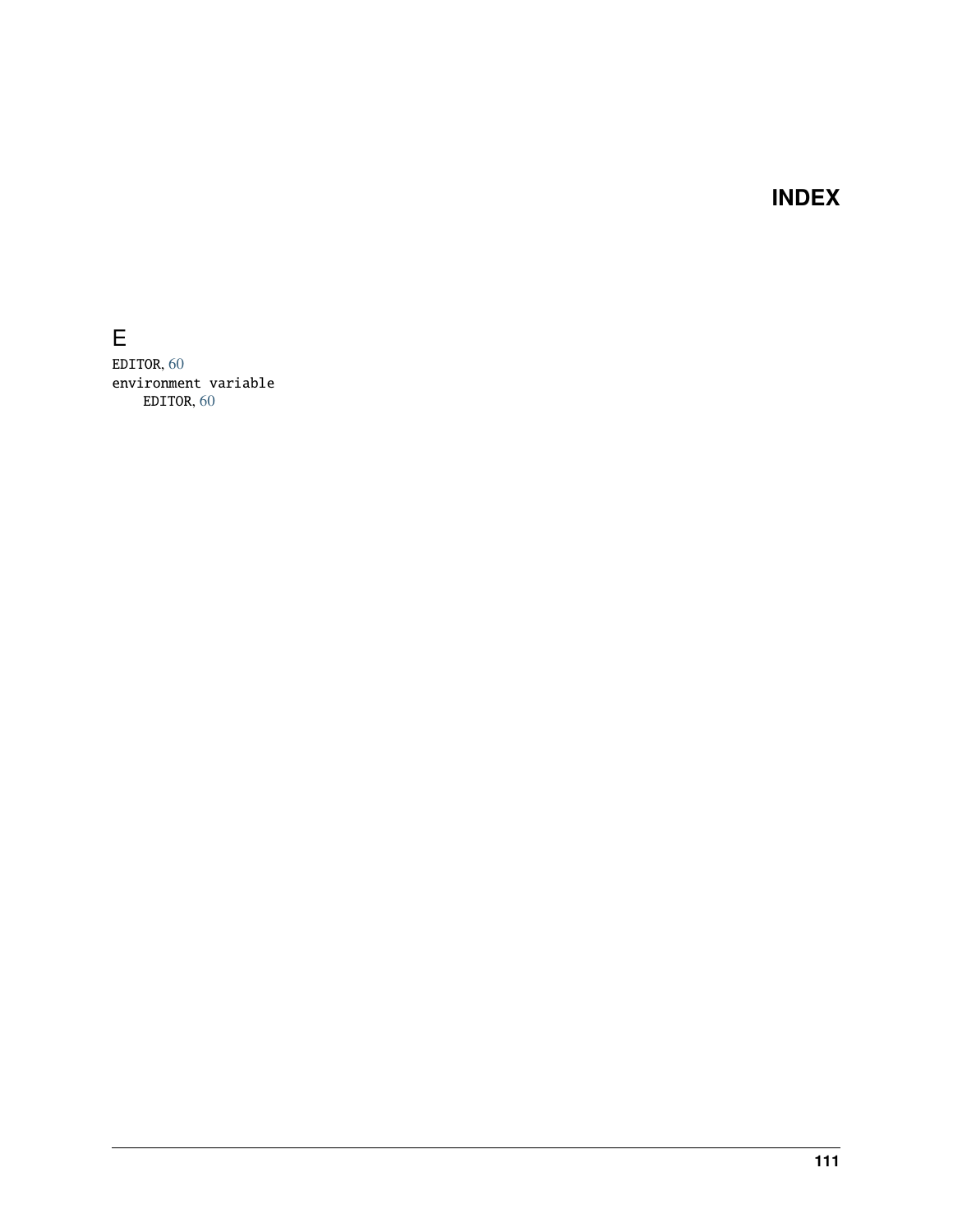# INDEX

## E

EDITOR, 60

environment variable

    EDITOR, 60